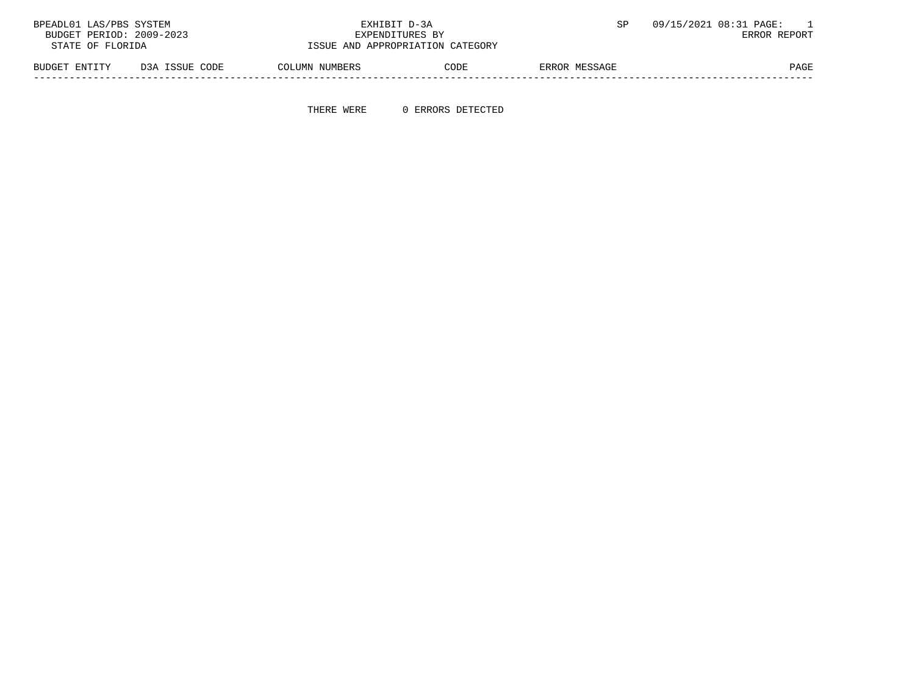BPEADL01 LAS/PBS SYSTEM

BUDGET PERIOD: 2009-2023

STATE OF FLORIDA

EXHIBIT D-3A

EXPENDITURES BY

ISSUE AND APPROPRIATION CATEGORY

SP 09/15/2021 08:31

ERROR REPORT

| BUDGET ENTITY | D3A ISSUE CODE | COLUMN NUMBERS | CODE | ERROR MESSAGE | PAGE |
|---|---|---|---|---|---|

THERE WERE 0 ERRORS DETECTED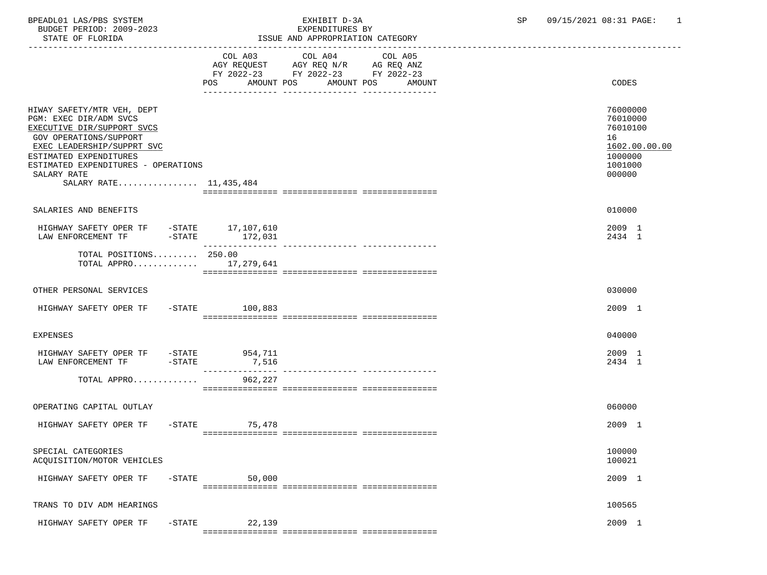BPEADL01 LAS/PBS SYSTEM
BUDGET PERIOD: 2009-2023
STATE OF FLORIDA

EXHIBIT D-3A
EXPENDITURES BY
ISSUE AND APPROPRIATION CATEGORY

SP 09/15/2021 08:31

| | COL A03 AGY REQUEST FY 2022-23 POS AMOUNT | COL A04 AGY REQ N/R FY 2022-23 POS AMOUNT | COL A05 AG REQ ANZ FY 2022-23 POS AMOUNT | CODES |
|---|---|---|---|---|
| HIWAY SAFETY/MTR VEH, DEPT | | | | 76000000 |
| PGM: EXEC DIR/ADM SVCS | | | | 76010000 |
| EXECUTIVE DIR/SUPPORT SVCS | | | | 76010100 |
| GOV OPERATIONS/SUPPORT | | | | 16 |
| EXEC LEADERSHIP/SUPPRT SVC | | | | 1602.00.00.00 |
| ESTIMATED EXPENDITURES | | | | 1000000 |
| ESTIMATED EXPENDITURES - OPERATIONS | | | | 1001000 |
| SALARY RATE | | | | 000000 |
| SALARY RATE................ | 11,435,484 | | | |
| SALARIES AND BENEFITS | | | | 010000 |
| HIGHWAY SAFETY OPER TF -STATE | 17,107,610 | | | 2009 1 |
| LAW ENFORCEMENT TF -STATE | 172,031 | | | 2434 1 |
| TOTAL POSITIONS......... | 250.00 | | | |
| TOTAL APPRO............. | 17,279,641 | | | |
| OTHER PERSONAL SERVICES | | | | 030000 |
| HIGHWAY SAFETY OPER TF -STATE | 100,883 | | | 2009 1 |
| EXPENSES | | | | 040000 |
| HIGHWAY SAFETY OPER TF -STATE | 954,711 | | | 2009 1 |
| LAW ENFORCEMENT TF -STATE | 7,516 | | | 2434 1 |
| TOTAL APPRO............. | 962,227 | | | |
| OPERATING CAPITAL OUTLAY | | | | 060000 |
| HIGHWAY SAFETY OPER TF -STATE | 75,478 | | | 2009 1 |
| SPECIAL CATEGORIES | | | | 100000 |
| ACQUISITION/MOTOR VEHICLES | | | | 100021 |
| HIGHWAY SAFETY OPER TF -STATE | 50,000 | | | 2009 1 |
| TRANS TO DIV ADM HEARINGS | | | | 100565 |
| HIGHWAY SAFETY OPER TF -STATE | 22,139 | | | 2009 1 |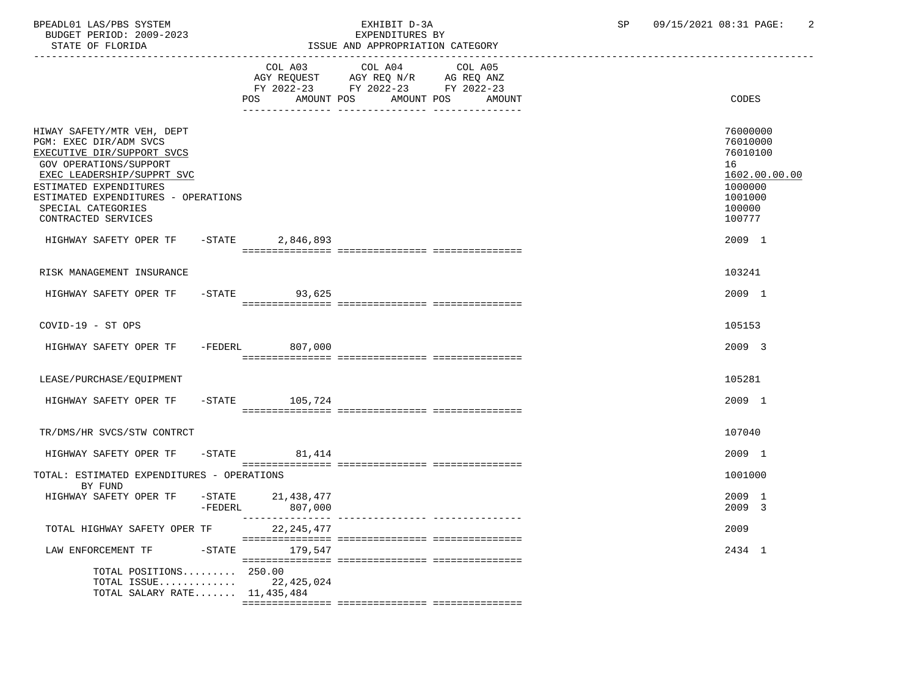BPEADL01 LAS/PBS SYSTEM | EXHIBIT D-3A | SP 09/15/2021 08:31 PAGE: 2
BUDGET PERIOD: 2009-2023 | EXPENDITURES BY
STATE OF FLORIDA | ISSUE AND APPROPRIATION CATEGORY

| | COL A03 AGY REQUEST FY 2022-23 POS AMOUNT | COL A04 AGY REQ N/R FY 2022-23 POS AMOUNT | COL A05 AG REQ ANZ FY 2022-23 POS AMOUNT | CODES |
|---|---|---|---|---|
| HIWAY SAFETY/MTR VEH, DEPT | | | | 76000000 |
| PGM: EXEC DIR/ADM SVCS | | | | 76010000 |
| EXECUTIVE DIR/SUPPORT SVCS | | | | 76010100 |
| GOV OPERATIONS/SUPPORT | | | | 16 |
| EXEC LEADERSHIP/SUPPRT SVC | | | | 1602.00.00.00 |
| ESTIMATED EXPENDITURES | | | | 1000000 |
| ESTIMATED EXPENDITURES - OPERATIONS | | | | 1001000 |
| SPECIAL CATEGORIES | | | | 100000 |
| CONTRACTED SERVICES | | | | 100777 |
| HIGHWAY SAFETY OPER TF -STATE | 2,846,893 | | | 2009 1 |
| RISK MANAGEMENT INSURANCE | | | | 103241 |
| HIGHWAY SAFETY OPER TF -STATE | 93,625 | | | 2009 1 |
| COVID-19 - ST OPS | | | | 105153 |
| HIGHWAY SAFETY OPER TF -FEDERL | 807,000 | | | 2009 3 |
| LEASE/PURCHASE/EQUIPMENT | | | | 105281 |
| HIGHWAY SAFETY OPER TF -STATE | 105,724 | | | 2009 1 |
| TR/DMS/HR SVCS/STW CONTRCT | | | | 107040 |
| HIGHWAY SAFETY OPER TF -STATE | 81,414 | | | 2009 1 |
| TOTAL: ESTIMATED EXPENDITURES - OPERATIONS | | | | 1001000 |
| BY FUND | | | | |
| HIGHWAY SAFETY OPER TF -STATE | 21,438,477 | | | 2009 1 |
| -FEDERL | 807,000 | | | 2009 3 |
| TOTAL HIGHWAY SAFETY OPER TF | 22,245,477 | | | 2009 |
| LAW ENFORCEMENT TF -STATE | 179,547 | | | 2434 1 |
| TOTAL POSITIONS......... | 250.00 | | | |
| TOTAL ISSUE............. | 22,425,024 | | | |
| TOTAL SALARY RATE....... | 11,435,484 | | | |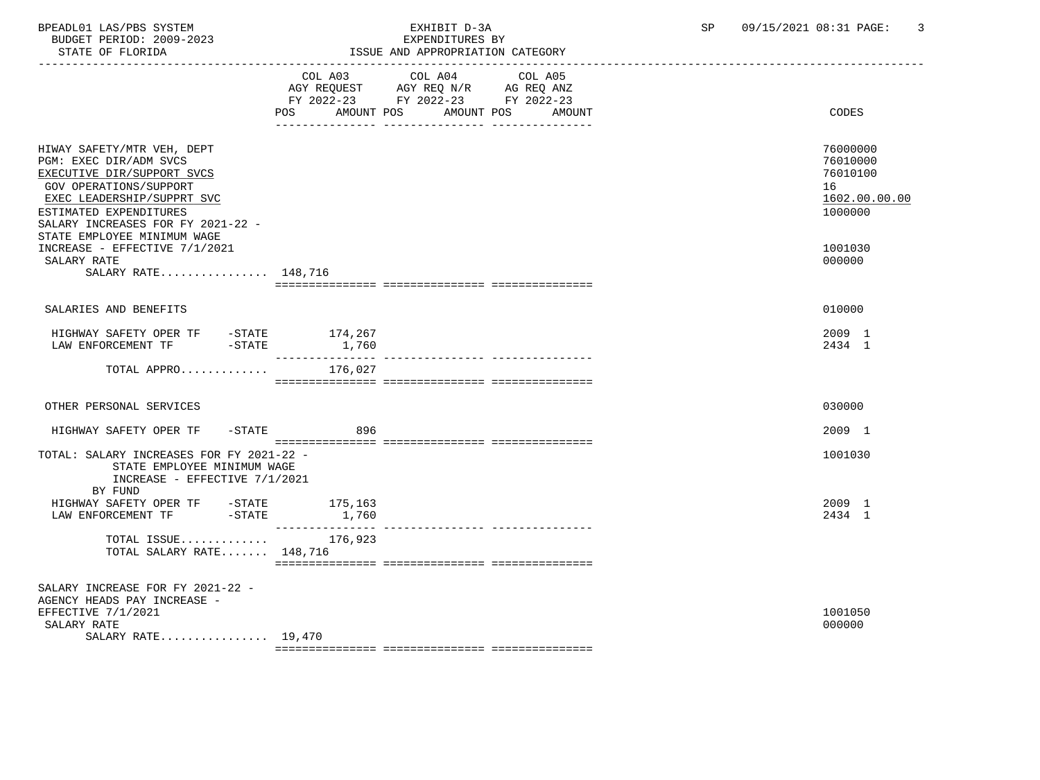BPEADL01 LAS/PBS SYSTEM | EXHIBIT D-3A | SP 09/15/2021 08:31

BUDGET PERIOD: 2009-2023 | EXPENDITURES BY

STATE OF FLORIDA | ISSUE AND APPROPRIATION CATEGORY

| | COL A03 AGY REQUEST FY 2022-23 POS | AMOUNT | COL A04 AGY REQ N/R FY 2022-23 POS | AMOUNT | COL A05 AG REQ ANZ FY 2022-23 POS | AMOUNT | CODES |
|---|---|---|---|---|---|---|---|
| HIWAY SAFETY/MTR VEH, DEPT | | | | | | | 76000000 |
| PGM: EXEC DIR/ADM SVCS | | | | | | | 76010000 |
| EXECUTIVE DIR/SUPPORT SVCS | | | | | | | 76010100 |
| GOV OPERATIONS/SUPPORT | | | | | | | 16 |
| EXEC LEADERSHIP/SUPPRT SVC | | | | | | | 1602.00.00.00 |
| ESTIMATED EXPENDITURES | | | | | | | 1000000 |
| SALARY INCREASES FOR FY 2021-22 - STATE EMPLOYEE MINIMUM WAGE INCREASE - EFFECTIVE 7/1/2021 | | | | | | | 1001030 |
| SALARY RATE | | | | | | | 000000 |
| SALARY RATE................ | 148,716 | | | | | | |
| SALARIES AND BENEFITS | | | | | | | 010000 |
| HIGHWAY SAFETY OPER TF -STATE | | 174,267 | | | | | 2009 1 |
| LAW ENFORCEMENT TF -STATE | | 1,760 | | | | | 2434 1 |
| TOTAL APPRO............ | | 176,027 | | | | | |
| OTHER PERSONAL SERVICES | | | | | | | 030000 |
| HIGHWAY SAFETY OPER TF -STATE | | 896 | | | | | 2009 1 |
| TOTAL: SALARY INCREASES FOR FY 2021-22 - STATE EMPLOYEE MINIMUM WAGE INCREASE - EFFECTIVE 7/1/2021 | | | | | | | 1001030 |
| BY FUND | | | | | | | |
| HIGHWAY SAFETY OPER TF -STATE | | 175,163 | | | | | 2009 1 |
| LAW ENFORCEMENT TF -STATE | | 1,760 | | | | | 2434 1 |
| TOTAL ISSUE............ | | 176,923 | | | | | |
| TOTAL SALARY RATE....... | 148,716 | | | | | | |
| SALARY INCREASE FOR FY 2021-22 - AGENCY HEADS PAY INCREASE - EFFECTIVE 7/1/2021 | | | | | | | 1001050 |
| SALARY RATE | | | | | | | 000000 |
| SALARY RATE................ | 19,470 | | | | | | |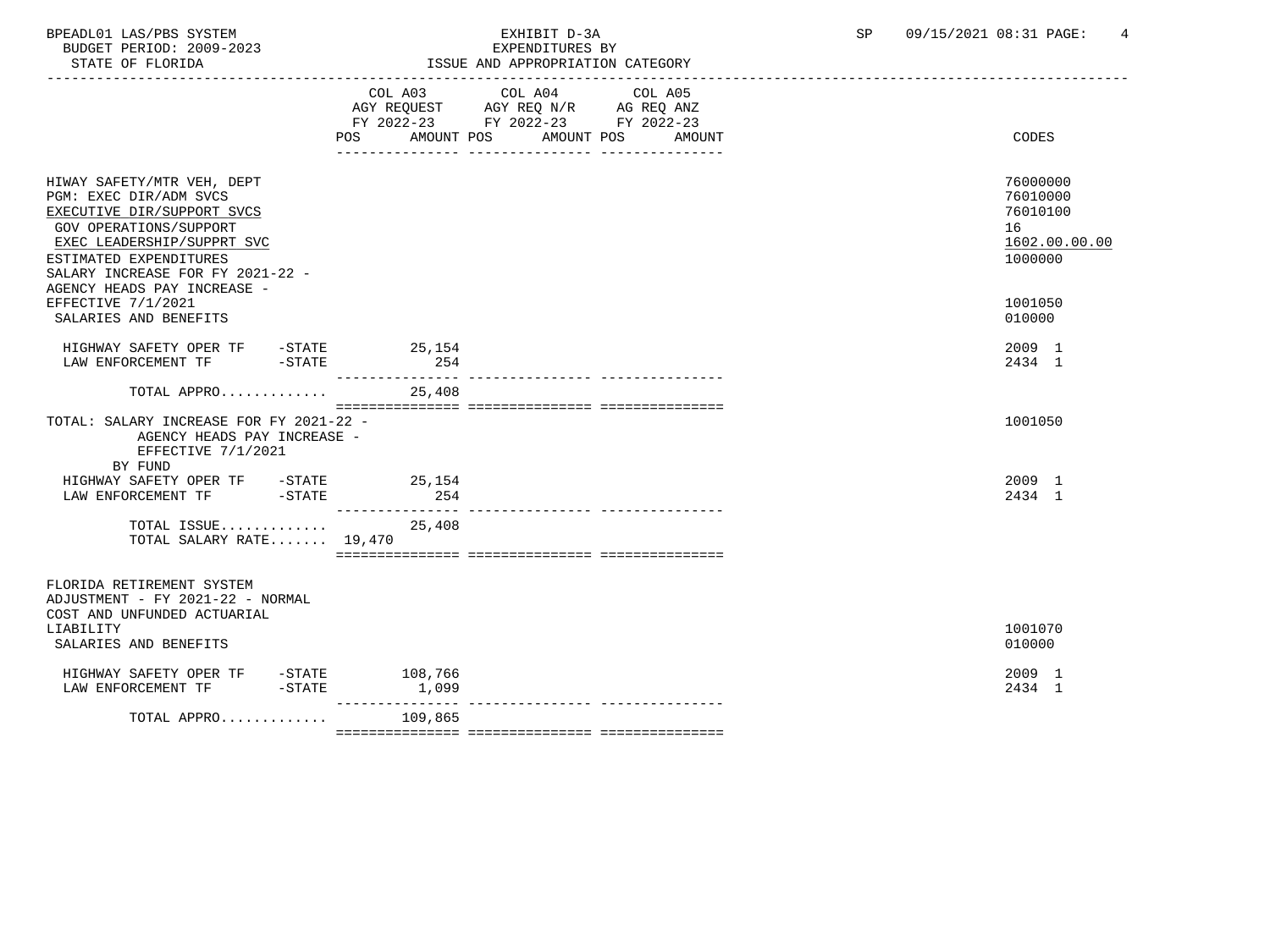BPEADL01 LAS/PBS SYSTEM — EXHIBIT D-3A — EXPENDITURES BY ISSUE AND APPROPRIATION CATEGORY

BUDGET PERIOD: 2009-2023

STATE OF FLORIDA

SP 09/15/2021 08:31

| | COL A03 AGY REQUEST FY 2022-23 POS | AMOUNT | COL A04 AGY REQ N/R FY 2022-23 POS | AMOUNT | COL A05 AG REQ ANZ FY 2022-23 POS | AMOUNT | CODES |
|---|---|---|---|---|---|---|---|
| HIWAY SAFETY/MTR VEH, DEPT | | | | | | | 76000000 |
| PGM: EXEC DIR/ADM SVCS | | | | | | | 76010000 |
| EXECUTIVE DIR/SUPPORT SVCS | | | | | | | 76010100 |
| GOV OPERATIONS/SUPPORT | | | | | | | 16 |
| EXEC LEADERSHIP/SUPPRT SVC | | | | | | | 1602.00.00.00 |
| ESTIMATED EXPENDITURES | | | | | | | 1000000 |
| SALARY INCREASE FOR FY 2021-22 - AGENCY HEADS PAY INCREASE - EFFECTIVE 7/1/2021 | | | | | | | 1001050 |
| SALARIES AND BENEFITS | | | | | | | 010000 |
| HIGHWAY SAFETY OPER TF -STATE | | 25,154 | | | | | 2009 1 |
| LAW ENFORCEMENT TF -STATE | | 254 | | | | | 2434 1 |
| TOTAL APPRO............ | | 25,408 | | | | | |
| TOTAL: SALARY INCREASE FOR FY 2021-22 - AGENCY HEADS PAY INCREASE - EFFECTIVE 7/1/2021 | | | | | | | 1001050 |
| BY FUND | | | | | | | |
| HIGHWAY SAFETY OPER TF -STATE | | 25,154 | | | | | 2009 1 |
| LAW ENFORCEMENT TF -STATE | | 254 | | | | | 2434 1 |
| TOTAL ISSUE............ | | 25,408 | | | | | |
| TOTAL SALARY RATE....... | 19,470 | | | | | | |
| FLORIDA RETIREMENT SYSTEM ADJUSTMENT - FY 2021-22 - NORMAL COST AND UNFUNDED ACTUARIAL LIABILITY | | | | | | | 1001070 |
| SALARIES AND BENEFITS | | | | | | | 010000 |
| HIGHWAY SAFETY OPER TF -STATE | | 108,766 | | | | | 2009 1 |
| LAW ENFORCEMENT TF -STATE | | 1,099 | | | | | 2434 1 |
| TOTAL APPRO............ | | 109,865 | | | | | |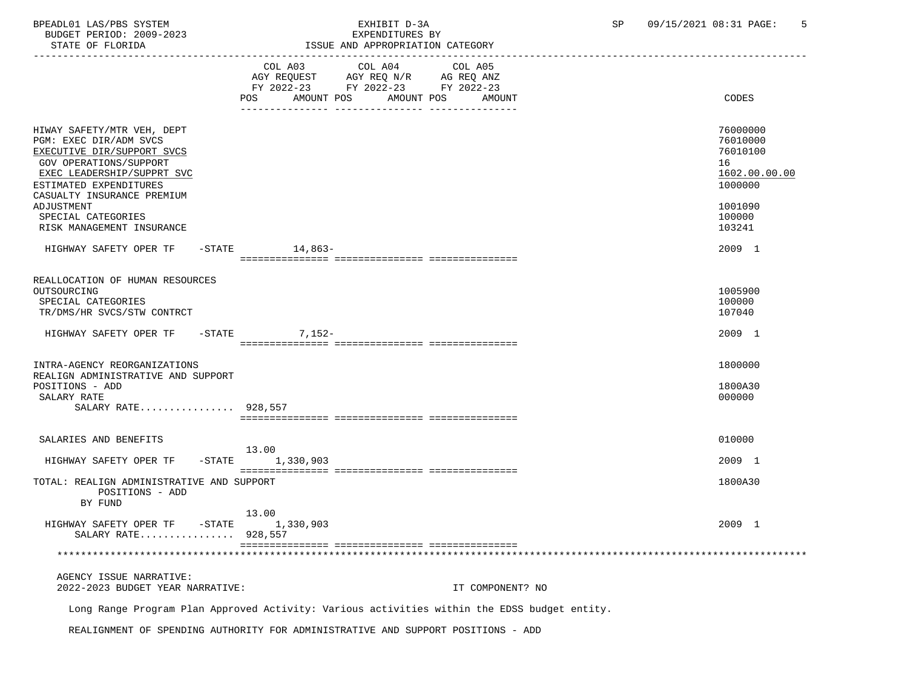BPEADL01 LAS/PBS SYSTEM — EXHIBIT D-3A — EXPENDITURES BY ISSUE AND APPROPRIATION CATEGORY
BUDGET PERIOD: 2009-2023
STATE OF FLORIDA
SP 09/15/2021 08:31

| | COL A03 AGY REQUEST FY 2022-23 POS AMOUNT | COL A04 AGY REQ N/R FY 2022-23 POS AMOUNT | COL A05 AG REQ ANZ FY 2022-23 POS AMOUNT | CODES |
|---|---|---|---|---|
| HIWAY SAFETY/MTR VEH, DEPT | | | | 76000000 |
| PGM: EXEC DIR/ADM SVCS | | | | 76010000 |
| EXECUTIVE DIR/SUPPORT SVCS | | | | 76010100 |
| GOV OPERATIONS/SUPPORT | | | | 16 |
| EXEC LEADERSHIP/SUPPRT SVC | | | | 1602.00.00.00 |
| ESTIMATED EXPENDITURES | | | | 1000000 |
| CASUALTY INSURANCE PREMIUM ADJUSTMENT | | | | 1001090 |
| SPECIAL CATEGORIES | | | | 100000 |
| RISK MANAGEMENT INSURANCE | | | | 103241 |
| HIGHWAY SAFETY OPER TF -STATE | 14,863- | | | 2009 1 |
| REALLOCATION OF HUMAN RESOURCES OUTSOURCING | | | | 1005900 |
| SPECIAL CATEGORIES | | | | 100000 |
| TR/DMS/HR SVCS/STW CONTRCT | | | | 107040 |
| HIGHWAY SAFETY OPER TF -STATE | 7,152- | | | 2009 1 |
| INTRA-AGENCY REORGANIZATIONS | | | | 1800000 |
| REALIGN ADMINISTRATIVE AND SUPPORT POSITIONS - ADD | | | | 1800A30 |
| SALARY RATE | | | | 000000 |
| SALARY RATE................ | 928,557 | | | |
| SALARIES AND BENEFITS | | | | 010000 |
| HIGHWAY SAFETY OPER TF -STATE | 13.00 1,330,903 | | | 2009 1 |
| TOTAL: REALIGN ADMINISTRATIVE AND SUPPORT POSITIONS - ADD BY FUND | | | | 1800A30 |
| HIGHWAY SAFETY OPER TF -STATE | 13.00 1,330,903 | | | 2009 1 |
| SALARY RATE................ | 928,557 | | | |

AGENCY ISSUE NARRATIVE:
2022-2023 BUDGET YEAR NARRATIVE: IT COMPONENT? NO

Long Range Program Plan Approved Activity: Various activities within the EDSS budget entity.

REALIGNMENT OF SPENDING AUTHORITY FOR ADMINISTRATIVE AND SUPPORT POSITIONS - ADD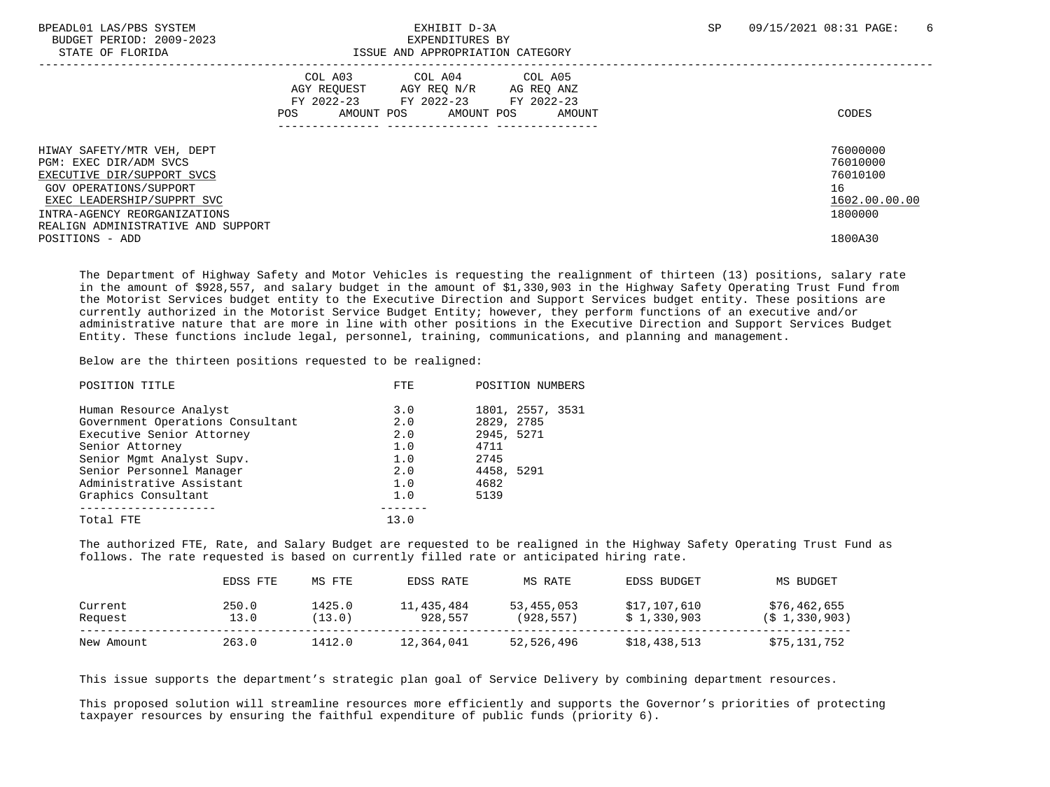| | COL A03 AGY REQUEST FY 2022-23 | | COL A04 AGY REQ N/R FY 2022-23 | | COL A05 AG REQ ANZ FY 2022-23 | | |
|---|---|---|---|---|---|---|---|
| | POS | AMOUNT | POS | AMOUNT | POS | AMOUNT | CODES |
| HIWAY SAFETY/MTR VEH, DEPT | | | | | | | 76000000 |
| PGM: EXEC DIR/ADM SVCS | | | | | | | 76010000 |
| EXECUTIVE DIR/SUPPORT SVCS | | | | | | | 76010100 |
| GOV OPERATIONS/SUPPORT | | | | | | | 16 |
| EXEC LEADERSHIP/SUPPRT SVC | | | | | | | 1602.00.00.00 |
| INTRA-AGENCY REORGANIZATIONS | | | | | | | 1800000 |
| REALIGN ADMINISTRATIVE AND SUPPORT POSITIONS - ADD | | | | | | | 1800A30 |

The Department of Highway Safety and Motor Vehicles is requesting the realignment of thirteen (13) positions, salary rate in the amount of $928,557, and salary budget in the amount of $1,330,903 in the Highway Safety Operating Trust Fund from the Motorist Services budget entity to the Executive Direction and Support Services budget entity. These positions are currently authorized in the Motorist Service Budget Entity; however, they perform functions of an executive and/or administrative nature that are more in line with other positions in the Executive Direction and Support Services Budget Entity. These functions include legal, personnel, training, communications, and planning and management.

Below are the thirteen positions requested to be realigned:

| POSITION TITLE | FTE | POSITION NUMBERS |
|---|---|---|
| Human Resource Analyst | 3.0 | 1801, 2557, 3531 |
| Government Operations Consultant | 2.0 | 2829, 2785 |
| Executive Senior Attorney | 2.0 | 2945, 5271 |
| Senior Attorney | 1.0 | 4711 |
| Senior Mgmt Analyst Supv. | 1.0 | 2745 |
| Senior Personnel Manager | 2.0 | 4458, 5291 |
| Administrative Assistant | 1.0 | 4682 |
| Graphics Consultant | 1.0 | 5139 |
| Total FTE | 13.0 | |

The authorized FTE, Rate, and Salary Budget are requested to be realigned in the Highway Safety Operating Trust Fund as follows. The rate requested is based on currently filled rate or anticipated hiring rate.

| | EDSS FTE | MS FTE | EDSS RATE | MS RATE | EDSS BUDGET | MS BUDGET |
|---|---|---|---|---|---|---|
| Current | 250.0 | 1425.0 | 11,435,484 | 53,455,053 | $17,107,610 | $76,462,655 |
| Request | 13.0 | (13.0) | 928,557 | (928,557) | $ 1,330,903 | ($ 1,330,903) |
| New Amount | 263.0 | 1412.0 | 12,364,041 | 52,526,496 | $18,438,513 | $75,131,752 |

This issue supports the department's strategic plan goal of Service Delivery by combining department resources.

This proposed solution will streamline resources more efficiently and supports the Governor's priorities of protecting taxpayer resources by ensuring the faithful expenditure of public funds (priority 6).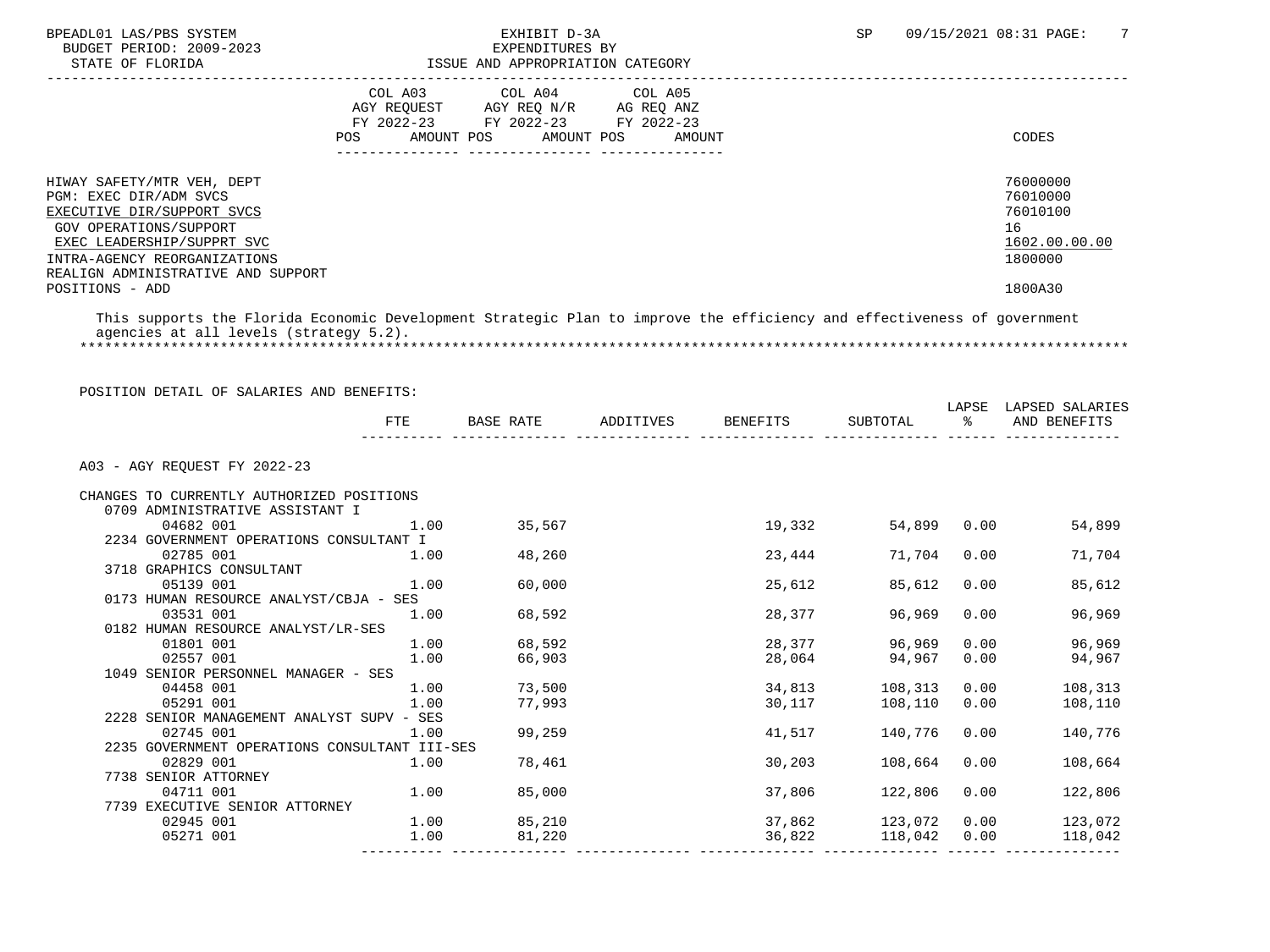BPEADL01 LAS/PBS SYSTEM
BUDGET PERIOD: 2009-2023
STATE OF FLORIDA

EXHIBIT D-3A
EXPENDITURES BY
ISSUE AND APPROPRIATION CATEGORY

SP 09/15/2021 08:31 PAGE: 7

| | COL A03 AGY REQUEST FY 2022-23 POS AMOUNT | COL A04 AGY REQ N/R FY 2022-23 POS AMOUNT | COL A05 AG REQ ANZ FY 2022-23 POS AMOUNT | CODES |
|---|---|---|---|---|
| HIWAY SAFETY/MTR VEH, DEPT | | | | 76000000 |
| PGM: EXEC DIR/ADM SVCS | | | | 76010000 |
| EXECUTIVE DIR/SUPPORT SVCS | | | | 76010100 |
| GOV OPERATIONS/SUPPORT | | | | 16 |
| EXEC LEADERSHIP/SUPPRT SVC | | | | 1602.00.00.00 |
| INTRA-AGENCY REORGANIZATIONS | | | | 1800000 |
| REALIGN ADMINISTRATIVE AND SUPPORT POSITIONS - ADD | | | | 1800A30 |

This supports the Florida Economic Development Strategic Plan to improve the efficiency and effectiveness of government agencies at all levels (strategy 5.2).

POSITION DETAIL OF SALARIES AND BENEFITS:

| | FTE | BASE RATE | ADDITIVES | BENEFITS | SUBTOTAL | LAPSE % | LAPSED SALARIES AND BENEFITS |
|---|---|---|---|---|---|---|---|
| A03 - AGY REQUEST FY 2022-23 | | | | | | | |
| CHANGES TO CURRENTLY AUTHORIZED POSITIONS | | | | | | | |
| 0709 ADMINISTRATIVE ASSISTANT I | | | | | | | |
| 04682 001 | 1.00 | 35,567 | | 19,332 | 54,899 | 0.00 | 54,899 |
| 2234 GOVERNMENT OPERATIONS CONSULTANT I | | | | | | | |
| 02785 001 | 1.00 | 48,260 | | 23,444 | 71,704 | 0.00 | 71,704 |
| 3718 GRAPHICS CONSULTANT | | | | | | | |
| 05139 001 | 1.00 | 60,000 | | 25,612 | 85,612 | 0.00 | 85,612 |
| 0173 HUMAN RESOURCE ANALYST/CBJA - SES | | | | | | | |
| 03531 001 | 1.00 | 68,592 | | 28,377 | 96,969 | 0.00 | 96,969 |
| 0182 HUMAN RESOURCE ANALYST/LR-SES | | | | | | | |
| 01801 001 | 1.00 | 68,592 | | 28,377 | 96,969 | 0.00 | 96,969 |
| 02557 001 | 1.00 | 66,903 | | 28,064 | 94,967 | 0.00 | 94,967 |
| 1049 SENIOR PERSONNEL MANAGER - SES | | | | | | | |
| 04458 001 | 1.00 | 73,500 | | 34,813 | 108,313 | 0.00 | 108,313 |
| 05291 001 | 1.00 | 77,993 | | 30,117 | 108,110 | 0.00 | 108,110 |
| 2228 SENIOR MANAGEMENT ANALYST SUPV - SES | | | | | | | |
| 02745 001 | 1.00 | 99,259 | | 41,517 | 140,776 | 0.00 | 140,776 |
| 2235 GOVERNMENT OPERATIONS CONSULTANT III-SES | | | | | | | |
| 02829 001 | 1.00 | 78,461 | | 30,203 | 108,664 | 0.00 | 108,664 |
| 7738 SENIOR ATTORNEY | | | | | | | |
| 04711 001 | 1.00 | 85,000 | | 37,806 | 122,806 | 0.00 | 122,806 |
| 7739 EXECUTIVE SENIOR ATTORNEY | | | | | | | |
| 02945 001 | 1.00 | 85,210 | | 37,862 | 123,072 | 0.00 | 123,072 |
| 05271 001 | 1.00 | 81,220 | | 36,822 | 118,042 | 0.00 | 118,042 |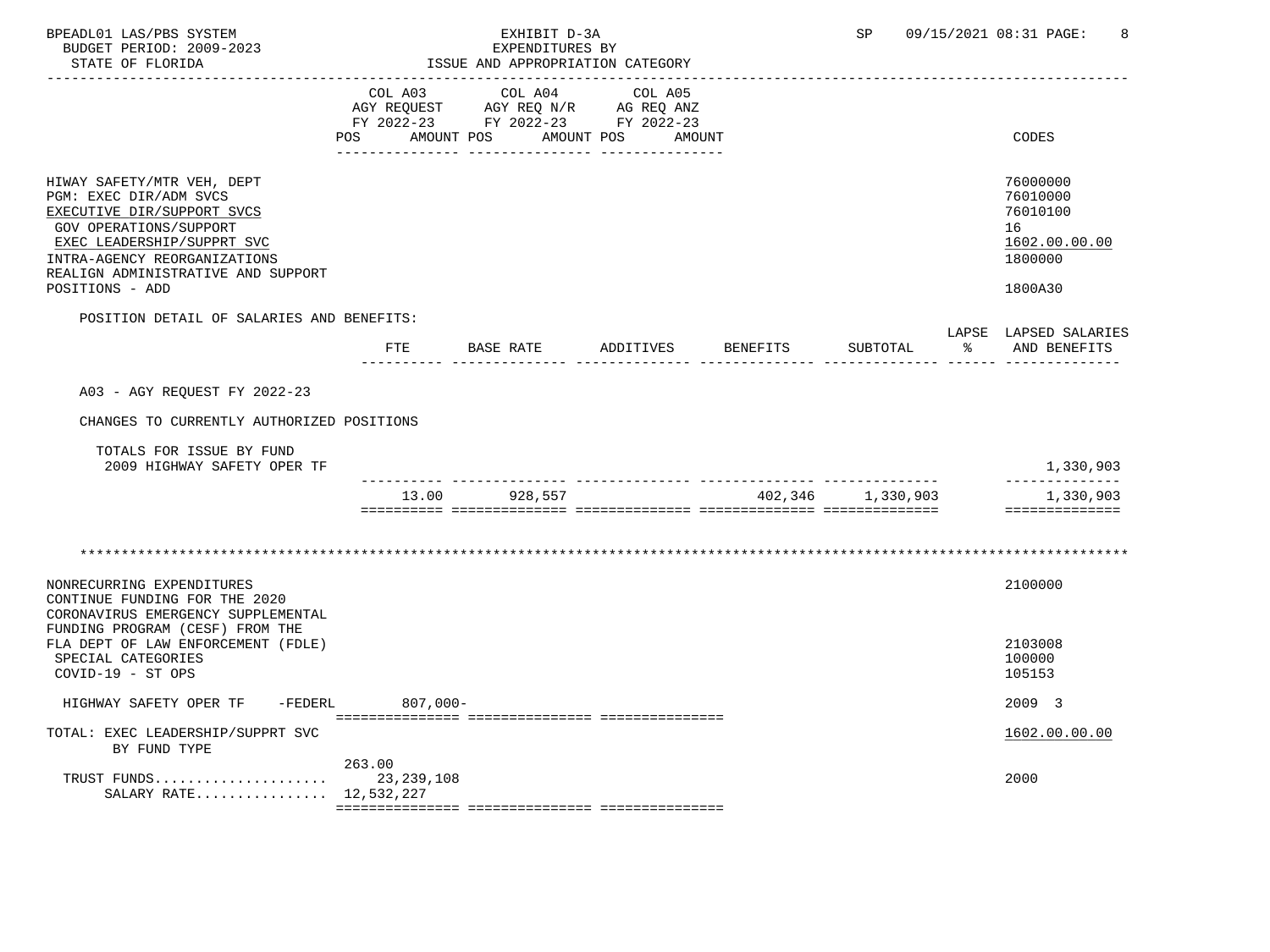| | COL A03 AGY REQUEST FY 2022-23 POS AMOUNT | COL A04 AGY REQ N/R FY 2022-23 POS AMOUNT | COL A05 AG REQ ANZ FY 2022-23 POS AMOUNT | CODES |
|---|---|---|---|---|
| HIWAY SAFETY/MTR VEH, DEPT | | | | 76000000 |
| PGM: EXEC DIR/ADM SVCS | | | | 76010000 |
| EXECUTIVE DIR/SUPPORT SVCS | | | | 76010100 |
| GOV OPERATIONS/SUPPORT | | | | 16 |
| EXEC LEADERSHIP/SUPPRT SVC | | | | 1602.00.00.00 |
| INTRA-AGENCY REORGANIZATIONS | | | | 1800000 |
| REALIGN ADMINISTRATIVE AND SUPPORT POSITIONS - ADD | | | | 1800A30 |

POSITION DETAIL OF SALARIES AND BENEFITS:

| | FTE | BASE RATE | ADDITIVES | BENEFITS | SUBTOTAL | LAPSE % | LAPSED SALARIES AND BENEFITS |
|---|---|---|---|---|---|---|---|
| A03 - AGY REQUEST FY 2022-23 | | | | | | | |
| CHANGES TO CURRENTLY AUTHORIZED POSITIONS | | | | | | | |
| TOTALS FOR ISSUE BY FUND | | | | | | | |
| 2009 HIGHWAY SAFETY OPER TF | | | | | | | 1,330,903 |
| | 13.00 | 928,557 | | 402,346 | 1,330,903 | | 1,330,903 |

*******************************************************************************************************************

| | COL A03 | COL A04 | COL A05 | CODES |
|---|---|---|---|---|
| NONRECURRING EXPENDITURES | | | | 2100000 |
| CONTINUE FUNDING FOR THE 2020 CORONAVIRUS EMERGENCY SUPPLEMENTAL FUNDING PROGRAM (CESF) FROM THE FLA DEPT OF LAW ENFORCEMENT (FDLE) | | | | 2103008 |
| SPECIAL CATEGORIES | | | | 100000 |
| COVID-19 - ST OPS | | | | 105153 |
| HIGHWAY SAFETY OPER TF -FEDERL | 807,000- | | | 2009 3 |
| TOTAL: EXEC LEADERSHIP/SUPPRT SVC | | | | 1602.00.00.00 |
| BY FUND TYPE | | | | |
| | 263.00 | | | |
| TRUST FUNDS..................... | 23,239,108 | | | 2000 |
| SALARY RATE................ | 12,532,227 | | | |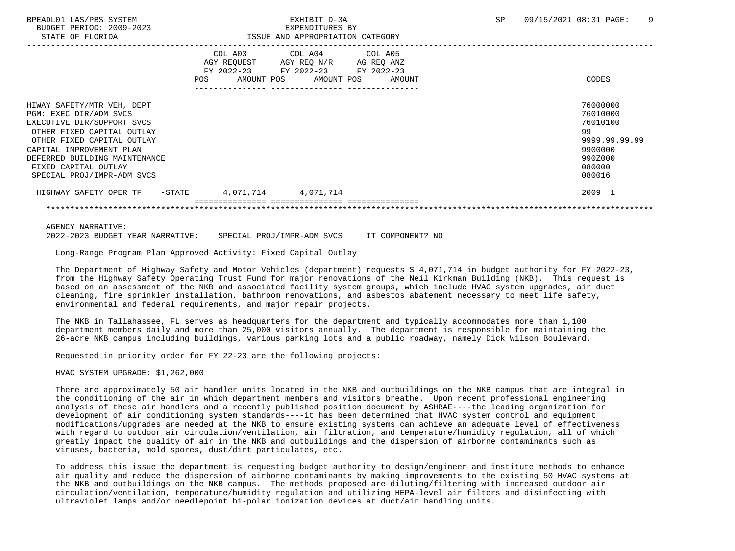| | COL A03 AGY REQUEST FY 2022-23 POS AMOUNT | COL A04 AGY REQ N/R FY 2022-23 POS AMOUNT | COL A05 AG REQ ANZ FY 2022-23 POS AMOUNT | CODES |
|---|---|---|---|---|
| HIWAY SAFETY/MTR VEH, DEPT | | | | 76000000 |
| PGM: EXEC DIR/ADM SVCS | | | | 76010000 |
| EXECUTIVE DIR/SUPPORT SVCS | | | | 76010100 |
| OTHER FIXED CAPITAL OUTLAY | | | | 99 |
| OTHER FIXED CAPITAL OUTLAY | | | | 9999.99.99.99 |
| CAPITAL IMPROVEMENT PLAN | | | | 9900000 |
| DEFERRED BUILDING MAINTENANCE | | | | 990Z000 |
| FIXED CAPITAL OUTLAY | | | | 080000 |
| SPECIAL PROJ/IMPR-ADM SVCS | | | | 080016 |
| HIGHWAY SAFETY OPER TF -STATE | 4,071,714 | 4,071,714 | | 2009 1 |

AGENCY NARRATIVE:
2022-2023 BUDGET YEAR NARRATIVE: SPECIAL PROJ/IMPR-ADM SVCS IT COMPONENT? NO

Long-Range Program Plan Approved Activity: Fixed Capital Outlay

The Department of Highway Safety and Motor Vehicles (department) requests $ 4,071,714 in budget authority for FY 2022-23, from the Highway Safety Operating Trust Fund for major renovations of the Neil Kirkman Building (NKB). This request is based on an assessment of the NKB and associated facility system groups, which include HVAC system upgrades, air duct cleaning, fire sprinkler installation, bathroom renovations, and asbestos abatement necessary to meet life safety, environmental and federal requirements, and major repair projects.

The NKB in Tallahassee, FL serves as headquarters for the department and typically accommodates more than 1,100 department members daily and more than 25,000 visitors annually. The department is responsible for maintaining the 26-acre NKB campus including buildings, various parking lots and a public roadway, namely Dick Wilson Boulevard.

Requested in priority order for FY 22-23 are the following projects:

HVAC SYSTEM UPGRADE: $1,262,000

There are approximately 50 air handler units located in the NKB and outbuildings on the NKB campus that are integral in the conditioning of the air in which department members and visitors breathe. Upon recent professional engineering analysis of these air handlers and a recently published position document by ASHRAE----the leading organization for development of air conditioning system standards----it has been determined that HVAC system control and equipment modifications/upgrades are needed at the NKB to ensure existing systems can achieve an adequate level of effectiveness with regard to outdoor air circulation/ventilation, air filtration, and temperature/humidity regulation, all of which greatly impact the quality of air in the NKB and outbuildings and the dispersion of airborne contaminants such as viruses, bacteria, mold spores, dust/dirt particulates, etc.

To address this issue the department is requesting budget authority to design/engineer and institute methods to enhance air quality and reduce the dispersion of airborne contaminants by making improvements to the existing 50 HVAC systems at the NKB and outbuildings on the NKB campus. The methods proposed are diluting/filtering with increased outdoor air circulation/ventilation, temperature/humidity regulation and utilizing HEPA-level air filters and disinfecting with ultraviolet lamps and/or needlepoint bi-polar ionization devices at duct/air handling units.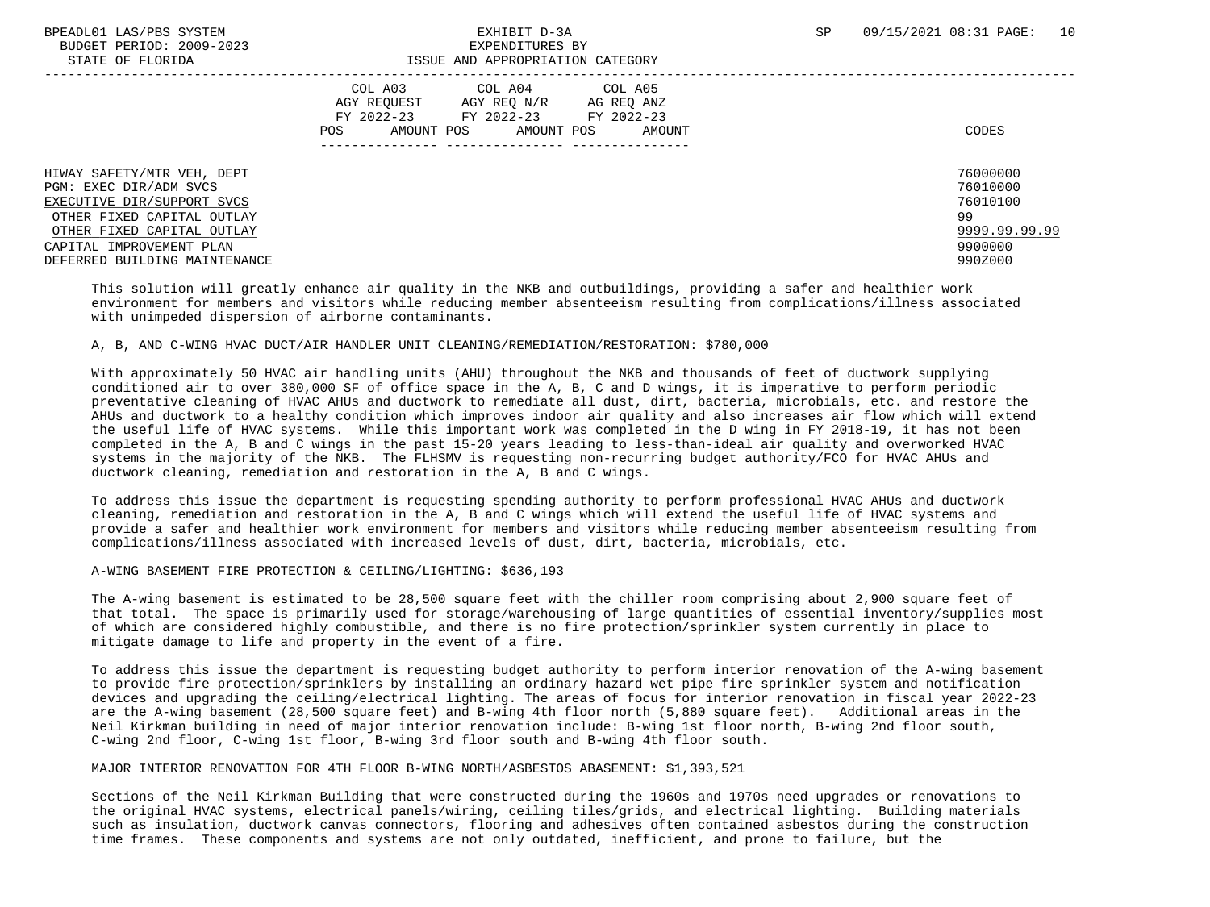| | COL A03 AGY REQUEST FY 2022-23 POS AMOUNT | COL A04 AGY REQ N/R FY 2022-23 POS AMOUNT | COL A05 AG REQ ANZ FY 2022-23 POS AMOUNT | CODES |
|---|---|---|---|---|
| HIWAY SAFETY/MTR VEH, DEPT | | | | 76000000 |
| PGM: EXEC DIR/ADM SVCS | | | | 76010000 |
| EXECUTIVE DIR/SUPPORT SVCS | | | | 76010100 |
| OTHER FIXED CAPITAL OUTLAY | | | | 99 |
| OTHER FIXED CAPITAL OUTLAY | | | | 9999.99.99.99 |
| CAPITAL IMPROVEMENT PLAN | | | | 9900000 |
| DEFERRED BUILDING MAINTENANCE | | | | 990Z000 |

This solution will greatly enhance air quality in the NKB and outbuildings, providing a safer and healthier work environment for members and visitors while reducing member absenteeism resulting from complications/illness associated with unimpeded dispersion of airborne contaminants.

A, B, AND C-WING HVAC DUCT/AIR HANDLER UNIT CLEANING/REMEDIATION/RESTORATION: $780,000

With approximately 50 HVAC air handling units (AHU) throughout the NKB and thousands of feet of ductwork supplying conditioned air to over 380,000 SF of office space in the A, B, C and D wings, it is imperative to perform periodic preventative cleaning of HVAC AHUs and ductwork to remediate all dust, dirt, bacteria, microbials, etc. and restore the AHUs and ductwork to a healthy condition which improves indoor air quality and also increases air flow which will extend the useful life of HVAC systems. While this important work was completed in the D wing in FY 2018-19, it has not been completed in the A, B and C wings in the past 15-20 years leading to less-than-ideal air quality and overworked HVAC systems in the majority of the NKB. The FLHSMV is requesting non-recurring budget authority/FCO for HVAC AHUs and ductwork cleaning, remediation and restoration in the A, B and C wings.

To address this issue the department is requesting spending authority to perform professional HVAC AHUs and ductwork cleaning, remediation and restoration in the A, B and C wings which will extend the useful life of HVAC systems and provide a safer and healthier work environment for members and visitors while reducing member absenteeism resulting from complications/illness associated with increased levels of dust, dirt, bacteria, microbials, etc.

A-WING BASEMENT FIRE PROTECTION & CEILING/LIGHTING: $636,193

The A-wing basement is estimated to be 28,500 square feet with the chiller room comprising about 2,900 square feet of that total. The space is primarily used for storage/warehousing of large quantities of essential inventory/supplies most of which are considered highly combustible, and there is no fire protection/sprinkler system currently in place to mitigate damage to life and property in the event of a fire.

To address this issue the department is requesting budget authority to perform interior renovation of the A-wing basement to provide fire protection/sprinklers by installing an ordinary hazard wet pipe fire sprinkler system and notification devices and upgrading the ceiling/electrical lighting. The areas of focus for interior renovation in fiscal year 2022-23 are the A-wing basement (28,500 square feet) and B-wing 4th floor north (5,880 square feet). Additional areas in the Neil Kirkman building in need of major interior renovation include: B-wing 1st floor north, B-wing 2nd floor south, C-wing 2nd floor, C-wing 1st floor, B-wing 3rd floor south and B-wing 4th floor south.

MAJOR INTERIOR RENOVATION FOR 4TH FLOOR B-WING NORTH/ASBESTOS ABASEMENT: $1,393,521

Sections of the Neil Kirkman Building that were constructed during the 1960s and 1970s need upgrades or renovations to the original HVAC systems, electrical panels/wiring, ceiling tiles/grids, and electrical lighting. Building materials such as insulation, ductwork canvas connectors, flooring and adhesives often contained asbestos during the construction time frames. These components and systems are not only outdated, inefficient, and prone to failure, but the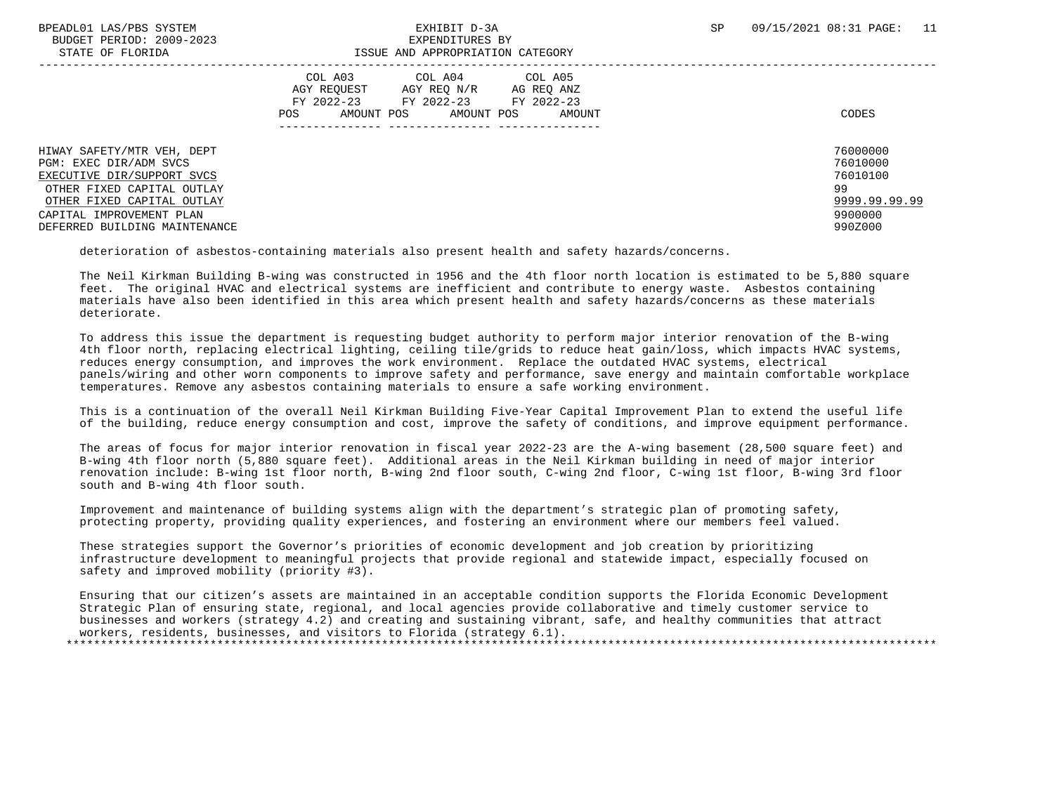| | COL A03 AGY REQUEST FY 2022-23 POS AMOUNT | COL A04 AGY REQ N/R FY 2022-23 POS AMOUNT | COL A05 AG REQ ANZ FY 2022-23 POS AMOUNT | CODES |
|---|---|---|---|---|
| HIWAY SAFETY/MTR VEH, DEPT | | | | 76000000 |
| PGM: EXEC DIR/ADM SVCS | | | | 76010000 |
| EXECUTIVE DIR/SUPPORT SVCS | | | | 76010100 |
| OTHER FIXED CAPITAL OUTLAY | | | | 99 |
| OTHER FIXED CAPITAL OUTLAY | | | | 9999.99.99.99 |
| CAPITAL IMPROVEMENT PLAN | | | | 9900000 |
| DEFERRED BUILDING MAINTENANCE | | | | 990Z000 |

deterioration of asbestos-containing materials also present health and safety hazards/concerns.

The Neil Kirkman Building B-wing was constructed in 1956 and the 4th floor north location is estimated to be 5,880 square feet. The original HVAC and electrical systems are inefficient and contribute to energy waste. Asbestos containing materials have also been identified in this area which present health and safety hazards/concerns as these materials deteriorate.

To address this issue the department is requesting budget authority to perform major interior renovation of the B-wing 4th floor north, replacing electrical lighting, ceiling tile/grids to reduce heat gain/loss, which impacts HVAC systems, reduces energy consumption, and improves the work environment. Replace the outdated HVAC systems, electrical panels/wiring and other worn components to improve safety and performance, save energy and maintain comfortable workplace temperatures. Remove any asbestos containing materials to ensure a safe working environment.

This is a continuation of the overall Neil Kirkman Building Five-Year Capital Improvement Plan to extend the useful life of the building, reduce energy consumption and cost, improve the safety of conditions, and improve equipment performance.

The areas of focus for major interior renovation in fiscal year 2022-23 are the A-wing basement (28,500 square feet) and B-wing 4th floor north (5,880 square feet). Additional areas in the Neil Kirkman building in need of major interior renovation include: B-wing 1st floor north, B-wing 2nd floor south, C-wing 2nd floor, C-wing 1st floor, B-wing 3rd floor south and B-wing 4th floor south.

Improvement and maintenance of building systems align with the department's strategic plan of promoting safety, protecting property, providing quality experiences, and fostering an environment where our members feel valued.

These strategies support the Governor's priorities of economic development and job creation by prioritizing infrastructure development to meaningful projects that provide regional and statewide impact, especially focused on safety and improved mobility (priority #3).

Ensuring that our citizen's assets are maintained in an acceptable condition supports the Florida Economic Development Strategic Plan of ensuring state, regional, and local agencies provide collaborative and timely customer service to businesses and workers (strategy 4.2) and creating and sustaining vibrant, safe, and healthy communities that attract workers, residents, businesses, and visitors to Florida (strategy 6.1).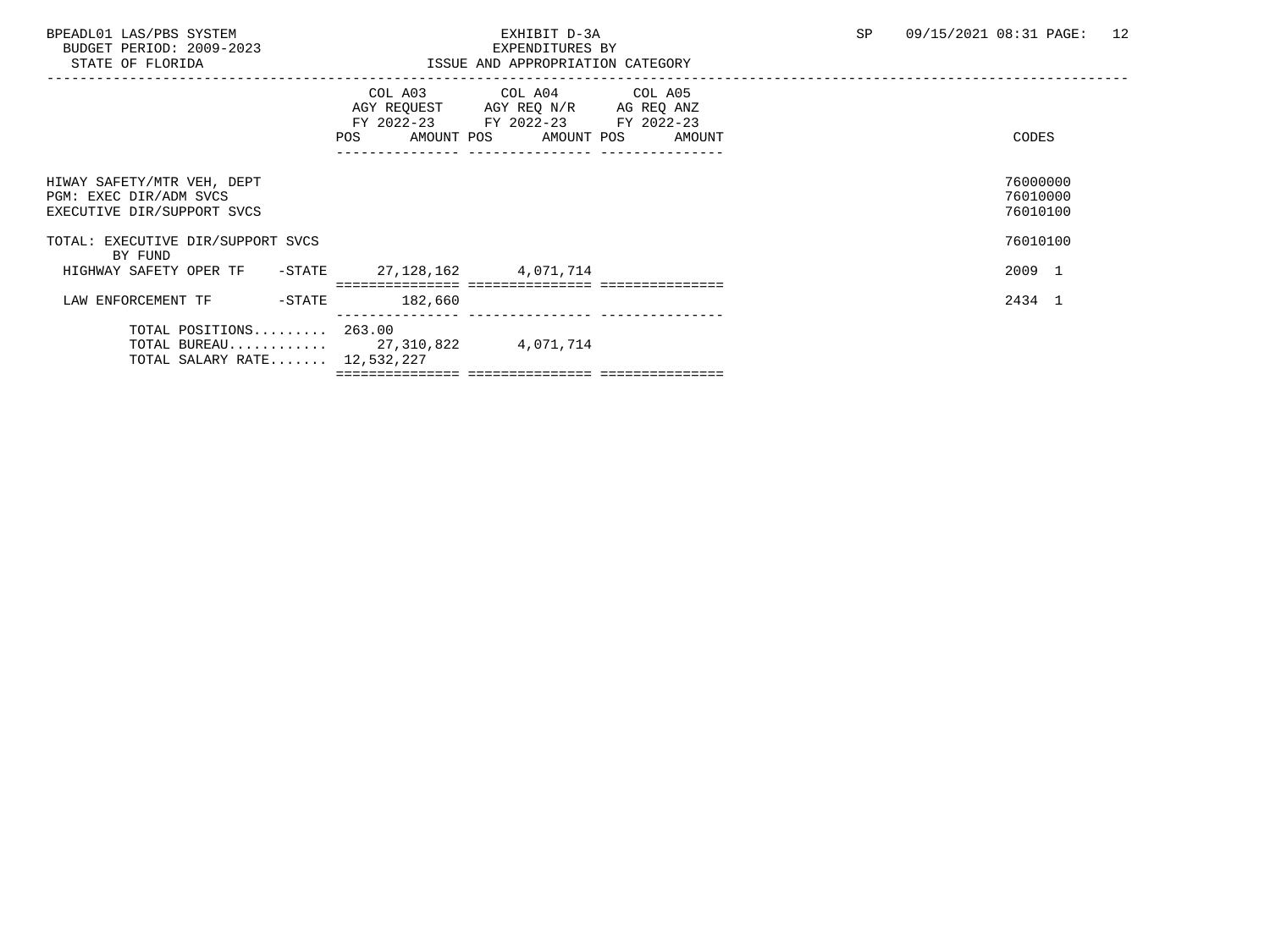BPEADL01 LAS/PBS SYSTEM
BUDGET PERIOD: 2009-2023
STATE OF FLORIDA

EXHIBIT D-3A
EXPENDITURES BY
ISSUE AND APPROPRIATION CATEGORY

SP 09/15/2021 08:31

| | COL A03 AGY REQUEST FY 2022-23 POS | AMOUNT | COL A04 AGY REQ N/R FY 2022-23 POS | AMOUNT | COL A05 AG REQ ANZ FY 2022-23 POS | AMOUNT | CODES |
|---|---|---|---|---|---|---|---|
| HIWAY SAFETY/MTR VEH, DEPT | | | | | | | 76000000 |
| PGM: EXEC DIR/ADM SVCS | | | | | | | 76010000 |
| EXECUTIVE DIR/SUPPORT SVCS | | | | | | | 76010100 |
| TOTAL: EXECUTIVE DIR/SUPPORT SVCS | | | | | | | 76010100 |
| BY FUND | | | | | | | |
| HIGHWAY SAFETY OPER TF -STATE | | 27,128,162 | | 4,071,714 | | | 2009 1 |
| LAW ENFORCEMENT TF -STATE | | 182,660 | | | | | 2434 1 |
| TOTAL POSITIONS......... | 263.00 | | | | | | |
| TOTAL BUREAU............ | | 27,310,822 | | 4,071,714 | | | |
| TOTAL SALARY RATE....... | | 12,532,227 | | | | | |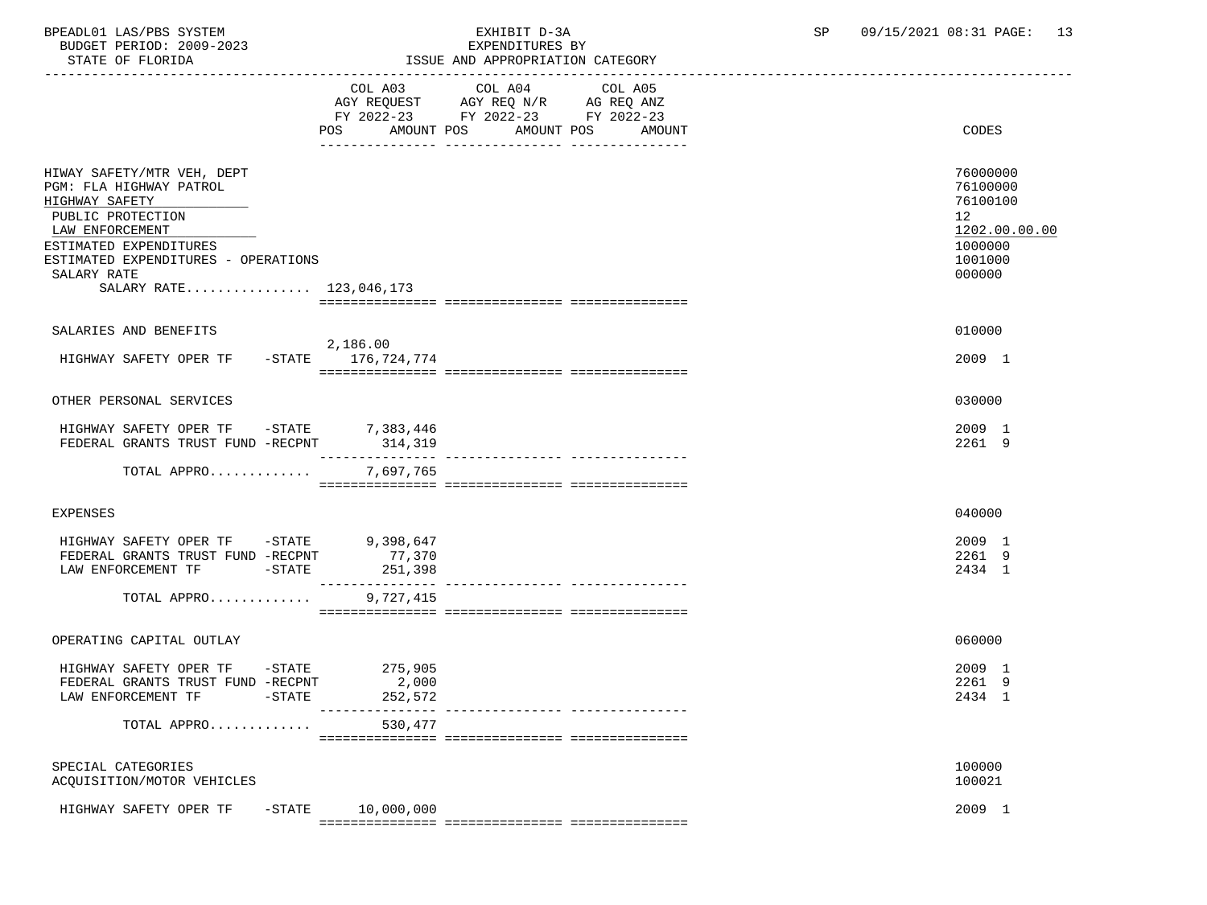BPEADL01 LAS/PBS SYSTEM — EXHIBIT D-3A — EXPENDITURES BY ISSUE AND APPROPRIATION CATEGORY

BUDGET PERIOD: 2009-2023 — STATE OF FLORIDA — SP 09/15/2021 08:31

| | COL A03 AGY REQUEST FY 2022-23 POS | AMOUNT | COL A04 AGY REQ N/R FY 2022-23 POS | AMOUNT | COL A05 AG REQ ANZ FY 2022-23 POS | AMOUNT | CODES |
|---|---|---|---|---|---|---|---|
| HIWAY SAFETY/MTR VEH, DEPT | | | | | | | 76000000 |
| PGM: FLA HIGHWAY PATROL | | | | | | | 76100000 |
| HIGHWAY SAFETY | | | | | | | 76100100 |
| PUBLIC PROTECTION | | | | | | | 12 |
| LAW ENFORCEMENT | | | | | | | 1202.00.00.00 |
| ESTIMATED EXPENDITURES | | | | | | | 1000000 |
| ESTIMATED EXPENDITURES - OPERATIONS | | | | | | | 1001000 |
| SALARY RATE | | | | | | | 000000 |
| SALARY RATE................ | | 123,046,173 | | | | | |
| SALARIES AND BENEFITS | | | | | | | 010000 |
| HIGHWAY SAFETY OPER TF -STATE | 2,186.00 | 176,724,774 | | | | | 2009 1 |
| OTHER PERSONAL SERVICES | | | | | | | 030000 |
| HIGHWAY SAFETY OPER TF -STATE | | 7,383,446 | | | | | 2009 1 |
| FEDERAL GRANTS TRUST FUND -RECPNT | | 314,319 | | | | | 2261 9 |
| TOTAL APPRO............. | | 7,697,765 | | | | | |
| EXPENSES | | | | | | | 040000 |
| HIGHWAY SAFETY OPER TF -STATE | | 9,398,647 | | | | | 2009 1 |
| FEDERAL GRANTS TRUST FUND -RECPNT | | 77,370 | | | | | 2261 9 |
| LAW ENFORCEMENT TF -STATE | | 251,398 | | | | | 2434 1 |
| TOTAL APPRO............. | | 9,727,415 | | | | | |
| OPERATING CAPITAL OUTLAY | | | | | | | 060000 |
| HIGHWAY SAFETY OPER TF -STATE | | 275,905 | | | | | 2009 1 |
| FEDERAL GRANTS TRUST FUND -RECPNT | | 2,000 | | | | | 2261 9 |
| LAW ENFORCEMENT TF -STATE | | 252,572 | | | | | 2434 1 |
| TOTAL APPRO............. | | 530,477 | | | | | |
| SPECIAL CATEGORIES | | | | | | | 100000 |
| ACQUISITION/MOTOR VEHICLES | | | | | | | 100021 |
| HIGHWAY SAFETY OPER TF -STATE | | 10,000,000 | | | | | 2009 1 |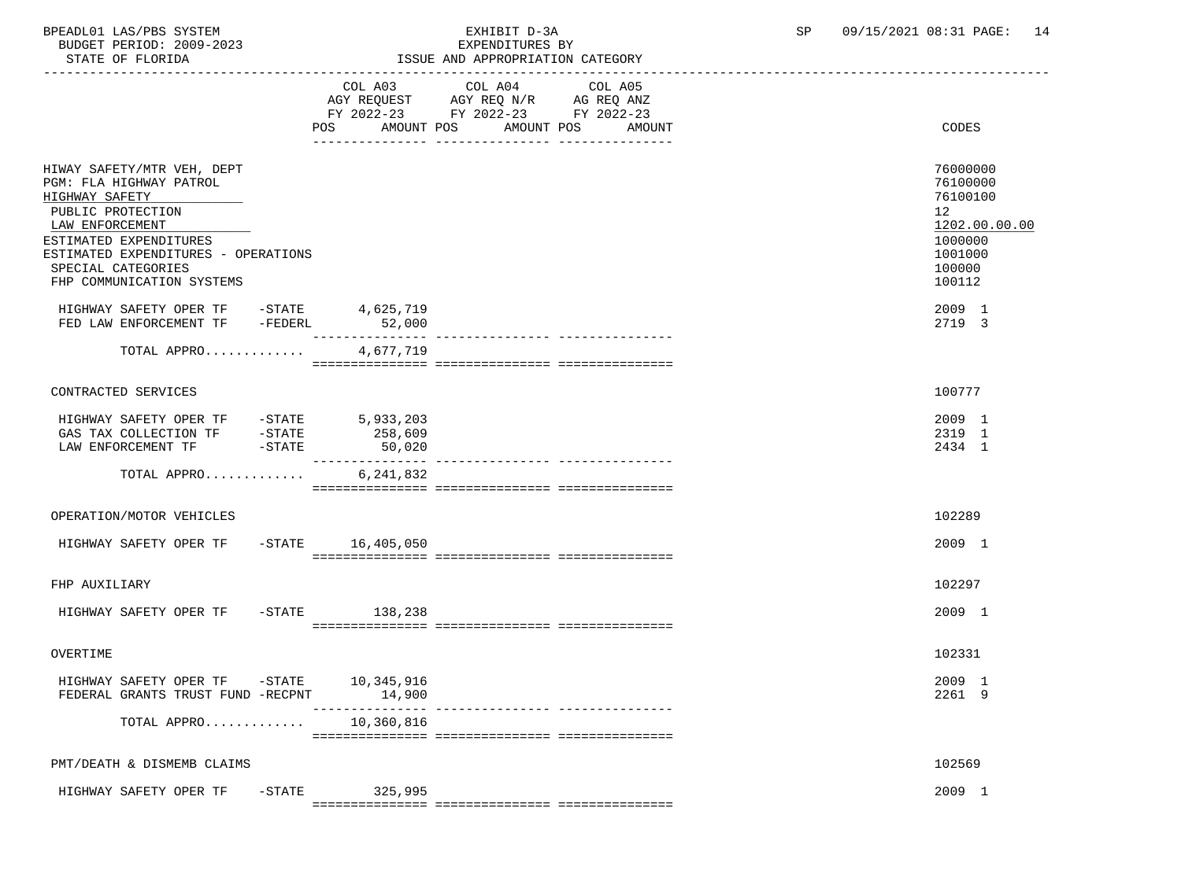BPEADL01 LAS/PBS SYSTEM | EXHIBIT D-3A | SP 09/15/2021 08:31 PAGE: 14
BUDGET PERIOD: 2009-2023 | EXPENDITURES BY
STATE OF FLORIDA | ISSUE AND APPROPRIATION CATEGORY

| | COL A03 AGY REQUEST FY 2022-23 POS AMOUNT | COL A04 AGY REQ N/R FY 2022-23 POS AMOUNT | COL A05 AG REQ ANZ FY 2022-23 POS AMOUNT | CODES |
|---|---|---|---|---|
| HIWAY SAFETY/MTR VEH, DEPT | | | | 76000000 |
| PGM: FLA HIGHWAY PATROL | | | | 76100000 |
| HIGHWAY SAFETY | | | | 76100100 |
| PUBLIC PROTECTION | | | | 12 |
| LAW ENFORCEMENT | | | | 1202.00.00.00 |
| ESTIMATED EXPENDITURES | | | | 1000000 |
| ESTIMATED EXPENDITURES - OPERATIONS | | | | 1001000 |
| SPECIAL CATEGORIES | | | | 100000 |
| FHP COMMUNICATION SYSTEMS | | | | 100112 |
| HIGHWAY SAFETY OPER TF -STATE | 4,625,719 | | | 2009 1 |
| FED LAW ENFORCEMENT TF -FEDERL | 52,000 | | | 2719 3 |
| TOTAL APPRO............ | 4,677,719 | | | |
| CONTRACTED SERVICES | | | | 100777 |
| HIGHWAY SAFETY OPER TF -STATE | 5,933,203 | | | 2009 1 |
| GAS TAX COLLECTION TF -STATE | 258,609 | | | 2319 1 |
| LAW ENFORCEMENT TF -STATE | 50,020 | | | 2434 1 |
| TOTAL APPRO............ | 6,241,832 | | | |
| OPERATION/MOTOR VEHICLES | | | | 102289 |
| HIGHWAY SAFETY OPER TF -STATE | 16,405,050 | | | 2009 1 |
| FHP AUXILIARY | | | | 102297 |
| HIGHWAY SAFETY OPER TF -STATE | 138,238 | | | 2009 1 |
| OVERTIME | | | | 102331 |
| HIGHWAY SAFETY OPER TF -STATE | 10,345,916 | | | 2009 1 |
| FEDERAL GRANTS TRUST FUND -RECPNT | 14,900 | | | 2261 9 |
| TOTAL APPRO............ | 10,360,816 | | | |
| PMT/DEATH & DISMEMB CLAIMS | | | | 102569 |
| HIGHWAY SAFETY OPER TF -STATE | 325,995 | | | 2009 1 |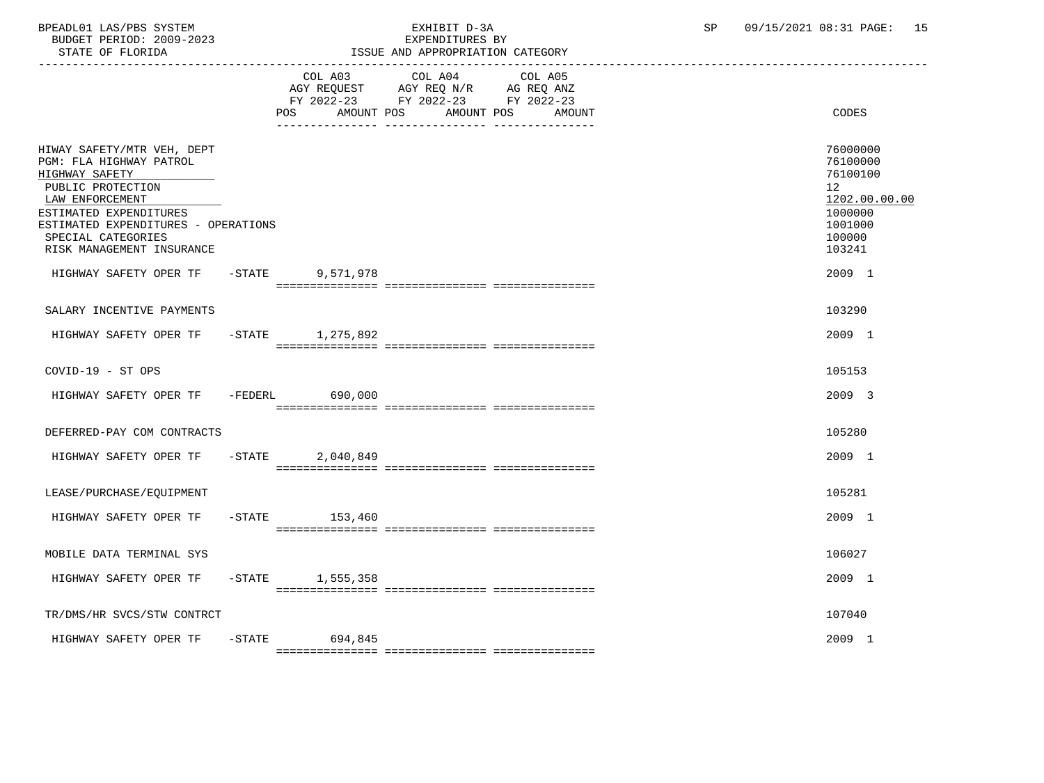BPEADL01 LAS/PBS SYSTEM EXHIBIT D-3A SP 09/15/2021 08:31 PAGE: 15
BUDGET PERIOD: 2009-2023 EXPENDITURES BY
STATE OF FLORIDA ISSUE AND APPROPRIATION CATEGORY

| | COL A03 AGY REQUEST FY 2022-23 POS AMOUNT | COL A04 AGY REQ N/R FY 2022-23 POS AMOUNT | COL A05 AG REQ ANZ FY 2022-23 POS AMOUNT | CODES |
|---|---|---|---|---|
| HIWAY SAFETY/MTR VEH, DEPT | | | | 76000000 |
| PGM: FLA HIGHWAY PATROL | | | | 76100000 |
| HIGHWAY SAFETY | | | | 76100100 |
| PUBLIC PROTECTION | | | | 12 |
| LAW ENFORCEMENT | | | | 1202.00.00.00 |
| ESTIMATED EXPENDITURES | | | | 1000000 |
| ESTIMATED EXPENDITURES - OPERATIONS | | | | 1001000 |
| SPECIAL CATEGORIES | | | | 100000 |
| RISK MANAGEMENT INSURANCE | | | | 103241 |
| HIGHWAY SAFETY OPER TF -STATE | 9,571,978 | | | 2009 1 |
| SALARY INCENTIVE PAYMENTS | | | | 103290 |
| HIGHWAY SAFETY OPER TF -STATE | 1,275,892 | | | 2009 1 |
| COVID-19 - ST OPS | | | | 105153 |
| HIGHWAY SAFETY OPER TF -FEDERL | 690,000 | | | 2009 3 |
| DEFERRED-PAY COM CONTRACTS | | | | 105280 |
| HIGHWAY SAFETY OPER TF -STATE | 2,040,849 | | | 2009 1 |
| LEASE/PURCHASE/EQUIPMENT | | | | 105281 |
| HIGHWAY SAFETY OPER TF -STATE | 153,460 | | | 2009 1 |
| MOBILE DATA TERMINAL SYS | | | | 106027 |
| HIGHWAY SAFETY OPER TF -STATE | 1,555,358 | | | 2009 1 |
| TR/DMS/HR SVCS/STW CONTRCT | | | | 107040 |
| HIGHWAY SAFETY OPER TF -STATE | 694,845 | | | 2009 1 |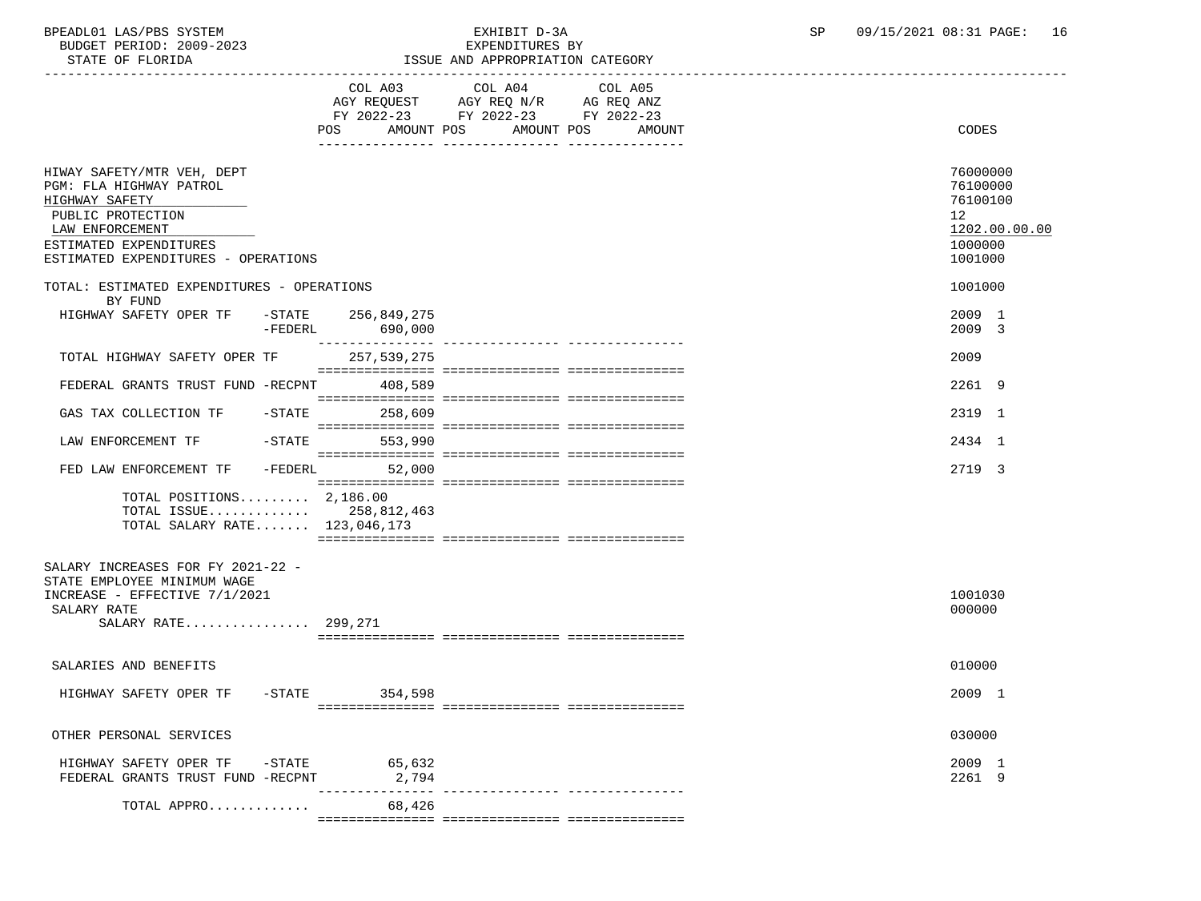BPEADL01 LAS/PBS SYSTEM | EXHIBIT D-3A | SP 09/15/2021 08:31 PAGE: 16
BUDGET PERIOD: 2009-2023 | EXPENDITURES BY
STATE OF FLORIDA | ISSUE AND APPROPRIATION CATEGORY

| | COL A03 AGY REQUEST FY 2022-23 POS AMOUNT | COL A04 AGY REQ N/R FY 2022-23 POS AMOUNT | COL A05 AG REQ ANZ FY 2022-23 POS AMOUNT | CODES |
|---|---|---|---|---|
| HIWAY SAFETY/MTR VEH, DEPT | | | | 76000000 |
| PGM: FLA HIGHWAY PATROL | | | | 76100000 |
| HIGHWAY SAFETY | | | | 76100100 |
| PUBLIC PROTECTION | | | | 12 |
| LAW ENFORCEMENT | | | | 1202.00.00.00 |
| ESTIMATED EXPENDITURES | | | | 1000000 |
| ESTIMATED EXPENDITURES - OPERATIONS | | | | 1001000 |
| TOTAL: ESTIMATED EXPENDITURES - OPERATIONS | | | | 1001000 |
| BY FUND | | | | |
| HIGHWAY SAFETY OPER TF -STATE | 256,849,275 | | | 2009 1 |
| -FEDERL | 690,000 | | | 2009 3 |
| TOTAL HIGHWAY SAFETY OPER TF | 257,539,275 | | | 2009 |
| FEDERAL GRANTS TRUST FUND -RECPNT | 408,589 | | | 2261 9 |
| GAS TAX COLLECTION TF -STATE | 258,609 | | | 2319 1 |
| LAW ENFORCEMENT TF -STATE | 553,990 | | | 2434 1 |
| FED LAW ENFORCEMENT TF -FEDERL | 52,000 | | | 2719 3 |
| TOTAL POSITIONS......... | 2,186.00 | | | |
| TOTAL ISSUE............. | 258,812,463 | | | |
| TOTAL SALARY RATE....... | 123,046,173 | | | |
| SALARY INCREASES FOR FY 2021-22 - STATE EMPLOYEE MINIMUM WAGE INCREASE - EFFECTIVE 7/1/2021 | | | | 1001030 |
| SALARY RATE | | | | 000000 |
| SALARY RATE................ | 299,271 | | | |
| SALARIES AND BENEFITS | | | | 010000 |
| HIGHWAY SAFETY OPER TF -STATE | 354,598 | | | 2009 1 |
| OTHER PERSONAL SERVICES | | | | 030000 |
| HIGHWAY SAFETY OPER TF -STATE | 65,632 | | | 2009 1 |
| FEDERAL GRANTS TRUST FUND -RECPNT | 2,794 | | | 2261 9 |
| TOTAL APPRO............. | 68,426 | | | |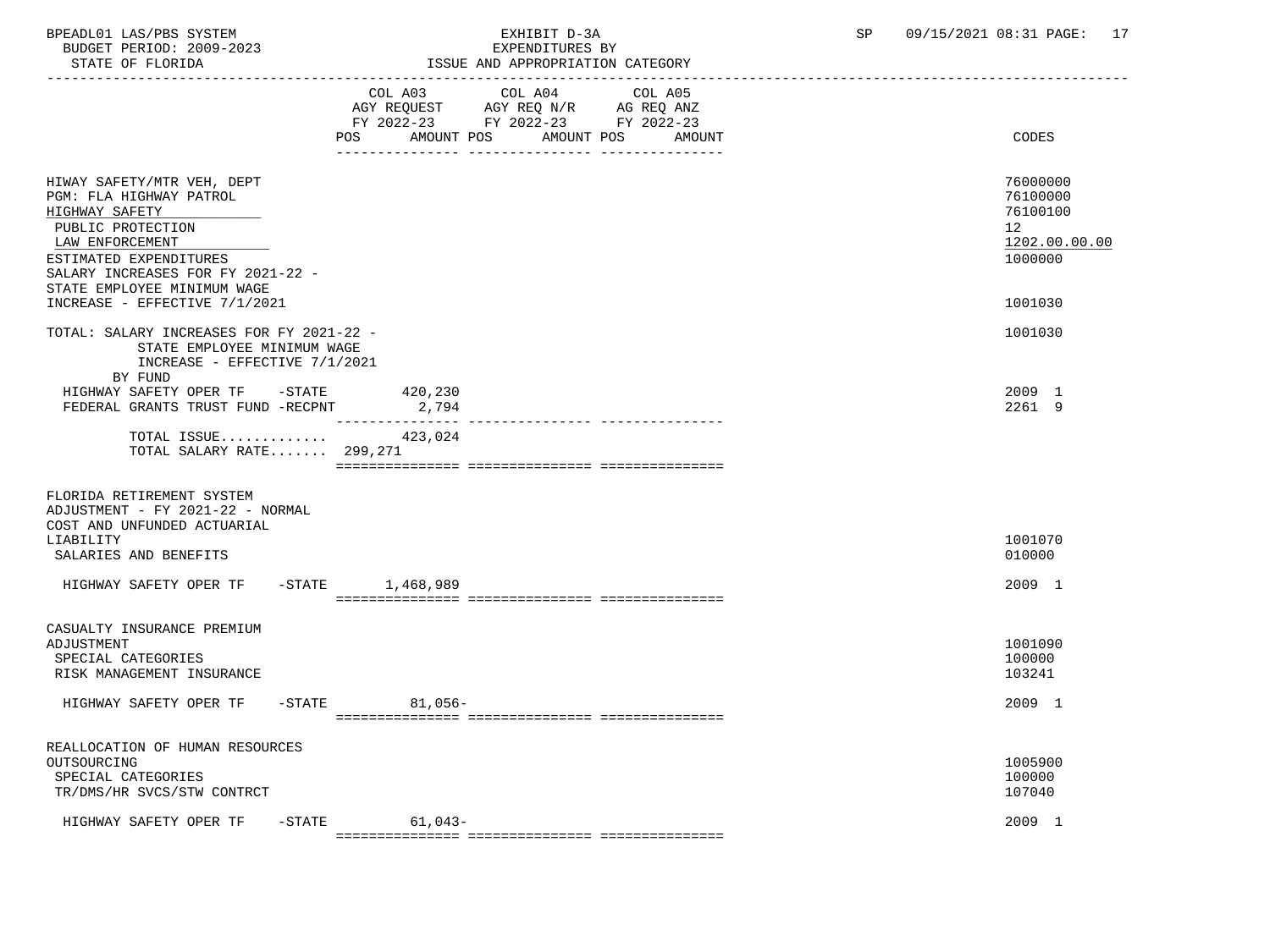BPEADL01 LAS/PBS SYSTEM | EXHIBIT D-3A | SP 09/15/2021 08:31 PAGE: 17
BUDGET PERIOD: 2009-2023 | EXPENDITURES BY
STATE OF FLORIDA | ISSUE AND APPROPRIATION CATEGORY

| | COL A03 AGY REQUEST FY 2022-23 POS AMOUNT | COL A04 AGY REQ N/R FY 2022-23 POS AMOUNT | COL A05 AG REQ ANZ FY 2022-23 POS AMOUNT | CODES |
|---|---|---|---|---|
| HIWAY SAFETY/MTR VEH, DEPT | | | | 76000000 |
| PGM: FLA HIGHWAY PATROL | | | | 76100000 |
| HIGHWAY SAFETY | | | | 76100100 |
| PUBLIC PROTECTION | | | | 12 |
| LAW ENFORCEMENT | | | | 1202.00.00.00 |
| ESTIMATED EXPENDITURES | | | | 1000000 |
| SALARY INCREASES FOR FY 2021-22 - STATE EMPLOYEE MINIMUM WAGE INCREASE - EFFECTIVE 7/1/2021 | | | | 1001030 |
| TOTAL: SALARY INCREASES FOR FY 2021-22 - STATE EMPLOYEE MINIMUM WAGE INCREASE - EFFECTIVE 7/1/2021 | | | | 1001030 |
| BY FUND | | | | |
| HIGHWAY SAFETY OPER TF -STATE | 420,230 | | | 2009 1 |
| FEDERAL GRANTS TRUST FUND -RECPNT | 2,794 | | | 2261 9 |
| TOTAL ISSUE............ | 423,024 | | | |
| TOTAL SALARY RATE....... | 299,271 | | | |
| FLORIDA RETIREMENT SYSTEM ADJUSTMENT - FY 2021-22 - NORMAL COST AND UNFUNDED ACTUARIAL LIABILITY | | | | 1001070 |
| SALARIES AND BENEFITS | | | | 010000 |
| HIGHWAY SAFETY OPER TF -STATE | 1,468,989 | | | 2009 1 |
| CASUALTY INSURANCE PREMIUM ADJUSTMENT | | | | 1001090 |
| SPECIAL CATEGORIES | | | | 100000 |
| RISK MANAGEMENT INSURANCE | | | | 103241 |
| HIGHWAY SAFETY OPER TF -STATE | 81,056- | | | 2009 1 |
| REALLOCATION OF HUMAN RESOURCES OUTSOURCING | | | | 1005900 |
| SPECIAL CATEGORIES | | | | 100000 |
| TR/DMS/HR SVCS/STW CONTRCT | | | | 107040 |
| HIGHWAY SAFETY OPER TF -STATE | 61,043- | | | 2009 1 |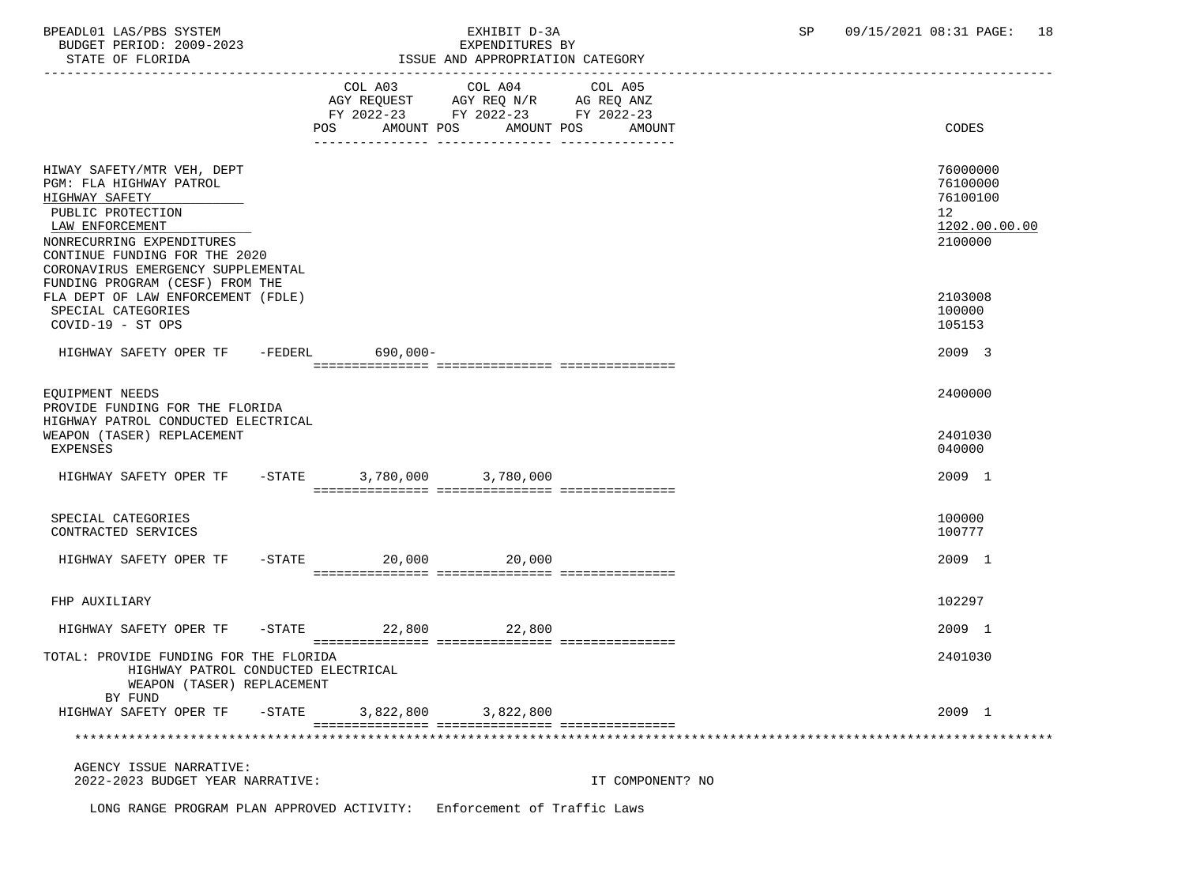| | COL A03 AGY REQUEST FY 2022-23 POS AMOUNT | COL A04 AGY REQ N/R FY 2022-23 POS AMOUNT | COL A05 AG REQ ANZ FY 2022-23 POS AMOUNT | CODES |
|---|---|---|---|---|
| HIWAY SAFETY/MTR VEH, DEPT | | | | 76000000 |
| PGM: FLA HIGHWAY PATROL | | | | 76100000 |
| HIGHWAY SAFETY | | | | 76100100 |
| PUBLIC PROTECTION | | | | 12 |
| LAW ENFORCEMENT | | | | 1202.00.00.00 |
| NONRECURRING EXPENDITURES | | | | 2100000 |
| CONTINUE FUNDING FOR THE 2020 CORONAVIRUS EMERGENCY SUPPLEMENTAL FUNDING PROGRAM (CESF) FROM THE FLA DEPT OF LAW ENFORCEMENT (FDLE) | | | | 2103008 |
| SPECIAL CATEGORIES | | | | 100000 |
| COVID-19 - ST OPS | | | | 105153 |
| HIGHWAY SAFETY OPER TF -FEDERL | 690,000- | | | 2009 3 |
| EQUIPMENT NEEDS | | | | 2400000 |
| PROVIDE FUNDING FOR THE FLORIDA HIGHWAY PATROL CONDUCTED ELECTRICAL WEAPON (TASER) REPLACEMENT | | | | 2401030 |
| EXPENSES | | | | 040000 |
| HIGHWAY SAFETY OPER TF -STATE | 3,780,000 | 3,780,000 | | 2009 1 |
| SPECIAL CATEGORIES | | | | 100000 |
| CONTRACTED SERVICES | | | | 100777 |
| HIGHWAY SAFETY OPER TF -STATE | 20,000 | 20,000 | | 2009 1 |
| FHP AUXILIARY | | | | 102297 |
| HIGHWAY SAFETY OPER TF -STATE | 22,800 | 22,800 | | 2009 1 |
| TOTAL: PROVIDE FUNDING FOR THE FLORIDA HIGHWAY PATROL CONDUCTED ELECTRICAL WEAPON (TASER) REPLACEMENT | | | | 2401030 |
| BY FUND | | | | |
| HIGHWAY SAFETY OPER TF -STATE | 3,822,800 | 3,822,800 | | 2009 1 |

AGENCY ISSUE NARRATIVE:

2022-2023 BUDGET YEAR NARRATIVE: IT COMPONENT? NO

LONG RANGE PROGRAM PLAN APPROVED ACTIVITY: Enforcement of Traffic Laws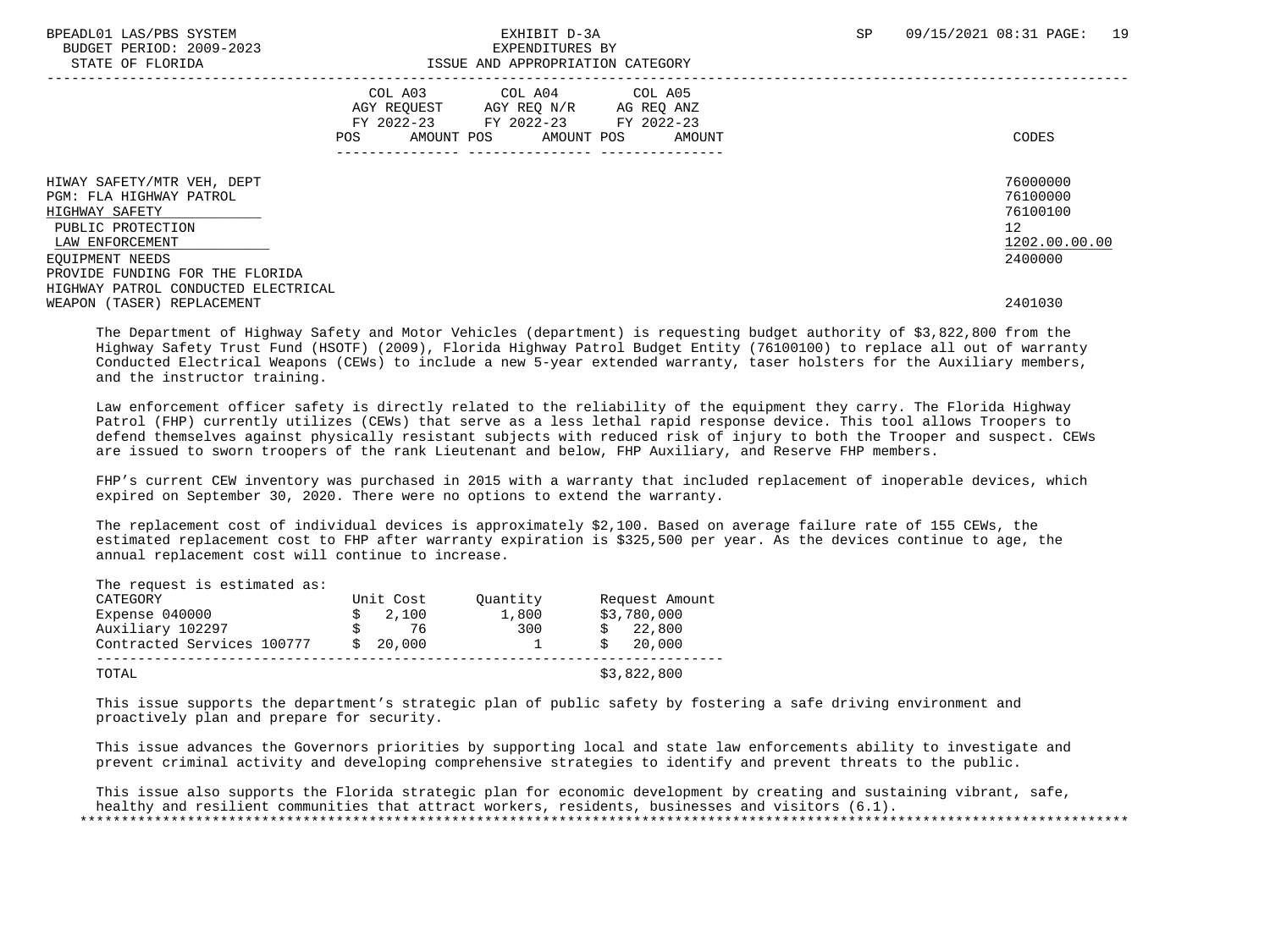BPEADL01 LAS/PBS SYSTEM
BUDGET PERIOD: 2009-2023
STATE OF FLORIDA

EXHIBIT D-3A
EXPENDITURES BY
ISSUE AND APPROPRIATION CATEGORY

SP 09/15/2021 08:31

| | COL A03 AGY REQUEST FY 2022-23 POS AMOUNT | COL A04 AGY REQ N/R FY 2022-23 POS AMOUNT | COL A05 AG REQ ANZ FY 2022-23 POS AMOUNT | CODES |
|---|---|---|---|---|
| HIWAY SAFETY/MTR VEH, DEPT | | | | 76000000 |
| PGM: FLA HIGHWAY PATROL | | | | 76100000 |
| HIGHWAY SAFETY | | | | 76100100 |
| PUBLIC PROTECTION | | | | 12 |
| LAW ENFORCEMENT | | | | 1202.00.00.00 |
| EQUIPMENT NEEDS | | | | 2400000 |
| PROVIDE FUNDING FOR THE FLORIDA HIGHWAY PATROL CONDUCTED ELECTRICAL WEAPON (TASER) REPLACEMENT | | | | 2401030 |

The Department of Highway Safety and Motor Vehicles (department) is requesting budget authority of $3,822,800 from the Highway Safety Trust Fund (HSOTF) (2009), Florida Highway Patrol Budget Entity (76100100) to replace all out of warranty Conducted Electrical Weapons (CEWs) to include a new 5-year extended warranty, taser holsters for the Auxiliary members, and the instructor training.

Law enforcement officer safety is directly related to the reliability of the equipment they carry. The Florida Highway Patrol (FHP) currently utilizes (CEWs) that serve as a less lethal rapid response device. This tool allows Troopers to defend themselves against physically resistant subjects with reduced risk of injury to both the Trooper and suspect. CEWs are issued to sworn troopers of the rank Lieutenant and below, FHP Auxiliary, and Reserve FHP members.

FHP's current CEW inventory was purchased in 2015 with a warranty that included replacement of inoperable devices, which expired on September 30, 2020. There were no options to extend the warranty.

The replacement cost of individual devices is approximately $2,100. Based on average failure rate of 155 CEWs, the estimated replacement cost to FHP after warranty expiration is $325,500 per year. As the devices continue to age, the annual replacement cost will continue to increase.

The request is estimated as:

| CATEGORY | Unit Cost | Quantity | Request Amount |
|---|---|---|---|
| Expense 040000 | $ 2,100 | 1,800 | $3,780,000 |
| Auxiliary 102297 | $ 76 | 300 | $ 22,800 |
| Contracted Services 100777 | $ 20,000 | 1 | $ 20,000 |
| TOTAL | | | $3,822,800 |

This issue supports the department's strategic plan of public safety by fostering a safe driving environment and proactively plan and prepare for security.

This issue advances the Governors priorities by supporting local and state law enforcements ability to investigate and prevent criminal activity and developing comprehensive strategies to identify and prevent threats to the public.

This issue also supports the Florida strategic plan for economic development by creating and sustaining vibrant, safe, healthy and resilient communities that attract workers, residents, businesses and visitors (6.1).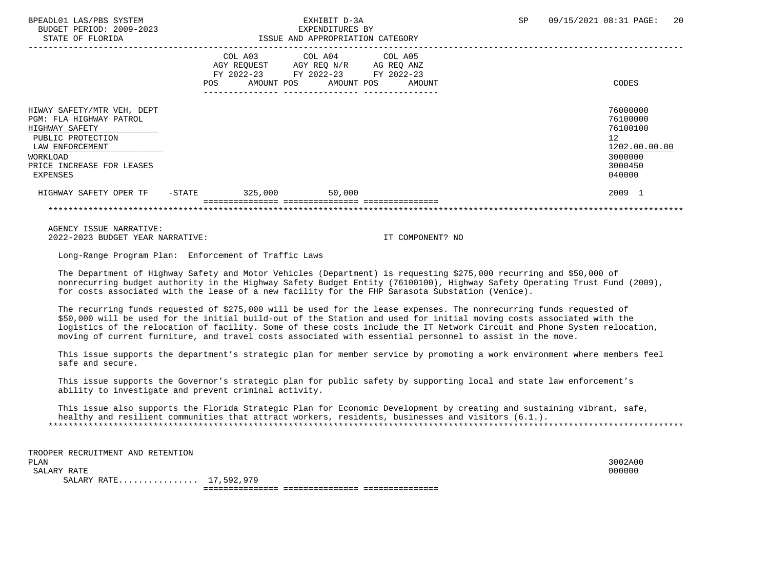| | COL A03 AGY REQUEST FY 2022-23 POS AMOUNT | COL A04 AGY REQ N/R FY 2022-23 POS AMOUNT | COL A05 AG REQ ANZ FY 2022-23 POS AMOUNT | CODES |
|---|---|---|---|---|
| HIWAY SAFETY/MTR VEH, DEPT | | | | 76000000 |
| PGM: FLA HIGHWAY PATROL | | | | 76100000 |
| HIGHWAY SAFETY | | | | 76100100 |
| PUBLIC PROTECTION | | | | 12 |
| LAW ENFORCEMENT | | | | 1202.00.00.00 |
| WORKLOAD | | | | 3000000 |
| PRICE INCREASE FOR LEASES | | | | 3000450 |
| EXPENSES | | | | 040000 |
| HIGHWAY SAFETY OPER TF -STATE | 325,000 | 50,000 | | 2009 1 |

AGENCY ISSUE NARRATIVE:
2022-2023 BUDGET YEAR NARRATIVE: IT COMPONENT? NO

Long-Range Program Plan: Enforcement of Traffic Laws

The Department of Highway Safety and Motor Vehicles (Department) is requesting $275,000 recurring and $50,000 of nonrecurring budget authority in the Highway Safety Budget Entity (76100100), Highway Safety Operating Trust Fund (2009), for costs associated with the lease of a new facility for the FHP Sarasota Substation (Venice).

The recurring funds requested of $275,000 will be used for the lease expenses. The nonrecurring funds requested of $50,000 will be used for the initial build-out of the Station and used for initial moving costs associated with the logistics of the relocation of facility. Some of these costs include the IT Network Circuit and Phone System relocation, moving of current furniture, and travel costs associated with essential personnel to assist in the move.

This issue supports the department's strategic plan for member service by promoting a work environment where members feel safe and secure.

This issue supports the Governor's strategic plan for public safety by supporting local and state law enforcement's ability to investigate and prevent criminal activity.

This issue also supports the Florida Strategic Plan for Economic Development by creating and sustaining vibrant, safe, healthy and resilient communities that attract workers, residents, businesses and visitors (6.1.).

| | COL A03 | COL A04 | COL A05 | CODES |
|---|---|---|---|---|
| TROOPER RECRUITMENT AND RETENTION PLAN | | | | 3002A00 |
| SALARY RATE | | | | 000000 |
| SALARY RATE................ | 17,592,979 | | | |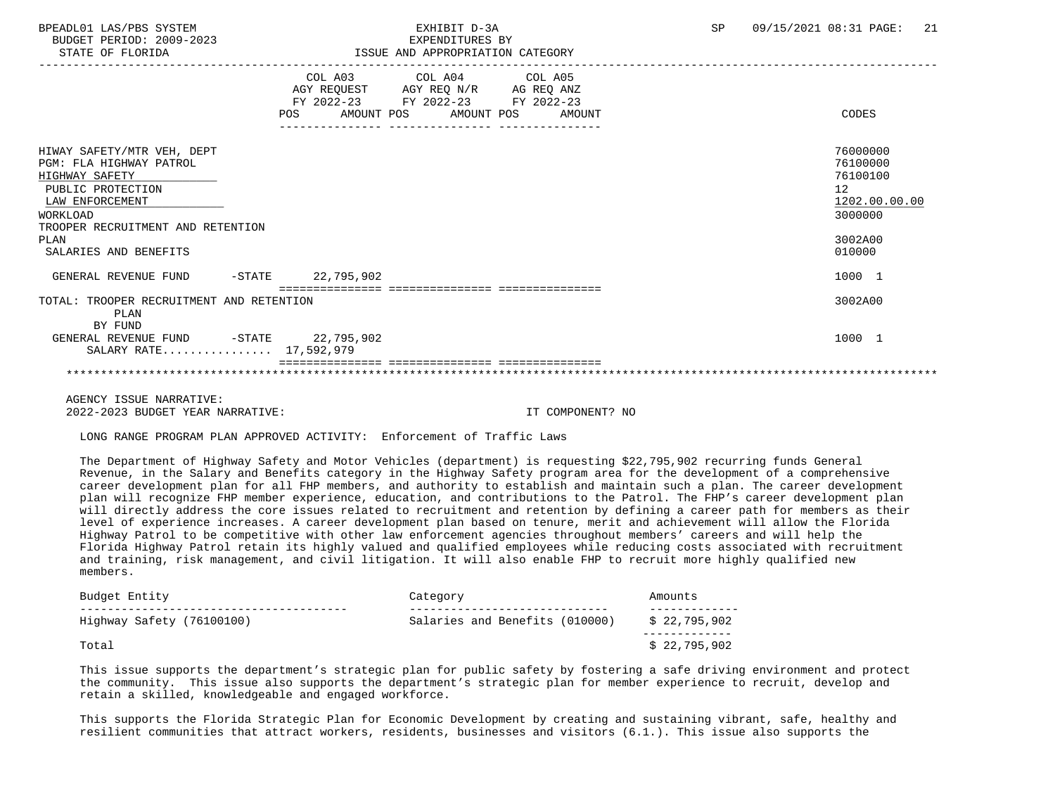EXHIBIT D-3A
EXPENDITURES BY
ISSUE AND APPROPRIATION CATEGORY

BUDGET PERIOD: 2009-2023
STATE OF FLORIDA

| | COL A03 AGY REQUEST FY 2022-23 POS | AMOUNT | COL A04 AGY REQ N/R FY 2022-23 POS | AMOUNT | COL A05 AG REQ ANZ FY 2022-23 POS | AMOUNT | CODES |
|---|---|---|---|---|---|---|---|
| HIWAY SAFETY/MTR VEH, DEPT | | | | | | | 76000000 |
| PGM: FLA HIGHWAY PATROL | | | | | | | 76100000 |
| HIGHWAY SAFETY | | | | | | | 76100100 |
| PUBLIC PROTECTION | | | | | | | 12 |
| LAW ENFORCEMENT | | | | | | | 1202.00.00.00 |
| WORKLOAD | | | | | | | 3000000 |
| TROOPER RECRUITMENT AND RETENTION PLAN | | | | | | | 3002A00 |
| SALARIES AND BENEFITS | | | | | | | 010000 |
| GENERAL REVENUE FUND -STATE | | 22,795,902 | | | | | 1000 1 |
| TOTAL: TROOPER RECRUITMENT AND RETENTION PLAN | | | | | | | 3002A00 |
| BY FUND | | | | | | | |
| GENERAL REVENUE FUND -STATE | | 22,795,902 | | | | | 1000 1 |
| SALARY RATE................ 17,592,979 | | | | | | | |

AGENCY ISSUE NARRATIVE:
2022-2023 BUDGET YEAR NARRATIVE: IT COMPONENT? NO

LONG RANGE PROGRAM PLAN APPROVED ACTIVITY: Enforcement of Traffic Laws

The Department of Highway Safety and Motor Vehicles (department) is requesting $22,795,902 recurring funds General Revenue, in the Salary and Benefits category in the Highway Safety program area for the development of a comprehensive career development plan for all FHP members, and authority to establish and maintain such a plan. The career development plan will recognize FHP member experience, education, and contributions to the Patrol. The FHP's career development plan will directly address the core issues related to recruitment and retention by defining a career path for members as their level of experience increases. A career development plan based on tenure, merit and achievement will allow the Florida Highway Patrol to be competitive with other law enforcement agencies throughout members' careers and will help the Florida Highway Patrol retain its highly valued and qualified employees while reducing costs associated with recruitment and training, risk management, and civil litigation. It will also enable FHP to recruit more highly qualified new members.

| Budget Entity | Category | Amounts |
|---|---|---|
| Highway Safety (76100100) | Salaries and Benefits (010000) | $ 22,795,902 |
| Total | | $ 22,795,902 |

This issue supports the department's strategic plan for public safety by fostering a safe driving environment and protect the community. This issue also supports the department's strategic plan for member experience to recruit, develop and retain a skilled, knowledgeable and engaged workforce.

This supports the Florida Strategic Plan for Economic Development by creating and sustaining vibrant, safe, healthy and resilient communities that attract workers, residents, businesses and visitors (6.1.). This issue also supports the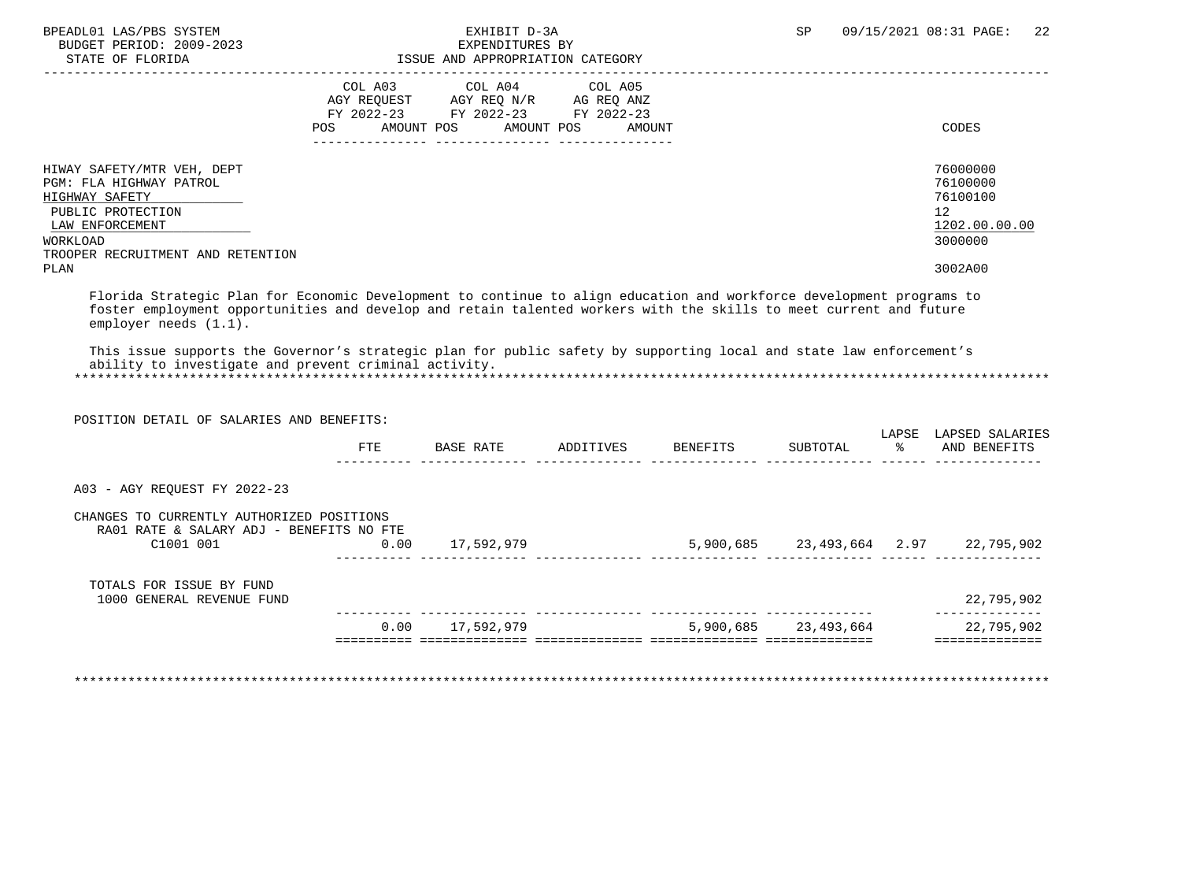| | COL A03 AGY REQUEST FY 2022-23 POS AMOUNT | COL A04 AGY REQ N/R FY 2022-23 POS AMOUNT | COL A05 AG REQ ANZ FY 2022-23 POS AMOUNT | CODES |
|---|---|---|---|---|
| HIWAY SAFETY/MTR VEH, DEPT | | | | 76000000 |
| PGM: FLA HIGHWAY PATROL | | | | 76100000 |
| HIGHWAY SAFETY | | | | 76100100 |
| PUBLIC PROTECTION | | | | 12 |
| LAW ENFORCEMENT | | | | 1202.00.00.00 |
| WORKLOAD | | | | 3000000 |
| TROOPER RECRUITMENT AND RETENTION PLAN | | | | 3002A00 |

Florida Strategic Plan for Economic Development to continue to align education and workforce development programs to foster employment opportunities and develop and retain talented workers with the skills to meet current and future employer needs (1.1).

This issue supports the Governor's strategic plan for public safety by supporting local and state law enforcement's ability to investigate and prevent criminal activity.

POSITION DETAIL OF SALARIES AND BENEFITS:

| | FTE | BASE RATE | ADDITIVES | BENEFITS | SUBTOTAL | LAPSE % | LAPSED SALARIES AND BENEFITS |
|---|---|---|---|---|---|---|---|
| A03 - AGY REQUEST FY 2022-23 | | | | | | | |
| CHANGES TO CURRENTLY AUTHORIZED POSITIONS | | | | | | | |
| RA01 RATE & SALARY ADJ - BENEFITS NO FTE | | | | | | | |
| C1001 001 | 0.00 | 17,592,979 | | 5,900,685 | 23,493,664 | 2.97 | 22,795,902 |
| TOTALS FOR ISSUE BY FUND | | | | | | | |
| 1000 GENERAL REVENUE FUND | | | | | | | 22,795,902 |
| | 0.00 | 17,592,979 | | 5,900,685 | 23,493,664 | | 22,795,902 |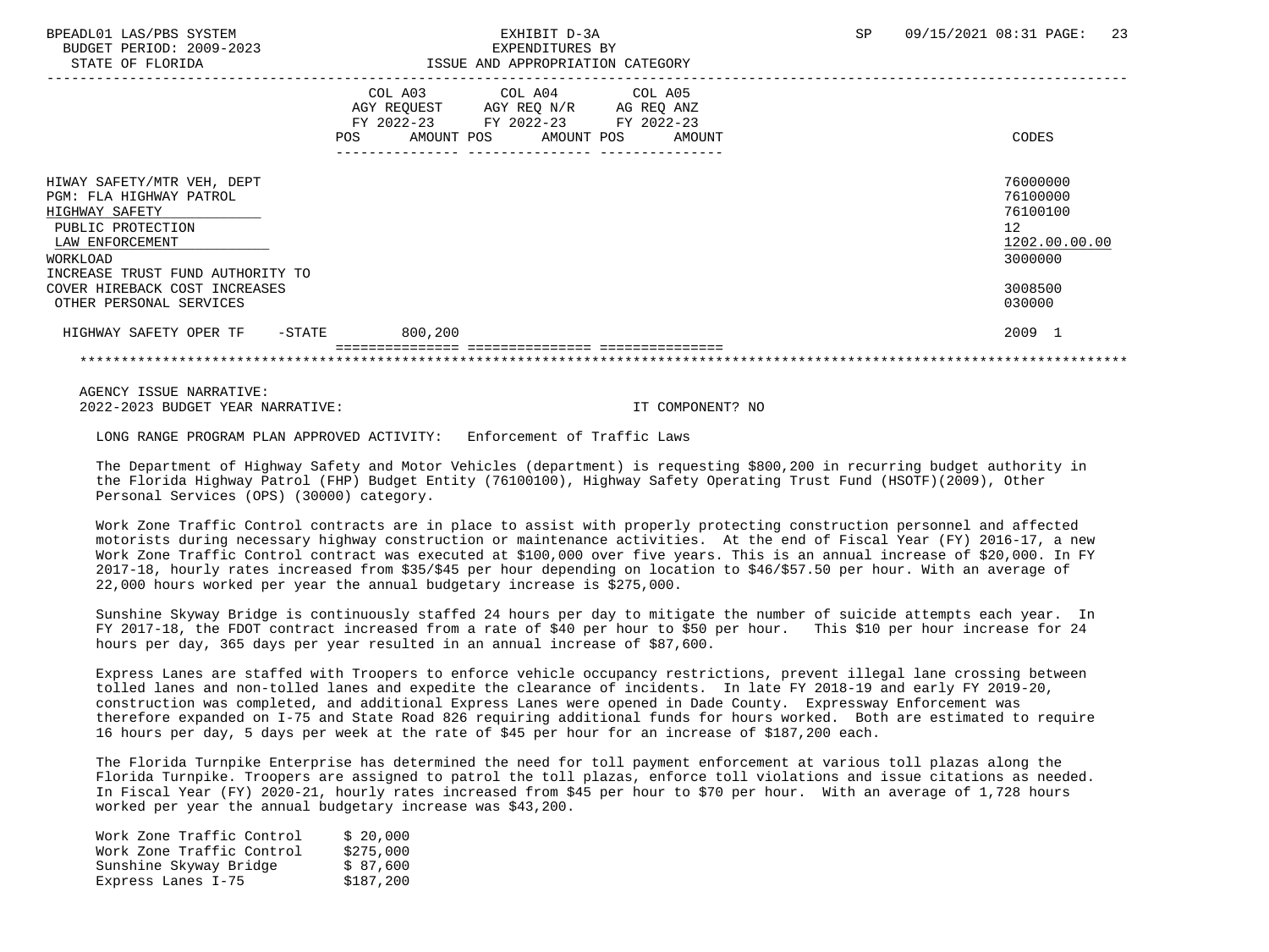BPEADL01 LAS/PBS SYSTEM | EXHIBIT D-3A | SP 09/15/2021 08:31 PAGE: 23
BUDGET PERIOD: 2009-2023 | EXPENDITURES BY
STATE OF FLORIDA | ISSUE AND APPROPRIATION CATEGORY

| | COL A03 AGY REQUEST FY 2022-23 POS AMOUNT | COL A04 AGY REQ N/R FY 2022-23 POS AMOUNT | COL A05 AG REQ ANZ FY 2022-23 POS AMOUNT | CODES |
|---|---|---|---|---|
| HIWAY SAFETY/MTR VEH, DEPT | | | | 76000000 |
| PGM: FLA HIGHWAY PATROL | | | | 76100000 |
| HIGHWAY SAFETY | | | | 76100100 |
| PUBLIC PROTECTION | | | | 12 |
| LAW ENFORCEMENT | | | | 1202.00.00.00 |
| WORKLOAD | | | | 3000000 |
| INCREASE TRUST FUND AUTHORITY TO COVER HIREBACK COST INCREASES | | | | 3008500 |
| OTHER PERSONAL SERVICES | | | | 030000 |
| HIGHWAY SAFETY OPER TF -STATE | 800,200 | | | 2009 1 |

AGENCY ISSUE NARRATIVE:
2022-2023 BUDGET YEAR NARRATIVE: IT COMPONENT? NO

LONG RANGE PROGRAM PLAN APPROVED ACTIVITY: Enforcement of Traffic Laws

The Department of Highway Safety and Motor Vehicles (department) is requesting $800,200 in recurring budget authority in the Florida Highway Patrol (FHP) Budget Entity (76100100), Highway Safety Operating Trust Fund (HSOTF)(2009), Other Personal Services (OPS) (30000) category.

Work Zone Traffic Control contracts are in place to assist with properly protecting construction personnel and affected motorists during necessary highway construction or maintenance activities. At the end of Fiscal Year (FY) 2016-17, a new Work Zone Traffic Control contract was executed at $100,000 over five years. This is an annual increase of $20,000. In FY 2017-18, hourly rates increased from $35/$45 per hour depending on location to $46/$57.50 per hour. With an average of 22,000 hours worked per year the annual budgetary increase is $275,000.

Sunshine Skyway Bridge is continuously staffed 24 hours per day to mitigate the number of suicide attempts each year. In FY 2017-18, the FDOT contract increased from a rate of $40 per hour to $50 per hour. This $10 per hour increase for 24 hours per day, 365 days per year resulted in an annual increase of $87,600.

Express Lanes are staffed with Troopers to enforce vehicle occupancy restrictions, prevent illegal lane crossing between tolled lanes and non-tolled lanes and expedite the clearance of incidents. In late FY 2018-19 and early FY 2019-20, construction was completed, and additional Express Lanes were opened in Dade County. Expressway Enforcement was therefore expanded on I-75 and State Road 826 requiring additional funds for hours worked. Both are estimated to require 16 hours per day, 5 days per week at the rate of $45 per hour for an increase of $187,200 each.

The Florida Turnpike Enterprise has determined the need for toll payment enforcement at various toll plazas along the Florida Turnpike. Troopers are assigned to patrol the toll plazas, enforce toll violations and issue citations as needed. In Fiscal Year (FY) 2020-21, hourly rates increased from $45 per hour to $70 per hour. With an average of 1,728 hours worked per year the annual budgetary increase was $43,200.

| | |
|---|---|
| Work Zone Traffic Control | $ 20,000 |
| Work Zone Traffic Control | $275,000 |
| Sunshine Skyway Bridge | $ 87,600 |
| Express Lanes I-75 | $187,200 |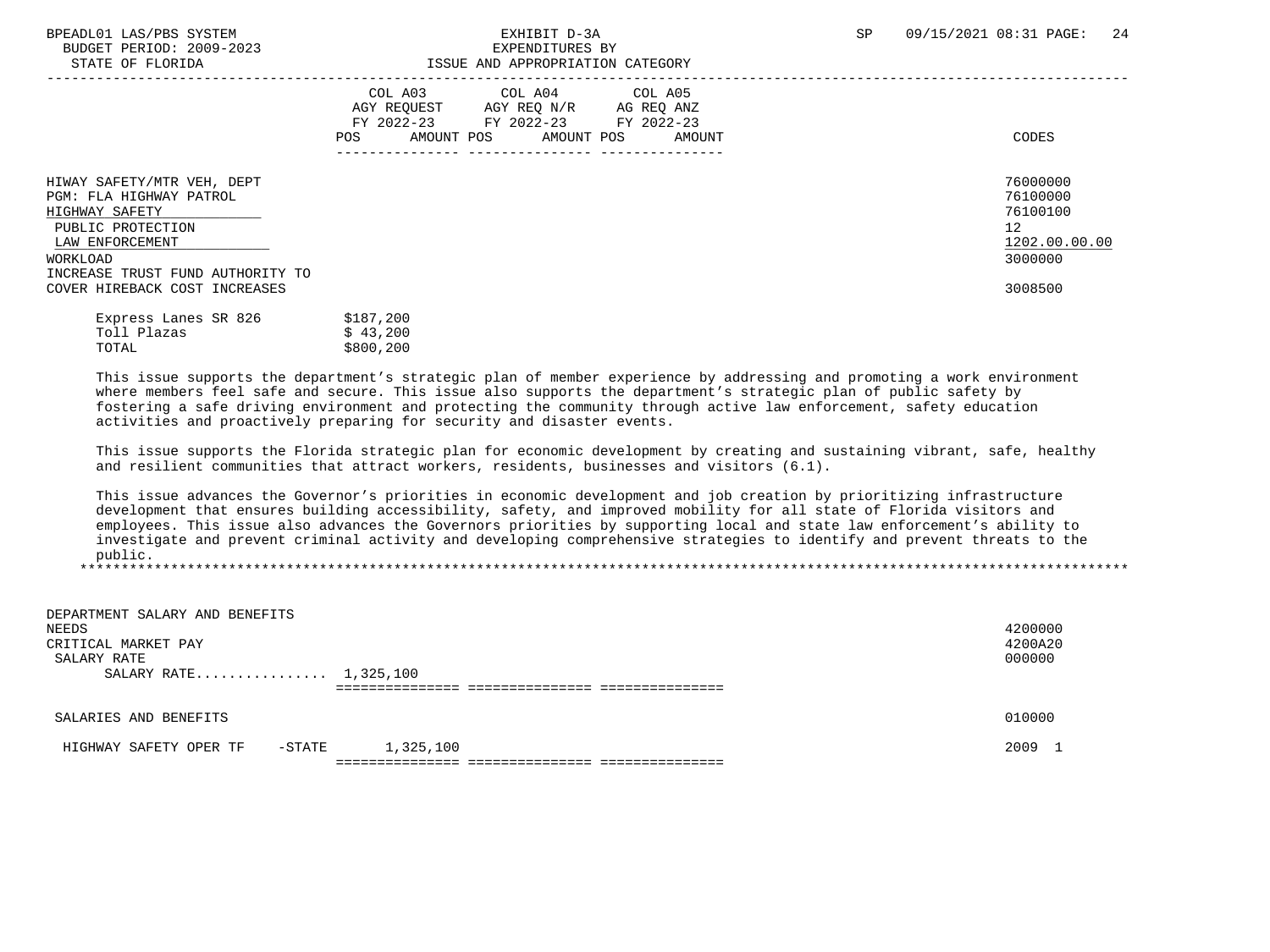| | COL A03 AGY REQUEST FY 2022-23 POS AMOUNT | COL A04 AGY REQ N/R FY 2022-23 POS AMOUNT | COL A05 AG REQ ANZ FY 2022-23 POS AMOUNT | CODES |
|---|---|---|---|---|
| HIWAY SAFETY/MTR VEH, DEPT | | | | 76000000 |
| PGM: FLA HIGHWAY PATROL | | | | 76100000 |
| HIGHWAY SAFETY | | | | 76100100 |
| PUBLIC PROTECTION | | | | 12 |
| LAW ENFORCEMENT | | | | 1202.00.00.00 |
| WORKLOAD | | | | 3000000 |
| INCREASE TRUST FUND AUTHORITY TO COVER HIREBACK COST INCREASES | | | | 3008500 |

| | |
|---|---|
| Express Lanes SR 826 | $187,200 |
| Toll Plazas | $ 43,200 |
| TOTAL | $800,200 |

This issue supports the department's strategic plan of member experience by addressing and promoting a work environment where members feel safe and secure. This issue also supports the department's strategic plan of public safety by fostering a safe driving environment and protecting the community through active law enforcement, safety education activities and proactively preparing for security and disaster events.

This issue supports the Florida strategic plan for economic development by creating and sustaining vibrant, safe, healthy and resilient communities that attract workers, residents, businesses and visitors (6.1).

This issue advances the Governor's priorities in economic development and job creation by prioritizing infrastructure development that ensures building accessibility, safety, and improved mobility for all state of Florida visitors and employees. This issue also advances the Governors priorities by supporting local and state law enforcement's ability to investigate and prevent criminal activity and developing comprehensive strategies to identify and prevent threats to the public.

*******************************************************************************************************************************

| | COL A03 | COL A04 | COL A05 | CODES |
|---|---|---|---|---|
| DEPARTMENT SALARY AND BENEFITS | | | | |
| NEEDS | | | | 4200000 |
| CRITICAL MARKET PAY | | | | 4200A20 |
| SALARY RATE | | | | 000000 |
| SALARY RATE................ | 1,325,100 | | | |
| SALARIES AND BENEFITS | | | | 010000 |
| HIGHWAY SAFETY OPER TF -STATE | 1,325,100 | | | 2009 1 |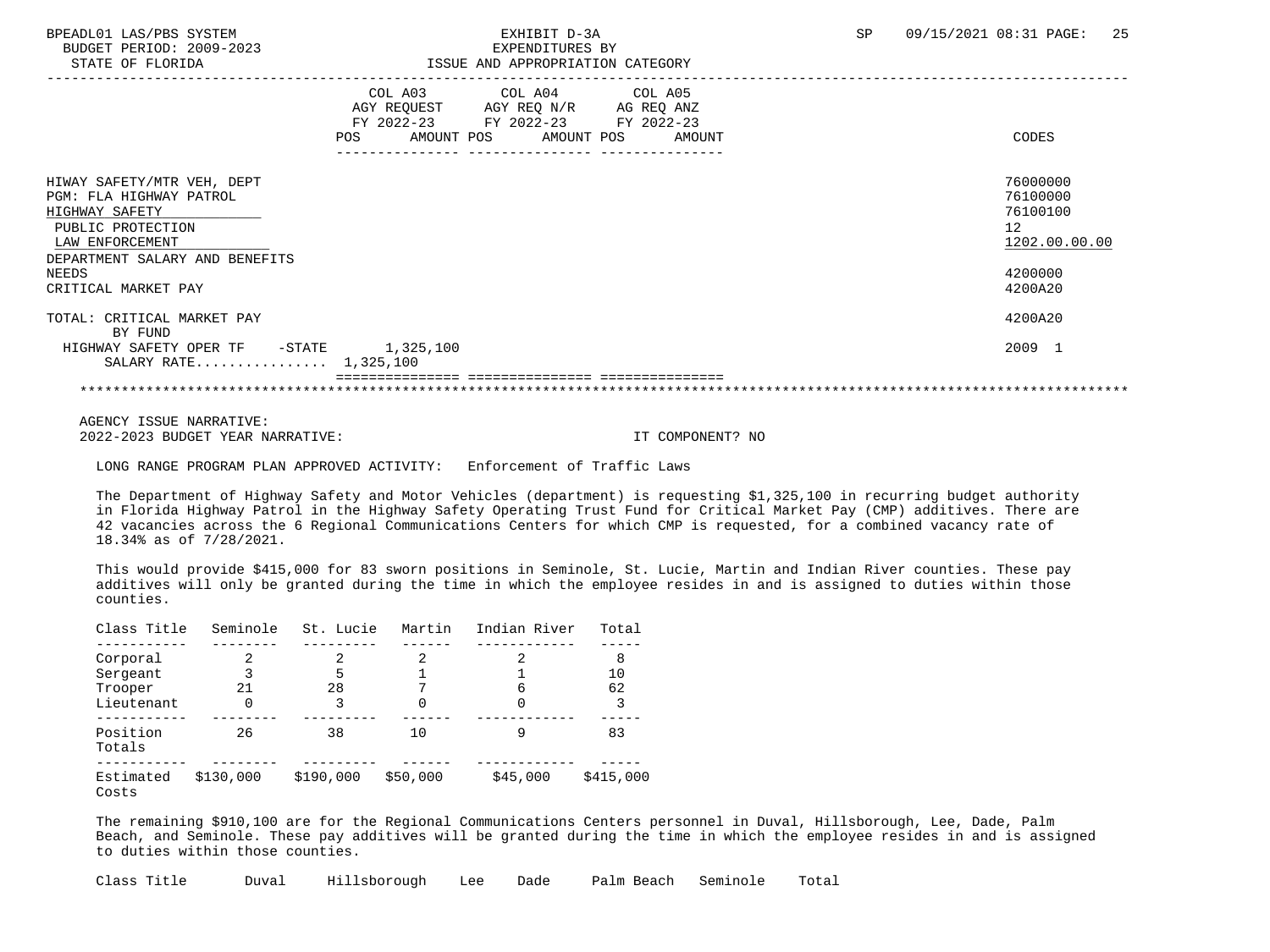EXHIBIT D-3A
EXPENDITURES BY
ISSUE AND APPROPRIATION CATEGORY

BUDGET PERIOD: 2009-2023
STATE OF FLORIDA

| | COL A03 AGY REQUEST FY 2022-23 POS AMOUNT | COL A04 AGY REQ N/R FY 2022-23 POS AMOUNT | COL A05 AG REQ ANZ FY 2022-23 POS AMOUNT | CODES |
|---|---|---|---|---|
| HIWAY SAFETY/MTR VEH, DEPT | | | | 76000000 |
| PGM: FLA HIGHWAY PATROL | | | | 76100000 |
| HIGHWAY SAFETY | | | | 76100100 |
| PUBLIC PROTECTION | | | | 12 |
| LAW ENFORCEMENT | | | | 1202.00.00.00 |
| DEPARTMENT SALARY AND BENEFITS NEEDS | | | | 4200000 |
| CRITICAL MARKET PAY | | | | 4200A20 |
| TOTAL: CRITICAL MARKET PAY BY FUND | | | | 4200A20 |
| HIGHWAY SAFETY OPER TF -STATE | 1,325,100 | | | 2009 1 |
| SALARY RATE................ 1,325,100 | | | | |

AGENCY ISSUE NARRATIVE:
2022-2023 BUDGET YEAR NARRATIVE: IT COMPONENT? NO

LONG RANGE PROGRAM PLAN APPROVED ACTIVITY: Enforcement of Traffic Laws

The Department of Highway Safety and Motor Vehicles (department) is requesting $1,325,100 in recurring budget authority in Florida Highway Patrol in the Highway Safety Operating Trust Fund for Critical Market Pay (CMP) additives. There are 42 vacancies across the 6 Regional Communications Centers for which CMP is requested, for a combined vacancy rate of 18.34% as of 7/28/2021.

This would provide $415,000 for 83 sworn positions in Seminole, St. Lucie, Martin and Indian River counties. These pay additives will only be granted during the time in which the employee resides in and is assigned to duties within those counties.

| Class Title | Seminole | St. Lucie | Martin | Indian River | Total |
|---|---|---|---|---|---|
| Corporal | 2 | 2 | 2 | 2 | 8 |
| Sergeant | 3 | 5 | 1 | 1 | 10 |
| Trooper | 21 | 28 | 7 | 6 | 62 |
| Lieutenant | 0 | 3 | 0 | 0 | 3 |
| Position Totals | 26 | 38 | 10 | 9 | 83 |
| Estimated Costs | $130,000 | $190,000 | $50,000 | $45,000 | $415,000 |

The remaining $910,100 are for the Regional Communications Centers personnel in Duval, Hillsborough, Lee, Dade, Palm Beach, and Seminole. These pay additives will be granted during the time in which the employee resides in and is assigned to duties within those counties.

| Class Title | Duval | Hillsborough | Lee | Dade | Palm Beach | Seminole | Total |
|---|---|---|---|---|---|---|---|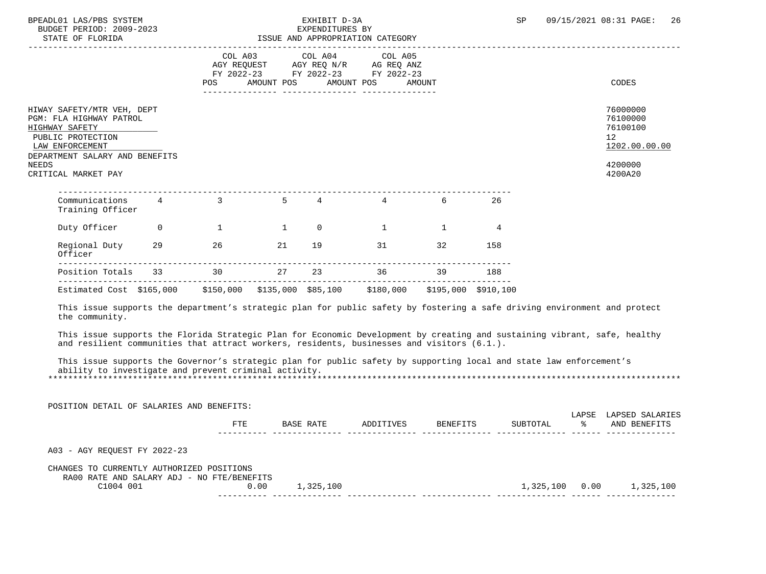HIWAY SAFETY/MTR VEH, DEPT — 76000000
PGM: FLA HIGHWAY PATROL — 76100000
HIGHWAY SAFETY — 76100100
PUBLIC PROTECTION — 12
LAW ENFORCEMENT — 1202.00.00.00
DEPARTMENT SALARY AND BENEFITS
NEEDS — 4200000
CRITICAL MARKET PAY — 4200A20

| | | | | | | | |
|---|---|---|---|---|---|---|---|
| Communications Training Officer | 4 | 3 | 5 | 4 | 4 | 6 | 26 |
| Duty Officer | 0 | 1 | 1 | 0 | 1 | 1 | 4 |
| Regional Duty Officer | 29 | 26 | 21 | 19 | 31 | 32 | 158 |
| Position Totals | 33 | 30 | 27 | 23 | 36 | 39 | 188 |
| Estimated Cost | $165,000 | $150,000 | $135,000 | $85,100 | $180,000 | $195,000 | $910,100 |

This issue supports the department's strategic plan for public safety by fostering a safe driving environment and protect the community.

This issue supports the Florida Strategic Plan for Economic Development by creating and sustaining vibrant, safe, healthy and resilient communities that attract workers, residents, businesses and visitors (6.1.).

This issue supports the Governor's strategic plan for public safety by supporting local and state law enforcement's ability to investigate and prevent criminal activity.

POSITION DETAIL OF SALARIES AND BENEFITS:

| | FTE | BASE RATE | ADDITIVES | BENEFITS | SUBTOTAL | LAPSE % | LAPSED SALARIES AND BENEFITS |
|---|---|---|---|---|---|---|---|
| A03 - AGY REQUEST FY 2022-23 | | | | | | | |
| CHANGES TO CURRENTLY AUTHORIZED POSITIONS | | | | | | | |
| RA00 RATE AND SALARY ADJ - NO FTE/BENEFITS | | | | | | | |
| C1004 001 | 0.00 | 1,325,100 | | | 1,325,100 | 0.00 | 1,325,100 |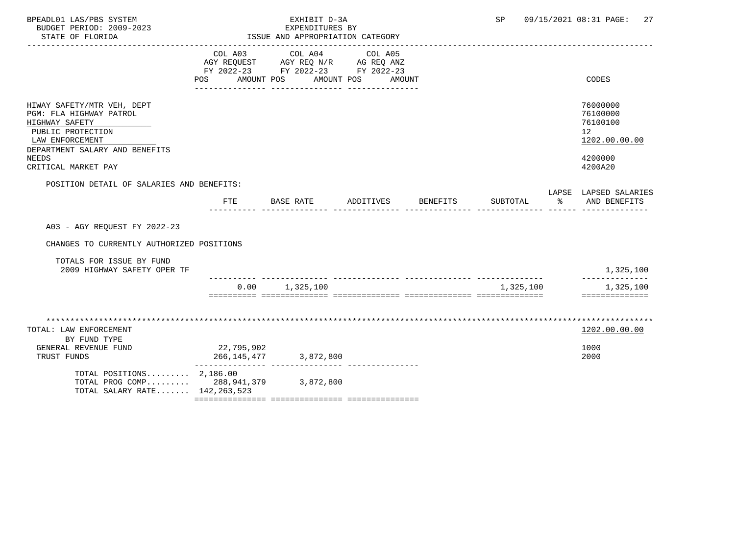BPEADL01 LAS/PBS SYSTEM
BUDGET PERIOD: 2009-2023
STATE OF FLORIDA

EXHIBIT D-3A
EXPENDITURES BY
ISSUE AND APPROPRIATION CATEGORY

SP 09/15/2021 08:31

| | COL A03 AGY REQUEST FY 2022-23 POS AMOUNT | COL A04 AGY REQ N/R FY 2022-23 POS AMOUNT | COL A05 AG REQ ANZ FY 2022-23 POS AMOUNT | CODES |
|---|---|---|---|---|
| HIWAY SAFETY/MTR VEH, DEPT | | | | 76000000 |
| PGM: FLA HIGHWAY PATROL | | | | 76100000 |
| HIGHWAY SAFETY | | | | 76100100 |
| PUBLIC PROTECTION | | | | 12 |
| LAW ENFORCEMENT | | | | 1202.00.00.00 |
| DEPARTMENT SALARY AND BENEFITS NEEDS | | | | 4200000 |
| CRITICAL MARKET PAY | | | | 4200A20 |

POSITION DETAIL OF SALARIES AND BENEFITS:

| | FTE | BASE RATE | ADDITIVES | BENEFITS | SUBTOTAL | LAPSE % | LAPSED SALARIES AND BENEFITS |
|---|---|---|---|---|---|---|---|
| A03 - AGY REQUEST FY 2022-23 | | | | | | | |
| CHANGES TO CURRENTLY AUTHORIZED POSITIONS | | | | | | | |
| TOTALS FOR ISSUE BY FUND | | | | | | | |
| 2009 HIGHWAY SAFETY OPER TF | | | | | | | 1,325,100 |
| | 0.00 | 1,325,100 | | | 1,325,100 | | 1,325,100 |

| | COL A03 | COL A04 | COL A05 | CODES |
|---|---|---|---|---|
| TOTAL: LAW ENFORCEMENT | | | | 1202.00.00.00 |
| BY FUND TYPE | | | | |
| GENERAL REVENUE FUND | 22,795,902 | | | 1000 |
| TRUST FUNDS | 266,145,477 | 3,872,800 | | 2000 |
| TOTAL POSITIONS......... | 2,186.00 | | | |
| TOTAL PROG COMP......... | 288,941,379 | 3,872,800 | | |
| TOTAL SALARY RATE....... | 142,263,523 | | | |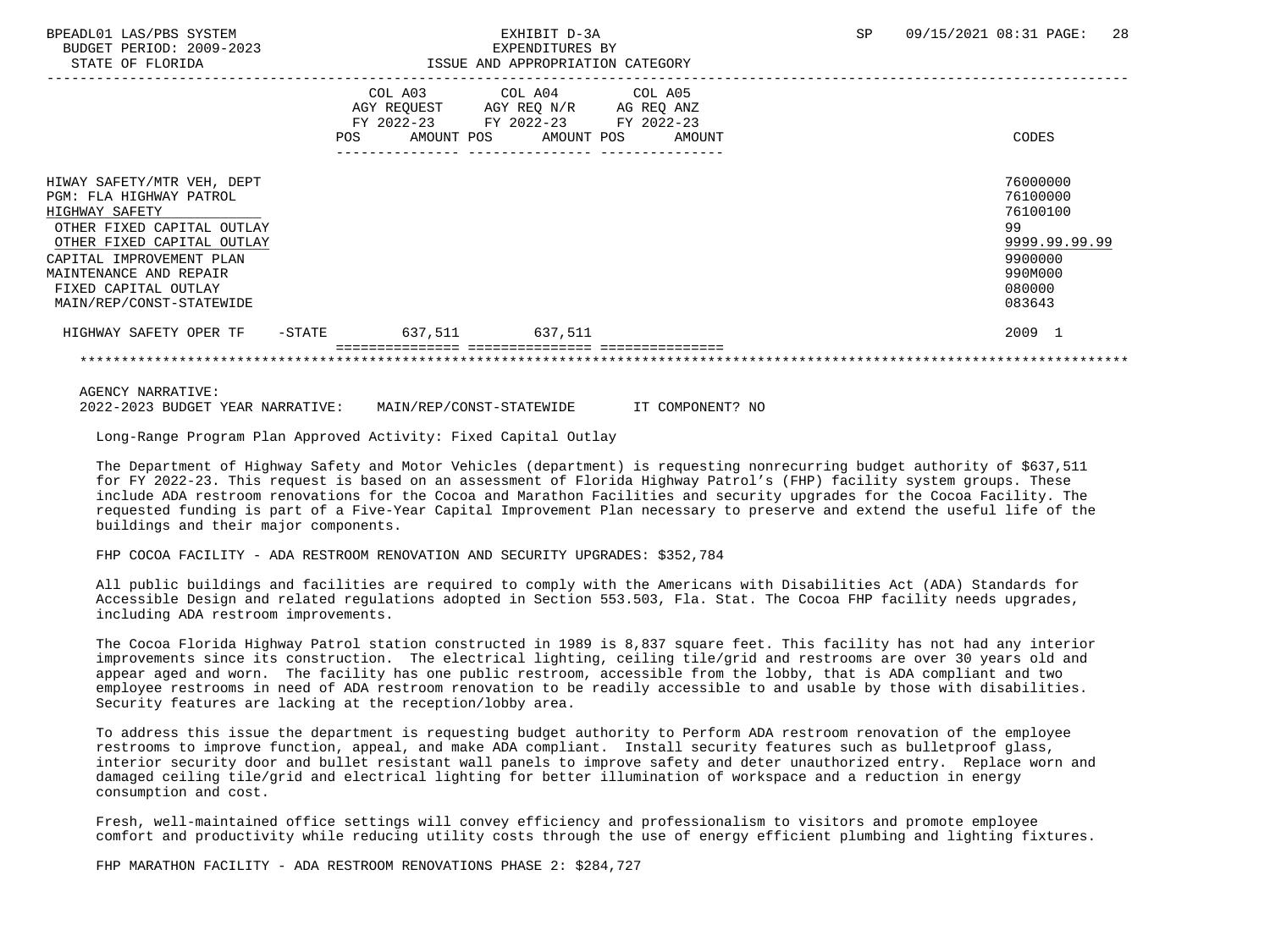BPEADL01 LAS/PBS SYSTEM
BUDGET PERIOD: 2009-2023
STATE OF FLORIDA

EXHIBIT D-3A
EXPENDITURES BY
ISSUE AND APPROPRIATION CATEGORY

SP 09/15/2021 08:31 PAGE: 28

| | COL A03 AGY REQUEST FY 2022-23 POS AMOUNT | COL A04 AGY REQ N/R FY 2022-23 POS AMOUNT | COL A05 AG REQ ANZ FY 2022-23 POS AMOUNT | CODES |
|---|---|---|---|---|
| HIWAY SAFETY/MTR VEH, DEPT | | | | 76000000 |
| PGM: FLA HIGHWAY PATROL | | | | 76100000 |
| HIGHWAY SAFETY | | | | 76100100 |
| OTHER FIXED CAPITAL OUTLAY | | | | 99 |
| OTHER FIXED CAPITAL OUTLAY | | | | 9999.99.99.99 |
| CAPITAL IMPROVEMENT PLAN | | | | 9900000 |
| MAINTENANCE AND REPAIR | | | | 990M000 |
| FIXED CAPITAL OUTLAY | | | | 080000 |
| MAIN/REP/CONST-STATEWIDE | | | | 083643 |
| HIGHWAY SAFETY OPER TF -STATE | 637,511 | 637,511 | | 2009 1 |

AGENCY NARRATIVE:
2022-2023 BUDGET YEAR NARRATIVE: MAIN/REP/CONST-STATEWIDE IT COMPONENT? NO

Long-Range Program Plan Approved Activity: Fixed Capital Outlay

The Department of Highway Safety and Motor Vehicles (department) is requesting nonrecurring budget authority of $637,511 for FY 2022-23. This request is based on an assessment of Florida Highway Patrol's (FHP) facility system groups. These include ADA restroom renovations for the Cocoa and Marathon Facilities and security upgrades for the Cocoa Facility. The requested funding is part of a Five-Year Capital Improvement Plan necessary to preserve and extend the useful life of the buildings and their major components.

FHP COCOA FACILITY - ADA RESTROOM RENOVATION AND SECURITY UPGRADES: $352,784

All public buildings and facilities are required to comply with the Americans with Disabilities Act (ADA) Standards for Accessible Design and related regulations adopted in Section 553.503, Fla. Stat. The Cocoa FHP facility needs upgrades, including ADA restroom improvements.

The Cocoa Florida Highway Patrol station constructed in 1989 is 8,837 square feet. This facility has not had any interior improvements since its construction. The electrical lighting, ceiling tile/grid and restrooms are over 30 years old and appear aged and worn. The facility has one public restroom, accessible from the lobby, that is ADA compliant and two employee restrooms in need of ADA restroom renovation to be readily accessible to and usable by those with disabilities. Security features are lacking at the reception/lobby area.

To address this issue the department is requesting budget authority to Perform ADA restroom renovation of the employee restrooms to improve function, appeal, and make ADA compliant. Install security features such as bulletproof glass, interior security door and bullet resistant wall panels to improve safety and deter unauthorized entry. Replace worn and damaged ceiling tile/grid and electrical lighting for better illumination of workspace and a reduction in energy consumption and cost.

Fresh, well-maintained office settings will convey efficiency and professionalism to visitors and promote employee comfort and productivity while reducing utility costs through the use of energy efficient plumbing and lighting fixtures.

FHP MARATHON FACILITY - ADA RESTROOM RENOVATIONS PHASE 2: $284,727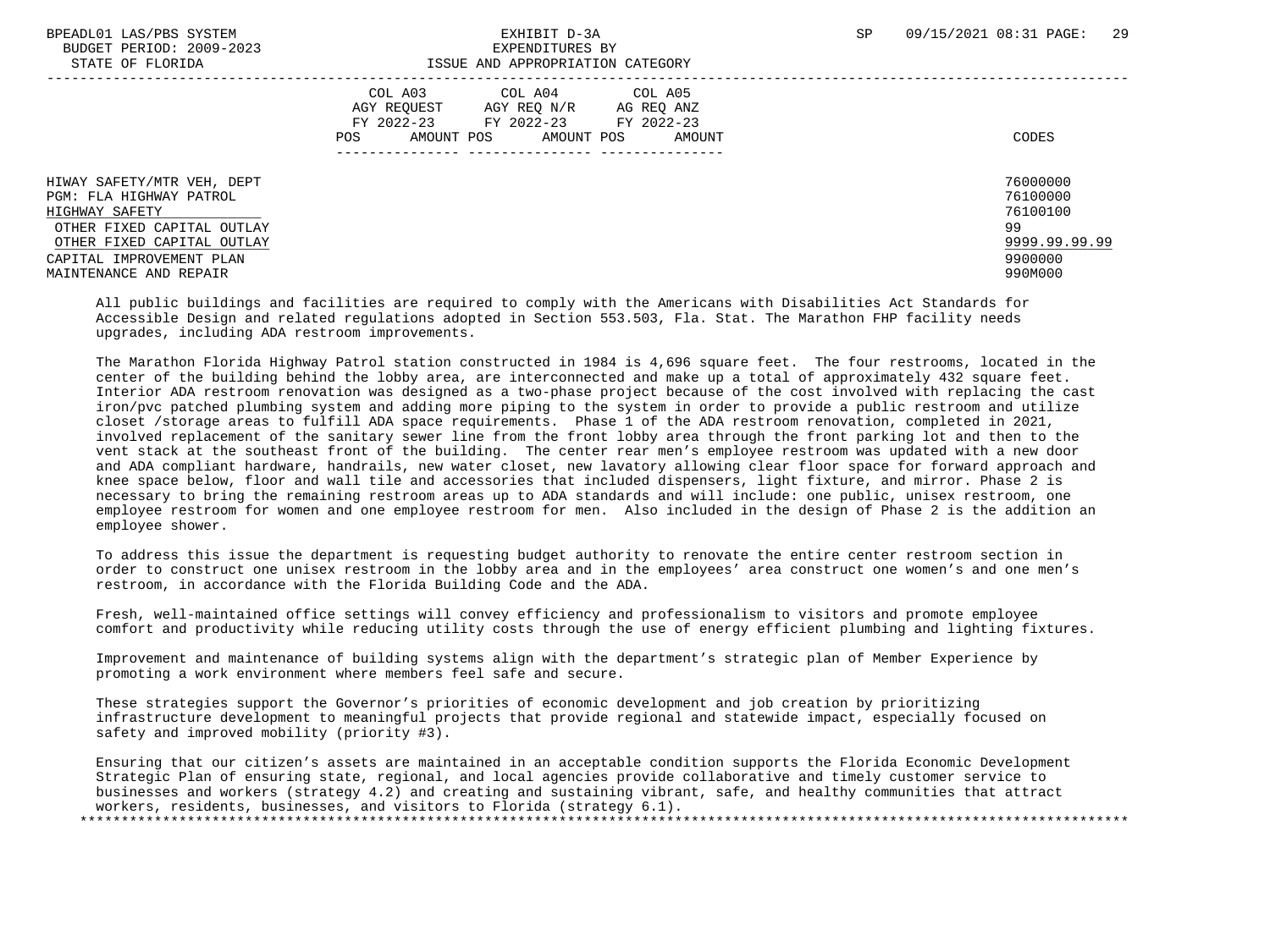| | COL A03 AGY REQUEST FY 2022-23 | | COL A04 AGY REQ N/R FY 2022-23 | | COL A05 AG REQ ANZ FY 2022-23 | | |
|---|---|---|---|---|---|---|---|
| | POS | AMOUNT | POS | AMOUNT | POS | AMOUNT | CODES |
| HIWAY SAFETY/MTR VEH, DEPT | | | | | | | 76000000 |
| PGM: FLA HIGHWAY PATROL | | | | | | | 76100000 |
| HIGHWAY SAFETY | | | | | | | 76100100 |
| OTHER FIXED CAPITAL OUTLAY | | | | | | | 99 |
| OTHER FIXED CAPITAL OUTLAY | | | | | | | 9999.99.99.99 |
| CAPITAL IMPROVEMENT PLAN | | | | | | | 9900000 |
| MAINTENANCE AND REPAIR | | | | | | | 990M000 |

All public buildings and facilities are required to comply with the Americans with Disabilities Act Standards for Accessible Design and related regulations adopted in Section 553.503, Fla. Stat. The Marathon FHP facility needs upgrades, including ADA restroom improvements.

The Marathon Florida Highway Patrol station constructed in 1984 is 4,696 square feet. The four restrooms, located in the center of the building behind the lobby area, are interconnected and make up a total of approximately 432 square feet. Interior ADA restroom renovation was designed as a two-phase project because of the cost involved with replacing the cast iron/pvc patched plumbing system and adding more piping to the system in order to provide a public restroom and utilize closet /storage areas to fulfill ADA space requirements. Phase 1 of the ADA restroom renovation, completed in 2021, involved replacement of the sanitary sewer line from the front lobby area through the front parking lot and then to the vent stack at the southeast front of the building. The center rear men's employee restroom was updated with a new door and ADA compliant hardware, handrails, new water closet, new lavatory allowing clear floor space for forward approach and knee space below, floor and wall tile and accessories that included dispensers, light fixture, and mirror. Phase 2 is necessary to bring the remaining restroom areas up to ADA standards and will include: one public, unisex restroom, one employee restroom for women and one employee restroom for men. Also included in the design of Phase 2 is the addition an employee shower.

To address this issue the department is requesting budget authority to renovate the entire center restroom section in order to construct one unisex restroom in the lobby area and in the employees' area construct one women's and one men's restroom, in accordance with the Florida Building Code and the ADA.

Fresh, well-maintained office settings will convey efficiency and professionalism to visitors and promote employee comfort and productivity while reducing utility costs through the use of energy efficient plumbing and lighting fixtures.

Improvement and maintenance of building systems align with the department's strategic plan of Member Experience by promoting a work environment where members feel safe and secure.

These strategies support the Governor's priorities of economic development and job creation by prioritizing infrastructure development to meaningful projects that provide regional and statewide impact, especially focused on safety and improved mobility (priority #3).

Ensuring that our citizen's assets are maintained in an acceptable condition supports the Florida Economic Development Strategic Plan of ensuring state, regional, and local agencies provide collaborative and timely customer service to businesses and workers (strategy 4.2) and creating and sustaining vibrant, safe, and healthy communities that attract workers, residents, businesses, and visitors to Florida (strategy 6.1).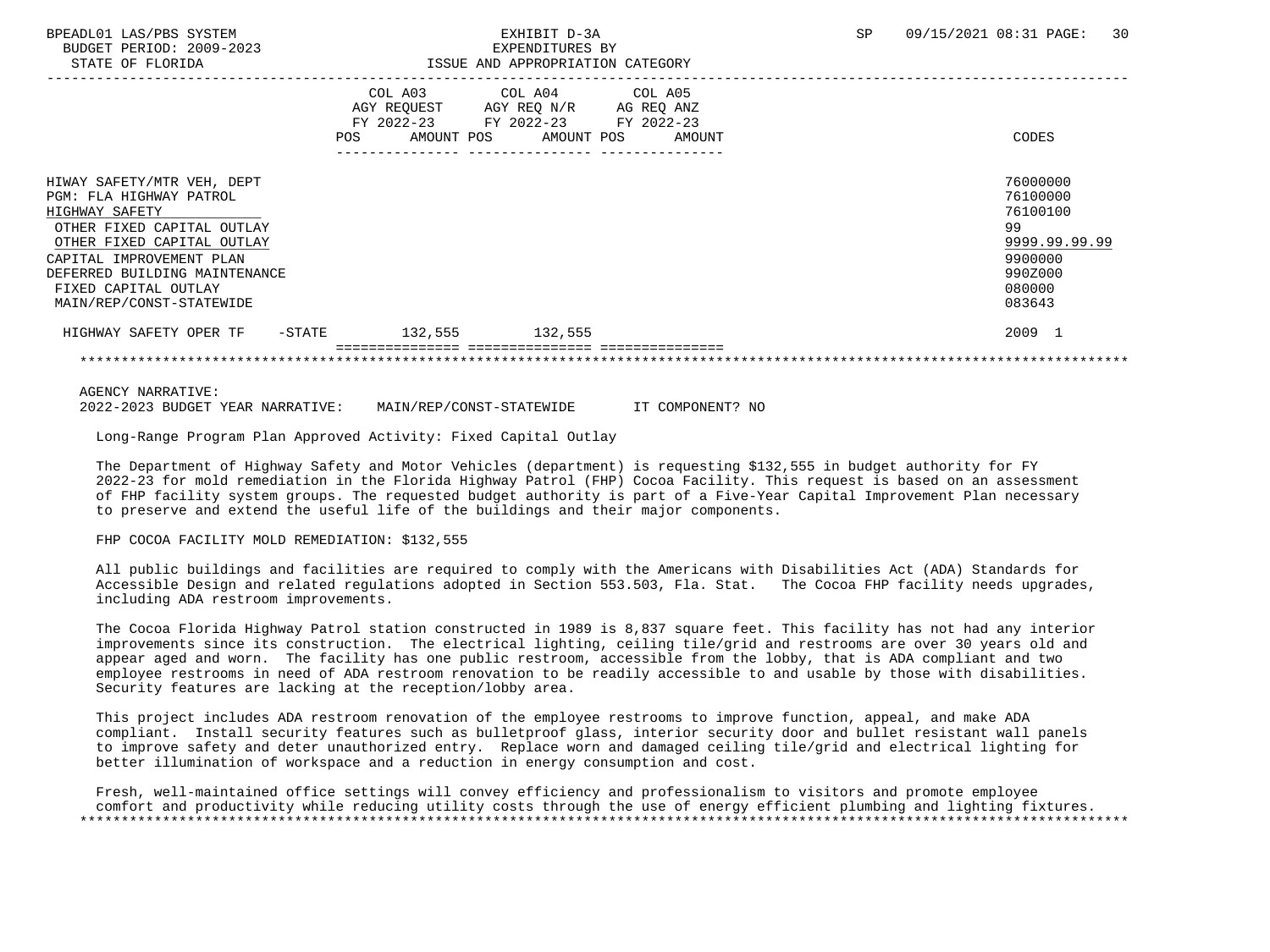BPEADL01 LAS/PBS SYSTEM EXHIBIT D-3A SP 09/15/2021 08:31 PAGE: 30
BUDGET PERIOD: 2009-2023 EXPENDITURES BY
STATE OF FLORIDA ISSUE AND APPROPRIATION CATEGORY

| | COL A03 AGY REQUEST FY 2022-23 POS AMOUNT | COL A04 AGY REQ N/R FY 2022-23 POS AMOUNT | COL A05 AG REQ ANZ FY 2022-23 POS AMOUNT | CODES |
|---|---|---|---|---|
| HIWAY SAFETY/MTR VEH, DEPT | | | | 76000000 |
| PGM: FLA HIGHWAY PATROL | | | | 76100000 |
| HIGHWAY SAFETY | | | | 76100100 |
| OTHER FIXED CAPITAL OUTLAY | | | | 99 |
| OTHER FIXED CAPITAL OUTLAY | | | | 9999.99.99.99 |
| CAPITAL IMPROVEMENT PLAN | | | | 9900000 |
| DEFERRED BUILDING MAINTENANCE | | | | 990Z000 |
| FIXED CAPITAL OUTLAY | | | | 080000 |
| MAIN/REP/CONST-STATEWIDE | | | | 083643 |
| HIGHWAY SAFETY OPER TF -STATE | 132,555 | 132,555 | | 2009 1 |

AGENCY NARRATIVE:
2022-2023 BUDGET YEAR NARRATIVE: MAIN/REP/CONST-STATEWIDE IT COMPONENT? NO

Long-Range Program Plan Approved Activity: Fixed Capital Outlay

The Department of Highway Safety and Motor Vehicles (department) is requesting $132,555 in budget authority for FY 2022-23 for mold remediation in the Florida Highway Patrol (FHP) Cocoa Facility. This request is based on an assessment of FHP facility system groups. The requested budget authority is part of a Five-Year Capital Improvement Plan necessary to preserve and extend the useful life of the buildings and their major components.

FHP COCOA FACILITY MOLD REMEDIATION: $132,555

All public buildings and facilities are required to comply with the Americans with Disabilities Act (ADA) Standards for Accessible Design and related regulations adopted in Section 553.503, Fla. Stat. The Cocoa FHP facility needs upgrades, including ADA restroom improvements.

The Cocoa Florida Highway Patrol station constructed in 1989 is 8,837 square feet. This facility has not had any interior improvements since its construction. The electrical lighting, ceiling tile/grid and restrooms are over 30 years old and appear aged and worn. The facility has one public restroom, accessible from the lobby, that is ADA compliant and two employee restrooms in need of ADA restroom renovation to be readily accessible to and usable by those with disabilities. Security features are lacking at the reception/lobby area.

This project includes ADA restroom renovation of the employee restrooms to improve function, appeal, and make ADA compliant. Install security features such as bulletproof glass, interior security door and bullet resistant wall panels to improve safety and deter unauthorized entry. Replace worn and damaged ceiling tile/grid and electrical lighting for better illumination of workspace and a reduction in energy consumption and cost.

Fresh, well-maintained office settings will convey efficiency and professionalism to visitors and promote employee comfort and productivity while reducing utility costs through the use of energy efficient plumbing and lighting fixtures.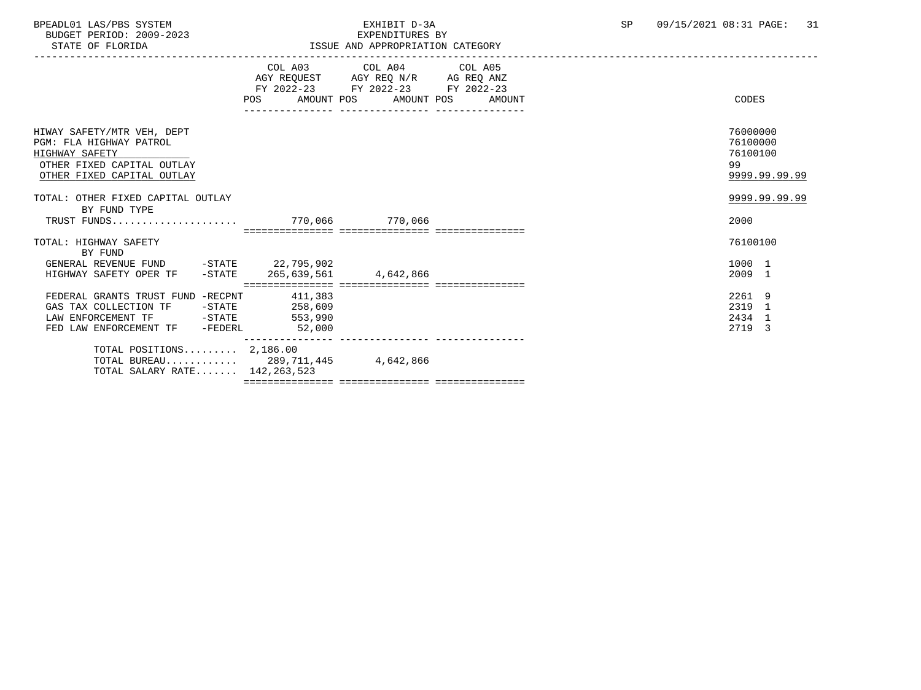BPEADL01 LAS/PBS SYSTEM  
BUDGET PERIOD: 2009-2023  
STATE OF FLORIDA

EXHIBIT D-3A  
EXPENDITURES BY  
ISSUE AND APPROPRIATION CATEGORY

SP 09/15/2021 08:31

| | COL A03 AGY REQUEST FY 2022-23 POS | AMOUNT | COL A04 AGY REQ N/R FY 2022-23 POS | AMOUNT | COL A05 AG REQ ANZ FY 2022-23 POS | AMOUNT | CODES |
|---|---|---|---|---|---|---|---|
| HIWAY SAFETY/MTR VEH, DEPT | | | | | | | 76000000 |
| PGM: FLA HIGHWAY PATROL | | | | | | | 76100000 |
| HIGHWAY SAFETY | | | | | | | 76100100 |
| OTHER FIXED CAPITAL OUTLAY | | | | | | | 99 |
| OTHER FIXED CAPITAL OUTLAY | | | | | | | 9999.99.99.99 |
| TOTAL: OTHER FIXED CAPITAL OUTLAY | | | | | | | 9999.99.99.99 |
| BY FUND TYPE | | | | | | | |
| TRUST FUNDS | | 770,066 | | 770,066 | | | 2000 |
| TOTAL: HIGHWAY SAFETY | | | | | | | 76100100 |
| BY FUND | | | | | | | |
| GENERAL REVENUE FUND -STATE | | 22,795,902 | | | | | 1000 1 |
| HIGHWAY SAFETY OPER TF -STATE | | 265,639,561 | | 4,642,866 | | | 2009 1 |
| FEDERAL GRANTS TRUST FUND -RECPNT | | 411,383 | | | | | 2261 9 |
| GAS TAX COLLECTION TF -STATE | | 258,609 | | | | | 2319 1 |
| LAW ENFORCEMENT TF -STATE | | 553,990 | | | | | 2434 1 |
| FED LAW ENFORCEMENT TF -FEDERL | | 52,000 | | | | | 2719 3 |
| TOTAL POSITIONS | 2,186.00 | | | | | | |
| TOTAL BUREAU | | 289,711,445 | | 4,642,866 | | | |
| TOTAL SALARY RATE | | 142,263,523 | | | | | |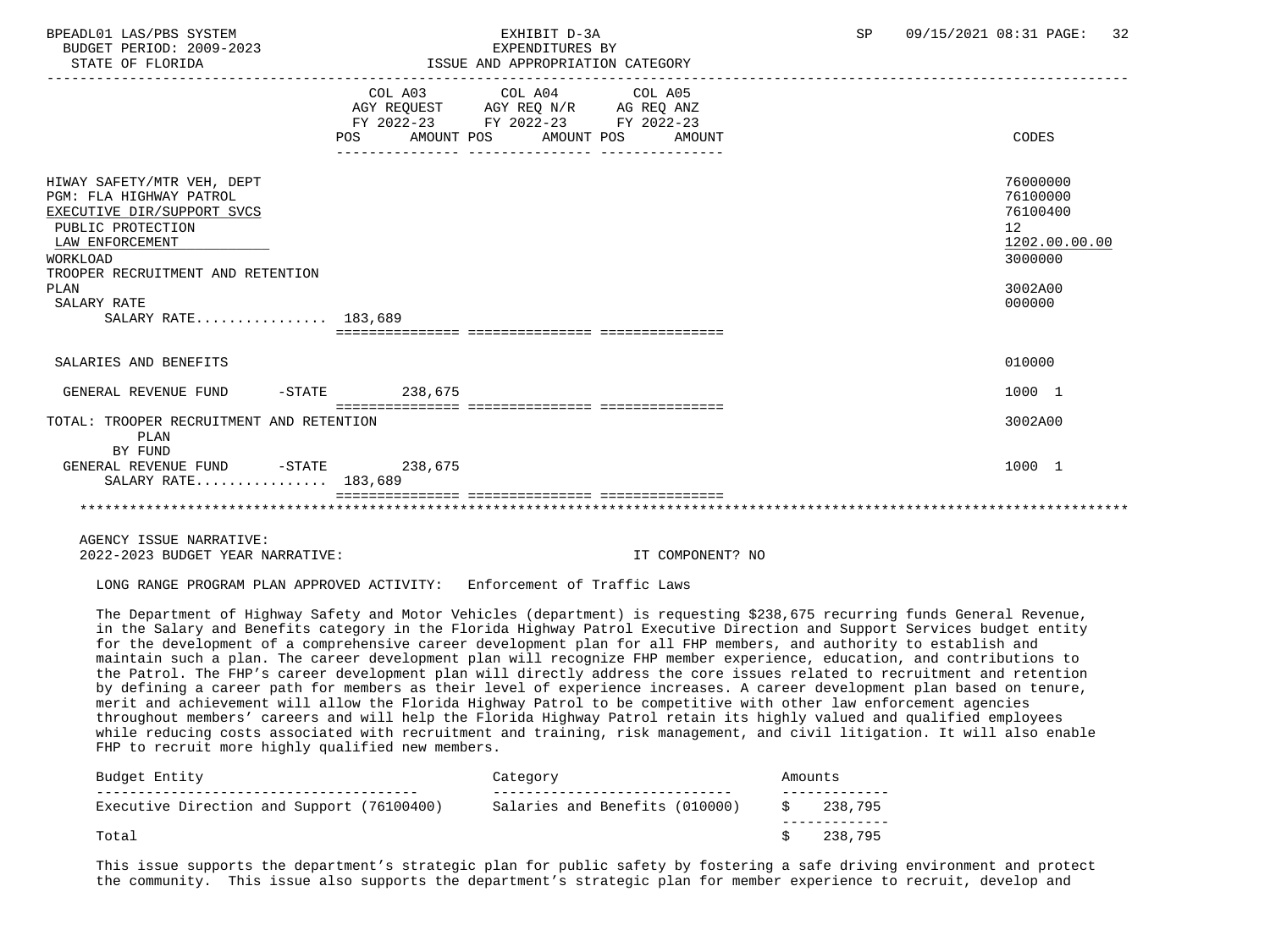EXHIBIT D-3A
EXPENDITURES BY
ISSUE AND APPROPRIATION CATEGORY

BUDGET PERIOD: 2009-2023
STATE OF FLORIDA

| | COL A03 AGY REQUEST FY 2022-23 POS | AMOUNT | COL A04 AGY REQ N/R FY 2022-23 POS | AMOUNT | COL A05 AG REQ ANZ FY 2022-23 POS | AMOUNT | CODES |
|---|---|---|---|---|---|---|---|
| HIWAY SAFETY/MTR VEH, DEPT | | | | | | | 76000000 |
| PGM: FLA HIGHWAY PATROL | | | | | | | 76100000 |
| EXECUTIVE DIR/SUPPORT SVCS | | | | | | | 76100400 |
| PUBLIC PROTECTION | | | | | | | 12 |
| LAW ENFORCEMENT | | | | | | | 1202.00.00.00 |
| WORKLOAD | | | | | | | 3000000 |
| TROOPER RECRUITMENT AND RETENTION PLAN | | | | | | | 3002A00 |
| SALARY RATE | | | | | | | 000000 |
| SALARY RATE................ | 183,689 | | | | | | |
| SALARIES AND BENEFITS | | | | | | | 010000 |
| GENERAL REVENUE FUND -STATE | | 238,675 | | | | | 1000 1 |
| TOTAL: TROOPER RECRUITMENT AND RETENTION PLAN | | | | | | | 3002A00 |
| BY FUND | | | | | | | |
| GENERAL REVENUE FUND -STATE | | 238,675 | | | | | 1000 1 |
| SALARY RATE................ | 183,689 | | | | | | |

AGENCY ISSUE NARRATIVE:
2022-2023 BUDGET YEAR NARRATIVE: IT COMPONENT? NO

LONG RANGE PROGRAM PLAN APPROVED ACTIVITY: Enforcement of Traffic Laws

The Department of Highway Safety and Motor Vehicles (department) is requesting $238,675 recurring funds General Revenue, in the Salary and Benefits category in the Florida Highway Patrol Executive Direction and Support Services budget entity for the development of a comprehensive career development plan for all FHP members, and authority to establish and maintain such a plan. The career development plan will recognize FHP member experience, education, and contributions to the Patrol. The FHP's career development plan will directly address the core issues related to recruitment and retention by defining a career path for members as their level of experience increases. A career development plan based on tenure, merit and achievement will allow the Florida Highway Patrol to be competitive with other law enforcement agencies throughout members' careers and will help the Florida Highway Patrol retain its highly valued and qualified employees while reducing costs associated with recruitment and training, risk management, and civil litigation. It will also enable FHP to recruit more highly qualified new members.

| Budget Entity | Category | Amounts |
|---|---|---|
| Executive Direction and Support (76100400) | Salaries and Benefits (010000) | $ 238,795 |
| Total | | $ 238,795 |

This issue supports the department's strategic plan for public safety by fostering a safe driving environment and protect the community. This issue also supports the department's strategic plan for member experience to recruit, develop and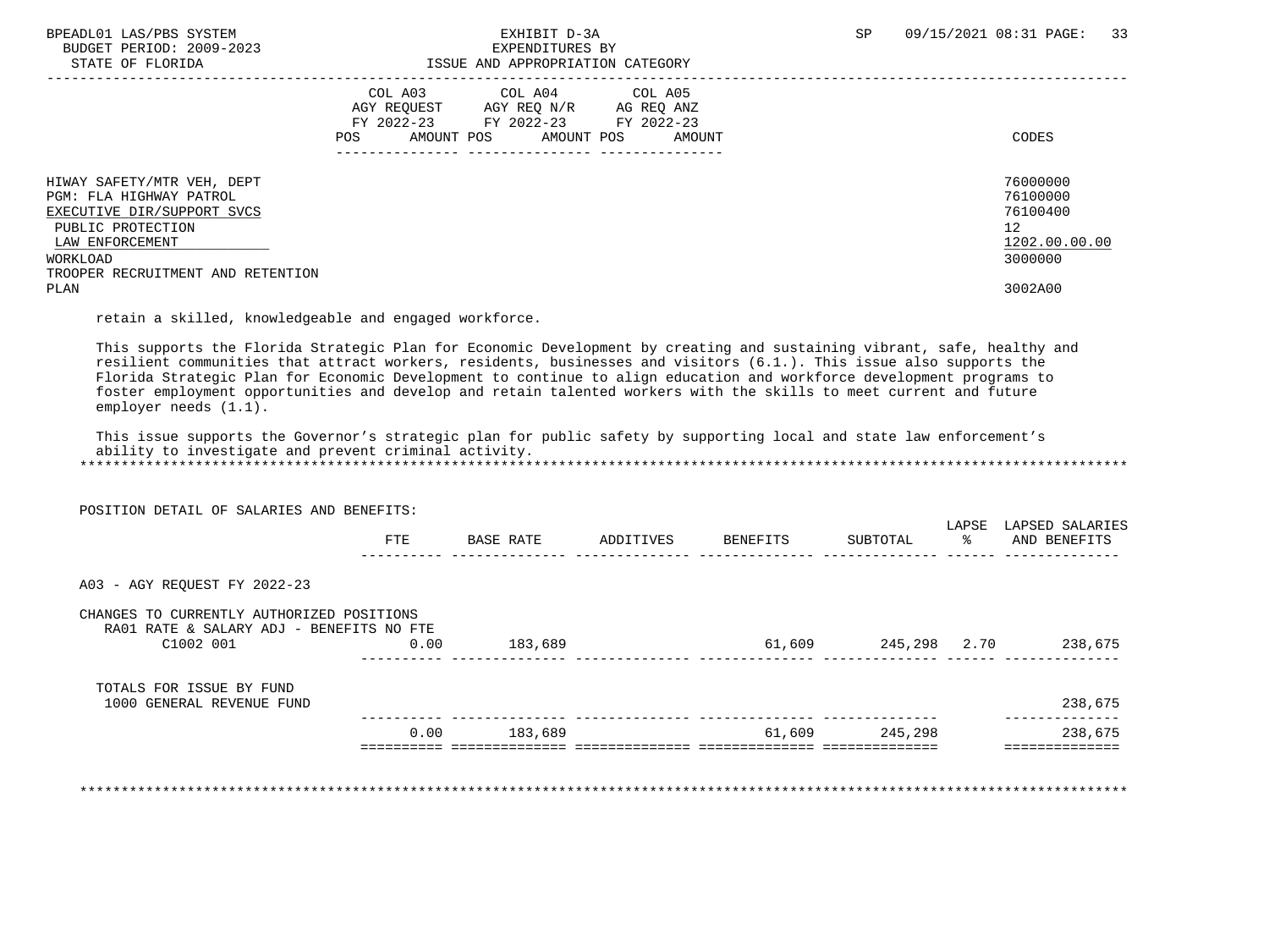| | COL A03 AGY REQUEST FY 2022-23 POS AMOUNT | COL A04 AGY REQ N/R FY 2022-23 POS AMOUNT | COL A05 AG REQ ANZ FY 2022-23 POS AMOUNT | CODES |
|---|---|---|---|---|
| HIWAY SAFETY/MTR VEH, DEPT | | | | 76000000 |
| PGM: FLA HIGHWAY PATROL | | | | 76100000 |
| EXECUTIVE DIR/SUPPORT SVCS | | | | 76100400 |
| PUBLIC PROTECTION | | | | 12 |
| LAW ENFORCEMENT | | | | 1202.00.00.00 |
| WORKLOAD | | | | 3000000 |
| TROOPER RECRUITMENT AND RETENTION PLAN | | | | 3002A00 |

retain a skilled, knowledgeable and engaged workforce.

This supports the Florida Strategic Plan for Economic Development by creating and sustaining vibrant, safe, healthy and resilient communities that attract workers, residents, businesses and visitors (6.1.). This issue also supports the Florida Strategic Plan for Economic Development to continue to align education and workforce development programs to foster employment opportunities and develop and retain talented workers with the skills to meet current and future employer needs (1.1).

This issue supports the Governor's strategic plan for public safety by supporting local and state law enforcement's ability to investigate and prevent criminal activity.

POSITION DETAIL OF SALARIES AND BENEFITS:

| | FTE | BASE RATE | ADDITIVES | BENEFITS | SUBTOTAL | LAPSE % | LAPSED SALARIES AND BENEFITS |
|---|---|---|---|---|---|---|---|
| A03 - AGY REQUEST FY 2022-23 | | | | | | | |
| CHANGES TO CURRENTLY AUTHORIZED POSITIONS | | | | | | | |
| RA01 RATE & SALARY ADJ - BENEFITS NO FTE | | | | | | | |
| C1002 001 | 0.00 | 183,689 | | 61,609 | 245,298 | 2.70 | 238,675 |
| TOTALS FOR ISSUE BY FUND | | | | | | | |
| 1000 GENERAL REVENUE FUND | | | | | | | 238,675 |
| | 0.00 | 183,689 | | 61,609 | 245,298 | | 238,675 |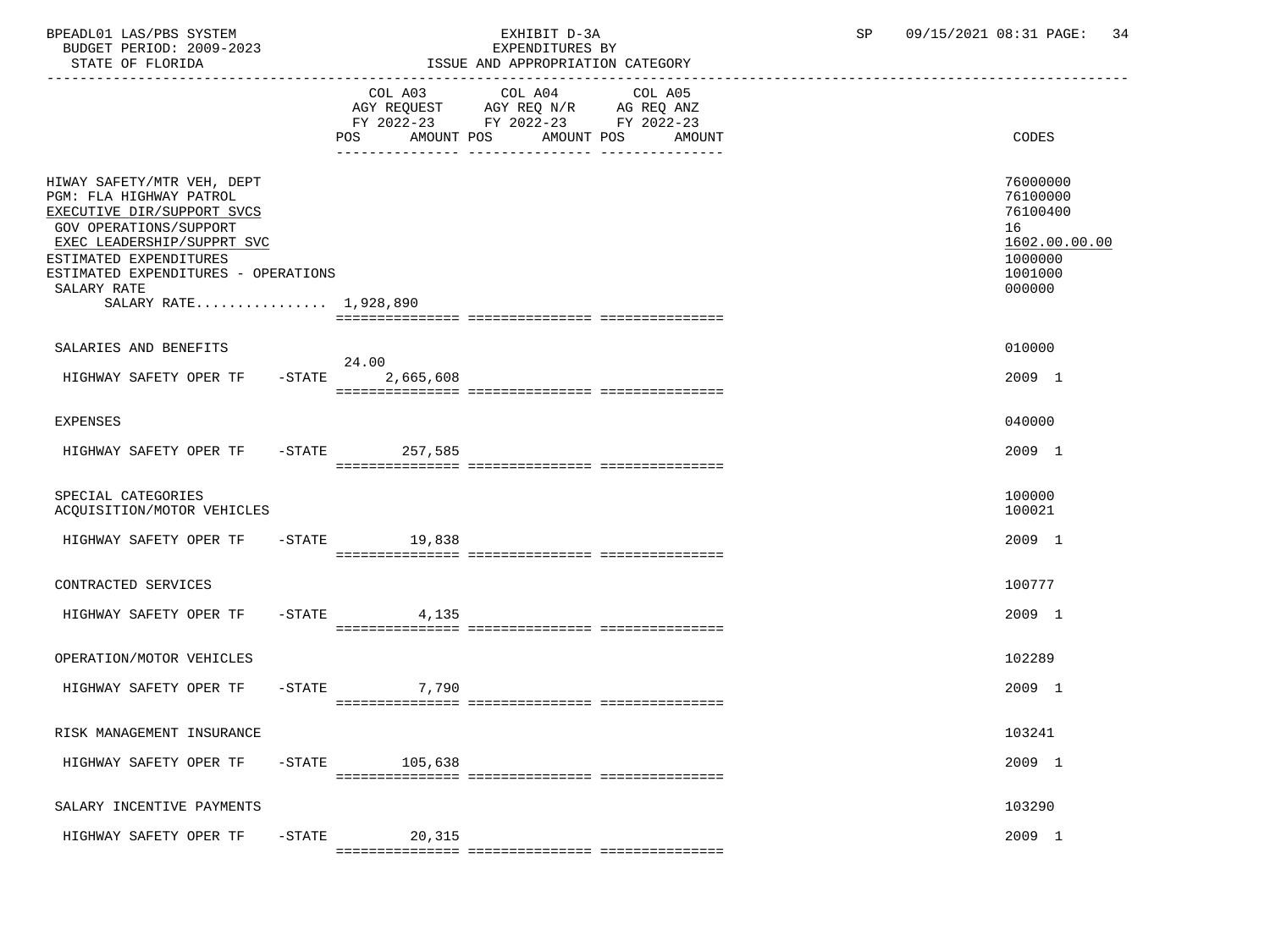BPEADL01 LAS/PBS SYSTEM — EXHIBIT D-3A — EXPENDITURES BY ISSUE AND APPROPRIATION CATEGORY

BUDGET PERIOD: 2009-2023

STATE OF FLORIDA

SP 09/15/2021 08:31

| | COL A03 AGY REQUEST FY 2022-23 POS | AMOUNT | COL A04 AGY REQ N/R FY 2022-23 POS | AMOUNT | COL A05 AG REQ ANZ FY 2022-23 POS | AMOUNT | CODES |
|---|---|---|---|---|---|---|---|
| HIWAY SAFETY/MTR VEH, DEPT | | | | | | | 76000000 |
| PGM: FLA HIGHWAY PATROL | | | | | | | 76100000 |
| EXECUTIVE DIR/SUPPORT SVCS | | | | | | | 76100400 |
| GOV OPERATIONS/SUPPORT | | | | | | | 16 |
| EXEC LEADERSHIP/SUPPRT SVC | | | | | | | 1602.00.00.00 |
| ESTIMATED EXPENDITURES | | | | | | | 1000000 |
| ESTIMATED EXPENDITURES - OPERATIONS | | | | | | | 1001000 |
| SALARY RATE | | | | | | | 000000 |
| SALARY RATE................ 1,928,890 | | | | | | | |
| SALARIES AND BENEFITS | | | | | | | 010000 |
| HIGHWAY SAFETY OPER TF -STATE | 24.00 | 2,665,608 | | | | | 2009 1 |
| EXPENSES | | | | | | | 040000 |
| HIGHWAY SAFETY OPER TF -STATE | | 257,585 | | | | | 2009 1 |
| SPECIAL CATEGORIES | | | | | | | 100000 |
| ACQUISITION/MOTOR VEHICLES | | | | | | | 100021 |
| HIGHWAY SAFETY OPER TF -STATE | | 19,838 | | | | | 2009 1 |
| CONTRACTED SERVICES | | | | | | | 100777 |
| HIGHWAY SAFETY OPER TF -STATE | | 4,135 | | | | | 2009 1 |
| OPERATION/MOTOR VEHICLES | | | | | | | 102289 |
| HIGHWAY SAFETY OPER TF -STATE | | 7,790 | | | | | 2009 1 |
| RISK MANAGEMENT INSURANCE | | | | | | | 103241 |
| HIGHWAY SAFETY OPER TF -STATE | | 105,638 | | | | | 2009 1 |
| SALARY INCENTIVE PAYMENTS | | | | | | | 103290 |
| HIGHWAY SAFETY OPER TF -STATE | | 20,315 | | | | | 2009 1 |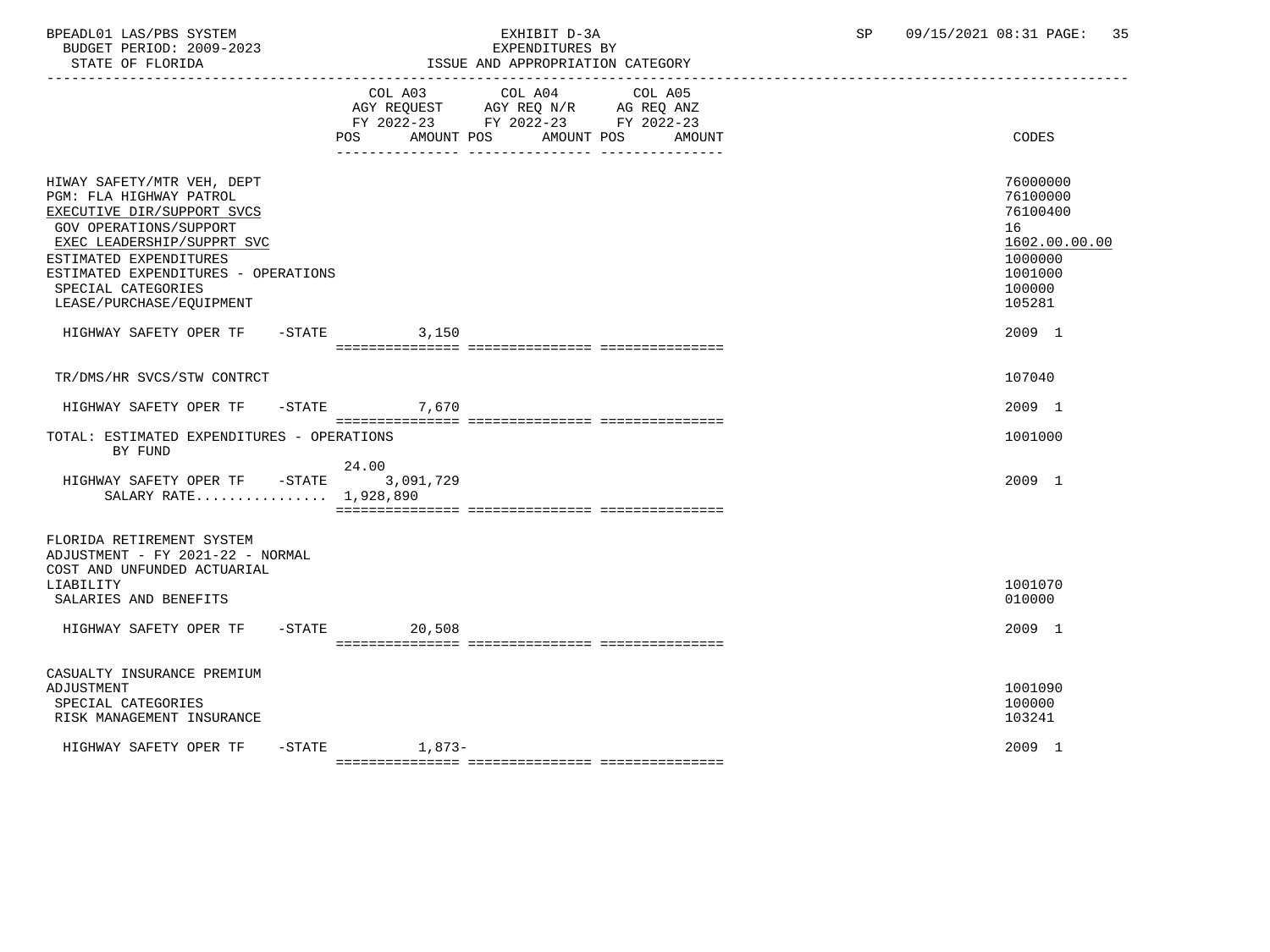BPEADL01 LAS/PBS SYSTEM EXHIBIT D-3A SP 09/15/2021 08:31 PAGE: 35
BUDGET PERIOD: 2009-2023 EXPENDITURES BY
STATE OF FLORIDA ISSUE AND APPROPRIATION CATEGORY

| | COL A03 AGY REQUEST FY 2022-23 POS AMOUNT | COL A04 AGY REQ N/R FY 2022-23 POS AMOUNT | COL A05 AG REQ ANZ FY 2022-23 POS AMOUNT | CODES |
|---|---|---|---|---|
| HIWAY SAFETY/MTR VEH, DEPT | | | | 76000000 |
| PGM: FLA HIGHWAY PATROL | | | | 76100000 |
| EXECUTIVE DIR/SUPPORT SVCS | | | | 76100400 |
| GOV OPERATIONS/SUPPORT | | | | 16 |
| EXEC LEADERSHIP/SUPPRT SVC | | | | 1602.00.00.00 |
| ESTIMATED EXPENDITURES | | | | 1000000 |
| ESTIMATED EXPENDITURES - OPERATIONS | | | | 1001000 |
| SPECIAL CATEGORIES | | | | 100000 |
| LEASE/PURCHASE/EQUIPMENT | | | | 105281 |
| HIGHWAY SAFETY OPER TF -STATE | 3,150 | | | 2009 1 |
| TR/DMS/HR SVCS/STW CONTRCT | | | | 107040 |
| HIGHWAY SAFETY OPER TF -STATE | 7,670 | | | 2009 1 |
| TOTAL: ESTIMATED EXPENDITURES - OPERATIONS BY FUND | | | | 1001000 |
| HIGHWAY SAFETY OPER TF -STATE | 24.00 3,091,729 | | | 2009 1 |
| SALARY RATE................ | 1,928,890 | | | |
| FLORIDA RETIREMENT SYSTEM ADJUSTMENT - FY 2021-22 - NORMAL COST AND UNFUNDED ACTUARIAL LIABILITY | | | | 1001070 |
| SALARIES AND BENEFITS | | | | 010000 |
| HIGHWAY SAFETY OPER TF -STATE | 20,508 | | | 2009 1 |
| CASUALTY INSURANCE PREMIUM ADJUSTMENT | | | | 1001090 |
| SPECIAL CATEGORIES | | | | 100000 |
| RISK MANAGEMENT INSURANCE | | | | 103241 |
| HIGHWAY SAFETY OPER TF -STATE | 1,873- | | | 2009 1 |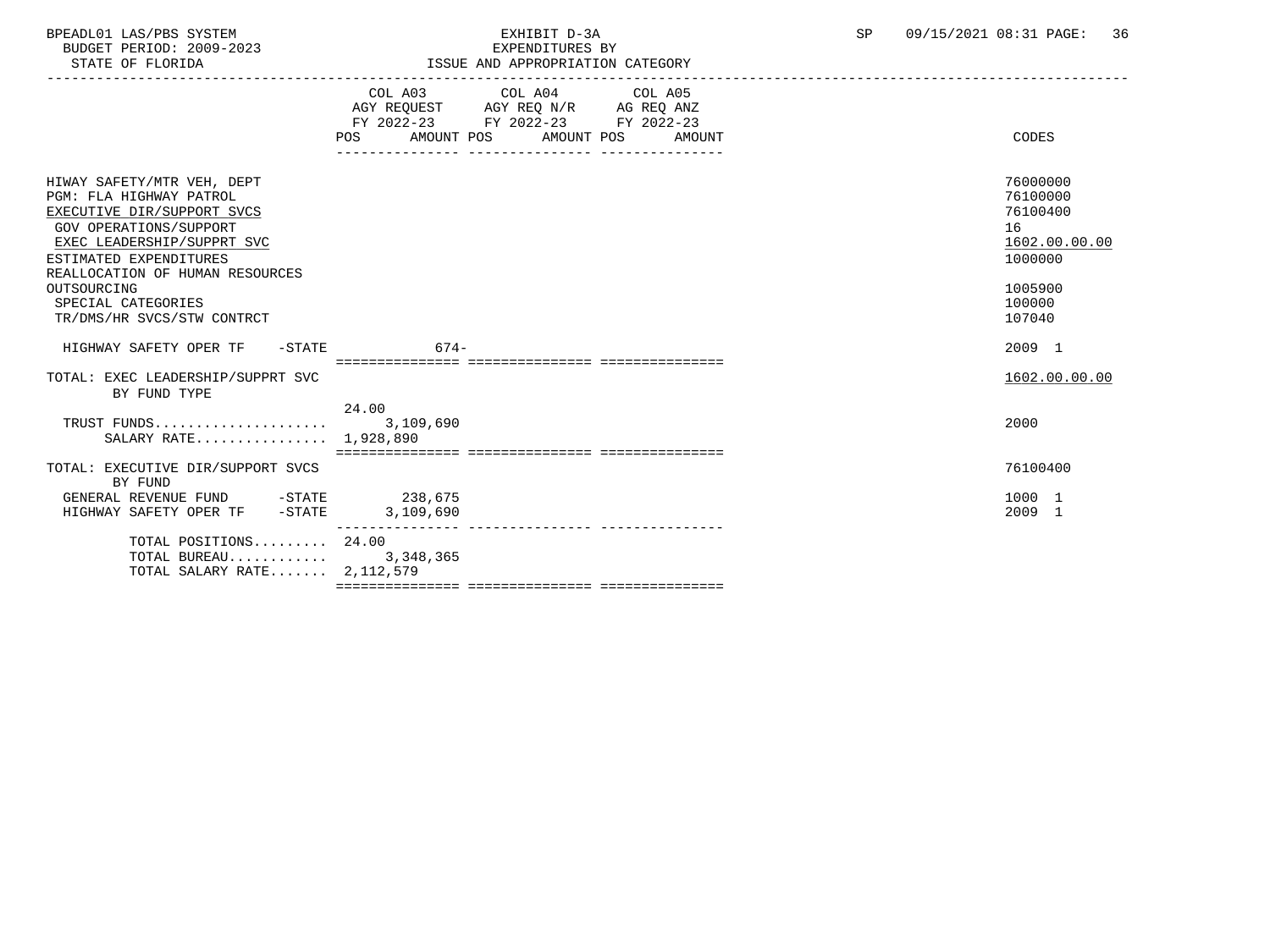BPEADL01 LAS/PBS SYSTEM
BUDGET PERIOD: 2009-2023
STATE OF FLORIDA

EXHIBIT D-3A
EXPENDITURES BY
ISSUE AND APPROPRIATION CATEGORY

SP 09/15/2021 08:31 PAGE: 36

| | COL A03 AGY REQUEST FY 2022-23 POS AMOUNT | COL A04 AGY REQ N/R FY 2022-23 POS AMOUNT | COL A05 AG REQ ANZ FY 2022-23 POS AMOUNT | CODES |
|---|---|---|---|---|
| HIWAY SAFETY/MTR VEH, DEPT | | | | 76000000 |
| PGM: FLA HIGHWAY PATROL | | | | 76100000 |
| EXECUTIVE DIR/SUPPORT SVCS | | | | 76100400 |
| GOV OPERATIONS/SUPPORT | | | | 16 |
| EXEC LEADERSHIP/SUPPRT SVC | | | | 1602.00.00.00 |
| ESTIMATED EXPENDITURES | | | | 1000000 |
| REALLOCATION OF HUMAN RESOURCES OUTSOURCING | | | | 1005900 |
| SPECIAL CATEGORIES | | | | 100000 |
| TR/DMS/HR SVCS/STW CONTRCT | | | | 107040 |
| HIGHWAY SAFETY OPER TF -STATE | 674- | | | 2009 1 |
| TOTAL: EXEC LEADERSHIP/SUPPRT SVC BY FUND TYPE | | | | 1602.00.00.00 |
| TRUST FUNDS | 24.00 3,109,690 | | | 2000 |
| SALARY RATE | 1,928,890 | | | |
| TOTAL: EXECUTIVE DIR/SUPPORT SVCS BY FUND | | | | 76100400 |
| GENERAL REVENUE FUND -STATE | 238,675 | | | 1000 1 |
| HIGHWAY SAFETY OPER TF -STATE | 3,109,690 | | | 2009 1 |
| TOTAL POSITIONS | 24.00 | | | |
| TOTAL BUREAU | 3,348,365 | | | |
| TOTAL SALARY RATE | 2,112,579 | | | |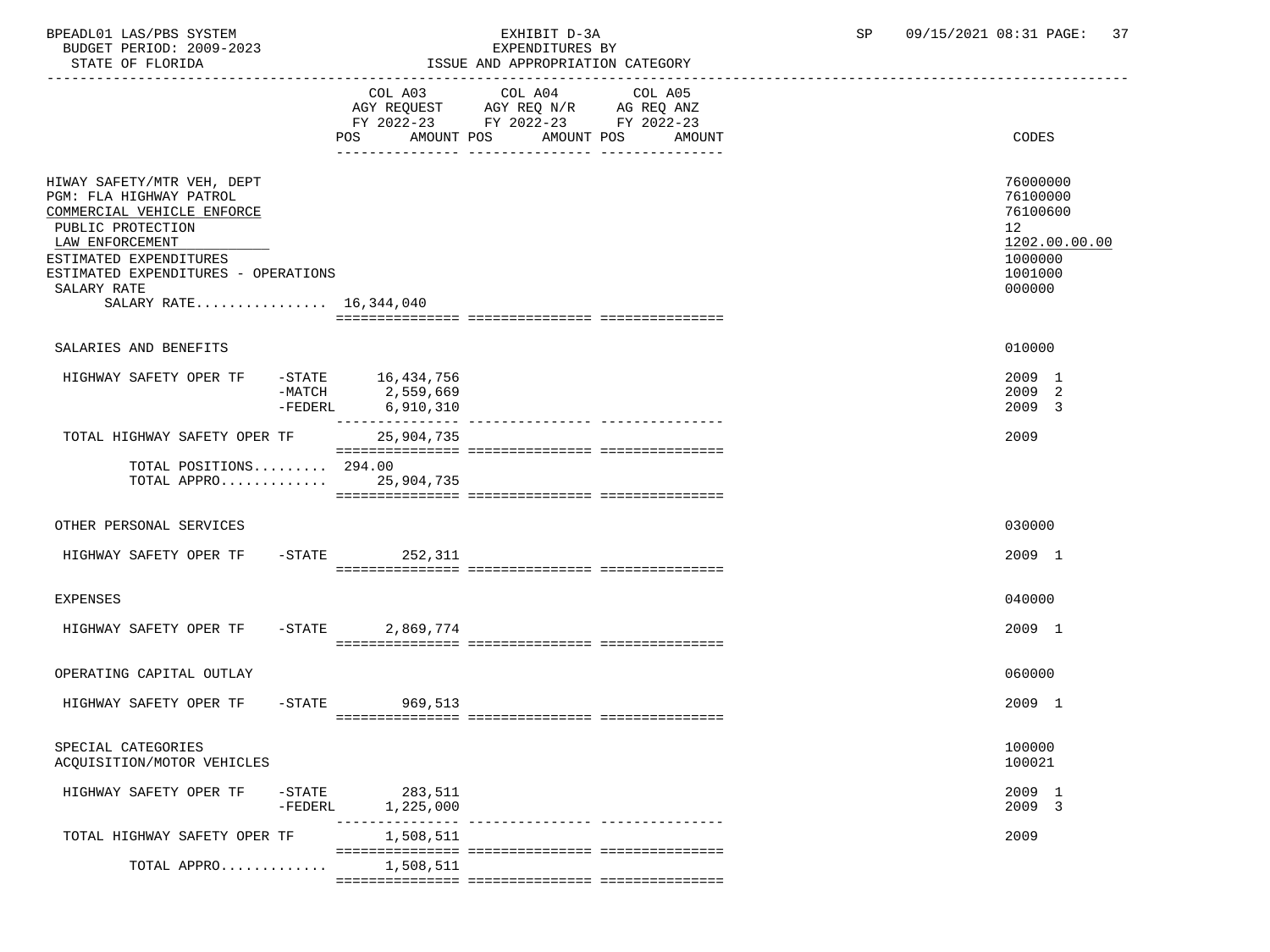BPEADL01 LAS/PBS SYSTEM
BUDGET PERIOD: 2009-2023
STATE OF FLORIDA

EXHIBIT D-3A
EXPENDITURES BY
ISSUE AND APPROPRIATION CATEGORY

SP 09/15/2021 08:31 PAGE: 37

| | COL A03 AGY REQUEST FY 2022-23 POS AMOUNT | COL A04 AGY REQ N/R FY 2022-23 POS AMOUNT | COL A05 AG REQ ANZ FY 2022-23 POS AMOUNT | CODES |
|---|---|---|---|---|
| HIWAY SAFETY/MTR VEH, DEPT | | | | 76000000 |
| PGM: FLA HIGHWAY PATROL | | | | 76100000 |
| COMMERCIAL VEHICLE ENFORCE | | | | 76100600 |
| PUBLIC PROTECTION | | | | 12 |
| LAW ENFORCEMENT | | | | 1202.00.00.00 |
| ESTIMATED EXPENDITURES | | | | 1000000 |
| ESTIMATED EXPENDITURES - OPERATIONS | | | | 1001000 |
| SALARY RATE | | | | 000000 |
| SALARY RATE................ | 16,344,040 | | | |
| SALARIES AND BENEFITS | | | | 010000 |
| HIGHWAY SAFETY OPER TF -STATE | 16,434,756 | | | 2009 1 |
| -MATCH | 2,559,669 | | | 2009 2 |
| -FEDERL | 6,910,310 | | | 2009 3 |
| TOTAL HIGHWAY SAFETY OPER TF | 25,904,735 | | | 2009 |
| TOTAL POSITIONS......... | 294.00 | | | |
| TOTAL APPRO............. | 25,904,735 | | | |
| OTHER PERSONAL SERVICES | | | | 030000 |
| HIGHWAY SAFETY OPER TF -STATE | 252,311 | | | 2009 1 |
| EXPENSES | | | | 040000 |
| HIGHWAY SAFETY OPER TF -STATE | 2,869,774 | | | 2009 1 |
| OPERATING CAPITAL OUTLAY | | | | 060000 |
| HIGHWAY SAFETY OPER TF -STATE | 969,513 | | | 2009 1 |
| SPECIAL CATEGORIES | | | | 100000 |
| ACQUISITION/MOTOR VEHICLES | | | | 100021 |
| HIGHWAY SAFETY OPER TF -STATE | 283,511 | | | 2009 1 |
| -FEDERL | 1,225,000 | | | 2009 3 |
| TOTAL HIGHWAY SAFETY OPER TF | 1,508,511 | | | 2009 |
| TOTAL APPRO............. | 1,508,511 | | | |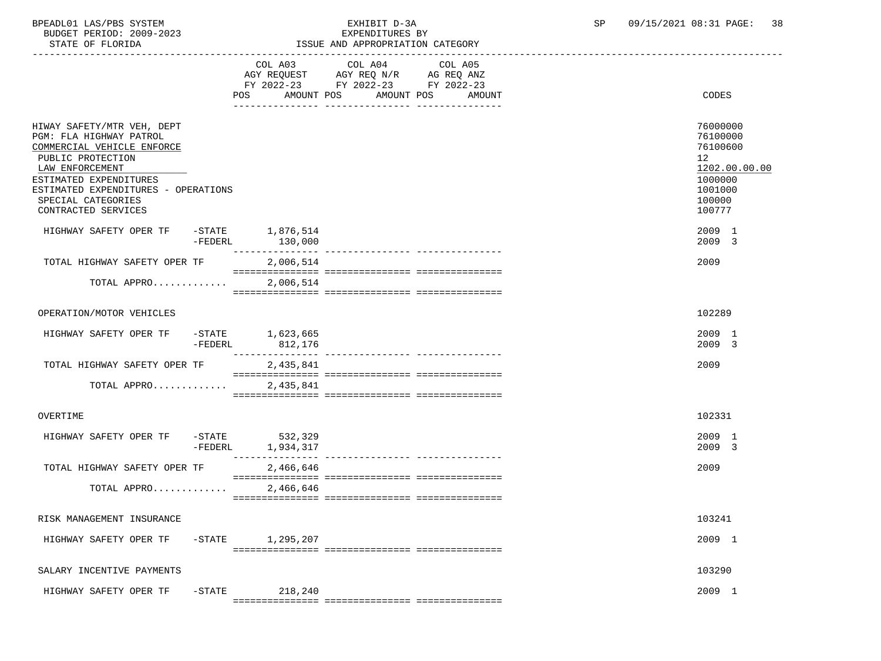BPEADL01 LAS/PBS SYSTEM | EXHIBIT D-3A | SP 09/15/2021 08:31 PAGE: 38
BUDGET PERIOD: 2009-2023 | EXPENDITURES BY
STATE OF FLORIDA | ISSUE AND APPROPRIATION CATEGORY

| | COL A03 AGY REQUEST FY 2022-23 POS AMOUNT | COL A04 AGY REQ N/R FY 2022-23 POS AMOUNT | COL A05 AG REQ ANZ FY 2022-23 POS AMOUNT | CODES |
|---|---|---|---|---|
| HIWAY SAFETY/MTR VEH, DEPT | | | | 76000000 |
| PGM: FLA HIGHWAY PATROL | | | | 76100000 |
| COMMERCIAL VEHICLE ENFORCE | | | | 76100600 |
| PUBLIC PROTECTION | | | | 12 |
| LAW ENFORCEMENT | | | | 1202.00.00.00 |
| ESTIMATED EXPENDITURES | | | | 1000000 |
| ESTIMATED EXPENDITURES - OPERATIONS | | | | 1001000 |
| SPECIAL CATEGORIES | | | | 100000 |
| CONTRACTED SERVICES | | | | 100777 |
| HIGHWAY SAFETY OPER TF -STATE | 1,876,514 | | | 2009 1 |
| -FEDERL | 130,000 | | | 2009 3 |
| TOTAL HIGHWAY SAFETY OPER TF | 2,006,514 | | | 2009 |
| TOTAL APPRO............ | 2,006,514 | | | |
| OPERATION/MOTOR VEHICLES | | | | 102289 |
| HIGHWAY SAFETY OPER TF -STATE | 1,623,665 | | | 2009 1 |
| -FEDERL | 812,176 | | | 2009 3 |
| TOTAL HIGHWAY SAFETY OPER TF | 2,435,841 | | | 2009 |
| TOTAL APPRO............ | 2,435,841 | | | |
| OVERTIME | | | | 102331 |
| HIGHWAY SAFETY OPER TF -STATE | 532,329 | | | 2009 1 |
| -FEDERL | 1,934,317 | | | 2009 3 |
| TOTAL HIGHWAY SAFETY OPER TF | 2,466,646 | | | 2009 |
| TOTAL APPRO............ | 2,466,646 | | | |
| RISK MANAGEMENT INSURANCE | | | | 103241 |
| HIGHWAY SAFETY OPER TF -STATE | 1,295,207 | | | 2009 1 |
| SALARY INCENTIVE PAYMENTS | | | | 103290 |
| HIGHWAY SAFETY OPER TF -STATE | 218,240 | | | 2009 1 |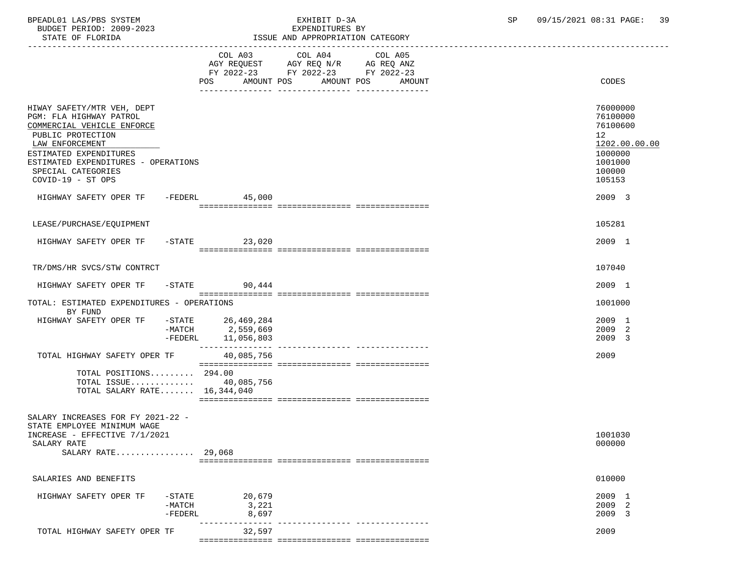BPEADL01 LAS/PBS SYSTEM | EXHIBIT D-3A | SP 09/15/2021 08:31 PAGE: 39
BUDGET PERIOD: 2009-2023 | EXPENDITURES BY
STATE OF FLORIDA | ISSUE AND APPROPRIATION CATEGORY

| | COL A03 AGY REQUEST FY 2022-23 POS AMOUNT | COL A04 AGY REQ N/R FY 2022-23 POS AMOUNT | COL A05 AG REQ ANZ FY 2022-23 POS AMOUNT | CODES |
|---|---|---|---|---|
| HIWAY SAFETY/MTR VEH, DEPT | | | | 76000000 |
| PGM: FLA HIGHWAY PATROL | | | | 76100000 |
| COMMERCIAL VEHICLE ENFORCE | | | | 76100600 |
| PUBLIC PROTECTION | | | | 12 |
| LAW ENFORCEMENT | | | | 1202.00.00.00 |
| ESTIMATED EXPENDITURES | | | | 1000000 |
| ESTIMATED EXPENDITURES - OPERATIONS | | | | 1001000 |
| SPECIAL CATEGORIES | | | | 100000 |
| COVID-19 - ST OPS | | | | 105153 |
| HIGHWAY SAFETY OPER TF -FEDERL | 45,000 | | | 2009 3 |
| LEASE/PURCHASE/EQUIPMENT | | | | 105281 |
| HIGHWAY SAFETY OPER TF -STATE | 23,020 | | | 2009 1 |
| TR/DMS/HR SVCS/STW CONTRCT | | | | 107040 |
| HIGHWAY SAFETY OPER TF -STATE | 90,444 | | | 2009 1 |
| TOTAL: ESTIMATED EXPENDITURES - OPERATIONS BY FUND | | | | 1001000 |
| HIGHWAY SAFETY OPER TF -STATE | 26,469,284 | | | 2009 1 |
| -MATCH | 2,559,669 | | | 2009 2 |
| -FEDERL | 11,056,803 | | | 2009 3 |
| TOTAL HIGHWAY SAFETY OPER TF | 40,085,756 | | | 2009 |
| TOTAL POSITIONS......... | 294.00 | | | |
| TOTAL ISSUE............. | 40,085,756 | | | |
| TOTAL SALARY RATE....... | 16,344,040 | | | |
| SALARY INCREASES FOR FY 2021-22 - STATE EMPLOYEE MINIMUM WAGE INCREASE - EFFECTIVE 7/1/2021 | | | | 1001030 |
| SALARY RATE | | | | 000000 |
| SALARY RATE................ | 29,068 | | | |
| SALARIES AND BENEFITS | | | | 010000 |
| HIGHWAY SAFETY OPER TF -STATE | 20,679 | | | 2009 1 |
| -MATCH | 3,221 | | | 2009 2 |
| -FEDERL | 8,697 | | | 2009 3 |
| TOTAL HIGHWAY SAFETY OPER TF | 32,597 | | | 2009 |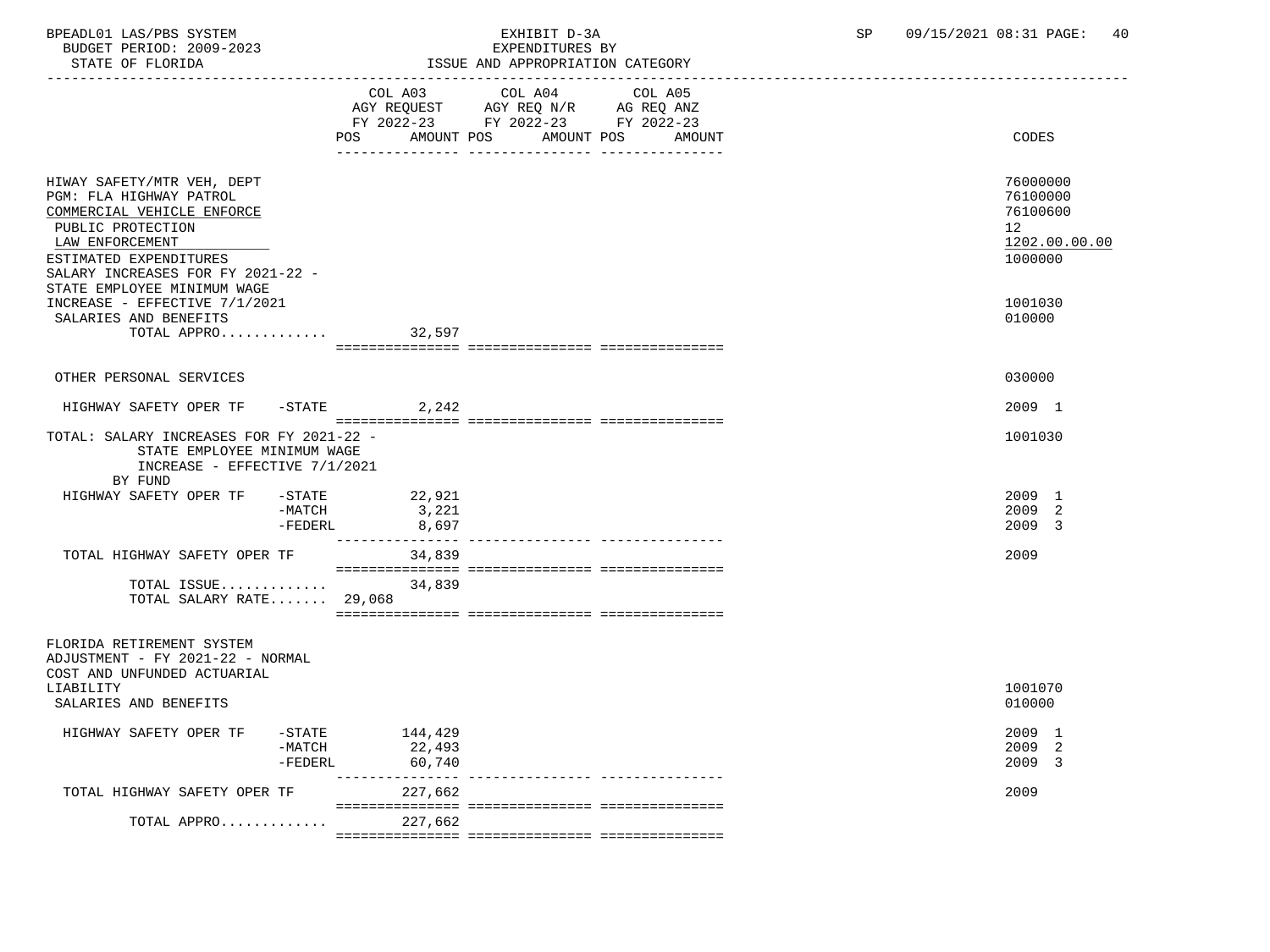BPEADL01 LAS/PBS SYSTEM — EXHIBIT D-3A — EXPENDITURES BY ISSUE AND APPROPRIATION CATEGORY

BUDGET PERIOD: 2009-2023 — STATE OF FLORIDA — SP 09/15/2021 08:31

| | COL A03 AGY REQUEST FY 2022-23 POS AMOUNT | COL A04 AGY REQ N/R FY 2022-23 POS AMOUNT | COL A05 AG REQ ANZ FY 2022-23 POS AMOUNT | CODES |
|---|---|---|---|---|
| HIWAY SAFETY/MTR VEH, DEPT | | | | 76000000 |
| PGM: FLA HIGHWAY PATROL | | | | 76100000 |
| COMMERCIAL VEHICLE ENFORCE | | | | 76100600 |
| PUBLIC PROTECTION | | | | 12 |
| LAW ENFORCEMENT | | | | 1202.00.00.00 |
| ESTIMATED EXPENDITURES | | | | 1000000 |
| SALARY INCREASES FOR FY 2021-22 - STATE EMPLOYEE MINIMUM WAGE INCREASE - EFFECTIVE 7/1/2021 | | | | 1001030 |
| SALARIES AND BENEFITS | | | | 010000 |
| TOTAL APPRO............ | 32,597 | | | |
| OTHER PERSONAL SERVICES | | | | 030000 |
| HIGHWAY SAFETY OPER TF -STATE | 2,242 | | | 2009 1 |
| TOTAL: SALARY INCREASES FOR FY 2021-22 - STATE EMPLOYEE MINIMUM WAGE INCREASE - EFFECTIVE 7/1/2021 | | | | 1001030 |
| BY FUND | | | | |
| HIGHWAY SAFETY OPER TF -STATE | 22,921 | | | 2009 1 |
| -MATCH | 3,221 | | | 2009 2 |
| -FEDERL | 8,697 | | | 2009 3 |
| TOTAL HIGHWAY SAFETY OPER TF | 34,839 | | | 2009 |
| TOTAL ISSUE............ | 34,839 | | | |
| TOTAL SALARY RATE....... | 29,068 | | | |
| FLORIDA RETIREMENT SYSTEM ADJUSTMENT - FY 2021-22 - NORMAL COST AND UNFUNDED ACTUARIAL LIABILITY | | | | 1001070 |
| SALARIES AND BENEFITS | | | | 010000 |
| HIGHWAY SAFETY OPER TF -STATE | 144,429 | | | 2009 1 |
| -MATCH | 22,493 | | | 2009 2 |
| -FEDERL | 60,740 | | | 2009 3 |
| TOTAL HIGHWAY SAFETY OPER TF | 227,662 | | | 2009 |
| TOTAL APPRO............ | 227,662 | | | |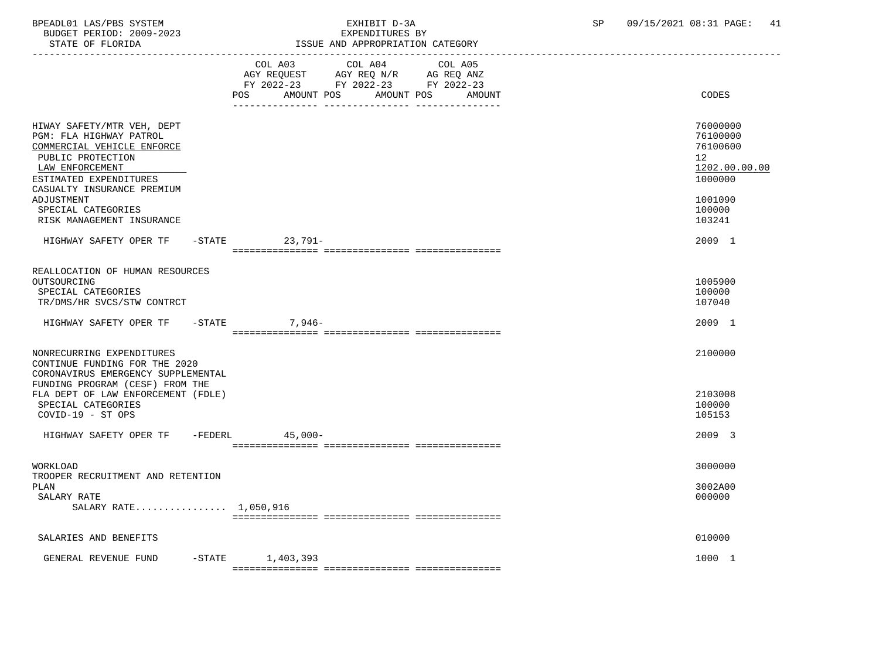EXHIBIT D-3A
EXPENDITURES BY
ISSUE AND APPROPRIATION CATEGORY

BUDGET PERIOD: 2009-2023
STATE OF FLORIDA

| | COL A03 AGY REQUEST FY 2022-23 POS AMOUNT | COL A04 AGY REQ N/R FY 2022-23 POS AMOUNT | COL A05 AG REQ ANZ FY 2022-23 POS AMOUNT | CODES |
|---|---|---|---|---|
| HIWAY SAFETY/MTR VEH, DEPT | | | | 76000000 |
| PGM: FLA HIGHWAY PATROL | | | | 76100000 |
| COMMERCIAL VEHICLE ENFORCE | | | | 76100600 |
| PUBLIC PROTECTION | | | | 12 |
| LAW ENFORCEMENT | | | | 1202.00.00.00 |
| ESTIMATED EXPENDITURES | | | | 1000000 |
| CASUALTY INSURANCE PREMIUM ADJUSTMENT | | | | 1001090 |
| SPECIAL CATEGORIES | | | | 100000 |
| RISK MANAGEMENT INSURANCE | | | | 103241 |
| HIGHWAY SAFETY OPER TF -STATE | 23,791- | | | 2009 1 |
| REALLOCATION OF HUMAN RESOURCES OUTSOURCING | | | | 1005900 |
| SPECIAL CATEGORIES | | | | 100000 |
| TR/DMS/HR SVCS/STW CONTRCT | | | | 107040 |
| HIGHWAY SAFETY OPER TF -STATE | 7,946- | | | 2009 1 |
| NONRECURRING EXPENDITURES | | | | 2100000 |
| CONTINUE FUNDING FOR THE 2020 CORONAVIRUS EMERGENCY SUPPLEMENTAL FUNDING PROGRAM (CESF) FROM THE FLA DEPT OF LAW ENFORCEMENT (FDLE) | | | | 2103008 |
| SPECIAL CATEGORIES | | | | 100000 |
| COVID-19 - ST OPS | | | | 105153 |
| HIGHWAY SAFETY OPER TF -FEDERL | 45,000- | | | 2009 3 |
| WORKLOAD | | | | 3000000 |
| TROOPER RECRUITMENT AND RETENTION PLAN | | | | 3002A00 |
| SALARY RATE | | | | 000000 |
| SALARY RATE................ | 1,050,916 | | | |
| SALARIES AND BENEFITS | | | | 010000 |
| GENERAL REVENUE FUND -STATE | 1,403,393 | | | 1000 1 |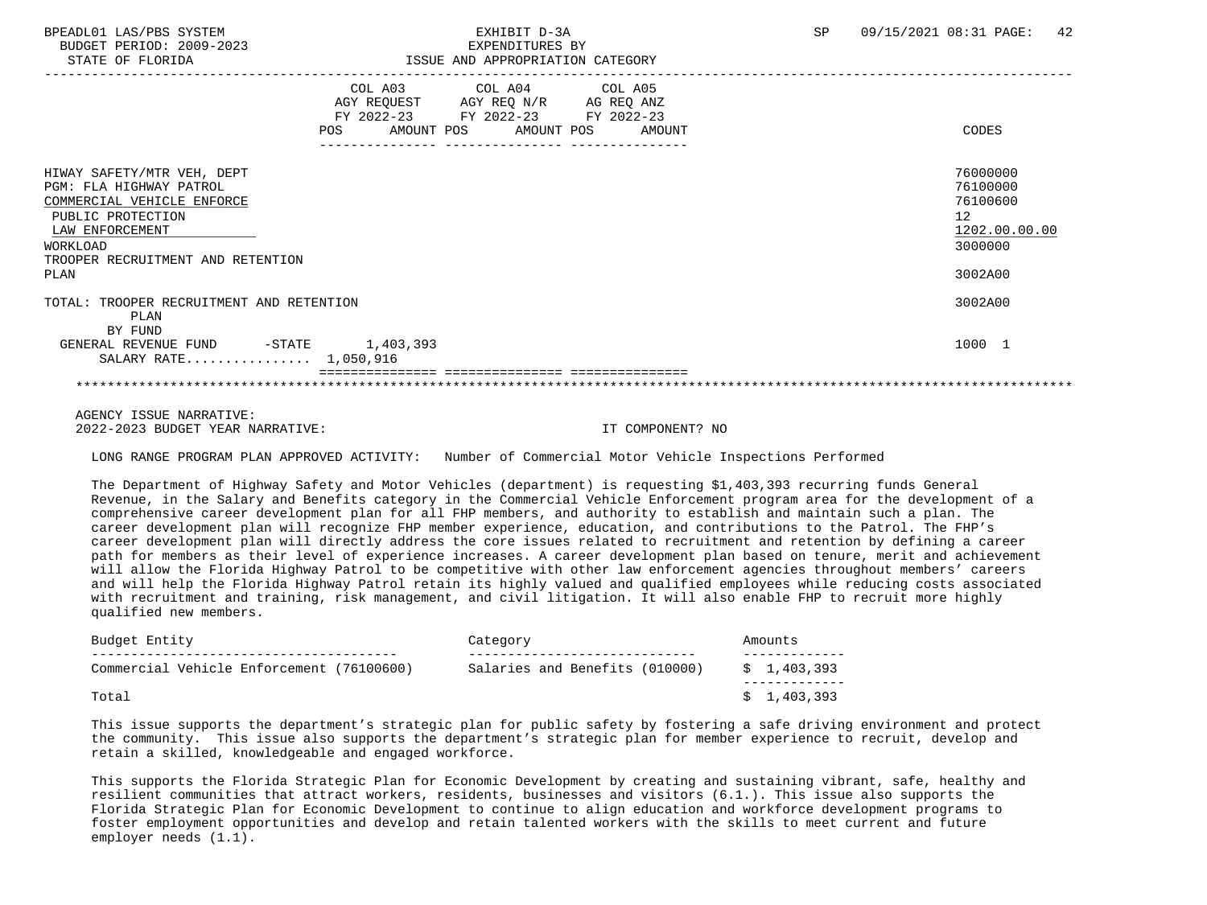BPEADL01 LAS/PBS SYSTEM | EXHIBIT D-3A | SP 09/15/2021 08:31
BUDGET PERIOD: 2009-2023 | EXPENDITURES BY
STATE OF FLORIDA | ISSUE AND APPROPRIATION CATEGORY

| | COL A03 AGY REQUEST FY 2022-23 POS AMOUNT | COL A04 AGY REQ N/R FY 2022-23 POS AMOUNT | COL A05 AG REQ ANZ FY 2022-23 POS AMOUNT | CODES |
|---|---|---|---|---|
| HIWAY SAFETY/MTR VEH, DEPT | | | | 76000000 |
| PGM: FLA HIGHWAY PATROL | | | | 76100000 |
| COMMERCIAL VEHICLE ENFORCE | | | | 76100600 |
| PUBLIC PROTECTION | | | | 12 |
| LAW ENFORCEMENT | | | | 1202.00.00.00 |
| WORKLOAD | | | | 3000000 |
| TROOPER RECRUITMENT AND RETENTION PLAN | | | | 3002A00 |
| TOTAL: TROOPER RECRUITMENT AND RETENTION PLAN | | | | 3002A00 |
| BY FUND | | | | |
| GENERAL REVENUE FUND -STATE | 1,403,393 | | | 1000 1 |
| SALARY RATE................ 1,050,916 | | | | |

AGENCY ISSUE NARRATIVE:
2022-2023 BUDGET YEAR NARRATIVE: IT COMPONENT? NO

LONG RANGE PROGRAM PLAN APPROVED ACTIVITY: Number of Commercial Motor Vehicle Inspections Performed

The Department of Highway Safety and Motor Vehicles (department) is requesting $1,403,393 recurring funds General Revenue, in the Salary and Benefits category in the Commercial Vehicle Enforcement program area for the development of a comprehensive career development plan for all FHP members, and authority to establish and maintain such a plan. The career development plan will recognize FHP member experience, education, and contributions to the Patrol. The FHP's career development plan will directly address the core issues related to recruitment and retention by defining a career path for members as their level of experience increases. A career development plan based on tenure, merit and achievement will allow the Florida Highway Patrol to be competitive with other law enforcement agencies throughout members' careers and will help the Florida Highway Patrol retain its highly valued and qualified employees while reducing costs associated with recruitment and training, risk management, and civil litigation. It will also enable FHP to recruit more highly qualified new members.

| Budget Entity | Category | Amounts |
|---|---|---|
| Commercial Vehicle Enforcement (76100600) | Salaries and Benefits (010000) | $ 1,403,393 |
| Total | | $ 1,403,393 |

This issue supports the department's strategic plan for public safety by fostering a safe driving environment and protect the community. This issue also supports the department's strategic plan for member experience to recruit, develop and retain a skilled, knowledgeable and engaged workforce.

This supports the Florida Strategic Plan for Economic Development by creating and sustaining vibrant, safe, healthy and resilient communities that attract workers, residents, businesses and visitors (6.1.). This issue also supports the Florida Strategic Plan for Economic Development to continue to align education and workforce development programs to foster employment opportunities and develop and retain talented workers with the skills to meet current and future employer needs (1.1).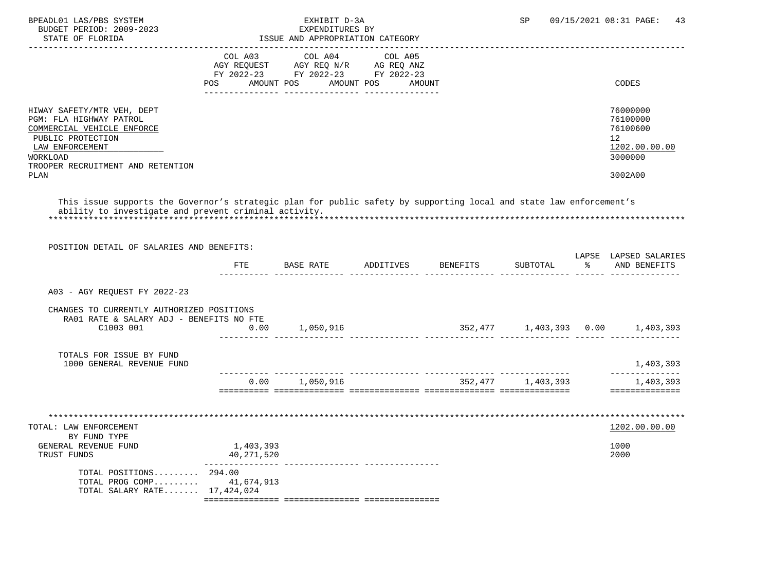BPEADL01 LAS/PBS SYSTEM — EXHIBIT D-3A — EXPENDITURES BY ISSUE AND APPROPRIATION CATEGORY
BUDGET PERIOD: 2009-2023 — STATE OF FLORIDA — SP 09/15/2021 08:31

| | COL A03 AGY REQUEST FY 2022-23 POS / AMOUNT | COL A04 AGY REQ N/R FY 2022-23 POS / AMOUNT | COL A05 AG REQ ANZ FY 2022-23 POS / AMOUNT | CODES |
|---|---|---|---|---|
| HIWAY SAFETY/MTR VEH, DEPT | | | | 76000000 |
| PGM: FLA HIGHWAY PATROL | | | | 76100000 |
| COMMERCIAL VEHICLE ENFORCE | | | | 76100600 |
| PUBLIC PROTECTION | | | | 12 |
| LAW ENFORCEMENT | | | | 1202.00.00.00 |
| WORKLOAD | | | | 3000000 |
| TROOPER RECRUITMENT AND RETENTION PLAN | | | | 3002A00 |

This issue supports the Governor's strategic plan for public safety by supporting local and state law enforcement's ability to investigate and prevent criminal activity.

POSITION DETAIL OF SALARIES AND BENEFITS:

| | FTE | BASE RATE | ADDITIVES | BENEFITS | SUBTOTAL | LAPSE % | LAPSED SALARIES AND BENEFITS |
|---|---|---|---|---|---|---|---|
| A03 - AGY REQUEST FY 2022-23 | | | | | | | |
| CHANGES TO CURRENTLY AUTHORIZED POSITIONS | | | | | | | |
| RA01 RATE & SALARY ADJ - BENEFITS NO FTE | | | | | | | |
| C1003 001 | 0.00 | 1,050,916 | | 352,477 | 1,403,393 | 0.00 | 1,403,393 |
| TOTALS FOR ISSUE BY FUND | | | | | | | |
| 1000 GENERAL REVENUE FUND | | | | | | | 1,403,393 |
| | 0.00 | 1,050,916 | | 352,477 | 1,403,393 | | 1,403,393 |

| TOTAL: LAW ENFORCEMENT BY FUND TYPE | | CODES |
|---|---|---|
| GENERAL REVENUE FUND | 1,403,393 | 1000 |
| TRUST FUNDS | 40,271,520 | 2000 |
| TOTAL POSITIONS......... | 294.00 | |
| TOTAL PROG COMP......... | 41,674,913 | |
| TOTAL SALARY RATE....... | 17,424,024 | |

1202.00.00.00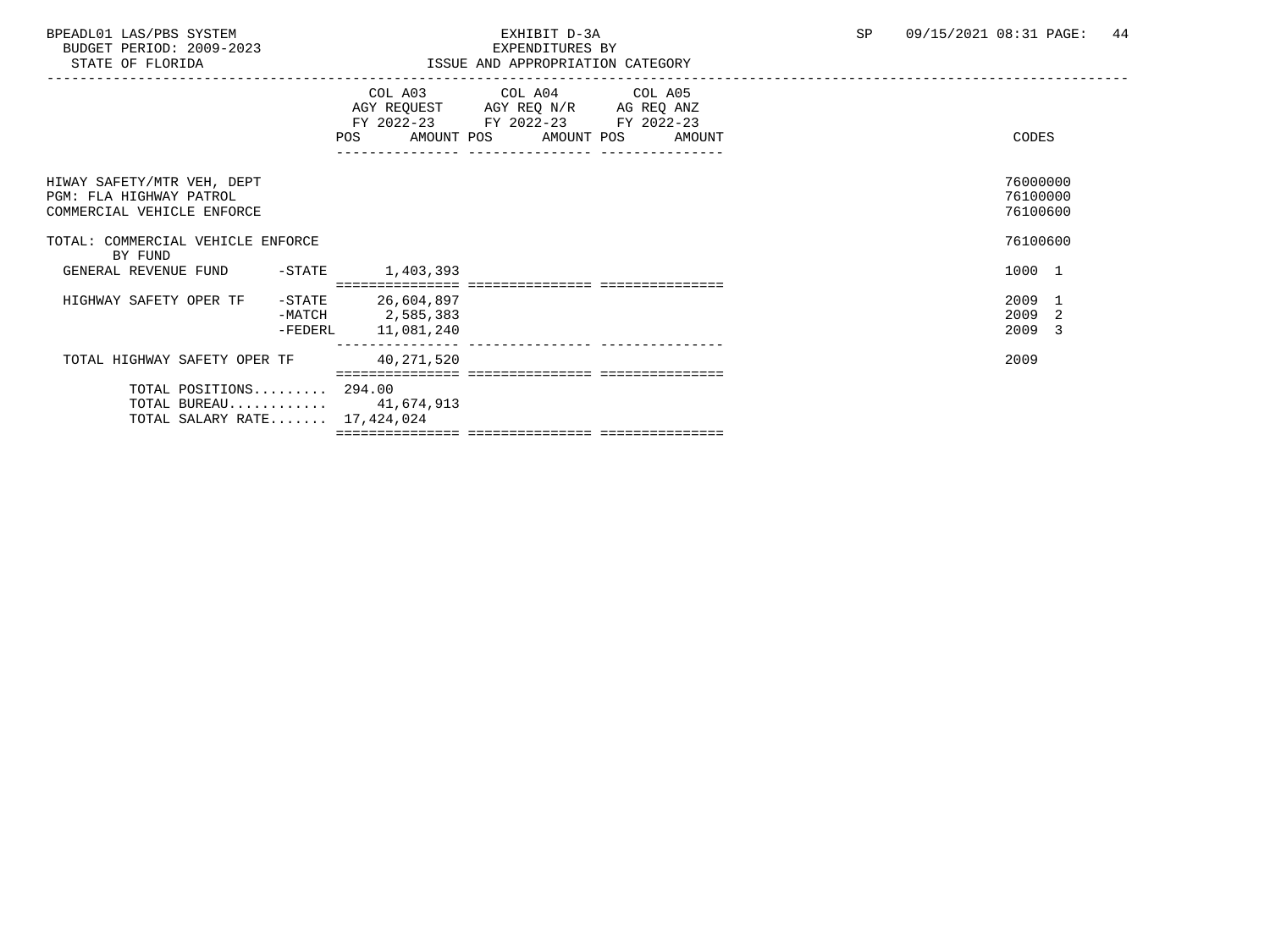BPEADL01 LAS/PBS SYSTEM
BUDGET PERIOD: 2009-2023
STATE OF FLORIDA

EXHIBIT D-3A
EXPENDITURES BY
ISSUE AND APPROPRIATION CATEGORY

SP 09/15/2021 08:31 PAGE: 44

| | | COL A03 AGY REQUEST FY 2022-23 POS AMOUNT | COL A04 AGY REQ N/R FY 2022-23 POS AMOUNT | COL A05 AG REQ ANZ FY 2022-23 POS AMOUNT | CODES |
|---|---|---|---|---|---|
| HIWAY SAFETY/MTR VEH, DEPT | | | | | 76000000 |
| PGM: FLA HIGHWAY PATROL | | | | | 76100000 |
| COMMERCIAL VEHICLE ENFORCE | | | | | 76100600 |
| TOTAL: COMMERCIAL VEHICLE ENFORCE | | | | | 76100600 |
| BY FUND | | | | | |
| GENERAL REVENUE FUND | -STATE | 1,403,393 | | | 1000 1 |
| HIGHWAY SAFETY OPER TF | -STATE | 26,604,897 | | | 2009 1 |
| | -MATCH | 2,585,383 | | | 2009 2 |
| | -FEDERL | 11,081,240 | | | 2009 3 |
| TOTAL HIGHWAY SAFETY OPER TF | | 40,271,520 | | | 2009 |
| TOTAL POSITIONS......... | | 294.00 | | | |
| TOTAL BUREAU............ | | 41,674,913 | | | |
| TOTAL SALARY RATE....... | | 17,424,024 | | | |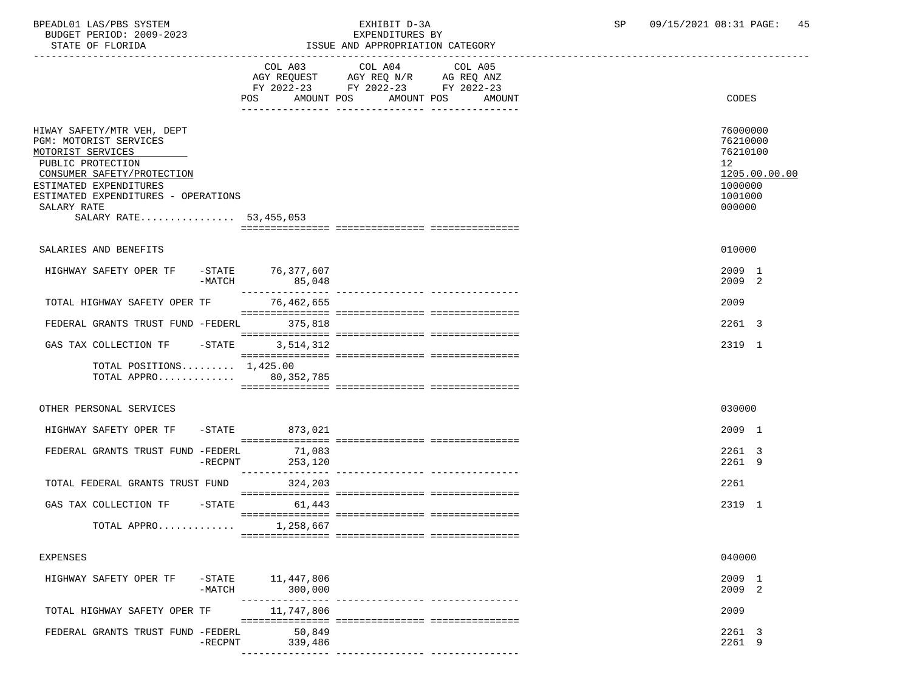BPEADL01 LAS/PBS SYSTEM
BUDGET PERIOD: 2009-2023
STATE OF FLORIDA

EXHIBIT D-3A
EXPENDITURES BY
ISSUE AND APPROPRIATION CATEGORY

SP 09/15/2021 08:31 PAGE: 45

| | COL A03 AGY REQUEST FY 2022-23 POS AMOUNT | COL A04 AGY REQ N/R FY 2022-23 POS AMOUNT | COL A05 AG REQ ANZ FY 2022-23 POS AMOUNT | CODES |
|---|---|---|---|---|
| HIWAY SAFETY/MTR VEH, DEPT | | | | 76000000 |
| PGM: MOTORIST SERVICES | | | | 76210000 |
| MOTORIST SERVICES | | | | 76210100 |
| PUBLIC PROTECTION | | | | 12 |
| CONSUMER SAFETY/PROTECTION | | | | 1205.00.00.00 |
| ESTIMATED EXPENDITURES | | | | 1000000 |
| ESTIMATED EXPENDITURES - OPERATIONS | | | | 1001000 |
| SALARY RATE | | | | 000000 |
| SALARY RATE................ | 53,455,053 | | | |
| SALARIES AND BENEFITS | | | | 010000 |
| HIGHWAY SAFETY OPER TF -STATE | 76,377,607 | | | 2009 1 |
| -MATCH | 85,048 | | | 2009 2 |
| TOTAL HIGHWAY SAFETY OPER TF | 76,462,655 | | | 2009 |
| FEDERAL GRANTS TRUST FUND -FEDERL | 375,818 | | | 2261 3 |
| GAS TAX COLLECTION TF -STATE | 3,514,312 | | | 2319 1 |
| TOTAL POSITIONS......... | 1,425.00 | | | |
| TOTAL APPRO............. | 80,352,785 | | | |
| OTHER PERSONAL SERVICES | | | | 030000 |
| HIGHWAY SAFETY OPER TF -STATE | 873,021 | | | 2009 1 |
| FEDERAL GRANTS TRUST FUND -FEDERL | 71,083 | | | 2261 3 |
| -RECPNT | 253,120 | | | 2261 9 |
| TOTAL FEDERAL GRANTS TRUST FUND | 324,203 | | | 2261 |
| GAS TAX COLLECTION TF -STATE | 61,443 | | | 2319 1 |
| TOTAL APPRO............. | 1,258,667 | | | |
| EXPENSES | | | | 040000 |
| HIGHWAY SAFETY OPER TF -STATE | 11,447,806 | | | 2009 1 |
| -MATCH | 300,000 | | | 2009 2 |
| TOTAL HIGHWAY SAFETY OPER TF | 11,747,806 | | | 2009 |
| FEDERAL GRANTS TRUST FUND -FEDERL | 50,849 | | | 2261 3 |
| -RECPNT | 339,486 | | | 2261 9 |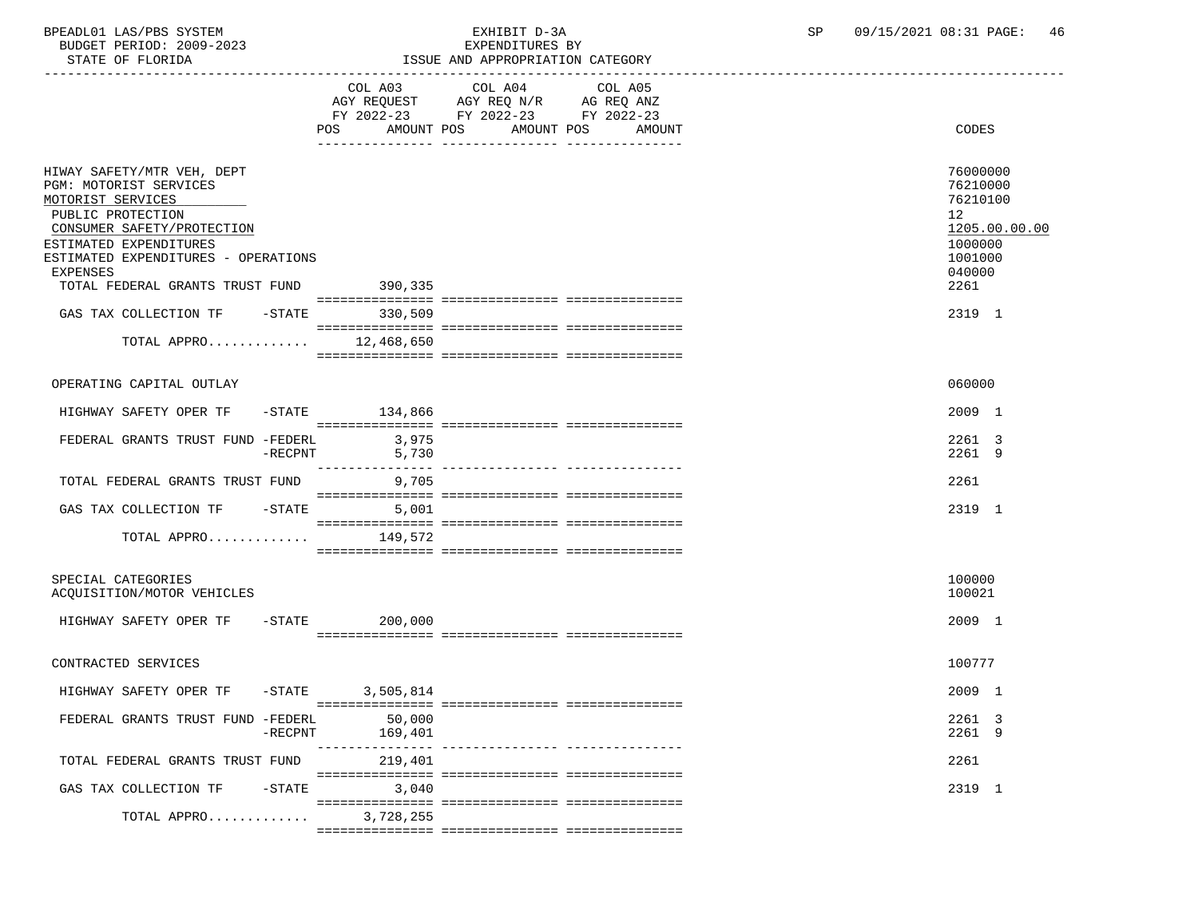BPEADL01 LAS/PBS SYSTEM — EXHIBIT D-3A — EXPENDITURES BY ISSUE AND APPROPRIATION CATEGORY
BUDGET PERIOD: 2009-2023 — STATE OF FLORIDA — SP 09/15/2021 08:31 PAGE: 46

| | COL A03 AGY REQUEST FY 2022-23 POS AMOUNT | COL A04 AGY REQ N/R FY 2022-23 POS AMOUNT | COL A05 AG REQ ANZ FY 2022-23 POS AMOUNT | CODES |
|---|---|---|---|---|
| HIWAY SAFETY/MTR VEH, DEPT | | | | 76000000 |
| PGM: MOTORIST SERVICES | | | | 76210000 |
| MOTORIST SERVICES | | | | 76210100 |
| PUBLIC PROTECTION | | | | 12 |
| CONSUMER SAFETY/PROTECTION | | | | 1205.00.00.00 |
| ESTIMATED EXPENDITURES | | | | 1000000 |
| ESTIMATED EXPENDITURES - OPERATIONS | | | | 1001000 |
| EXPENSES | | | | 040000 |
| TOTAL FEDERAL GRANTS TRUST FUND | 390,335 | | | 2261 |
| GAS TAX COLLECTION TF -STATE | 330,509 | | | 2319 1 |
| TOTAL APPRO............ | 12,468,650 | | | |
| OPERATING CAPITAL OUTLAY | | | | 060000 |
| HIGHWAY SAFETY OPER TF -STATE | 134,866 | | | 2009 1 |
| FEDERAL GRANTS TRUST FUND -FEDERL | 3,975 | | | 2261 3 |
| -RECPNT | 5,730 | | | 2261 9 |
| TOTAL FEDERAL GRANTS TRUST FUND | 9,705 | | | 2261 |
| GAS TAX COLLECTION TF -STATE | 5,001 | | | 2319 1 |
| TOTAL APPRO............ | 149,572 | | | |
| SPECIAL CATEGORIES | | | | 100000 |
| ACQUISITION/MOTOR VEHICLES | | | | 100021 |
| HIGHWAY SAFETY OPER TF -STATE | 200,000 | | | 2009 1 |
| CONTRACTED SERVICES | | | | 100777 |
| HIGHWAY SAFETY OPER TF -STATE | 3,505,814 | | | 2009 1 |
| FEDERAL GRANTS TRUST FUND -FEDERL | 50,000 | | | 2261 3 |
| -RECPNT | 169,401 | | | 2261 9 |
| TOTAL FEDERAL GRANTS TRUST FUND | 219,401 | | | 2261 |
| GAS TAX COLLECTION TF -STATE | 3,040 | | | 2319 1 |
| TOTAL APPRO............ | 3,728,255 | | | |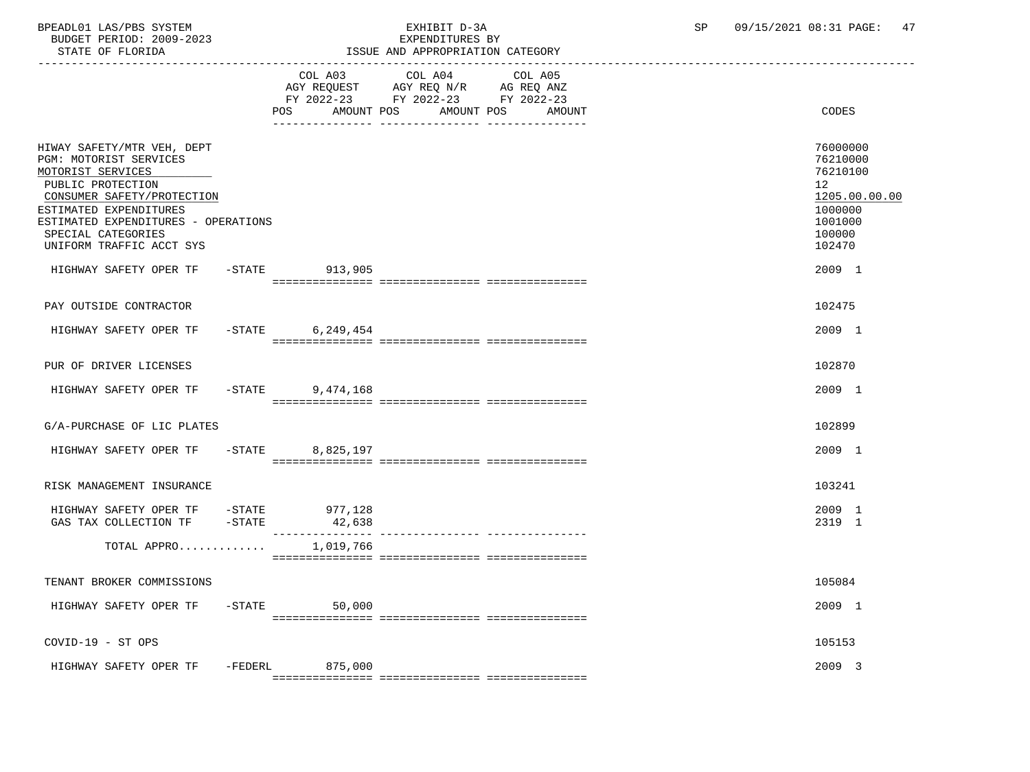BPEADL01 LAS/PBS SYSTEM | EXHIBIT D-3A | SP 09/15/2021 08:31 PAGE: 47
BUDGET PERIOD: 2009-2023 | EXPENDITURES BY
STATE OF FLORIDA | ISSUE AND APPROPRIATION CATEGORY

| | COL A03 AGY REQUEST FY 2022-23 POS AMOUNT | COL A04 AGY REQ N/R FY 2022-23 POS AMOUNT | COL A05 AG REQ ANZ FY 2022-23 POS AMOUNT | CODES |
|---|---|---|---|---|
| HIWAY SAFETY/MTR VEH, DEPT | | | | 76000000 |
| PGM: MOTORIST SERVICES | | | | 76210000 |
| MOTORIST SERVICES | | | | 76210100 |
| PUBLIC PROTECTION | | | | 12 |
| CONSUMER SAFETY/PROTECTION | | | | 1205.00.00.00 |
| ESTIMATED EXPENDITURES | | | | 1000000 |
| ESTIMATED EXPENDITURES - OPERATIONS | | | | 1001000 |
| SPECIAL CATEGORIES | | | | 100000 |
| UNIFORM TRAFFIC ACCT SYS | | | | 102470 |
| HIGHWAY SAFETY OPER TF -STATE | 913,905 | | | 2009 1 |
| PAY OUTSIDE CONTRACTOR | | | | 102475 |
| HIGHWAY SAFETY OPER TF -STATE | 6,249,454 | | | 2009 1 |
| PUR OF DRIVER LICENSES | | | | 102870 |
| HIGHWAY SAFETY OPER TF -STATE | 9,474,168 | | | 2009 1 |
| G/A-PURCHASE OF LIC PLATES | | | | 102899 |
| HIGHWAY SAFETY OPER TF -STATE | 8,825,197 | | | 2009 1 |
| RISK MANAGEMENT INSURANCE | | | | 103241 |
| HIGHWAY SAFETY OPER TF -STATE | 977,128 | | | 2009 1 |
| GAS TAX COLLECTION TF -STATE | 42,638 | | | 2319 1 |
| TOTAL APPRO............ | 1,019,766 | | | |
| TENANT BROKER COMMISSIONS | | | | 105084 |
| HIGHWAY SAFETY OPER TF -STATE | 50,000 | | | 2009 1 |
| COVID-19 - ST OPS | | | | 105153 |
| HIGHWAY SAFETY OPER TF -FEDERL | 875,000 | | | 2009 3 |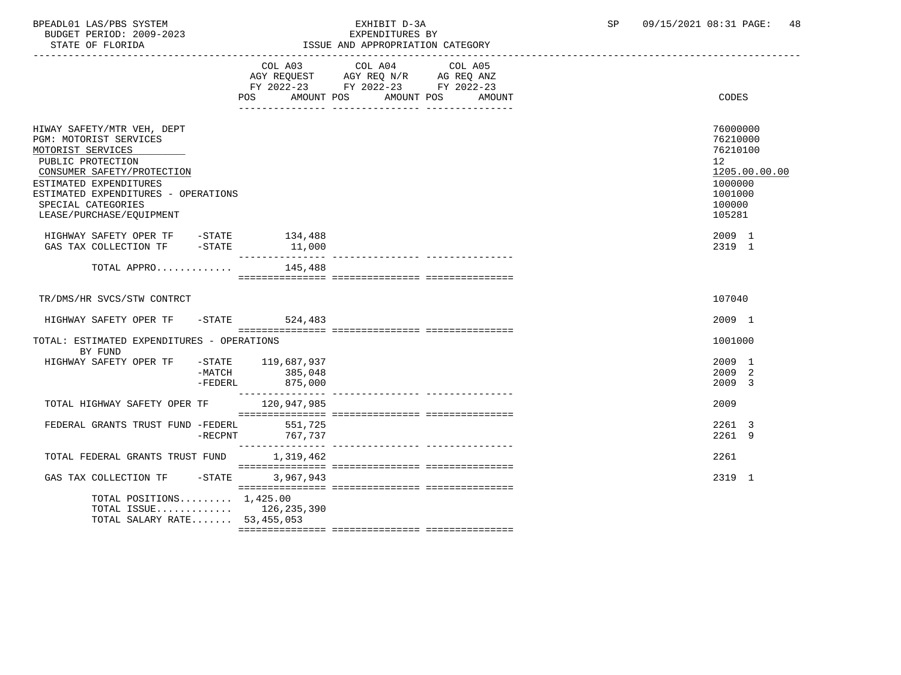BPEADL01 LAS/PBS SYSTEM | EXHIBIT D-3A | SP 09/15/2021 08:31 PAGE: 48
BUDGET PERIOD: 2009-2023 | EXPENDITURES BY
STATE OF FLORIDA | ISSUE AND APPROPRIATION CATEGORY

| | COL A03 AGY REQUEST FY 2022-23 POS AMOUNT | COL A04 AGY REQ N/R FY 2022-23 POS AMOUNT | COL A05 AG REQ ANZ FY 2022-23 POS AMOUNT | CODES |
|---|---|---|---|---|
| HIWAY SAFETY/MTR VEH, DEPT | | | | 76000000 |
| PGM: MOTORIST SERVICES | | | | 76210000 |
| MOTORIST SERVICES | | | | 76210100 |
| PUBLIC PROTECTION | | | | 12 |
| CONSUMER SAFETY/PROTECTION | | | | 1205.00.00.00 |
| ESTIMATED EXPENDITURES | | | | 1000000 |
| ESTIMATED EXPENDITURES - OPERATIONS | | | | 1001000 |
| SPECIAL CATEGORIES | | | | 100000 |
| LEASE/PURCHASE/EQUIPMENT | | | | 105281 |
| HIGHWAY SAFETY OPER TF -STATE | 134,488 | | | 2009 1 |
| GAS TAX COLLECTION TF -STATE | 11,000 | | | 2319 1 |
| TOTAL APPRO............ | 145,488 | | | |
| TR/DMS/HR SVCS/STW CONTRCT | | | | 107040 |
| HIGHWAY SAFETY OPER TF -STATE | 524,483 | | | 2009 1 |
| TOTAL: ESTIMATED EXPENDITURES - OPERATIONS | | | | 1001000 |
| BY FUND | | | | |
| HIGHWAY SAFETY OPER TF -STATE | 119,687,937 | | | 2009 1 |
| -MATCH | 385,048 | | | 2009 2 |
| -FEDERL | 875,000 | | | 2009 3 |
| TOTAL HIGHWAY SAFETY OPER TF | 120,947,985 | | | 2009 |
| FEDERAL GRANTS TRUST FUND -FEDERL | 551,725 | | | 2261 3 |
| -RECPNT | 767,737 | | | 2261 9 |
| TOTAL FEDERAL GRANTS TRUST FUND | 1,319,462 | | | 2261 |
| GAS TAX COLLECTION TF -STATE | 3,967,943 | | | 2319 1 |
| TOTAL POSITIONS......... | 1,425.00 | | | |
| TOTAL ISSUE............ | 126,235,390 | | | |
| TOTAL SALARY RATE....... | 53,455,053 | | | |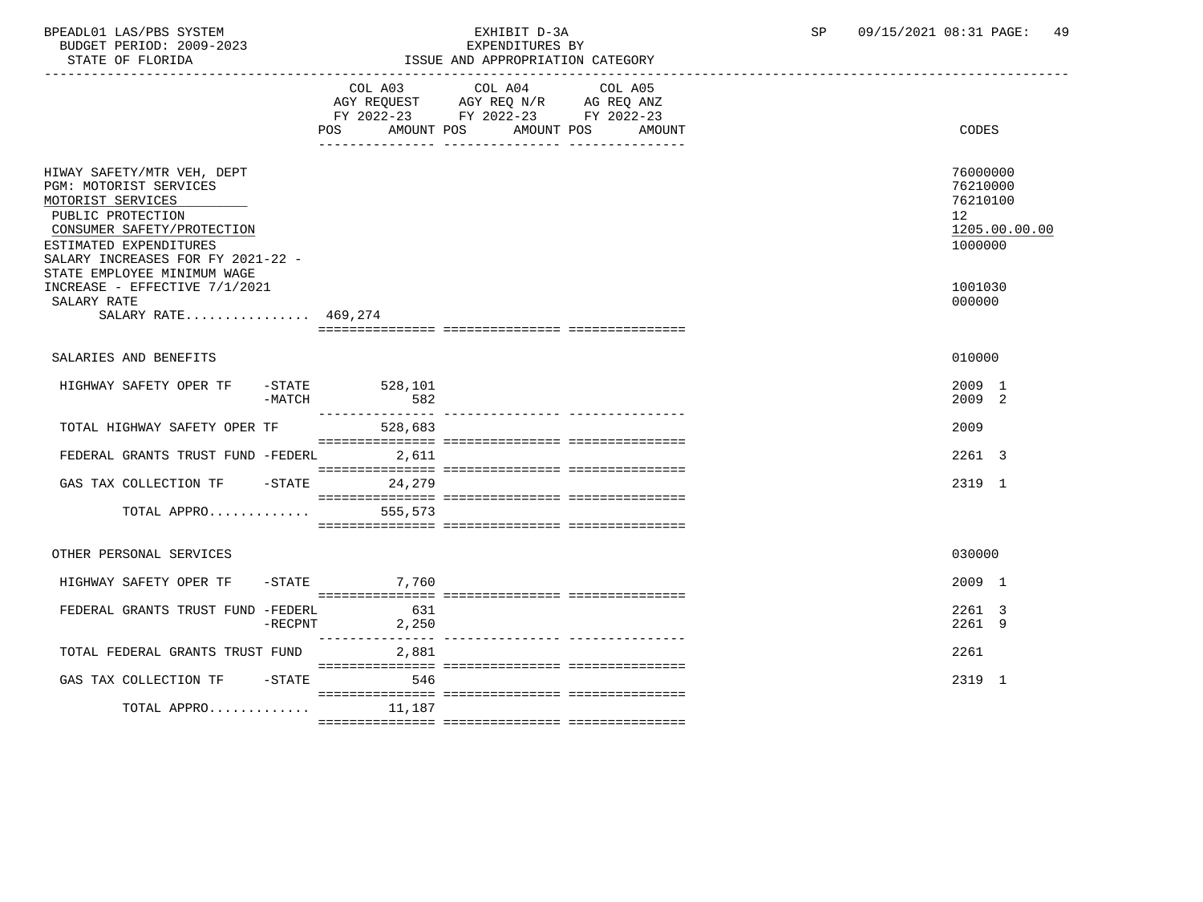BPEADL01 LAS/PBS SYSTEM | EXHIBIT D-3A | SP 09/15/2021 08:31 PAGE: 49
BUDGET PERIOD: 2009-2023 | EXPENDITURES BY
STATE OF FLORIDA | ISSUE AND APPROPRIATION CATEGORY

| | COL A03 AGY REQUEST FY 2022-23 POS AMOUNT | COL A04 AGY REQ N/R FY 2022-23 POS AMOUNT | COL A05 AG REQ ANZ FY 2022-23 POS AMOUNT | CODES |
|---|---|---|---|---|
| HIWAY SAFETY/MTR VEH, DEPT | | | | 76000000 |
| PGM: MOTORIST SERVICES | | | | 76210000 |
| MOTORIST SERVICES | | | | 76210100 |
| PUBLIC PROTECTION | | | | 12 |
| CONSUMER SAFETY/PROTECTION | | | | 1205.00.00.00 |
| ESTIMATED EXPENDITURES | | | | 1000000 |
| SALARY INCREASES FOR FY 2021-22 - STATE EMPLOYEE MINIMUM WAGE INCREASE - EFFECTIVE 7/1/2021 | | | | 1001030 |
| SALARY RATE | | | | 000000 |
| SALARY RATE................ 469,274 | | | | |
| SALARIES AND BENEFITS | | | | 010000 |
| HIGHWAY SAFETY OPER TF -STATE | 528,101 | | | 2009 1 |
| -MATCH | 582 | | | 2009 2 |
| TOTAL HIGHWAY SAFETY OPER TF | 528,683 | | | 2009 |
| FEDERAL GRANTS TRUST FUND -FEDERL | 2,611 | | | 2261 3 |
| GAS TAX COLLECTION TF -STATE | 24,279 | | | 2319 1 |
| TOTAL APPRO............. | 555,573 | | | |
| OTHER PERSONAL SERVICES | | | | 030000 |
| HIGHWAY SAFETY OPER TF -STATE | 7,760 | | | 2009 1 |
| FEDERAL GRANTS TRUST FUND -FEDERL | 631 | | | 2261 3 |
| -RECPNT | 2,250 | | | 2261 9 |
| TOTAL FEDERAL GRANTS TRUST FUND | 2,881 | | | 2261 |
| GAS TAX COLLECTION TF -STATE | 546 | | | 2319 1 |
| TOTAL APPRO............. | 11,187 | | | |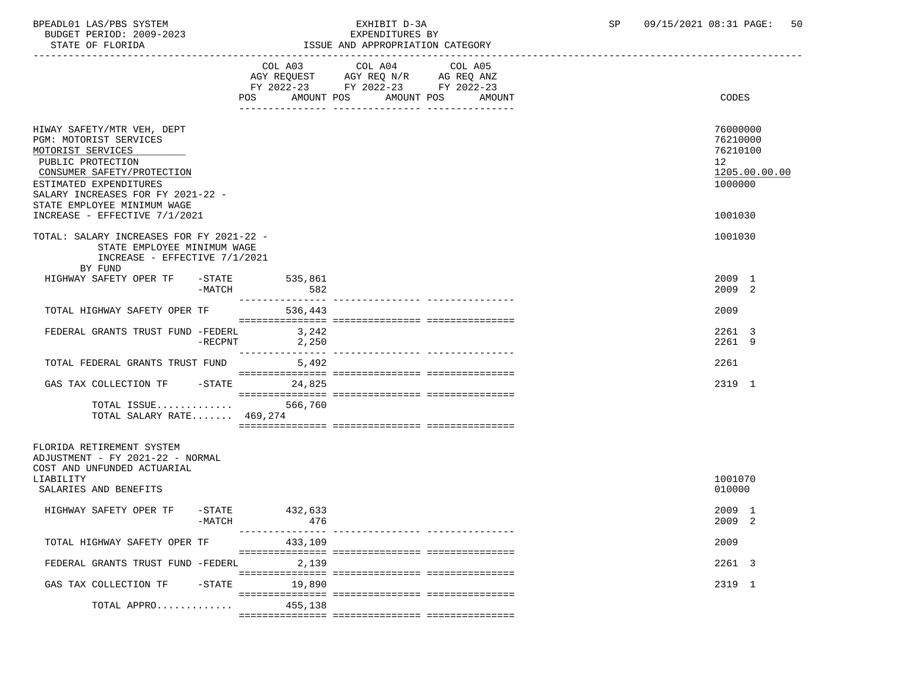BPEADL01 LAS/PBS SYSTEM EXHIBIT D-3A SP 09/15/2021 08:31 PAGE: 50
BUDGET PERIOD: 2009-2023 EXPENDITURES BY
STATE OF FLORIDA ISSUE AND APPROPRIATION CATEGORY

| | COL A03 AGY REQUEST FY 2022-23 POS AMOUNT | COL A04 AGY REQ N/R FY 2022-23 POS AMOUNT | COL A05 AG REQ ANZ FY 2022-23 POS AMOUNT | CODES |
|---|---|---|---|---|
| HIWAY SAFETY/MTR VEH, DEPT | | | | 76000000 |
| PGM: MOTORIST SERVICES | | | | 76210000 |
| MOTORIST SERVICES | | | | 76210100 |
| PUBLIC PROTECTION | | | | 12 |
| CONSUMER SAFETY/PROTECTION | | | | 1205.00.00.00 |
| ESTIMATED EXPENDITURES | | | | 1000000 |
| SALARY INCREASES FOR FY 2021-22 - STATE EMPLOYEE MINIMUM WAGE INCREASE - EFFECTIVE 7/1/2021 | | | | 1001030 |
| TOTAL: SALARY INCREASES FOR FY 2021-22 - STATE EMPLOYEE MINIMUM WAGE INCREASE - EFFECTIVE 7/1/2021 | | | | 1001030 |
| BY FUND | | | | |
| HIGHWAY SAFETY OPER TF -STATE | 535,861 | | | 2009 1 |
| -MATCH | 582 | | | 2009 2 |
| TOTAL HIGHWAY SAFETY OPER TF | 536,443 | | | 2009 |
| FEDERAL GRANTS TRUST FUND -FEDERL | 3,242 | | | 2261 3 |
| -RECPNT | 2,250 | | | 2261 9 |
| TOTAL FEDERAL GRANTS TRUST FUND | 5,492 | | | 2261 |
| GAS TAX COLLECTION TF -STATE | 24,825 | | | 2319 1 |
| TOTAL ISSUE............ | 566,760 | | | |
| TOTAL SALARY RATE....... 469,274 | | | | |
| FLORIDA RETIREMENT SYSTEM ADJUSTMENT - FY 2021-22 - NORMAL COST AND UNFUNDED ACTUARIAL LIABILITY | | | | 1001070 |
| SALARIES AND BENEFITS | | | | 010000 |
| HIGHWAY SAFETY OPER TF -STATE | 432,633 | | | 2009 1 |
| -MATCH | 476 | | | 2009 2 |
| TOTAL HIGHWAY SAFETY OPER TF | 433,109 | | | 2009 |
| FEDERAL GRANTS TRUST FUND -FEDERL | 2,139 | | | 2261 3 |
| GAS TAX COLLECTION TF -STATE | 19,890 | | | 2319 1 |
| TOTAL APPRO............ | 455,138 | | | |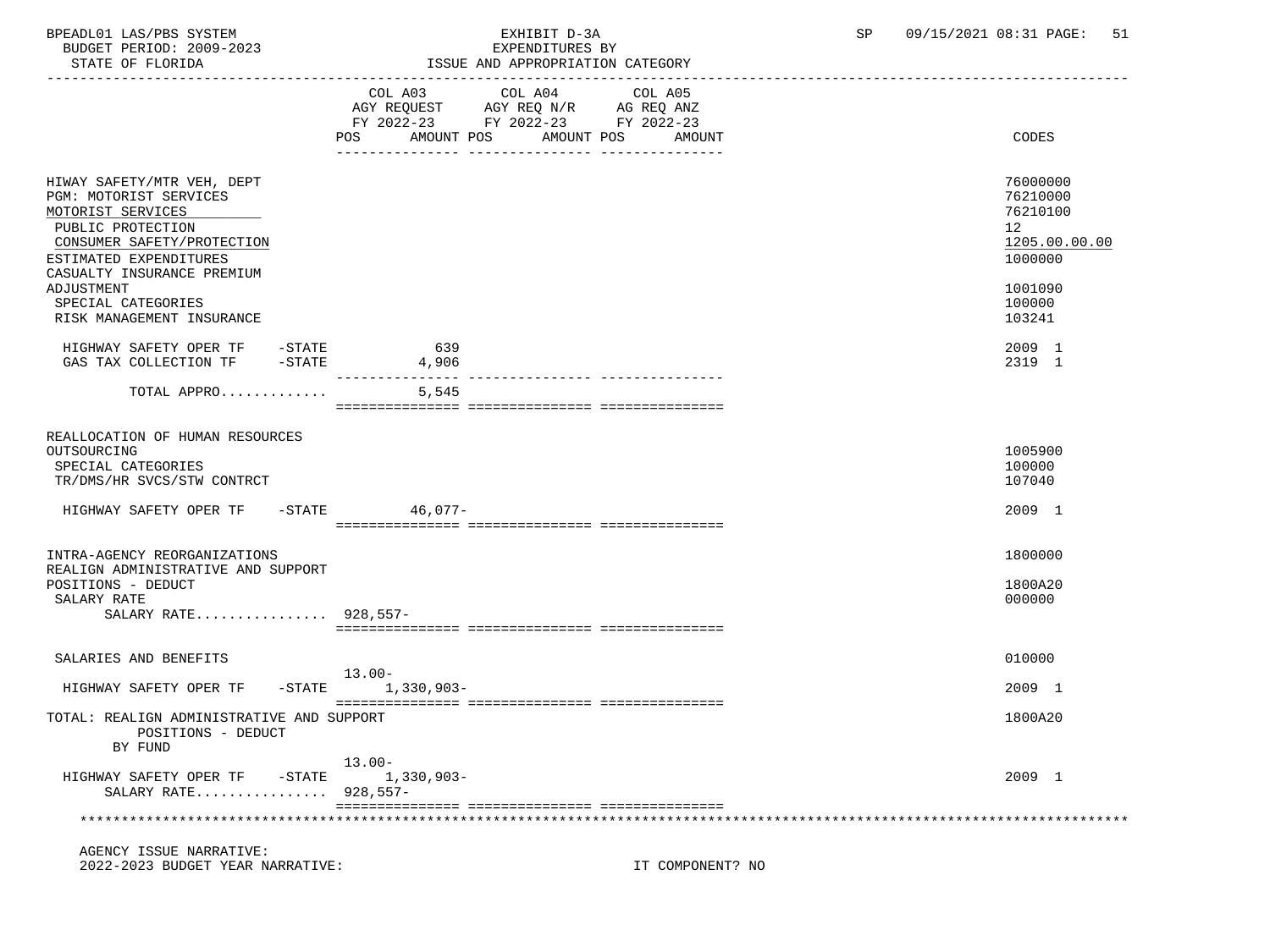BPEADL01 LAS/PBS SYSTEM | EXHIBIT D-3A | SP 09/15/2021 08:31 PAGE: 51
BUDGET PERIOD: 2009-2023 | EXPENDITURES BY
STATE OF FLORIDA | ISSUE AND APPROPRIATION CATEGORY

| | COL A03 AGY REQUEST FY 2022-23 POS AMOUNT | COL A04 AGY REQ N/R FY 2022-23 POS AMOUNT | COL A05 AG REQ ANZ FY 2022-23 POS AMOUNT | CODES |
|---|---|---|---|---|
| HIWAY SAFETY/MTR VEH, DEPT | | | | 76000000 |
| PGM: MOTORIST SERVICES | | | | 76210000 |
| MOTORIST SERVICES | | | | 76210100 |
| PUBLIC PROTECTION | | | | 12 |
| CONSUMER SAFETY/PROTECTION | | | | 1205.00.00.00 |
| ESTIMATED EXPENDITURES | | | | 1000000 |
| CASUALTY INSURANCE PREMIUM ADJUSTMENT | | | | 1001090 |
| SPECIAL CATEGORIES | | | | 100000 |
| RISK MANAGEMENT INSURANCE | | | | 103241 |
| HIGHWAY SAFETY OPER TF -STATE | 639 | | | 2009 1 |
| GAS TAX COLLECTION TF -STATE | 4,906 | | | 2319 1 |
| TOTAL APPRO............ | 5,545 | | | |
| REALLOCATION OF HUMAN RESOURCES OUTSOURCING | | | | 1005900 |
| SPECIAL CATEGORIES | | | | 100000 |
| TR/DMS/HR SVCS/STW CONTRCT | | | | 107040 |
| HIGHWAY SAFETY OPER TF -STATE | 46,077- | | | 2009 1 |
| INTRA-AGENCY REORGANIZATIONS | | | | 1800000 |
| REALIGN ADMINISTRATIVE AND SUPPORT POSITIONS - DEDUCT | | | | 1800A20 |
| SALARY RATE | | | | 000000 |
| SALARY RATE............... | 928,557- | | | |
| SALARIES AND BENEFITS | | | | 010000 |
| HIGHWAY SAFETY OPER TF -STATE | 13.00- 1,330,903- | | | 2009 1 |
| TOTAL: REALIGN ADMINISTRATIVE AND SUPPORT POSITIONS - DEDUCT | | | | 1800A20 |
| BY FUND | | | | |
| HIGHWAY SAFETY OPER TF -STATE | 13.00- 1,330,903- | | | 2009 1 |
| SALARY RATE............... | 928,557- | | | |

AGENCY ISSUE NARRATIVE:
2022-2023 BUDGET YEAR NARRATIVE: IT COMPONENT? NO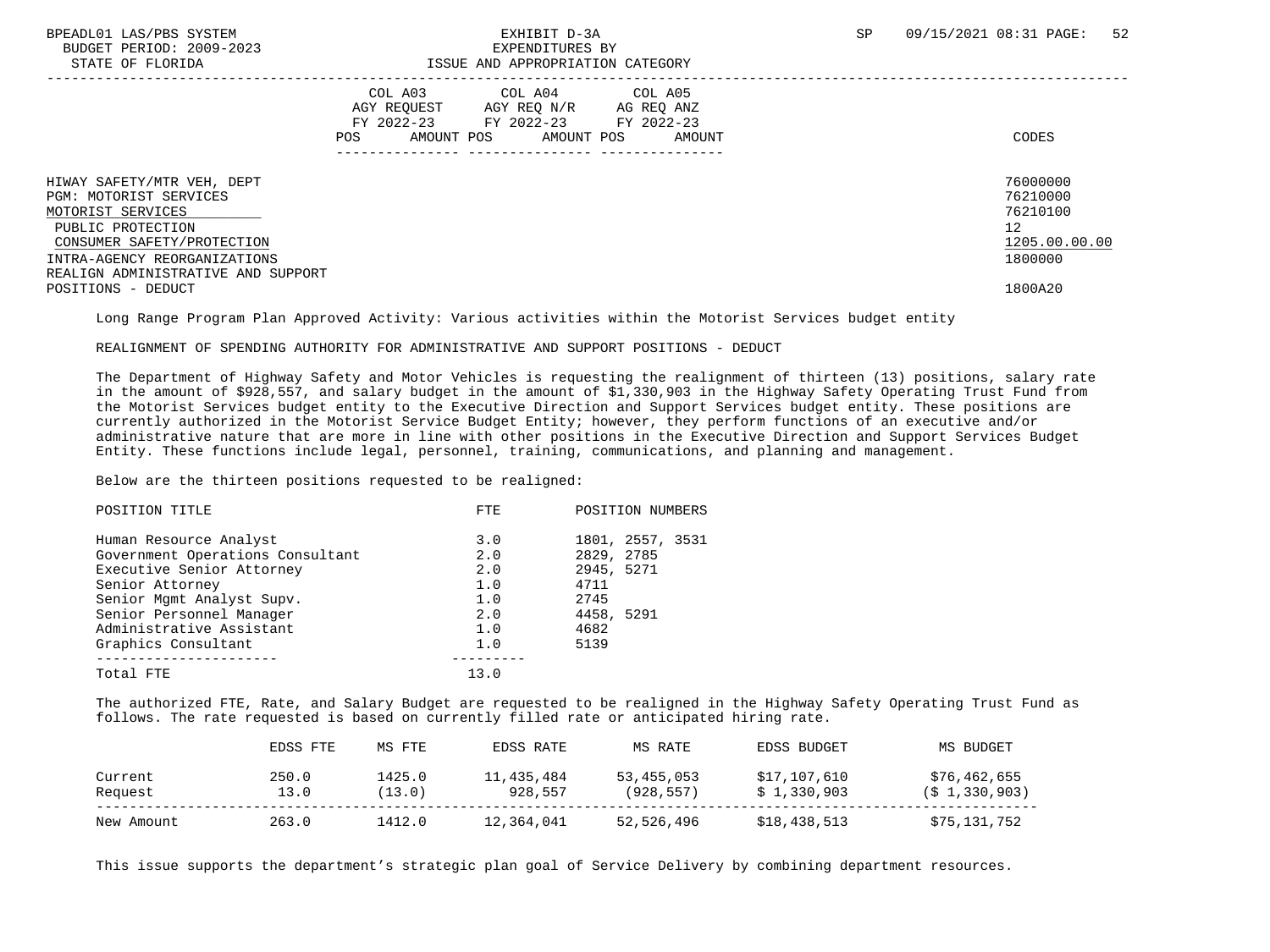| | COL A03 AGY REQUEST FY 2022-23 POS AMOUNT | COL A04 AGY REQ N/R FY 2022-23 POS AMOUNT | COL A05 AG REQ ANZ FY 2022-23 POS AMOUNT | CODES |
|---|---|---|---|---|
| HIWAY SAFETY/MTR VEH, DEPT | | | | 76000000 |
| PGM: MOTORIST SERVICES | | | | 76210000 |
| MOTORIST SERVICES | | | | 76210100 |
| PUBLIC PROTECTION | | | | 12 |
| CONSUMER SAFETY/PROTECTION | | | | 1205.00.00.00 |
| INTRA-AGENCY REORGANIZATIONS | | | | 1800000 |
| REALIGN ADMINISTRATIVE AND SUPPORT POSITIONS - DEDUCT | | | | 1800A20 |

Long Range Program Plan Approved Activity: Various activities within the Motorist Services budget entity

REALIGNMENT OF SPENDING AUTHORITY FOR ADMINISTRATIVE AND SUPPORT POSITIONS - DEDUCT

The Department of Highway Safety and Motor Vehicles is requesting the realignment of thirteen (13) positions, salary rate in the amount of $928,557, and salary budget in the amount of $1,330,903 in the Highway Safety Operating Trust Fund from the Motorist Services budget entity to the Executive Direction and Support Services budget entity. These positions are currently authorized in the Motorist Service Budget Entity; however, they perform functions of an executive and/or administrative nature that are more in line with other positions in the Executive Direction and Support Services Budget Entity. These functions include legal, personnel, training, communications, and planning and management.

Below are the thirteen positions requested to be realigned:

| POSITION TITLE | FTE | POSITION NUMBERS |
|---|---|---|
| Human Resource Analyst | 3.0 | 1801, 2557, 3531 |
| Government Operations Consultant | 2.0 | 2829, 2785 |
| Executive Senior Attorney | 2.0 | 2945, 5271 |
| Senior Attorney | 1.0 | 4711 |
| Senior Mgmt Analyst Supv. | 1.0 | 2745 |
| Senior Personnel Manager | 2.0 | 4458, 5291 |
| Administrative Assistant | 1.0 | 4682 |
| Graphics Consultant | 1.0 | 5139 |
| Total FTE | 13.0 | |

The authorized FTE, Rate, and Salary Budget are requested to be realigned in the Highway Safety Operating Trust Fund as follows. The rate requested is based on currently filled rate or anticipated hiring rate.

| | EDSS FTE | MS FTE | EDSS RATE | MS RATE | EDSS BUDGET | MS BUDGET |
|---|---|---|---|---|---|---|
| Current | 250.0 | 1425.0 | 11,435,484 | 53,455,053 | $17,107,610 | $76,462,655 |
| Request | 13.0 | (13.0) | 928,557 | (928,557) | $ 1,330,903 | ($ 1,330,903) |
| New Amount | 263.0 | 1412.0 | 12,364,041 | 52,526,496 | $18,438,513 | $75,131,752 |

This issue supports the department's strategic plan goal of Service Delivery by combining department resources.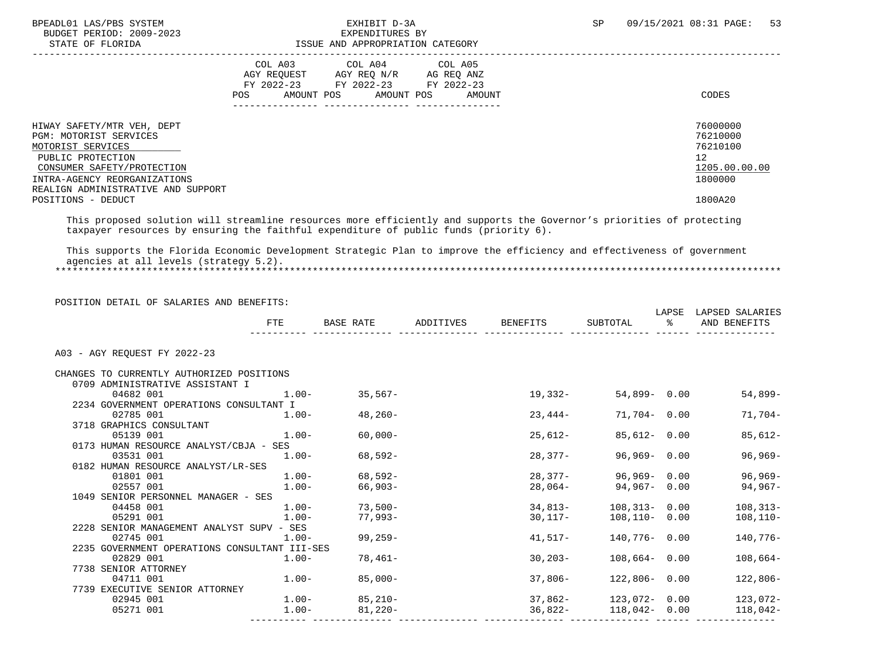| | COL A03 AGY REQUEST FY 2022-23 POS AMOUNT | COL A04 AGY REQ N/R FY 2022-23 POS AMOUNT | COL A05 AG REQ ANZ FY 2022-23 POS AMOUNT | CODES |
|---|---|---|---|---|
| HIWAY SAFETY/MTR VEH, DEPT | | | | 76000000 |
| PGM: MOTORIST SERVICES | | | | 76210000 |
| MOTORIST SERVICES | | | | 76210100 |
| PUBLIC PROTECTION | | | | 12 |
| CONSUMER SAFETY/PROTECTION | | | | 1205.00.00.00 |
| INTRA-AGENCY REORGANIZATIONS | | | | 1800000 |
| REALIGN ADMINISTRATIVE AND SUPPORT POSITIONS - DEDUCT | | | | 1800A20 |

This proposed solution will streamline resources more efficiently and supports the Governor's priorities of protecting taxpayer resources by ensuring the faithful expenditure of public funds (priority 6).

This supports the Florida Economic Development Strategic Plan to improve the efficiency and effectiveness of government agencies at all levels (strategy 5.2).

POSITION DETAIL OF SALARIES AND BENEFITS:

| | FTE | BASE RATE | ADDITIVES | BENEFITS | SUBTOTAL | LAPSE % | LAPSED SALARIES AND BENEFITS |
|---|---|---|---|---|---|---|---|
| A03 - AGY REQUEST FY 2022-23 | | | | | | | |
| CHANGES TO CURRENTLY AUTHORIZED POSITIONS | | | | | | | |
| 0709 ADMINISTRATIVE ASSISTANT I | | | | | | | |
| 04682 001 | 1.00- | 35,567- | | 19,332- | 54,899- | 0.00 | 54,899- |
| 2234 GOVERNMENT OPERATIONS CONSULTANT I | | | | | | | |
| 02785 001 | 1.00- | 48,260- | | 23,444- | 71,704- | 0.00 | 71,704- |
| 3718 GRAPHICS CONSULTANT | | | | | | | |
| 05139 001 | 1.00- | 60,000- | | 25,612- | 85,612- | 0.00 | 85,612- |
| 0173 HUMAN RESOURCE ANALYST/CBJA - SES | | | | | | | |
| 03531 001 | 1.00- | 68,592- | | 28,377- | 96,969- | 0.00 | 96,969- |
| 0182 HUMAN RESOURCE ANALYST/LR-SES | | | | | | | |
| 01801 001 | 1.00- | 68,592- | | 28,377- | 96,969- | 0.00 | 96,969- |
| 02557 001 | 1.00- | 66,903- | | 28,064- | 94,967- | 0.00 | 94,967- |
| 1049 SENIOR PERSONNEL MANAGER - SES | | | | | | | |
| 04458 001 | 1.00- | 73,500- | | 34,813- | 108,313- | 0.00 | 108,313- |
| 05291 001 | 1.00- | 77,993- | | 30,117- | 108,110- | 0.00 | 108,110- |
| 2228 SENIOR MANAGEMENT ANALYST SUPV - SES | | | | | | | |
| 02745 001 | 1.00- | 99,259- | | 41,517- | 140,776- | 0.00 | 140,776- |
| 2235 GOVERNMENT OPERATIONS CONSULTANT III-SES | | | | | | | |
| 02829 001 | 1.00- | 78,461- | | 30,203- | 108,664- | 0.00 | 108,664- |
| 7738 SENIOR ATTORNEY | | | | | | | |
| 04711 001 | 1.00- | 85,000- | | 37,806- | 122,806- | 0.00 | 122,806- |
| 7739 EXECUTIVE SENIOR ATTORNEY | | | | | | | |
| 02945 001 | 1.00- | 85,210- | | 37,862- | 123,072- | 0.00 | 123,072- |
| 05271 001 | 1.00- | 81,220- | | 36,822- | 118,042- | 0.00 | 118,042- |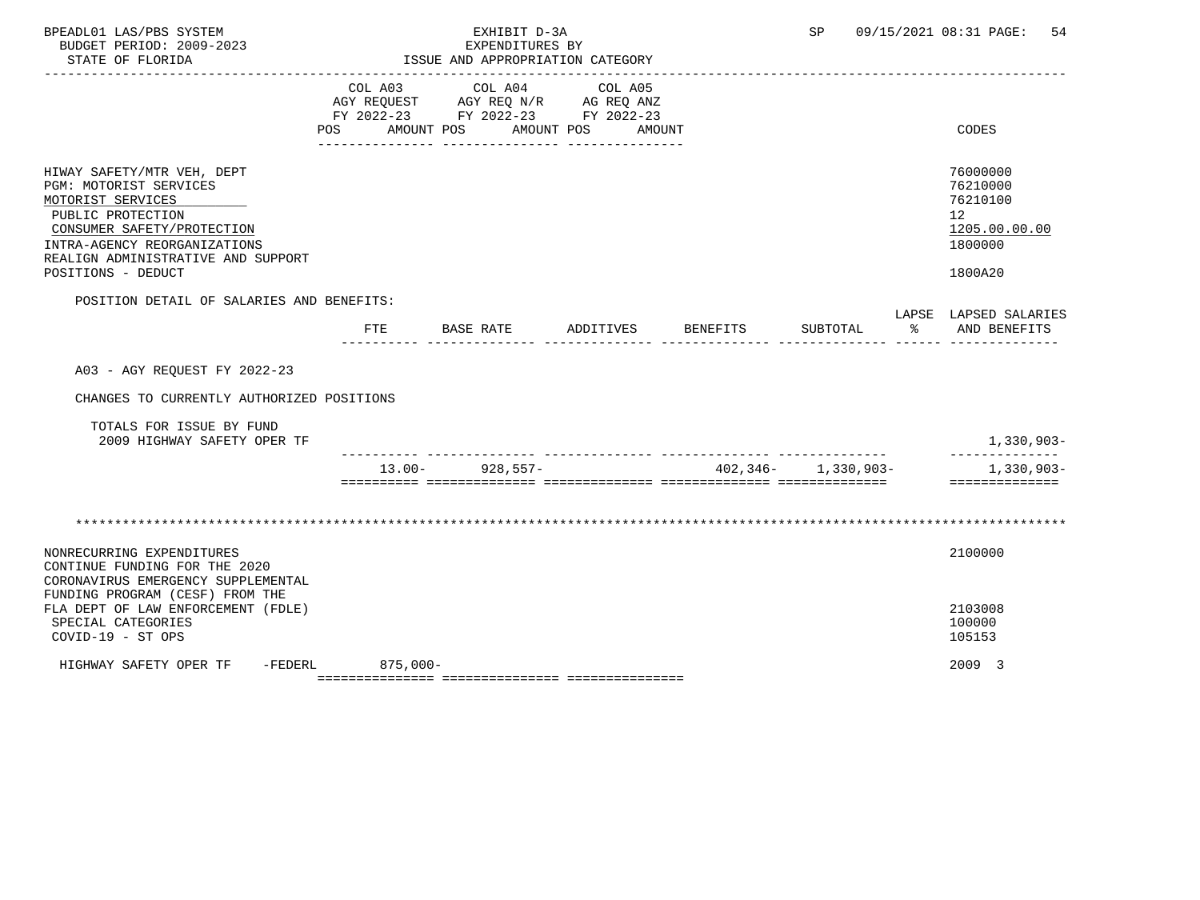BPEADL01 LAS/PBS SYSTEM
BUDGET PERIOD: 2009-2023
STATE OF FLORIDA

EXHIBIT D-3A
EXPENDITURES BY
ISSUE AND APPROPRIATION CATEGORY

SP 09/15/2021 08:31 PAGE: 54

| | COL A03 AGY REQUEST FY 2022-23 POS AMOUNT | COL A04 AGY REQ N/R FY 2022-23 POS AMOUNT | COL A05 AG REQ ANZ FY 2022-23 POS AMOUNT | CODES |
|---|---|---|---|---|
| HIWAY SAFETY/MTR VEH, DEPT | | | | 76000000 |
| PGM: MOTORIST SERVICES | | | | 76210000 |
| MOTORIST SERVICES | | | | 76210100 |
| PUBLIC PROTECTION | | | | 12 |
| CONSUMER SAFETY/PROTECTION | | | | 1205.00.00.00 |
| INTRA-AGENCY REORGANIZATIONS | | | | 1800000 |
| REALIGN ADMINISTRATIVE AND SUPPORT POSITIONS - DEDUCT | | | | 1800A20 |

POSITION DETAIL OF SALARIES AND BENEFITS:

| | FTE | BASE RATE | ADDITIVES | BENEFITS | SUBTOTAL | LAPSE % | LAPSED SALARIES AND BENEFITS |
|---|---|---|---|---|---|---|---|
| A03 - AGY REQUEST FY 2022-23 | | | | | | | |
| CHANGES TO CURRENTLY AUTHORIZED POSITIONS | | | | | | | |
| TOTALS FOR ISSUE BY FUND | | | | | | | |
| 2009 HIGHWAY SAFETY OPER TF | | | | | | | 1,330,903- |
| | 13.00- | 928,557- | | 402,346- | 1,330,903- | | 1,330,903- |

| | COL A03 | COL A04 | COL A05 | CODES |
|---|---|---|---|---|
| NONRECURRING EXPENDITURES | | | | 2100000 |
| CONTINUE FUNDING FOR THE 2020 CORONAVIRUS EMERGENCY SUPPLEMENTAL FUNDING PROGRAM (CESF) FROM THE FLA DEPT OF LAW ENFORCEMENT (FDLE) | | | | 2103008 |
| SPECIAL CATEGORIES | | | | 100000 |
| COVID-19 - ST OPS | | | | 105153 |
| HIGHWAY SAFETY OPER TF -FEDERL | 875,000- | | | 2009 3 |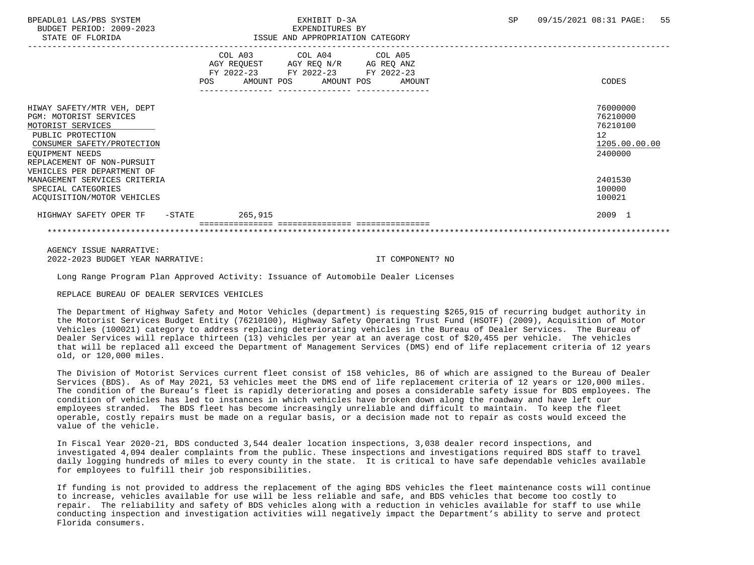| | COL A03 AGY REQUEST FY 2022-23 POS AMOUNT | COL A04 AGY REQ N/R FY 2022-23 POS AMOUNT | COL A05 AG REQ ANZ FY 2022-23 POS AMOUNT | CODES |
|---|---|---|---|---|
| HIWAY SAFETY/MTR VEH, DEPT | | | | 76000000 |
| PGM: MOTORIST SERVICES | | | | 76210000 |
| MOTORIST SERVICES | | | | 76210100 |
| PUBLIC PROTECTION | | | | 12 |
| CONSUMER SAFETY/PROTECTION | | | | 1205.00.00.00 |
| EQUIPMENT NEEDS | | | | 2400000 |
| REPLACEMENT OF NON-PURSUIT VEHICLES PER DEPARTMENT OF MANAGEMENT SERVICES CRITERIA | | | | 2401530 |
| SPECIAL CATEGORIES | | | | 100000 |
| ACQUISITION/MOTOR VEHICLES | | | | 100021 |
| HIGHWAY SAFETY OPER TF -STATE | 265,915 | | | 2009 1 |

AGENCY ISSUE NARRATIVE:
2022-2023 BUDGET YEAR NARRATIVE: IT COMPONENT? NO

Long Range Program Plan Approved Activity: Issuance of Automobile Dealer Licenses

REPLACE BUREAU OF DEALER SERVICES VEHICLES

The Department of Highway Safety and Motor Vehicles (department) is requesting $265,915 of recurring budget authority in the Motorist Services Budget Entity (76210100), Highway Safety Operating Trust Fund (HSOTF) (2009), Acquisition of Motor Vehicles (100021) category to address replacing deteriorating vehicles in the Bureau of Dealer Services. The Bureau of Dealer Services will replace thirteen (13) vehicles per year at an average cost of $20,455 per vehicle. The vehicles that will be replaced all exceed the Department of Management Services (DMS) end of life replacement criteria of 12 years old, or 120,000 miles.

The Division of Motorist Services current fleet consist of 158 vehicles, 86 of which are assigned to the Bureau of Dealer Services (BDS). As of May 2021, 53 vehicles meet the DMS end of life replacement criteria of 12 years or 120,000 miles. The condition of the Bureau's fleet is rapidly deteriorating and poses a considerable safety issue for BDS employees. The condition of vehicles has led to instances in which vehicles have broken down along the roadway and have left our employees stranded. The BDS fleet has become increasingly unreliable and difficult to maintain. To keep the fleet operable, costly repairs must be made on a regular basis, or a decision made not to repair as costs would exceed the value of the vehicle.

In Fiscal Year 2020-21, BDS conducted 3,544 dealer location inspections, 3,038 dealer record inspections, and investigated 4,094 dealer complaints from the public. These inspections and investigations required BDS staff to travel daily logging hundreds of miles to every county in the state. It is critical to have safe dependable vehicles available for employees to fulfill their job responsibilities.

If funding is not provided to address the replacement of the aging BDS vehicles the fleet maintenance costs will continue to increase, vehicles available for use will be less reliable and safe, and BDS vehicles that become too costly to repair. The reliability and safety of BDS vehicles along with a reduction in vehicles available for staff to use while conducting inspection and investigation activities will negatively impact the Department's ability to serve and protect Florida consumers.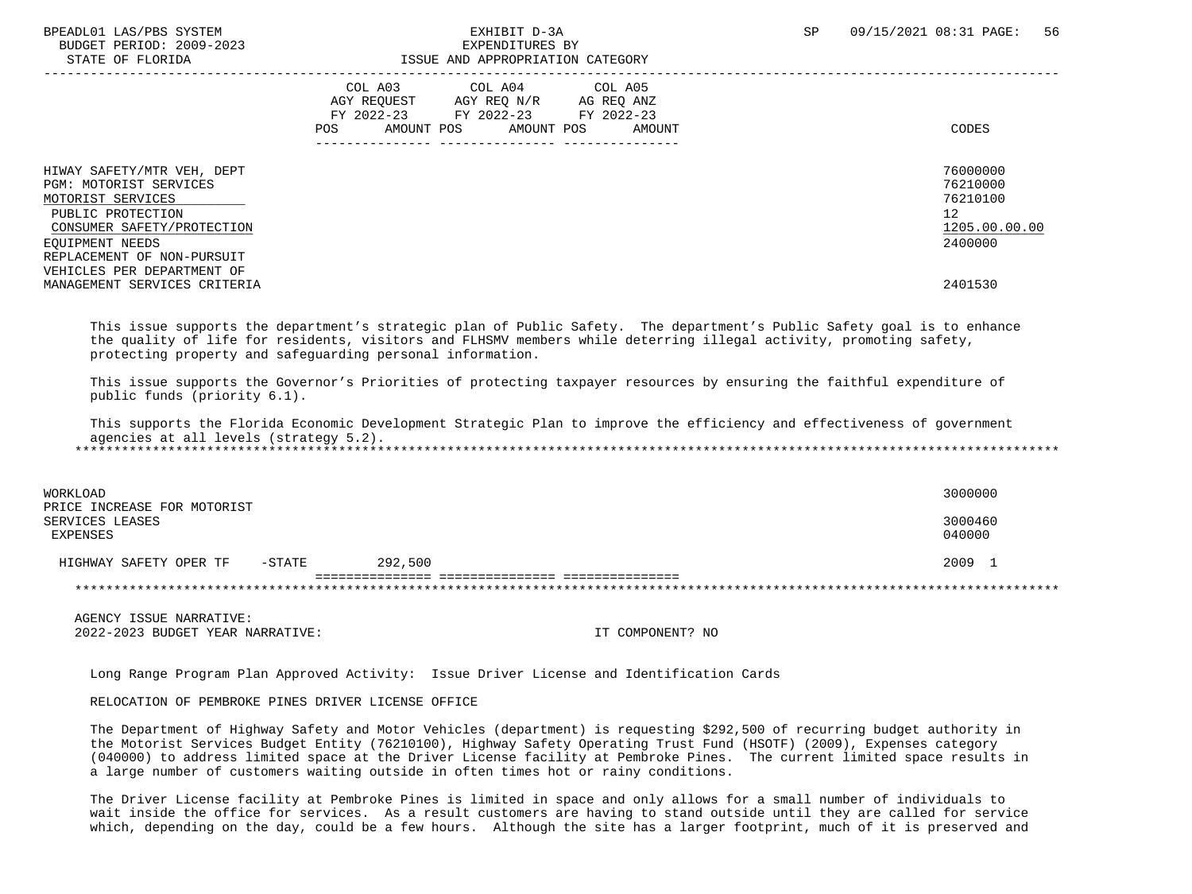| | COL A03 AGY REQUEST FY 2022-23 POS AMOUNT | COL A04 AGY REQ N/R FY 2022-23 POS AMOUNT | COL A05 AG REQ ANZ FY 2022-23 POS AMOUNT | CODES |
|---|---|---|---|---|
| HIWAY SAFETY/MTR VEH, DEPT | | | | 76000000 |
| PGM: MOTORIST SERVICES | | | | 76210000 |
| MOTORIST SERVICES | | | | 76210100 |
| PUBLIC PROTECTION | | | | 12 |
| CONSUMER SAFETY/PROTECTION | | | | 1205.00.00.00 |
| EQUIPMENT NEEDS | | | | 2400000 |
| REPLACEMENT OF NON-PURSUIT VEHICLES PER DEPARTMENT OF MANAGEMENT SERVICES CRITERIA | | | | 2401530 |

This issue supports the department's strategic plan of Public Safety. The department's Public Safety goal is to enhance the quality of life for residents, visitors and FLHSMV members while deterring illegal activity, promoting safety, protecting property and safeguarding personal information.

This issue supports the Governor's Priorities of protecting taxpayer resources by ensuring the faithful expenditure of public funds (priority 6.1).

This supports the Florida Economic Development Strategic Plan to improve the efficiency and effectiveness of government agencies at all levels (strategy 5.2).

*******************************************************************************************************************

| | COL A03 | COL A04 | COL A05 | CODES |
|---|---|---|---|---|
| WORKLOAD | | | | 3000000 |
| PRICE INCREASE FOR MOTORIST SERVICES LEASES | | | | 3000460 |
| EXPENSES | | | | 040000 |
| HIGHWAY SAFETY OPER TF -STATE | 292,500 | | | 2009 1 |

*******************************************************************************************************************

AGENCY ISSUE NARRATIVE:
2022-2023 BUDGET YEAR NARRATIVE: IT COMPONENT? NO

Long Range Program Plan Approved Activity: Issue Driver License and Identification Cards

RELOCATION OF PEMBROKE PINES DRIVER LICENSE OFFICE

The Department of Highway Safety and Motor Vehicles (department) is requesting $292,500 of recurring budget authority in the Motorist Services Budget Entity (76210100), Highway Safety Operating Trust Fund (HSOTF) (2009), Expenses category (040000) to address limited space at the Driver License facility at Pembroke Pines. The current limited space results in a large number of customers waiting outside in often times hot or rainy conditions.

The Driver License facility at Pembroke Pines is limited in space and only allows for a small number of individuals to wait inside the office for services. As a result customers are having to stand outside until they are called for service which, depending on the day, could be a few hours. Although the site has a larger footprint, much of it is preserved and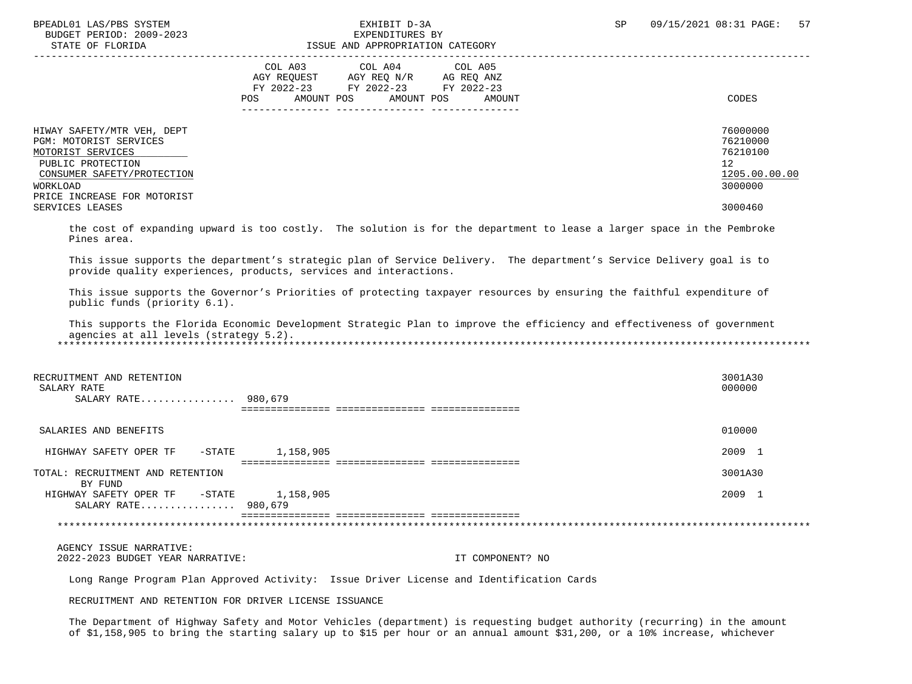| | COL A03 AGY REQUEST FY 2022-23 POS AMOUNT | COL A04 AGY REQ N/R FY 2022-23 POS AMOUNT | COL A05 AG REQ ANZ FY 2022-23 POS AMOUNT | CODES |
|---|---|---|---|---|
| HIWAY SAFETY/MTR VEH, DEPT | | | | 76000000 |
| PGM: MOTORIST SERVICES | | | | 76210000 |
| MOTORIST SERVICES | | | | 76210100 |
| PUBLIC PROTECTION | | | | 12 |
| CONSUMER SAFETY/PROTECTION | | | | 1205.00.00.00 |
| WORKLOAD | | | | 3000000 |
| PRICE INCREASE FOR MOTORIST SERVICES LEASES | | | | 3000460 |

the cost of expanding upward is too costly. The solution is for the department to lease a larger space in the Pembroke Pines area.

This issue supports the department's strategic plan of Service Delivery. The department's Service Delivery goal is to provide quality experiences, products, services and interactions.

This issue supports the Governor's Priorities of protecting taxpayer resources by ensuring the faithful expenditure of public funds (priority 6.1).

This supports the Florida Economic Development Strategic Plan to improve the efficiency and effectiveness of government agencies at all levels (strategy 5.2).

| | COL A03 | COL A04 | COL A05 | CODES |
|---|---|---|---|---|
| RECRUITMENT AND RETENTION | | | | 3001A30 |
| SALARY RATE | | | | 000000 |
| SALARY RATE................ | 980,679 | | | |
| SALARIES AND BENEFITS | | | | 010000 |
| HIGHWAY SAFETY OPER TF -STATE | 1,158,905 | | | 2009 1 |
| TOTAL: RECRUITMENT AND RETENTION | | | | 3001A30 |
| BY FUND | | | | |
| HIGHWAY SAFETY OPER TF -STATE | 1,158,905 | | | 2009 1 |
| SALARY RATE................ | 980,679 | | | |

AGENCY ISSUE NARRATIVE:
2022-2023 BUDGET YEAR NARRATIVE: IT COMPONENT? NO

Long Range Program Plan Approved Activity: Issue Driver License and Identification Cards

RECRUITMENT AND RETENTION FOR DRIVER LICENSE ISSUANCE

The Department of Highway Safety and Motor Vehicles (department) is requesting budget authority (recurring) in the amount of $1,158,905 to bring the starting salary up to $15 per hour or an annual amount $31,200, or a 10% increase, whichever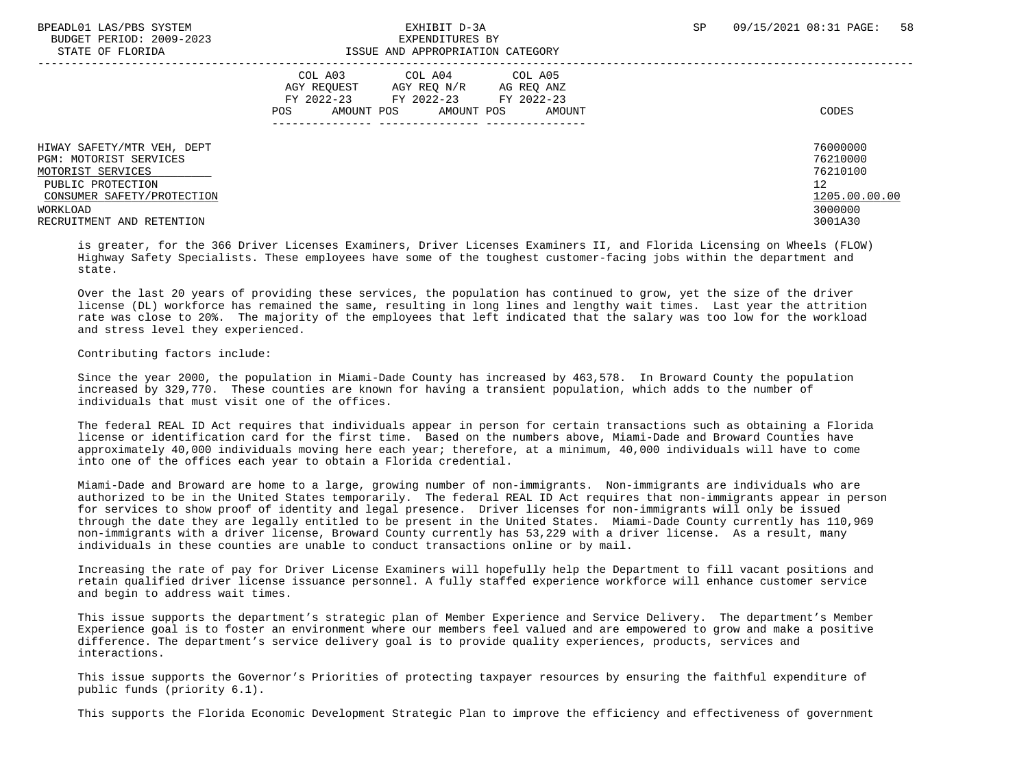| | COL A03 AGY REQUEST FY 2022-23 POS AMOUNT | COL A04 AGY REQ N/R FY 2022-23 POS AMOUNT | COL A05 AG REQ ANZ FY 2022-23 POS AMOUNT | CODES |
|---|---|---|---|---|
| HIWAY SAFETY/MTR VEH, DEPT | | | | 76000000 |
| PGM: MOTORIST SERVICES | | | | 76210000 |
| MOTORIST SERVICES | | | | 76210100 |
| PUBLIC PROTECTION | | | | 12 |
| CONSUMER SAFETY/PROTECTION | | | | 1205.00.00.00 |
| WORKLOAD | | | | 3000000 |
| RECRUITMENT AND RETENTION | | | | 3001A30 |

is greater, for the 366 Driver Licenses Examiners, Driver Licenses Examiners II, and Florida Licensing on Wheels (FLOW) Highway Safety Specialists. These employees have some of the toughest customer-facing jobs within the department and state.

Over the last 20 years of providing these services, the population has continued to grow, yet the size of the driver license (DL) workforce has remained the same, resulting in long lines and lengthy wait times. Last year the attrition rate was close to 20%. The majority of the employees that left indicated that the salary was too low for the workload and stress level they experienced.

Contributing factors include:

Since the year 2000, the population in Miami-Dade County has increased by 463,578. In Broward County the population increased by 329,770. These counties are known for having a transient population, which adds to the number of individuals that must visit one of the offices.

The federal REAL ID Act requires that individuals appear in person for certain transactions such as obtaining a Florida license or identification card for the first time. Based on the numbers above, Miami-Dade and Broward Counties have approximately 40,000 individuals moving here each year; therefore, at a minimum, 40,000 individuals will have to come into one of the offices each year to obtain a Florida credential.

Miami-Dade and Broward are home to a large, growing number of non-immigrants. Non-immigrants are individuals who are authorized to be in the United States temporarily. The federal REAL ID Act requires that non-immigrants appear in person for services to show proof of identity and legal presence. Driver licenses for non-immigrants will only be issued through the date they are legally entitled to be present in the United States. Miami-Dade County currently has 110,969 non-immigrants with a driver license, Broward County currently has 53,229 with a driver license. As a result, many individuals in these counties are unable to conduct transactions online or by mail.

Increasing the rate of pay for Driver License Examiners will hopefully help the Department to fill vacant positions and retain qualified driver license issuance personnel. A fully staffed experience workforce will enhance customer service and begin to address wait times.

This issue supports the department's strategic plan of Member Experience and Service Delivery. The department's Member Experience goal is to foster an environment where our members feel valued and are empowered to grow and make a positive difference. The department's service delivery goal is to provide quality experiences, products, services and interactions.

This issue supports the Governor's Priorities of protecting taxpayer resources by ensuring the faithful expenditure of public funds (priority 6.1).

This supports the Florida Economic Development Strategic Plan to improve the efficiency and effectiveness of government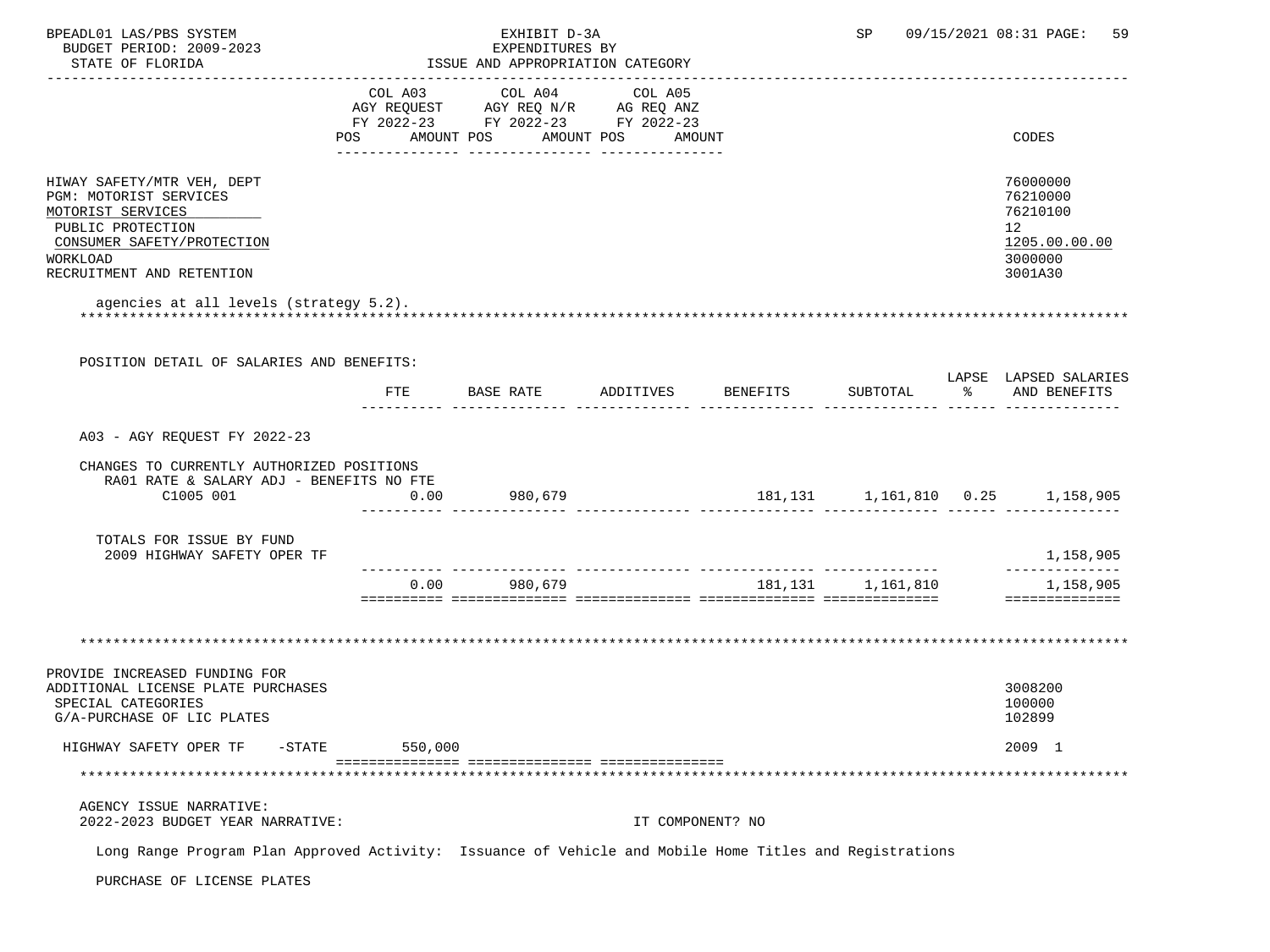| | COL A03 AGY REQUEST FY 2022-23 POS AMOUNT | COL A04 AGY REQ N/R FY 2022-23 POS AMOUNT | COL A05 AG REQ ANZ FY 2022-23 POS AMOUNT | CODES |
|---|---|---|---|---|
| HIWAY SAFETY/MTR VEH, DEPT | | | | 76000000 |
| PGM: MOTORIST SERVICES | | | | 76210000 |
| MOTORIST SERVICES | | | | 76210100 |
| PUBLIC PROTECTION | | | | 12 |
| CONSUMER SAFETY/PROTECTION | | | | 1205.00.00.00 |
| WORKLOAD | | | | 3000000 |
| RECRUITMENT AND RETENTION | | | | 3001A30 |

agencies at all levels (strategy 5.2).

POSITION DETAIL OF SALARIES AND BENEFITS:

| | FTE | BASE RATE | ADDITIVES | BENEFITS | SUBTOTAL | LAPSE % | LAPSED SALARIES AND BENEFITS |
|---|---|---|---|---|---|---|---|
| A03 - AGY REQUEST FY 2022-23 | | | | | | | |
| CHANGES TO CURRENTLY AUTHORIZED POSITIONS | | | | | | | |
| RA01 RATE & SALARY ADJ - BENEFITS NO FTE | | | | | | | |
| C1005 001 | 0.00 | 980,679 | | 181,131 | 1,161,810 | 0.25 | 1,158,905 |
| TOTALS FOR ISSUE BY FUND | | | | | | | |
| 2009 HIGHWAY SAFETY OPER TF | | | | | | | 1,158,905 |
| | 0.00 | 980,679 | | 181,131 | 1,161,810 | | 1,158,905 |

| | COL A03 | COL A04 | COL A05 | CODES |
|---|---|---|---|---|
| PROVIDE INCREASED FUNDING FOR ADDITIONAL LICENSE PLATE PURCHASES | | | | 3008200 |
| SPECIAL CATEGORIES | | | | 100000 |
| G/A-PURCHASE OF LIC PLATES | | | | 102899 |
| HIGHWAY SAFETY OPER TF -STATE | 550,000 | | | 2009 1 |

AGENCY ISSUE NARRATIVE:
2022-2023 BUDGET YEAR NARRATIVE: IT COMPONENT? NO

Long Range Program Plan Approved Activity: Issuance of Vehicle and Mobile Home Titles and Registrations

PURCHASE OF LICENSE PLATES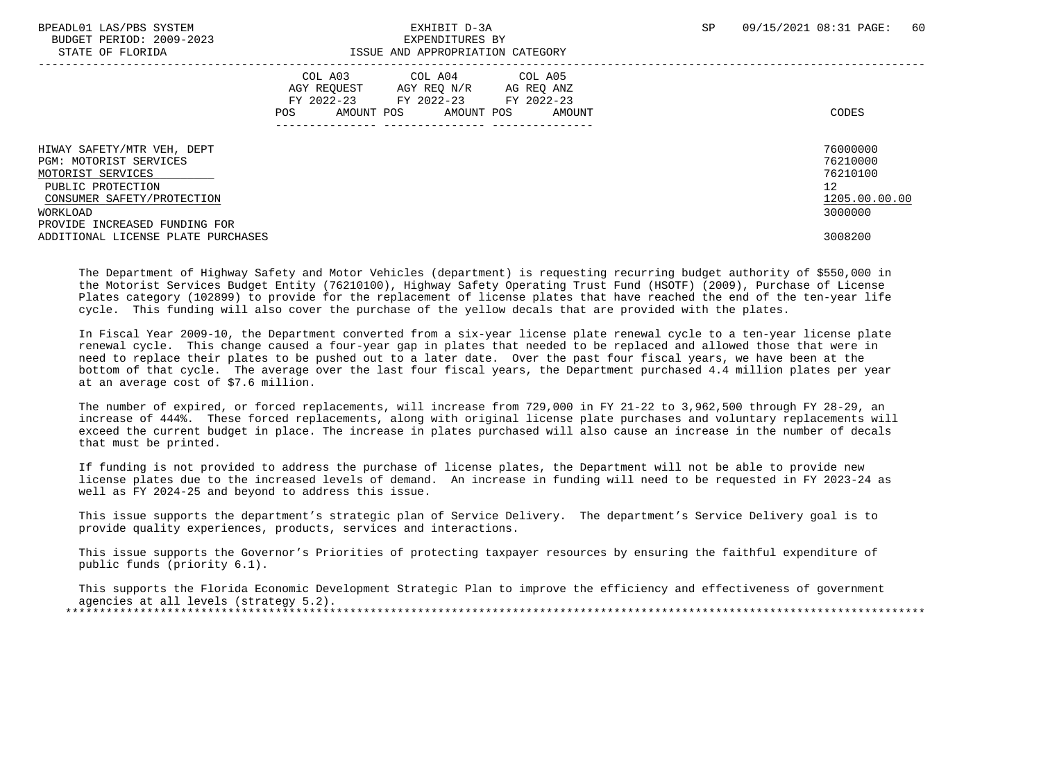BPEADL01 LAS/PBS SYSTEM | EXHIBIT D-3A | SP 09/15/2021 08:31

BUDGET PERIOD: 2009-2023 | EXPENDITURES BY

STATE OF FLORIDA | ISSUE AND APPROPRIATION CATEGORY

| | COL A03 AGY REQUEST FY 2022-23 POS AMOUNT | COL A04 AGY REQ N/R FY 2022-23 POS AMOUNT | COL A05 AG REQ ANZ FY 2022-23 POS AMOUNT | CODES |
|---|---|---|---|---|
| HIWAY SAFETY/MTR VEH, DEPT | | | | 76000000 |
| PGM: MOTORIST SERVICES | | | | 76210000 |
| MOTORIST SERVICES | | | | 76210100 |
| PUBLIC PROTECTION | | | | 12 |
| CONSUMER SAFETY/PROTECTION | | | | 1205.00.00.00 |
| WORKLOAD | | | | 3000000 |
| PROVIDE INCREASED FUNDING FOR ADDITIONAL LICENSE PLATE PURCHASES | | | | 3008200 |

The Department of Highway Safety and Motor Vehicles (department) is requesting recurring budget authority of $550,000 in the Motorist Services Budget Entity (76210100), Highway Safety Operating Trust Fund (HSOTF) (2009), Purchase of License Plates category (102899) to provide for the replacement of license plates that have reached the end of the ten-year life cycle. This funding will also cover the purchase of the yellow decals that are provided with the plates.

In Fiscal Year 2009-10, the Department converted from a six-year license plate renewal cycle to a ten-year license plate renewal cycle. This change caused a four-year gap in plates that needed to be replaced and allowed those that were in need to replace their plates to be pushed out to a later date. Over the past four fiscal years, we have been at the bottom of that cycle. The average over the last four fiscal years, the Department purchased 4.4 million plates per year at an average cost of $7.6 million.

The number of expired, or forced replacements, will increase from 729,000 in FY 21-22 to 3,962,500 through FY 28-29, an increase of 444%. These forced replacements, along with original license plate purchases and voluntary replacements will exceed the current budget in place. The increase in plates purchased will also cause an increase in the number of decals that must be printed.

If funding is not provided to address the purchase of license plates, the Department will not be able to provide new license plates due to the increased levels of demand. An increase in funding will need to be requested in FY 2023-24 as well as FY 2024-25 and beyond to address this issue.

This issue supports the department's strategic plan of Service Delivery. The department's Service Delivery goal is to provide quality experiences, products, services and interactions.

This issue supports the Governor's Priorities of protecting taxpayer resources by ensuring the faithful expenditure of public funds (priority 6.1).

This supports the Florida Economic Development Strategic Plan to improve the efficiency and effectiveness of government agencies at all levels (strategy 5.2).

*******************************************************************************************************************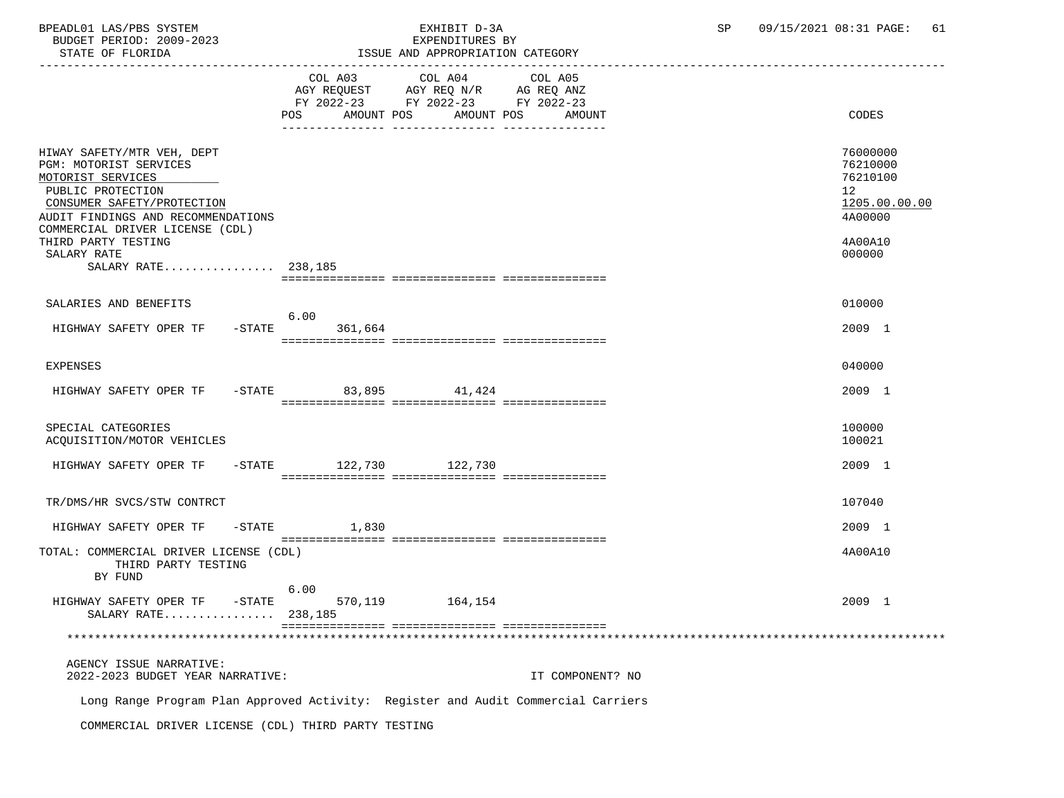| | COL A03 AGY REQUEST FY 2022-23 POS | AMOUNT | COL A04 AGY REQ N/R FY 2022-23 POS | AMOUNT | COL A05 AG REQ ANZ FY 2022-23 POS | AMOUNT | CODES |
|---|---|---|---|---|---|---|---|
| HIWAY SAFETY/MTR VEH, DEPT | | | | | | | 76000000 |
| PGM: MOTORIST SERVICES | | | | | | | 76210000 |
| MOTORIST SERVICES | | | | | | | 76210100 |
| PUBLIC PROTECTION | | | | | | | 12 |
| CONSUMER SAFETY/PROTECTION | | | | | | | 1205.00.00.00 |
| AUDIT FINDINGS AND RECOMMENDATIONS | | | | | | | 4A00000 |
| COMMERCIAL DRIVER LICENSE (CDL) THIRD PARTY TESTING | | | | | | | 4A00A10 |
| SALARY RATE | | | | | | | 000000 |
| SALARY RATE................ | 238,185 | | | | | | |
| SALARIES AND BENEFITS | | | | | | | 010000 |
| HIGHWAY SAFETY OPER TF -STATE | 6.00 | 361,664 | | | | | 2009 1 |
| EXPENSES | | | | | | | 040000 |
| HIGHWAY SAFETY OPER TF -STATE | | 83,895 | | 41,424 | | | 2009 1 |
| SPECIAL CATEGORIES | | | | | | | 100000 |
| ACQUISITION/MOTOR VEHICLES | | | | | | | 100021 |
| HIGHWAY SAFETY OPER TF -STATE | | 122,730 | | 122,730 | | | 2009 1 |
| TR/DMS/HR SVCS/STW CONTRCT | | | | | | | 107040 |
| HIGHWAY SAFETY OPER TF -STATE | | 1,830 | | | | | 2009 1 |
| TOTAL: COMMERCIAL DRIVER LICENSE (CDL) THIRD PARTY TESTING BY FUND | | | | | | | 4A00A10 |
| HIGHWAY SAFETY OPER TF -STATE | 6.00 | 570,119 | | 164,154 | | | 2009 1 |
| SALARY RATE................ | 238,185 | | | | | | |

AGENCY ISSUE NARRATIVE:
2022-2023 BUDGET YEAR NARRATIVE: IT COMPONENT? NO

Long Range Program Plan Approved Activity: Register and Audit Commercial Carriers

COMMERCIAL DRIVER LICENSE (CDL) THIRD PARTY TESTING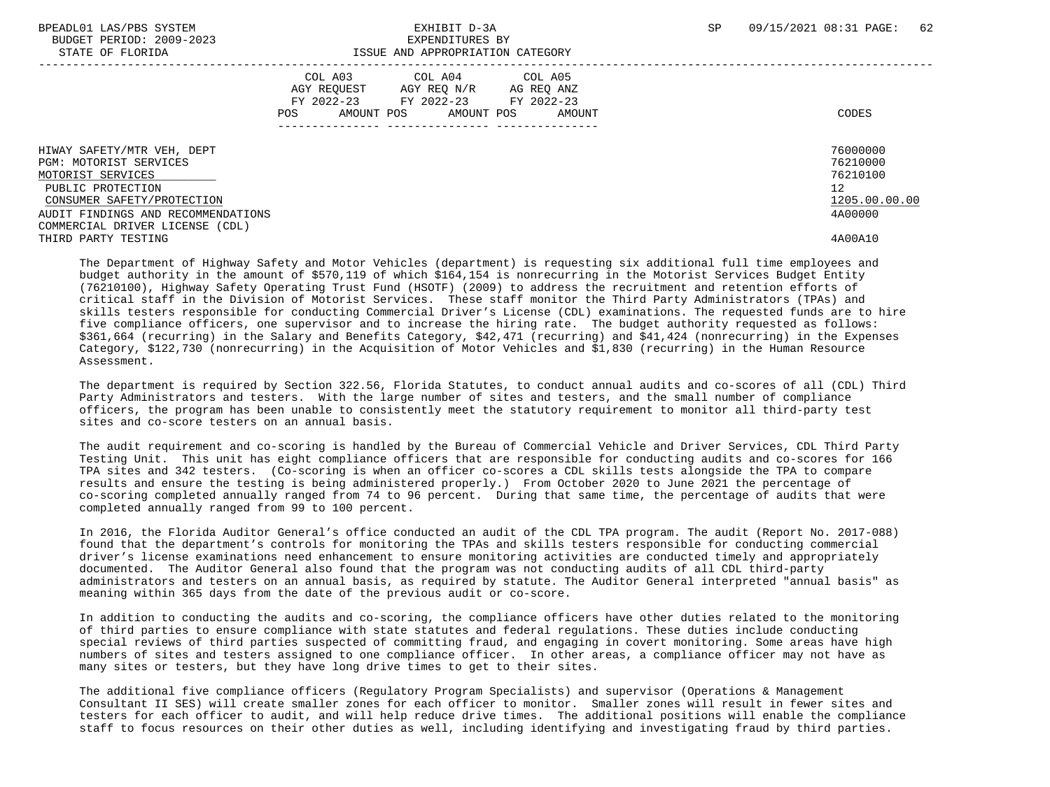| | COL A03 AGY REQUEST FY 2022-23 POS AMOUNT | COL A04 AGY REQ N/R FY 2022-23 POS AMOUNT | COL A05 AG REQ ANZ FY 2022-23 POS AMOUNT | CODES |
|---|---|---|---|---|
| HIWAY SAFETY/MTR VEH, DEPT | | | | 76000000 |
| PGM: MOTORIST SERVICES | | | | 76210000 |
| MOTORIST SERVICES | | | | 76210100 |
| PUBLIC PROTECTION | | | | 12 |
| CONSUMER SAFETY/PROTECTION | | | | 1205.00.00.00 |
| AUDIT FINDINGS AND RECOMMENDATIONS | | | | 4A00000 |
| COMMERCIAL DRIVER LICENSE (CDL) THIRD PARTY TESTING | | | | 4A00A10 |

The Department of Highway Safety and Motor Vehicles (department) is requesting six additional full time employees and budget authority in the amount of $570,119 of which $164,154 is nonrecurring in the Motorist Services Budget Entity (76210100), Highway Safety Operating Trust Fund (HSOTF) (2009) to address the recruitment and retention efforts of critical staff in the Division of Motorist Services. These staff monitor the Third Party Administrators (TPAs) and skills testers responsible for conducting Commercial Driver's License (CDL) examinations. The requested funds are to hire five compliance officers, one supervisor and to increase the hiring rate. The budget authority requested as follows: $361,664 (recurring) in the Salary and Benefits Category, $42,471 (recurring) and $41,424 (nonrecurring) in the Expenses Category, $122,730 (nonrecurring) in the Acquisition of Motor Vehicles and $1,830 (recurring) in the Human Resource Assessment.

The department is required by Section 322.56, Florida Statutes, to conduct annual audits and co-scores of all (CDL) Third Party Administrators and testers. With the large number of sites and testers, and the small number of compliance officers, the program has been unable to consistently meet the statutory requirement to monitor all third-party test sites and co-score testers on an annual basis.

The audit requirement and co-scoring is handled by the Bureau of Commercial Vehicle and Driver Services, CDL Third Party Testing Unit. This unit has eight compliance officers that are responsible for conducting audits and co-scores for 166 TPA sites and 342 testers. (Co-scoring is when an officer co-scores a CDL skills tests alongside the TPA to compare results and ensure the testing is being administered properly.) From October 2020 to June 2021 the percentage of co-scoring completed annually ranged from 74 to 96 percent. During that same time, the percentage of audits that were completed annually ranged from 99 to 100 percent.

In 2016, the Florida Auditor General's office conducted an audit of the CDL TPA program. The audit (Report No. 2017-088) found that the department's controls for monitoring the TPAs and skills testers responsible for conducting commercial driver's license examinations need enhancement to ensure monitoring activities are conducted timely and appropriately documented. The Auditor General also found that the program was not conducting audits of all CDL third-party administrators and testers on an annual basis, as required by statute. The Auditor General interpreted "annual basis" as meaning within 365 days from the date of the previous audit or co-score.

In addition to conducting the audits and co-scoring, the compliance officers have other duties related to the monitoring of third parties to ensure compliance with state statutes and federal regulations. These duties include conducting special reviews of third parties suspected of committing fraud, and engaging in covert monitoring. Some areas have high numbers of sites and testers assigned to one compliance officer. In other areas, a compliance officer may not have as many sites or testers, but they have long drive times to get to their sites.

The additional five compliance officers (Regulatory Program Specialists) and supervisor (Operations & Management Consultant II SES) will create smaller zones for each officer to monitor. Smaller zones will result in fewer sites and testers for each officer to audit, and will help reduce drive times. The additional positions will enable the compliance staff to focus resources on their other duties as well, including identifying and investigating fraud by third parties.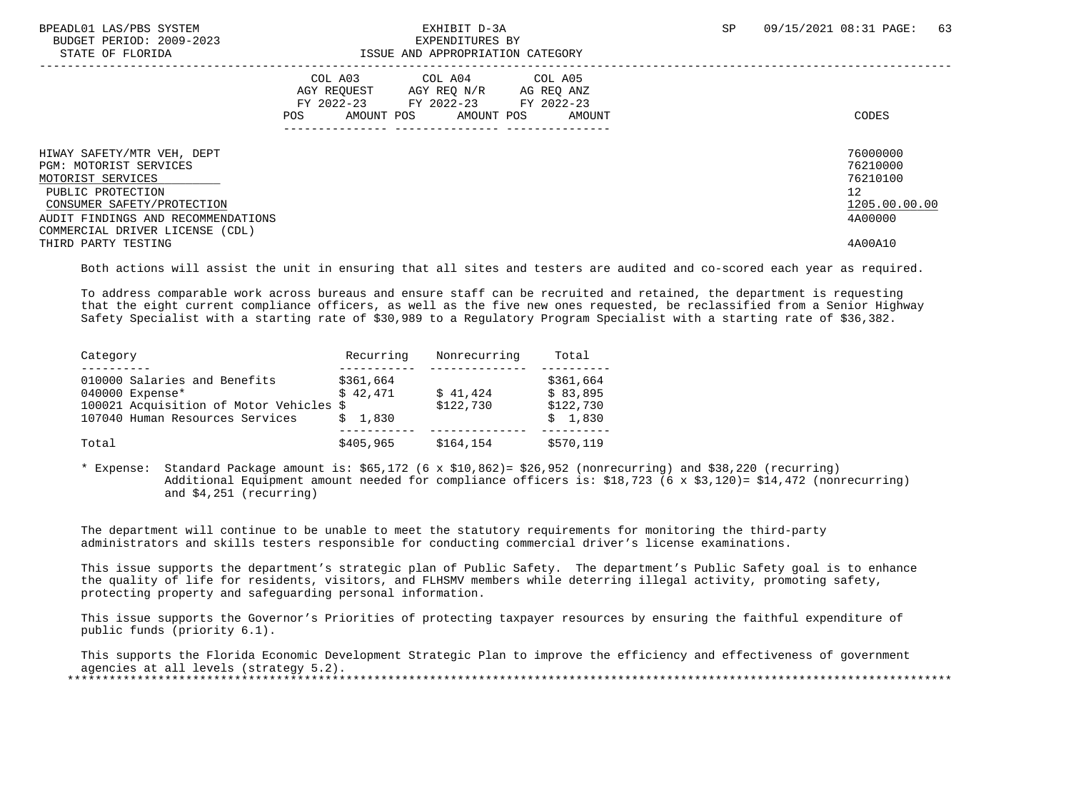HIWAY SAFETY/MTR VEH, DEPT 76000000
PGM: MOTORIST SERVICES 76210000
MOTORIST SERVICES 76210100
PUBLIC PROTECTION 12
CONSUMER SAFETY/PROTECTION 1205.00.00.00
AUDIT FINDINGS AND RECOMMENDATIONS 4A00000
COMMERCIAL DRIVER LICENSE (CDL)
THIRD PARTY TESTING 4A00A10

Both actions will assist the unit in ensuring that all sites and testers are audited and co-scored each year as required.

To address comparable work across bureaus and ensure staff can be recruited and retained, the department is requesting that the eight current compliance officers, as well as the five new ones requested, be reclassified from a Senior Highway Safety Specialist with a starting rate of $30,989 to a Regulatory Program Specialist with a starting rate of $36,382.

| Category | Recurring | Nonrecurring | Total |
|---|---|---|---|
| 010000 Salaries and Benefits | $361,664 | | $361,664 |
| 040000 Expense* | $ 42,471 | $ 41,424 | $ 83,895 |
| 100021 Acquisition of Motor Vehicles | $ | $122,730 | $122,730 |
| 107040 Human Resources Services | $ 1,830 | | $ 1,830 |
| Total | $405,965 | $164,154 | $570,119 |

\* Expense: Standard Package amount is: $65,172 (6 x $10,862)= $26,952 (nonrecurring) and $38,220 (recurring)
Additional Equipment amount needed for compliance officers is: $18,723 (6 x $3,120)= $14,472 (nonrecurring) and $4,251 (recurring)

The department will continue to be unable to meet the statutory requirements for monitoring the third-party administrators and skills testers responsible for conducting commercial driver's license examinations.

This issue supports the department's strategic plan of Public Safety. The department's Public Safety goal is to enhance the quality of life for residents, visitors, and FLHSMV members while deterring illegal activity, promoting safety, protecting property and safeguarding personal information.

This issue supports the Governor's Priorities of protecting taxpayer resources by ensuring the faithful expenditure of public funds (priority 6.1).

This supports the Florida Economic Development Strategic Plan to improve the efficiency and effectiveness of government agencies at all levels (strategy 5.2).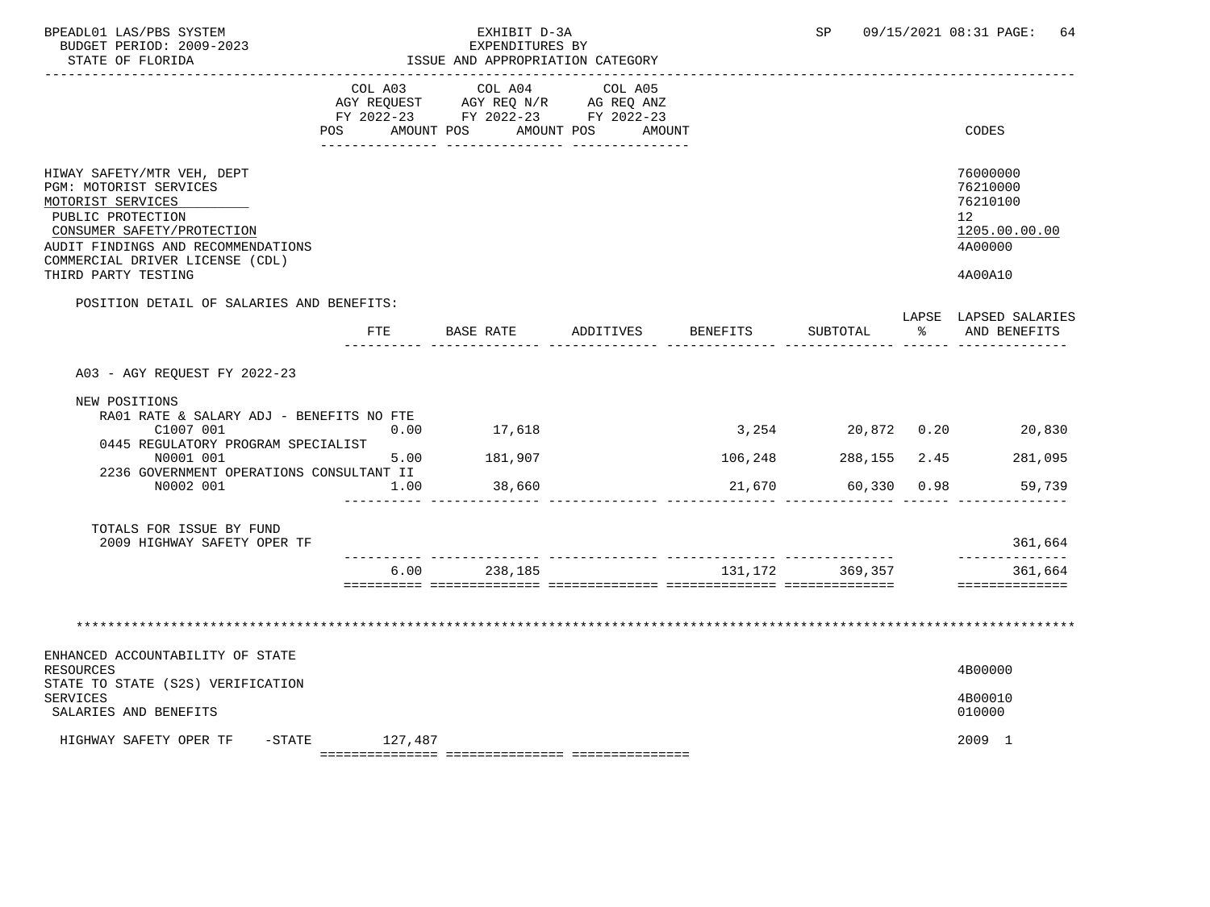BPEADL01 LAS/PBS SYSTEM | EXHIBIT D-3A | SP 09/15/2021 08:31

BUDGET PERIOD: 2009-2023 | EXPENDITURES BY

STATE OF FLORIDA | ISSUE AND APPROPRIATION CATEGORY

| | COL A03 AGY REQUEST FY 2022-23 POS AMOUNT | COL A04 AGY REQ N/R FY 2022-23 POS AMOUNT | COL A05 AG REQ ANZ FY 2022-23 POS AMOUNT | CODES |
|---|---|---|---|---|
| HIWAY SAFETY/MTR VEH, DEPT | | | | 76000000 |
| PGM: MOTORIST SERVICES | | | | 76210000 |
| MOTORIST SERVICES | | | | 76210100 |
| PUBLIC PROTECTION | | | | 12 |
| CONSUMER SAFETY/PROTECTION | | | | 1205.00.00.00 |
| AUDIT FINDINGS AND RECOMMENDATIONS | | | | 4A00000 |
| COMMERCIAL DRIVER LICENSE (CDL) THIRD PARTY TESTING | | | | 4A00A10 |

POSITION DETAIL OF SALARIES AND BENEFITS:

| | FTE | BASE RATE | ADDITIVES | BENEFITS | SUBTOTAL | LAPSE % | LAPSED SALARIES AND BENEFITS |
|---|---|---|---|---|---|---|---|
| A03 - AGY REQUEST FY 2022-23 | | | | | | | |
| NEW POSITIONS | | | | | | | |
| RA01 RATE & SALARY ADJ - BENEFITS NO FTE C1007 001 | 0.00 | 17,618 | | 3,254 | 20,872 | 0.20 | 20,830 |
| 0445 REGULATORY PROGRAM SPECIALIST N0001 001 | 5.00 | 181,907 | | 106,248 | 288,155 | 2.45 | 281,095 |
| 2236 GOVERNMENT OPERATIONS CONSULTANT II N0002 001 | 1.00 | 38,660 | | 21,670 | 60,330 | 0.98 | 59,739 |
| TOTALS FOR ISSUE BY FUND | | | | | | | |
| 2009 HIGHWAY SAFETY OPER TF | | | | | | | 361,664 |
| | 6.00 | 238,185 | | 131,172 | 369,357 | | 361,664 |

******************************************************************************************

| | COL A03 | COL A04 | COL A05 | CODES |
|---|---|---|---|---|
| ENHANCED ACCOUNTABILITY OF STATE RESOURCES | | | | 4B00000 |
| STATE TO STATE (S2S) VERIFICATION SERVICES | | | | 4B00010 |
| SALARIES AND BENEFITS | | | | 010000 |
| HIGHWAY SAFETY OPER TF -STATE | 127,487 | | | 2009 1 |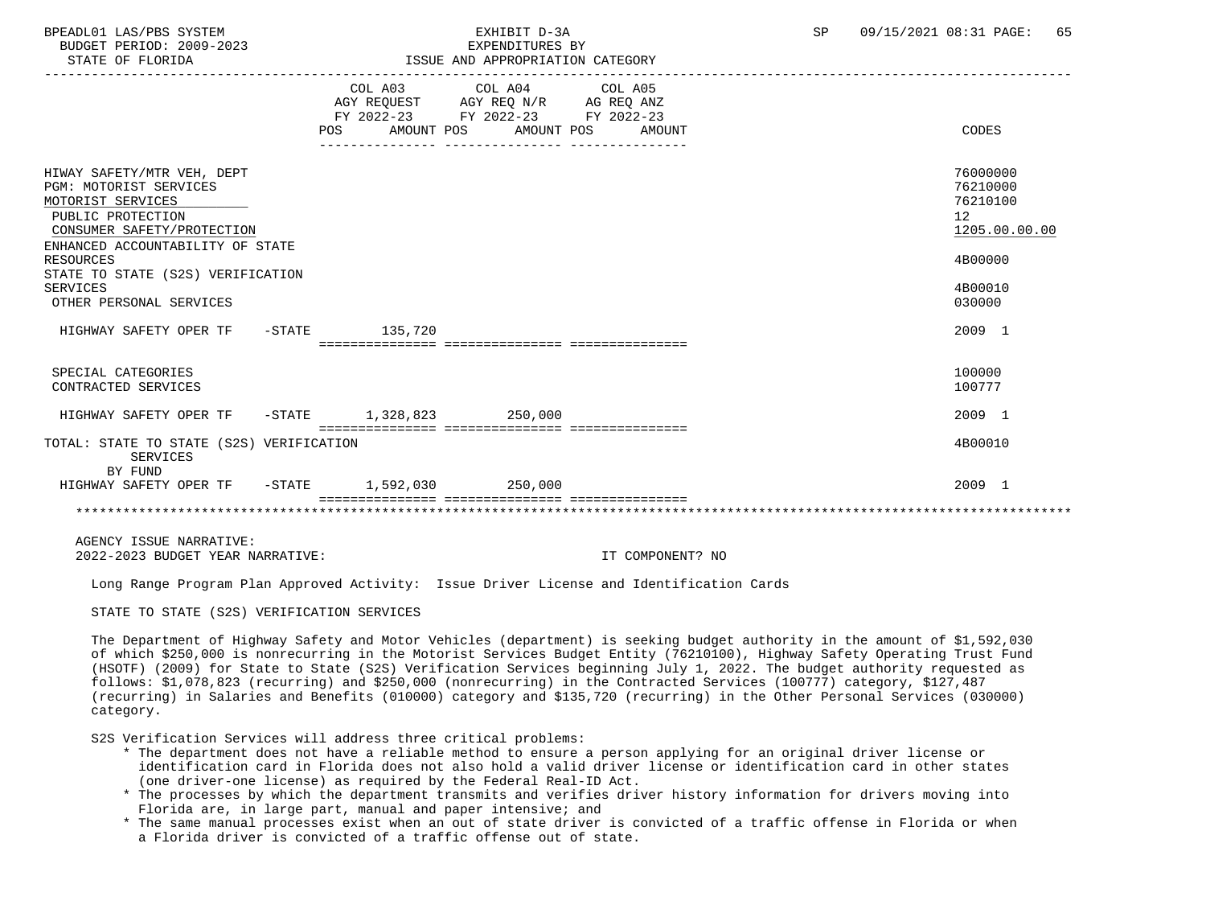| | COL A03 AGY REQUEST FY 2022-23 POS AMOUNT | COL A04 AGY REQ N/R FY 2022-23 POS AMOUNT | COL A05 AG REQ ANZ FY 2022-23 POS AMOUNT | CODES |
|---|---|---|---|---|
| HIWAY SAFETY/MTR VEH, DEPT | | | | 76000000 |
| PGM: MOTORIST SERVICES | | | | 76210000 |
| MOTORIST SERVICES | | | | 76210100 |
| PUBLIC PROTECTION | | | | 12 |
| CONSUMER SAFETY/PROTECTION | | | | 1205.00.00.00 |
| ENHANCED ACCOUNTABILITY OF STATE RESOURCES | | | | 4B00000 |
| STATE TO STATE (S2S) VERIFICATION SERVICES | | | | 4B00010 |
| OTHER PERSONAL SERVICES | | | | 030000 |
| HIGHWAY SAFETY OPER TF -STATE | 135,720 | | | 2009 1 |
| SPECIAL CATEGORIES | | | | 100000 |
| CONTRACTED SERVICES | | | | 100777 |
| HIGHWAY SAFETY OPER TF -STATE | 1,328,823 | 250,000 | | 2009 1 |
| TOTAL: STATE TO STATE (S2S) VERIFICATION SERVICES | | | | 4B00010 |
| BY FUND | | | | |
| HIGHWAY SAFETY OPER TF -STATE | 1,592,030 | 250,000 | | 2009 1 |

AGENCY ISSUE NARRATIVE:

2022-2023 BUDGET YEAR NARRATIVE: IT COMPONENT? NO

Long Range Program Plan Approved Activity: Issue Driver License and Identification Cards

STATE TO STATE (S2S) VERIFICATION SERVICES

The Department of Highway Safety and Motor Vehicles (department) is seeking budget authority in the amount of $1,592,030 of which $250,000 is nonrecurring in the Motorist Services Budget Entity (76210100), Highway Safety Operating Trust Fund (HSOTF) (2009) for State to State (S2S) Verification Services beginning July 1, 2022. The budget authority requested as follows: $1,078,823 (recurring) and $250,000 (nonrecurring) in the Contracted Services (100777) category, $127,487 (recurring) in Salaries and Benefits (010000) category and $135,720 (recurring) in the Other Personal Services (030000) category.

S2S Verification Services will address three critical problems:

* The department does not have a reliable method to ensure a person applying for an original driver license or identification card in Florida does not also hold a valid driver license or identification card in other states (one driver-one license) as required by the Federal Real-ID Act.
* The processes by which the department transmits and verifies driver history information for drivers moving into Florida are, in large part, manual and paper intensive; and
* The same manual processes exist when an out of state driver is convicted of a traffic offense in Florida or when a Florida driver is convicted of a traffic offense out of state.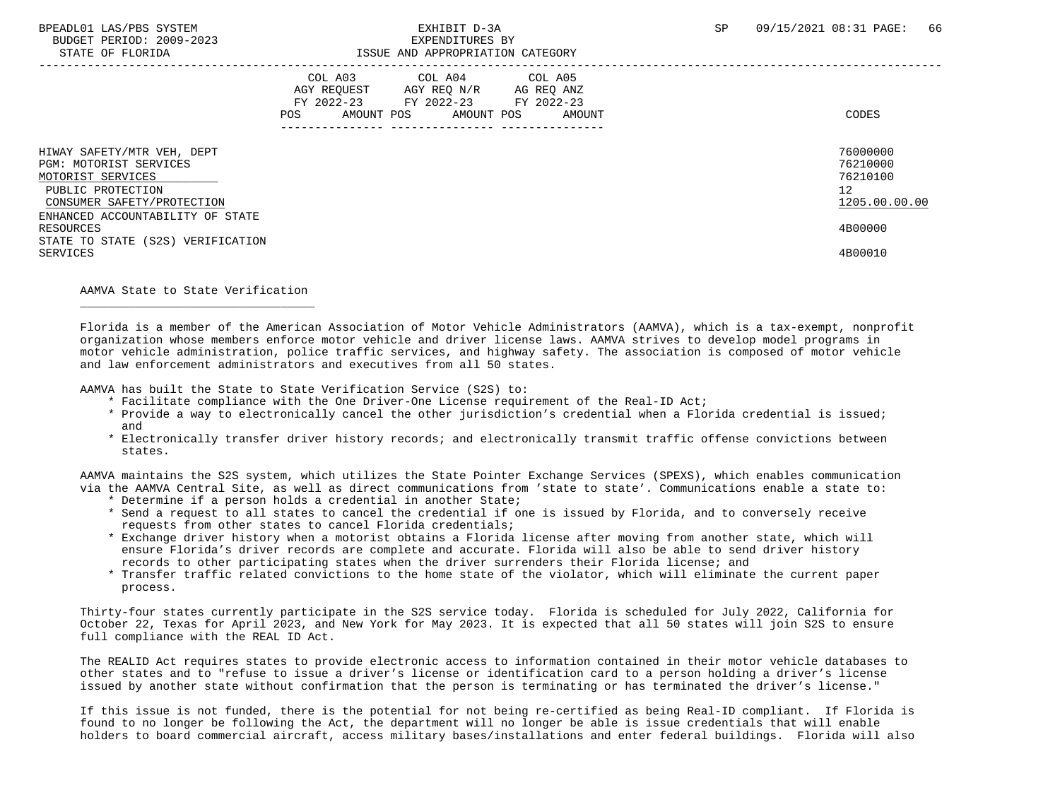| | COL A03 AGY REQUEST FY 2022-23 POS AMOUNT | COL A04 AGY REQ N/R FY 2022-23 POS AMOUNT | COL A05 AG REQ ANZ FY 2022-23 POS AMOUNT | CODES |
|---|---|---|---|---|
| HIWAY SAFETY/MTR VEH, DEPT | | | | 76000000 |
| PGM: MOTORIST SERVICES | | | | 76210000 |
| MOTORIST SERVICES | | | | 76210100 |
| PUBLIC PROTECTION | | | | 12 |
| CONSUMER SAFETY/PROTECTION | | | | 1205.00.00.00 |
| ENHANCED ACCOUNTABILITY OF STATE RESOURCES | | | | 4B00000 |
| STATE TO STATE (S2S) VERIFICATION SERVICES | | | | 4B00010 |

AAMVA State to State Verification

Florida is a member of the American Association of Motor Vehicle Administrators (AAMVA), which is a tax-exempt, nonprofit organization whose members enforce motor vehicle and driver license laws. AAMVA strives to develop model programs in motor vehicle administration, police traffic services, and highway safety. The association is composed of motor vehicle and law enforcement administrators and executives from all 50 states.

AAMVA has built the State to State Verification Service (S2S) to:

* Facilitate compliance with the One Driver-One License requirement of the Real-ID Act;
* Provide a way to electronically cancel the other jurisdiction's credential when a Florida credential is issued; and
* Electronically transfer driver history records; and electronically transmit traffic offense convictions between states.

AAMVA maintains the S2S system, which utilizes the State Pointer Exchange Services (SPEXS), which enables communication via the AAMVA Central Site, as well as direct communications from 'state to state'. Communications enable a state to:

* Determine if a person holds a credential in another State;
* Send a request to all states to cancel the credential if one is issued by Florida, and to conversely receive requests from other states to cancel Florida credentials;
* Exchange driver history when a motorist obtains a Florida license after moving from another state, which will ensure Florida's driver records are complete and accurate. Florida will also be able to send driver history records to other participating states when the driver surrenders their Florida license; and
* Transfer traffic related convictions to the home state of the violator, which will eliminate the current paper process.

Thirty-four states currently participate in the S2S service today. Florida is scheduled for July 2022, California for October 22, Texas for April 2023, and New York for May 2023. It is expected that all 50 states will join S2S to ensure full compliance with the REAL ID Act.

The REALID Act requires states to provide electronic access to information contained in their motor vehicle databases to other states and to "refuse to issue a driver's license or identification card to a person holding a driver's license issued by another state without confirmation that the person is terminating or has terminated the driver's license."

If this issue is not funded, there is the potential for not being re-certified as being Real-ID compliant. If Florida is found to no longer be following the Act, the department will no longer be able is issue credentials that will enable holders to board commercial aircraft, access military bases/installations and enter federal buildings. Florida will also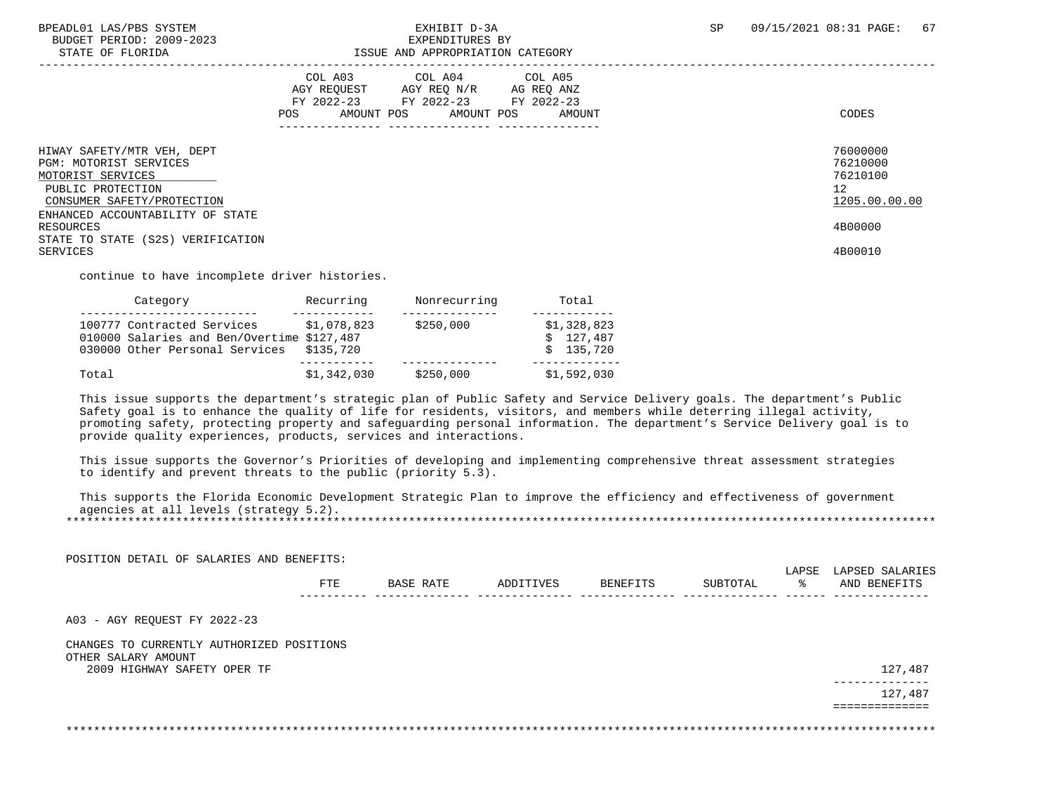| | COL A03 AGY REQUEST FY 2022-23 POS AMOUNT | COL A04 AGY REQ N/R FY 2022-23 POS AMOUNT | COL A05 AG REQ ANZ FY 2022-23 POS AMOUNT | CODES |
|---|---|---|---|---|
| HIWAY SAFETY/MTR VEH, DEPT | | | | 76000000 |
| PGM: MOTORIST SERVICES | | | | 76210000 |
| MOTORIST SERVICES | | | | 76210100 |
| PUBLIC PROTECTION | | | | 12 |
| CONSUMER SAFETY/PROTECTION | | | | 1205.00.00.00 |
| ENHANCED ACCOUNTABILITY OF STATE RESOURCES | | | | 4B00000 |
| STATE TO STATE (S2S) VERIFICATION SERVICES | | | | 4B00010 |

continue to have incomplete driver histories.

| Category | Recurring | Nonrecurring | Total |
|---|---|---|---|
| 100777 Contracted Services | $1,078,823 | $250,000 | $1,328,823 |
| 010000 Salaries and Ben/Overtime | $127,487 | | $ 127,487 |
| 030000 Other Personal Services | $135,720 | | $ 135,720 |
| Total | $1,342,030 | $250,000 | $1,592,030 |

This issue supports the department's strategic plan of Public Safety and Service Delivery goals. The department's Public Safety goal is to enhance the quality of life for residents, visitors, and members while deterring illegal activity, promoting safety, protecting property and safeguarding personal information. The department's Service Delivery goal is to provide quality experiences, products, services and interactions.

This issue supports the Governor's Priorities of developing and implementing comprehensive threat assessment strategies to identify and prevent threats to the public (priority 5.3).

This supports the Florida Economic Development Strategic Plan to improve the efficiency and effectiveness of government agencies at all levels (strategy 5.2).

POSITION DETAIL OF SALARIES AND BENEFITS:

| | FTE | BASE RATE | ADDITIVES | BENEFITS | SUBTOTAL | LAPSE % | LAPSED SALARIES AND BENEFITS |
|---|---|---|---|---|---|---|---|
| A03 - AGY REQUEST FY 2022-23 | | | | | | | |
| CHANGES TO CURRENTLY AUTHORIZED POSITIONS | | | | | | | |
| OTHER SALARY AMOUNT | | | | | | | |
| 2009 HIGHWAY SAFETY OPER TF | | | | | | | 127,487 |
| | | | | | | | 127,487 |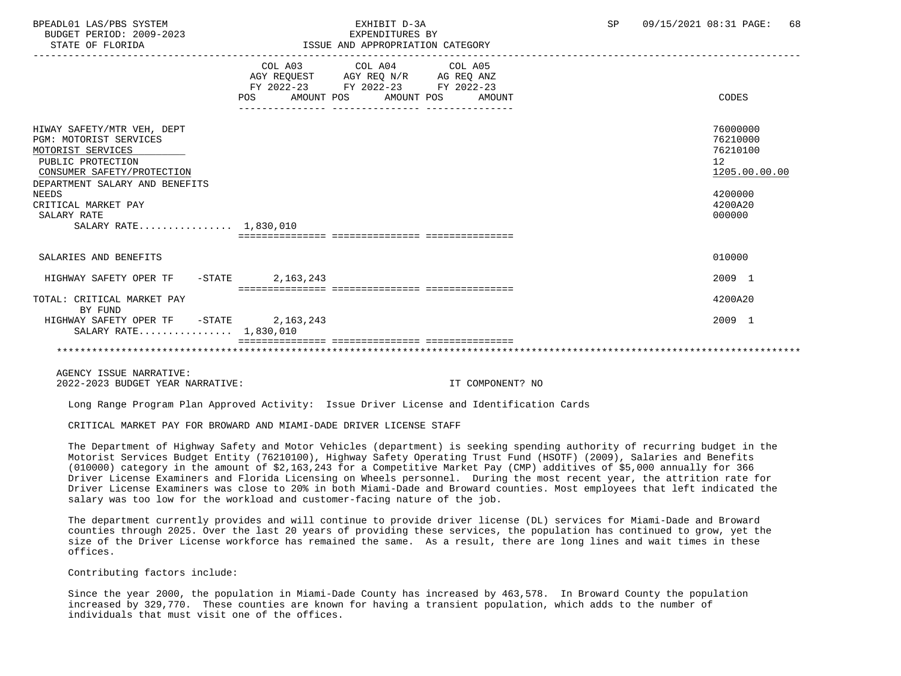EXHIBIT D-3A
EXPENDITURES BY
ISSUE AND APPROPRIATION CATEGORY

BUDGET PERIOD: 2009-2023
STATE OF FLORIDA

| | COL A03 AGY REQUEST FY 2022-23 POS AMOUNT | COL A04 AGY REQ N/R FY 2022-23 POS AMOUNT | COL A05 AG REQ ANZ FY 2022-23 POS AMOUNT | CODES |
|---|---|---|---|---|
| HIWAY SAFETY/MTR VEH, DEPT | | | | 76000000 |
| PGM: MOTORIST SERVICES | | | | 76210000 |
| MOTORIST SERVICES | | | | 76210100 |
| PUBLIC PROTECTION | | | | 12 |
| CONSUMER SAFETY/PROTECTION | | | | 1205.00.00.00 |
| DEPARTMENT SALARY AND BENEFITS NEEDS | | | | 4200000 |
| CRITICAL MARKET PAY | | | | 4200A20 |
| SALARY RATE | | | | 000000 |
| SALARY RATE................ | 1,830,010 | | | |
| SALARIES AND BENEFITS | | | | 010000 |
| HIGHWAY SAFETY OPER TF -STATE | 2,163,243 | | | 2009 1 |
| TOTAL: CRITICAL MARKET PAY | | | | 4200A20 |
| BY FUND | | | | |
| HIGHWAY SAFETY OPER TF -STATE | 2,163,243 | | | 2009 1 |
| SALARY RATE................ | 1,830,010 | | | |

AGENCY ISSUE NARRATIVE:
2022-2023 BUDGET YEAR NARRATIVE: IT COMPONENT? NO

Long Range Program Plan Approved Activity: Issue Driver License and Identification Cards

CRITICAL MARKET PAY FOR BROWARD AND MIAMI-DADE DRIVER LICENSE STAFF

The Department of Highway Safety and Motor Vehicles (department) is seeking spending authority of recurring budget in the Motorist Services Budget Entity (76210100), Highway Safety Operating Trust Fund (HSOTF) (2009), Salaries and Benefits (010000) category in the amount of $2,163,243 for a Competitive Market Pay (CMP) additives of $5,000 annually for 366 Driver License Examiners and Florida Licensing on Wheels personnel. During the most recent year, the attrition rate for Driver License Examiners was close to 20% in both Miami-Dade and Broward counties. Most employees that left indicated the salary was too low for the workload and customer-facing nature of the job.

The department currently provides and will continue to provide driver license (DL) services for Miami-Dade and Broward counties through 2025. Over the last 20 years of providing these services, the population has continued to grow, yet the size of the Driver License workforce has remained the same. As a result, there are long lines and wait times in these offices.

Contributing factors include:

Since the year 2000, the population in Miami-Dade County has increased by 463,578. In Broward County the population increased by 329,770. These counties are known for having a transient population, which adds to the number of individuals that must visit one of the offices.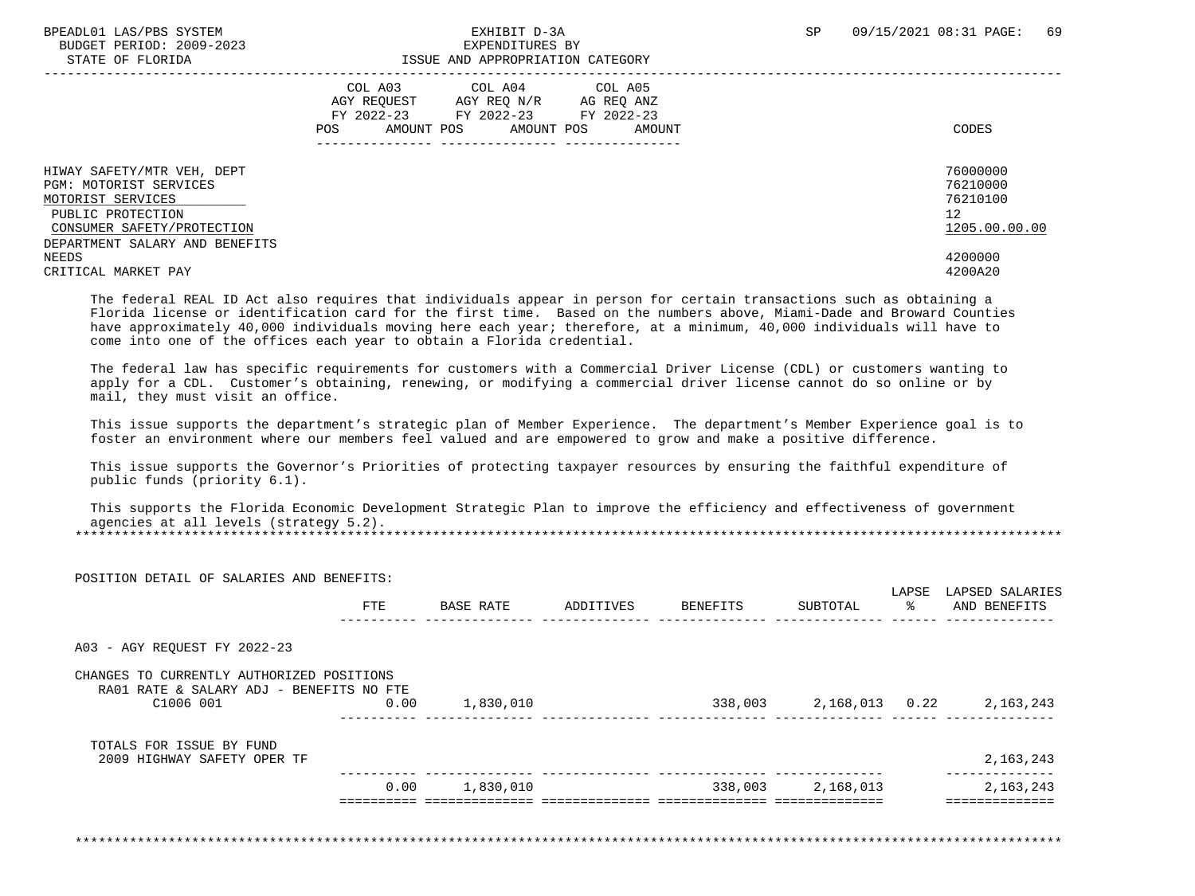| | COL A03 AGY REQUEST FY 2022-23 POS AMOUNT | COL A04 AGY REQ N/R FY 2022-23 POS AMOUNT | COL A05 AG REQ ANZ FY 2022-23 POS AMOUNT | CODES |
|---|---|---|---|---|
| HIWAY SAFETY/MTR VEH, DEPT | | | | 76000000 |
| PGM: MOTORIST SERVICES | | | | 76210000 |
| MOTORIST SERVICES | | | | 76210100 |
| PUBLIC PROTECTION | | | | 12 |
| CONSUMER SAFETY/PROTECTION | | | | 1205.00.00.00 |
| DEPARTMENT SALARY AND BENEFITS NEEDS | | | | 4200000 |
| CRITICAL MARKET PAY | | | | 4200A20 |

The federal REAL ID Act also requires that individuals appear in person for certain transactions such as obtaining a Florida license or identification card for the first time. Based on the numbers above, Miami-Dade and Broward Counties have approximately 40,000 individuals moving here each year; therefore, at a minimum, 40,000 individuals will have to come into one of the offices each year to obtain a Florida credential.

The federal law has specific requirements for customers with a Commercial Driver License (CDL) or customers wanting to apply for a CDL. Customer's obtaining, renewing, or modifying a commercial driver license cannot do so online or by mail, they must visit an office.

This issue supports the department's strategic plan of Member Experience. The department's Member Experience goal is to foster an environment where our members feel valued and are empowered to grow and make a positive difference.

This issue supports the Governor's Priorities of protecting taxpayer resources by ensuring the faithful expenditure of public funds (priority 6.1).

This supports the Florida Economic Development Strategic Plan to improve the efficiency and effectiveness of government agencies at all levels (strategy 5.2).

POSITION DETAIL OF SALARIES AND BENEFITS:

| | FTE | BASE RATE | ADDITIVES | BENEFITS | SUBTOTAL | LAPSE % | LAPSED SALARIES AND BENEFITS |
|---|---|---|---|---|---|---|---|
| A03 - AGY REQUEST FY 2022-23 | | | | | | | |
| CHANGES TO CURRENTLY AUTHORIZED POSITIONS | | | | | | | |
| RA01 RATE & SALARY ADJ - BENEFITS NO FTE | | | | | | | |
| C1006 001 | 0.00 | 1,830,010 | | 338,003 | 2,168,013 | 0.22 | 2,163,243 |
| TOTALS FOR ISSUE BY FUND | | | | | | | |
| 2009 HIGHWAY SAFETY OPER TF | | | | | | | 2,163,243 |
| | 0.00 | 1,830,010 | | 338,003 | 2,168,013 | | 2,163,243 |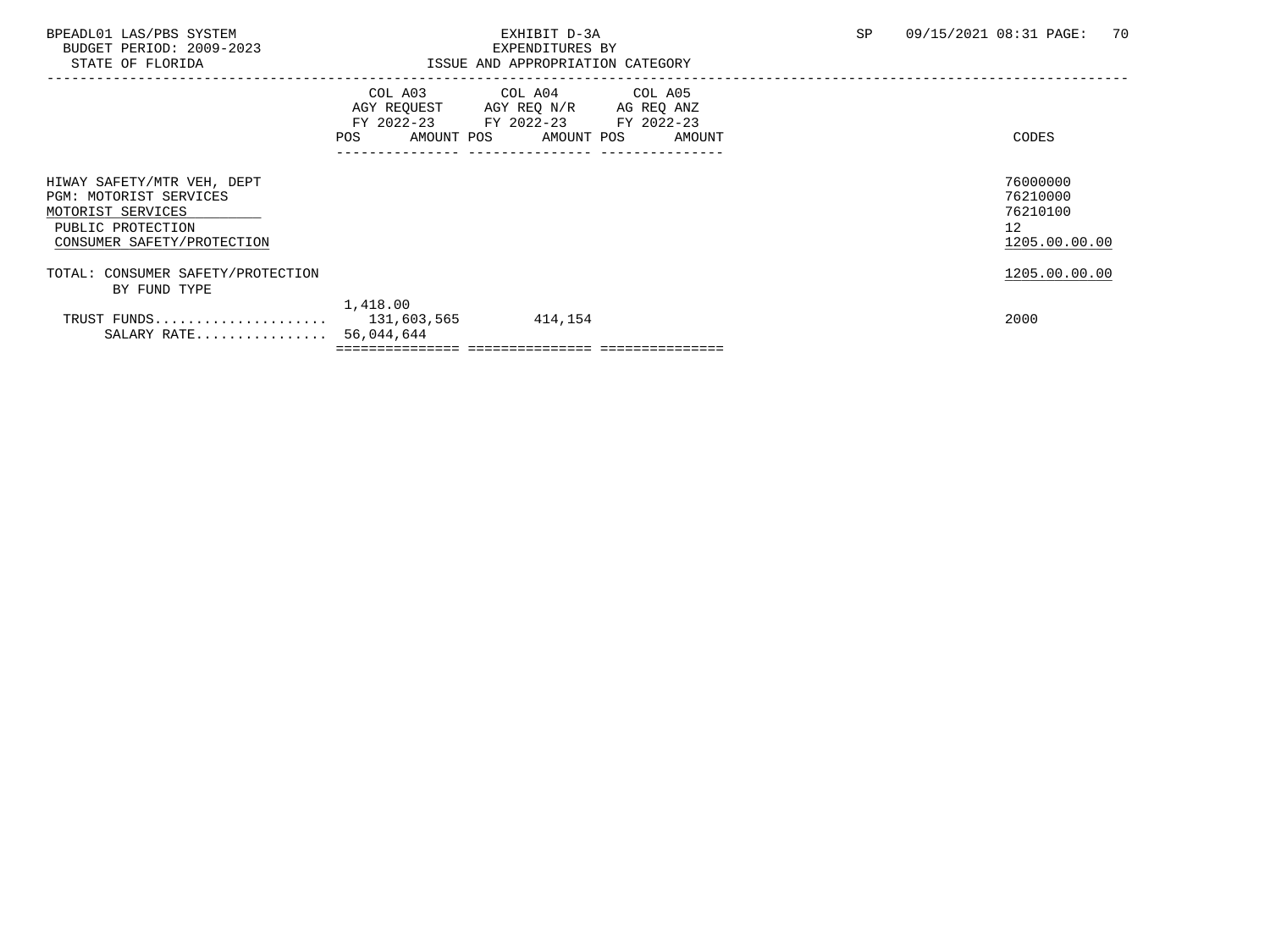EXHIBIT D-3A
EXPENDITURES BY
ISSUE AND APPROPRIATION CATEGORY

BPEADL01 LAS/PBS SYSTEM
BUDGET PERIOD: 2009-2023
STATE OF FLORIDA

SP 09/15/2021 08:31

| | COL A03 AGY REQUEST FY 2022-23 POS | AMOUNT | COL A04 AGY REQ N/R FY 2022-23 POS | AMOUNT | COL A05 AG REQ ANZ FY 2022-23 POS | AMOUNT | CODES |
|---|---|---|---|---|---|---|---|
| HIWAY SAFETY/MTR VEH, DEPT | | | | | | | 76000000 |
| PGM: MOTORIST SERVICES | | | | | | | 76210000 |
| MOTORIST SERVICES | | | | | | | 76210100 |
| PUBLIC PROTECTION | | | | | | | 12 |
| CONSUMER SAFETY/PROTECTION | | | | | | | 1205.00.00.00 |
| TOTAL: CONSUMER SAFETY/PROTECTION | | | | | | | 1205.00.00.00 |
| BY FUND TYPE | | | | | | | |
| TRUST FUNDS..................... | 1,418.00 | 131,603,565 | | 414,154 | | | 2000 |
| SALARY RATE................ | | 56,044,644 | | | | | |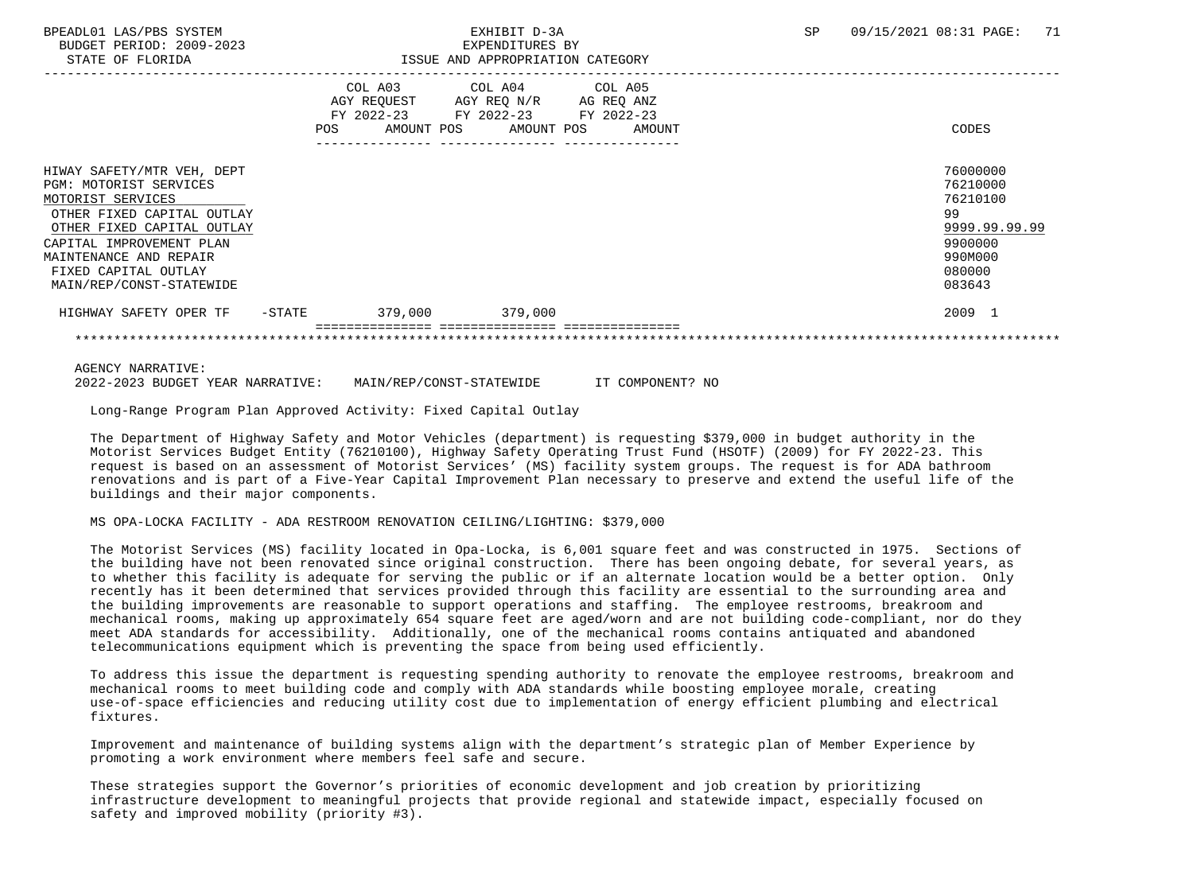BPEADL01 LAS/PBS SYSTEM — EXHIBIT D-3A — EXPENDITURES BY ISSUE AND APPROPRIATION CATEGORY
BUDGET PERIOD: 2009-2023
STATE OF FLORIDA
SP 09/15/2021 08:31 PAGE: 71

| | COL A03 AGY REQUEST FY 2022-23 POS AMOUNT | COL A04 AGY REQ N/R FY 2022-23 POS AMOUNT | COL A05 AG REQ ANZ FY 2022-23 POS AMOUNT | CODES |
|---|---|---|---|---|
| HIWAY SAFETY/MTR VEH, DEPT | | | | 76000000 |
| PGM: MOTORIST SERVICES | | | | 76210000 |
| MOTORIST SERVICES | | | | 76210100 |
| OTHER FIXED CAPITAL OUTLAY | | | | 99 |
| OTHER FIXED CAPITAL OUTLAY | | | | 9999.99.99.99 |
| CAPITAL IMPROVEMENT PLAN | | | | 9900000 |
| MAINTENANCE AND REPAIR | | | | 990M000 |
| FIXED CAPITAL OUTLAY | | | | 080000 |
| MAIN/REP/CONST-STATEWIDE | | | | 083643 |
| HIGHWAY SAFETY OPER TF -STATE | 379,000 | 379,000 | | 2009 1 |

AGENCY NARRATIVE:
2022-2023 BUDGET YEAR NARRATIVE: MAIN/REP/CONST-STATEWIDE IT COMPONENT? NO

Long-Range Program Plan Approved Activity: Fixed Capital Outlay

The Department of Highway Safety and Motor Vehicles (department) is requesting $379,000 in budget authority in the Motorist Services Budget Entity (76210100), Highway Safety Operating Trust Fund (HSOTF) (2009) for FY 2022-23. This request is based on an assessment of Motorist Services' (MS) facility system groups. The request is for ADA bathroom renovations and is part of a Five-Year Capital Improvement Plan necessary to preserve and extend the useful life of the buildings and their major components.

MS OPA-LOCKA FACILITY - ADA RESTROOM RENOVATION CEILING/LIGHTING: $379,000

The Motorist Services (MS) facility located in Opa-Locka, is 6,001 square feet and was constructed in 1975. Sections of the building have not been renovated since original construction. There has been ongoing debate, for several years, as to whether this facility is adequate for serving the public or if an alternate location would be a better option. Only recently has it been determined that services provided through this facility are essential to the surrounding area and the building improvements are reasonable to support operations and staffing. The employee restrooms, breakroom and mechanical rooms, making up approximately 654 square feet are aged/worn and are not building code-compliant, nor do they meet ADA standards for accessibility. Additionally, one of the mechanical rooms contains antiquated and abandoned telecommunications equipment which is preventing the space from being used efficiently.

To address this issue the department is requesting spending authority to renovate the employee restrooms, breakroom and mechanical rooms to meet building code and comply with ADA standards while boosting employee morale, creating use-of-space efficiencies and reducing utility cost due to implementation of energy efficient plumbing and electrical fixtures.

Improvement and maintenance of building systems align with the department's strategic plan of Member Experience by promoting a work environment where members feel safe and secure.

These strategies support the Governor's priorities of economic development and job creation by prioritizing infrastructure development to meaningful projects that provide regional and statewide impact, especially focused on safety and improved mobility (priority #3).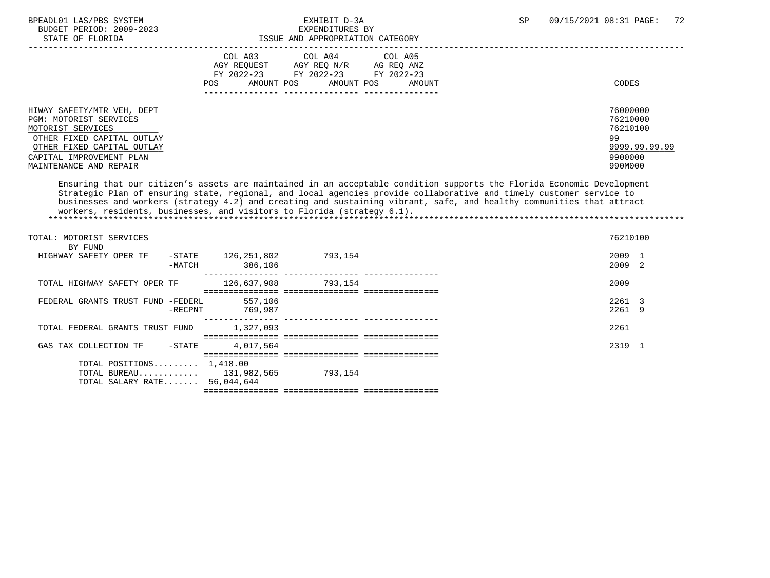| | COL A03 AGY REQUEST FY 2022-23 POS AMOUNT | COL A04 AGY REQ N/R FY 2022-23 POS AMOUNT | COL A05 AG REQ ANZ FY 2022-23 POS AMOUNT | CODES |
|---|---|---|---|---|
| HIWAY SAFETY/MTR VEH, DEPT | | | | 76000000 |
| PGM: MOTORIST SERVICES | | | | 76210000 |
| MOTORIST SERVICES | | | | 76210100 |
| OTHER FIXED CAPITAL OUTLAY | | | | 99 |
| OTHER FIXED CAPITAL OUTLAY | | | | 9999.99.99.99 |
| CAPITAL IMPROVEMENT PLAN | | | | 9900000 |
| MAINTENANCE AND REPAIR | | | | 990M000 |

Ensuring that our citizen's assets are maintained in an acceptable condition supports the Florida Economic Development Strategic Plan of ensuring state, regional, and local agencies provide collaborative and timely customer service to businesses and workers (strategy 4.2) and creating and sustaining vibrant, safe, and healthy communities that attract workers, residents, businesses, and visitors to Florida (strategy 6.1).

*******************************************************************************************************************************

| | COL A03 | COL A04 | COL A05 | CODES |
|---|---|---|---|---|
| TOTAL: MOTORIST SERVICES | | | | 76210100 |
| BY FUND | | | | |
| HIGHWAY SAFETY OPER TF -STATE | 126,251,802 | 793,154 | | 2009 1 |
| -MATCH | 386,106 | | | 2009 2 |
| TOTAL HIGHWAY SAFETY OPER TF | 126,637,908 | 793,154 | | 2009 |
| FEDERAL GRANTS TRUST FUND -FEDERL | 557,106 | | | 2261 3 |
| -RECPNT | 769,987 | | | 2261 9 |
| TOTAL FEDERAL GRANTS TRUST FUND | 1,327,093 | | | 2261 |
| GAS TAX COLLECTION TF -STATE | 4,017,564 | | | 2319 1 |
| TOTAL POSITIONS......... | 1,418.00 | | | |
| TOTAL BUREAU............ | 131,982,565 | 793,154 | | |
| TOTAL SALARY RATE....... | 56,044,644 | | | |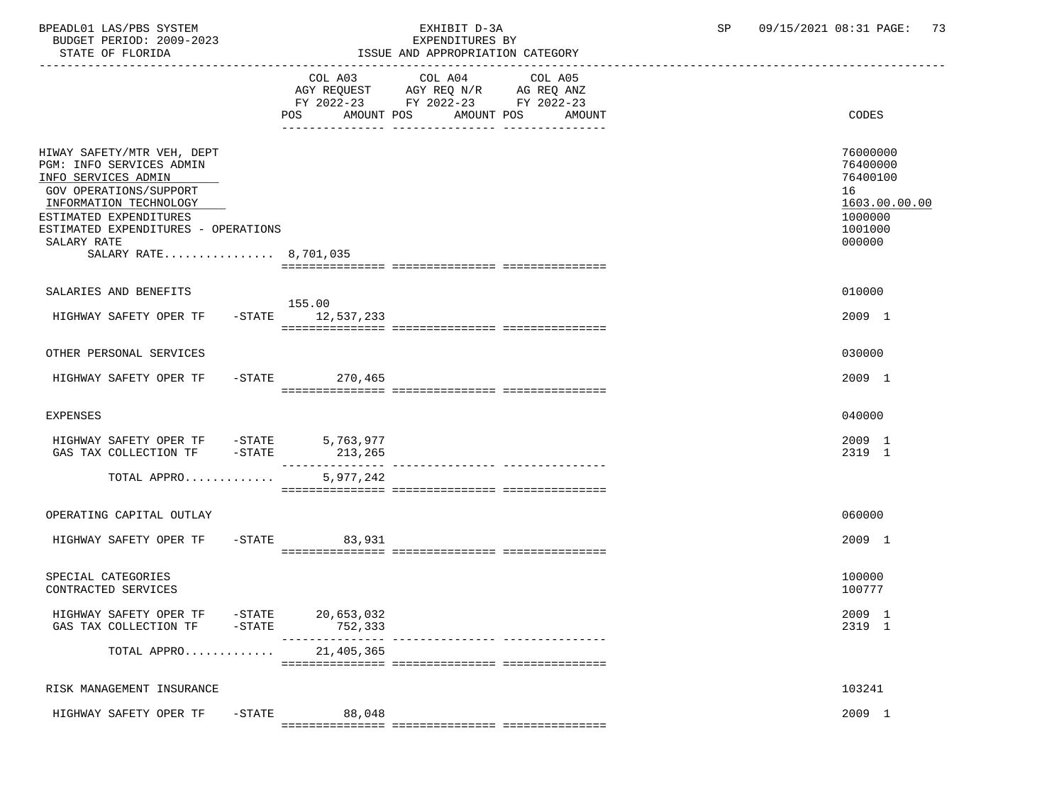BPEADL01 LAS/PBS SYSTEM  
BUDGET PERIOD: 2009-2023  
STATE OF FLORIDA

EXHIBIT D-3A  
EXPENDITURES BY  
ISSUE AND APPROPRIATION CATEGORY

SP 09/15/2021 08:31 PAGE: 73

| | COL A03 AGY REQUEST FY 2022-23 POS | AMOUNT | COL A04 AGY REQ N/R FY 2022-23 POS | AMOUNT | COL A05 AG REQ ANZ FY 2022-23 POS | AMOUNT | CODES |
|---|---|---|---|---|---|---|---|
| HIWAY SAFETY/MTR VEH, DEPT | | | | | | | 76000000 |
| PGM: INFO SERVICES ADMIN | | | | | | | 76400000 |
| INFO SERVICES ADMIN | | | | | | | 76400100 |
| GOV OPERATIONS/SUPPORT | | | | | | | 16 |
| INFORMATION TECHNOLOGY | | | | | | | 1603.00.00.00 |
| ESTIMATED EXPENDITURES | | | | | | | 1000000 |
| ESTIMATED EXPENDITURES - OPERATIONS | | | | | | | 1001000 |
| SALARY RATE | | | | | | | 000000 |
| SALARY RATE................ 8,701,035 | | | | | | | |
| SALARIES AND BENEFITS | | | | | | | 010000 |
| HIGHWAY SAFETY OPER TF -STATE | 155.00 | 12,537,233 | | | | | 2009 1 |
| OTHER PERSONAL SERVICES | | | | | | | 030000 |
| HIGHWAY SAFETY OPER TF -STATE | | 270,465 | | | | | 2009 1 |
| EXPENSES | | | | | | | 040000 |
| HIGHWAY SAFETY OPER TF -STATE | | 5,763,977 | | | | | 2009 1 |
| GAS TAX COLLECTION TF -STATE | | 213,265 | | | | | 2319 1 |
| TOTAL APPRO............. | | 5,977,242 | | | | | |
| OPERATING CAPITAL OUTLAY | | | | | | | 060000 |
| HIGHWAY SAFETY OPER TF -STATE | | 83,931 | | | | | 2009 1 |
| SPECIAL CATEGORIES | | | | | | | 100000 |
| CONTRACTED SERVICES | | | | | | | 100777 |
| HIGHWAY SAFETY OPER TF -STATE | | 20,653,032 | | | | | 2009 1 |
| GAS TAX COLLECTION TF -STATE | | 752,333 | | | | | 2319 1 |
| TOTAL APPRO............. | | 21,405,365 | | | | | |
| RISK MANAGEMENT INSURANCE | | | | | | | 103241 |
| HIGHWAY SAFETY OPER TF -STATE | | 88,048 | | | | | 2009 1 |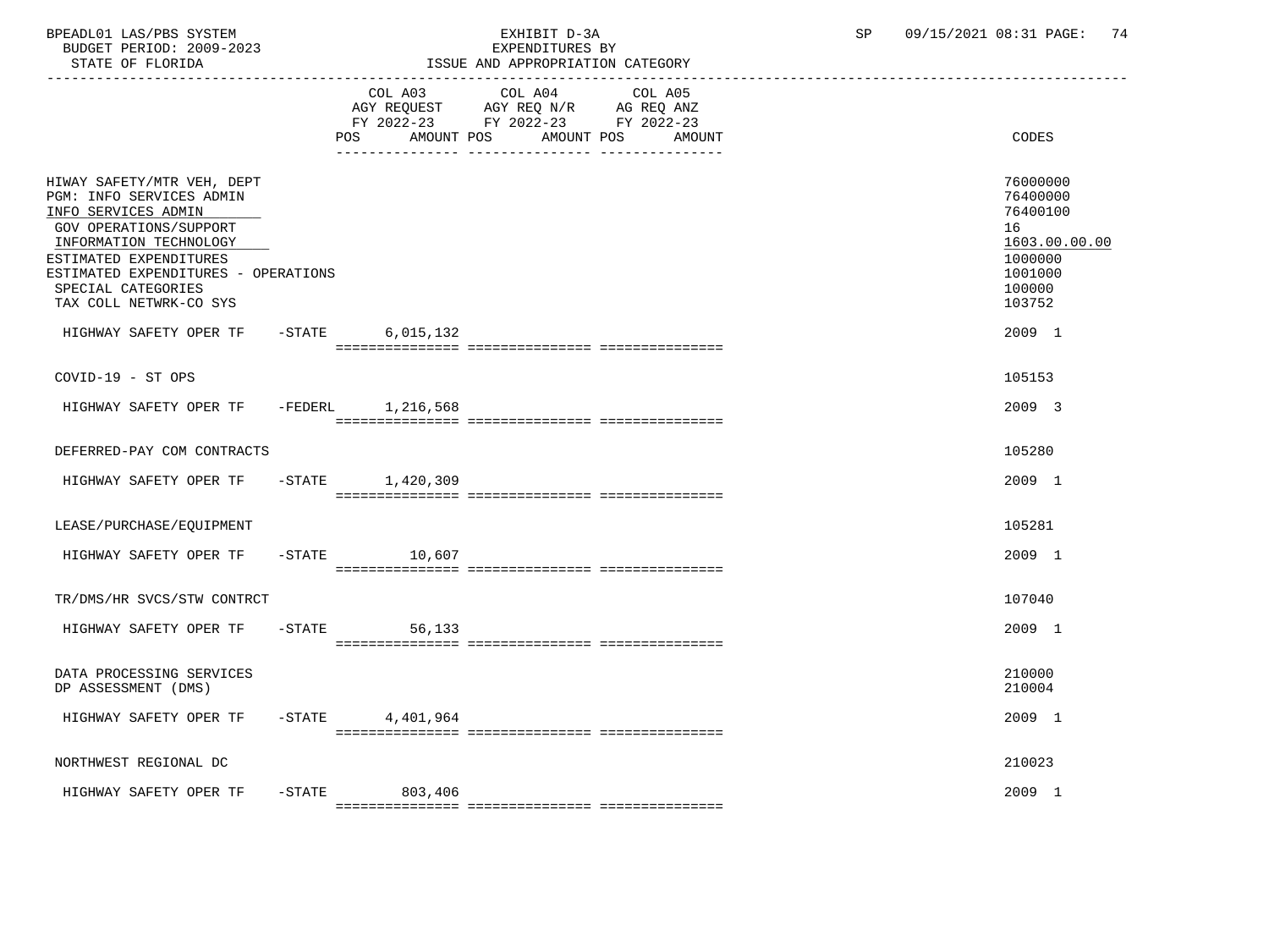BPEADL01 LAS/PBS SYSTEM — EXHIBIT D-3A — EXPENDITURES BY ISSUE AND APPROPRIATION CATEGORY

BUDGET PERIOD: 2009-2023 — STATE OF FLORIDA — SP 09/15/2021 08:31

| | COL A03 AGY REQUEST FY 2022-23 POS AMOUNT | COL A04 AGY REQ N/R FY 2022-23 POS AMOUNT | COL A05 AG REQ ANZ FY 2022-23 POS AMOUNT | CODES |
|---|---|---|---|---|
| HIWAY SAFETY/MTR VEH, DEPT | | | | 76000000 |
| PGM: INFO SERVICES ADMIN | | | | 76400000 |
| INFO SERVICES ADMIN | | | | 76400100 |
| GOV OPERATIONS/SUPPORT | | | | 16 |
| INFORMATION TECHNOLOGY | | | | 1603.00.00.00 |
| ESTIMATED EXPENDITURES | | | | 1000000 |
| ESTIMATED EXPENDITURES - OPERATIONS | | | | 1001000 |
| SPECIAL CATEGORIES | | | | 100000 |
| TAX COLL NETWRK-CO SYS | | | | 103752 |
| HIGHWAY SAFETY OPER TF -STATE | 6,015,132 | | | 2009 1 |
| COVID-19 - ST OPS | | | | 105153 |
| HIGHWAY SAFETY OPER TF -FEDERL | 1,216,568 | | | 2009 3 |
| DEFERRED-PAY COM CONTRACTS | | | | 105280 |
| HIGHWAY SAFETY OPER TF -STATE | 1,420,309 | | | 2009 1 |
| LEASE/PURCHASE/EQUIPMENT | | | | 105281 |
| HIGHWAY SAFETY OPER TF -STATE | 10,607 | | | 2009 1 |
| TR/DMS/HR SVCS/STW CONTRCT | | | | 107040 |
| HIGHWAY SAFETY OPER TF -STATE | 56,133 | | | 2009 1 |
| DATA PROCESSING SERVICES | | | | 210000 |
| DP ASSESSMENT (DMS) | | | | 210004 |
| HIGHWAY SAFETY OPER TF -STATE | 4,401,964 | | | 2009 1 |
| NORTHWEST REGIONAL DC | | | | 210023 |
| HIGHWAY SAFETY OPER TF -STATE | 803,406 | | | 2009 1 |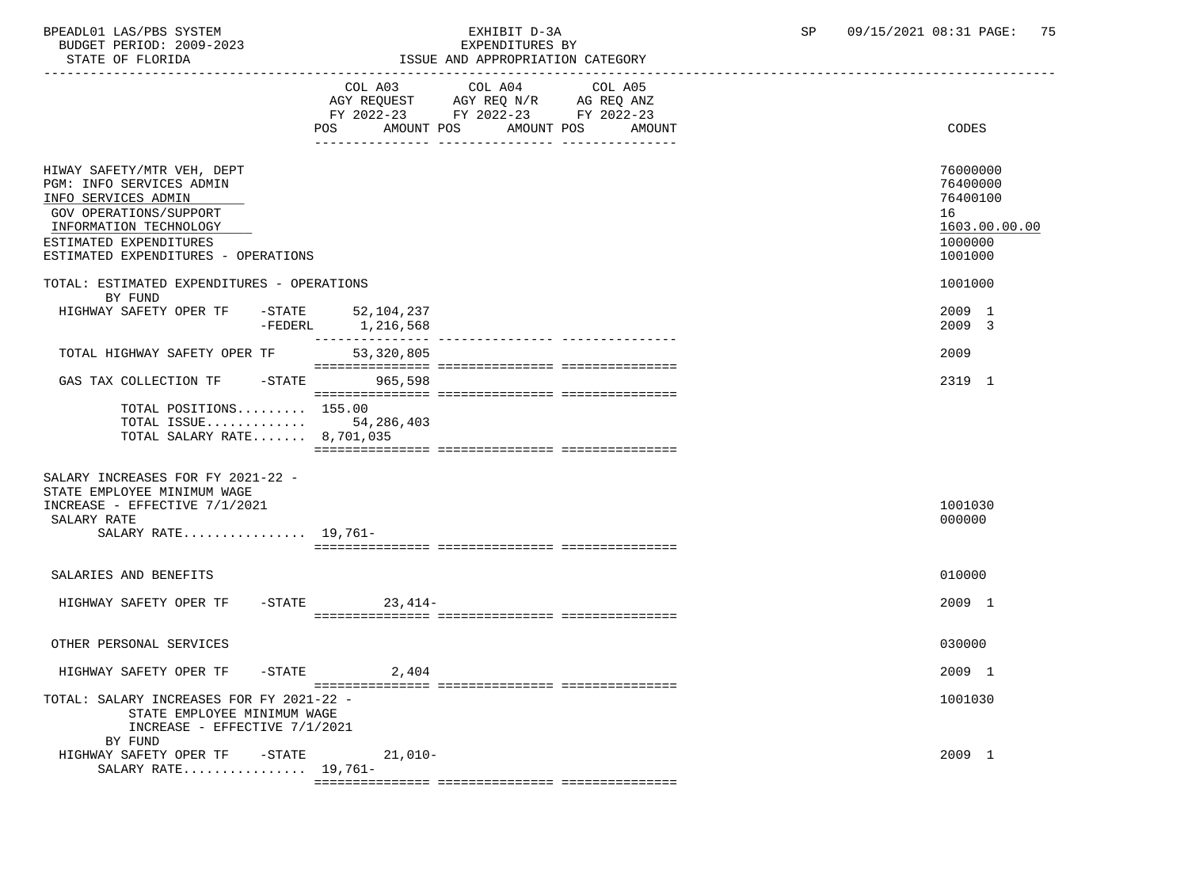BPEADL01 LAS/PBS SYSTEM — EXHIBIT D-3A — EXPENDITURES BY ISSUE AND APPROPRIATION CATEGORY

BUDGET PERIOD: 2009-2023

STATE OF FLORIDA

SP 09/15/2021 08:31

| | COL A03 AGY REQUEST FY 2022-23 POS AMOUNT | COL A04 AGY REQ N/R FY 2022-23 POS AMOUNT | COL A05 AG REQ ANZ FY 2022-23 POS AMOUNT | CODES |
|---|---|---|---|---|
| HIWAY SAFETY/MTR VEH, DEPT | | | | 76000000 |
| PGM: INFO SERVICES ADMIN | | | | 76400000 |
| INFO SERVICES ADMIN | | | | 76400100 |
| GOV OPERATIONS/SUPPORT | | | | 16 |
| INFORMATION TECHNOLOGY | | | | 1603.00.00.00 |
| ESTIMATED EXPENDITURES | | | | 1000000 |
| ESTIMATED EXPENDITURES - OPERATIONS | | | | 1001000 |
| TOTAL: ESTIMATED EXPENDITURES - OPERATIONS | | | | 1001000 |
| BY FUND | | | | |
| HIGHWAY SAFETY OPER TF -STATE | 52,104,237 | | | 2009 1 |
| -FEDERL | 1,216,568 | | | 2009 3 |
| TOTAL HIGHWAY SAFETY OPER TF | 53,320,805 | | | 2009 |
| GAS TAX COLLECTION TF -STATE | 965,598 | | | 2319 1 |
| TOTAL POSITIONS......... 155.00 | | | | |
| TOTAL ISSUE............. | 54,286,403 | | | |
| TOTAL SALARY RATE....... 8,701,035 | | | | |
| SALARY INCREASES FOR FY 2021-22 - STATE EMPLOYEE MINIMUM WAGE INCREASE - EFFECTIVE 7/1/2021 | | | | 1001030 |
| SALARY RATE | | | | 000000 |
| SALARY RATE................ 19,761- | | | | |
| SALARIES AND BENEFITS | | | | 010000 |
| HIGHWAY SAFETY OPER TF -STATE | 23,414- | | | 2009 1 |
| OTHER PERSONAL SERVICES | | | | 030000 |
| HIGHWAY SAFETY OPER TF -STATE | 2,404 | | | 2009 1 |
| TOTAL: SALARY INCREASES FOR FY 2021-22 - STATE EMPLOYEE MINIMUM WAGE INCREASE - EFFECTIVE 7/1/2021 | | | | 1001030 |
| BY FUND | | | | |
| HIGHWAY SAFETY OPER TF -STATE | 21,010- | | | 2009 1 |
| SALARY RATE................ 19,761- | | | | |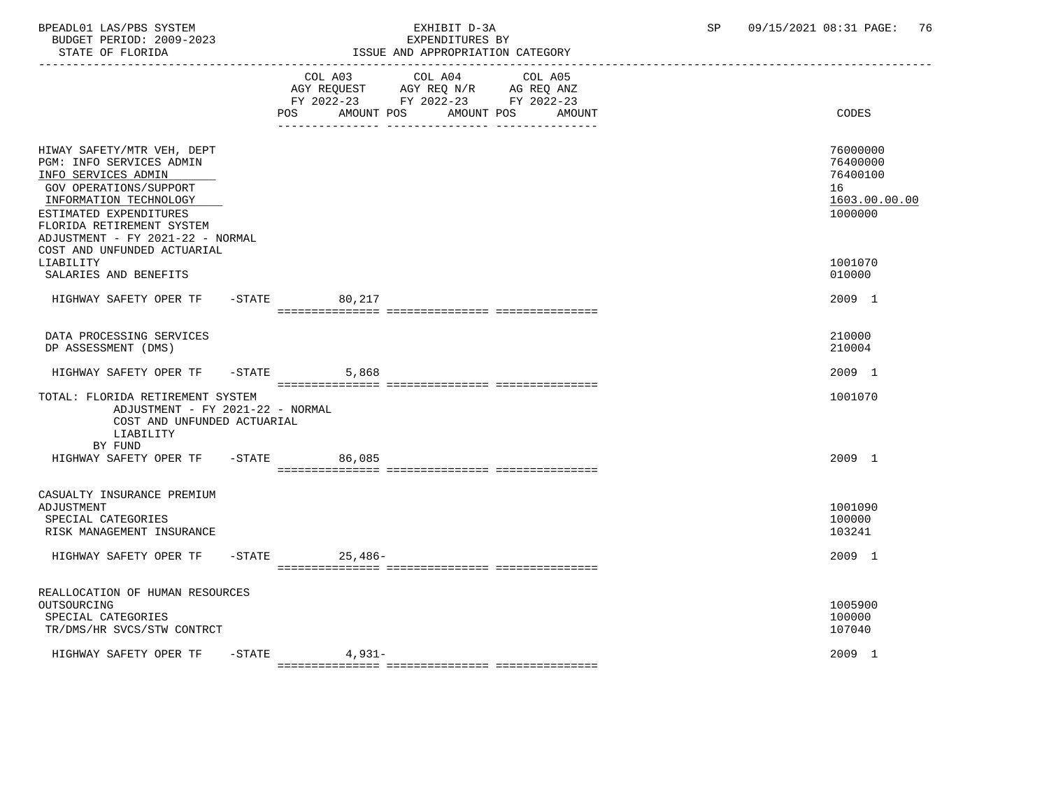BPEADL01 LAS/PBS SYSTEM
BUDGET PERIOD: 2009-2023
STATE OF FLORIDA

EXHIBIT D-3A
EXPENDITURES BY
ISSUE AND APPROPRIATION CATEGORY

SP 09/15/2021 08:31

| | COL A03 AGY REQUEST FY 2022-23 POS AMOUNT | COL A04 AGY REQ N/R FY 2022-23 POS AMOUNT | COL A05 AG REQ ANZ FY 2022-23 POS AMOUNT | CODES |
|---|---|---|---|---|
| HIWAY SAFETY/MTR VEH, DEPT | | | | 76000000 |
| PGM: INFO SERVICES ADMIN | | | | 76400000 |
| INFO SERVICES ADMIN | | | | 76400100 |
| GOV OPERATIONS/SUPPORT | | | | 16 |
| INFORMATION TECHNOLOGY | | | | 1603.00.00.00 |
| ESTIMATED EXPENDITURES | | | | 1000000 |
| FLORIDA RETIREMENT SYSTEM ADJUSTMENT - FY 2021-22 - NORMAL COST AND UNFUNDED ACTUARIAL LIABILITY | | | | 1001070 |
| SALARIES AND BENEFITS | | | | 010000 |
| HIGHWAY SAFETY OPER TF -STATE | 80,217 | | | 2009 1 |
| DATA PROCESSING SERVICES | | | | 210000 |
| DP ASSESSMENT (DMS) | | | | 210004 |
| HIGHWAY SAFETY OPER TF -STATE | 5,868 | | | 2009 1 |
| TOTAL: FLORIDA RETIREMENT SYSTEM ADJUSTMENT - FY 2021-22 - NORMAL COST AND UNFUNDED ACTUARIAL LIABILITY | | | | 1001070 |
| BY FUND | | | | |
| HIGHWAY SAFETY OPER TF -STATE | 86,085 | | | 2009 1 |
| CASUALTY INSURANCE PREMIUM ADJUSTMENT | | | | 1001090 |
| SPECIAL CATEGORIES | | | | 100000 |
| RISK MANAGEMENT INSURANCE | | | | 103241 |
| HIGHWAY SAFETY OPER TF -STATE | 25,486- | | | 2009 1 |
| REALLOCATION OF HUMAN RESOURCES OUTSOURCING | | | | 1005900 |
| SPECIAL CATEGORIES | | | | 100000 |
| TR/DMS/HR SVCS/STW CONTRCT | | | | 107040 |
| HIGHWAY SAFETY OPER TF -STATE | 4,931- | | | 2009 1 |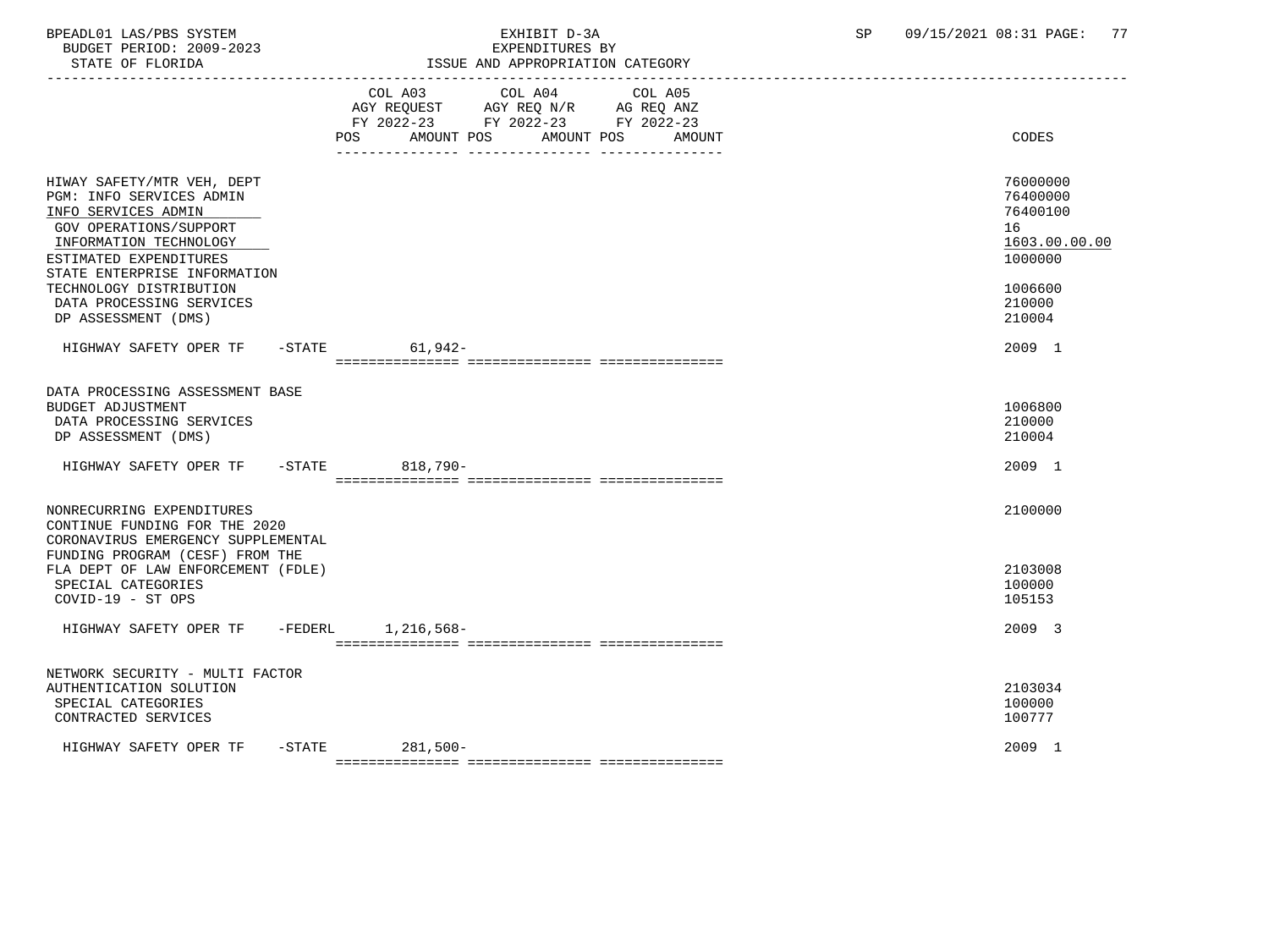BPEADL01 LAS/PBS SYSTEM
BUDGET PERIOD: 2009-2023
STATE OF FLORIDA

EXHIBIT D-3A
EXPENDITURES BY
ISSUE AND APPROPRIATION CATEGORY

SP 09/15/2021 08:31

| | COL A03 AGY REQUEST FY 2022-23 POS AMOUNT | COL A04 AGY REQ N/R FY 2022-23 POS AMOUNT | COL A05 AG REQ ANZ FY 2022-23 POS AMOUNT | CODES |
|---|---|---|---|---|
| HIWAY SAFETY/MTR VEH, DEPT | | | | 76000000 |
| PGM: INFO SERVICES ADMIN | | | | 76400000 |
| INFO SERVICES ADMIN | | | | 76400100 |
| GOV OPERATIONS/SUPPORT | | | | 16 |
| INFORMATION TECHNOLOGY | | | | 1603.00.00.00 |
| ESTIMATED EXPENDITURES | | | | 1000000 |
| STATE ENTERPRISE INFORMATION TECHNOLOGY DISTRIBUTION | | | | 1006600 |
| DATA PROCESSING SERVICES | | | | 210000 |
| DP ASSESSMENT (DMS) | | | | 210004 |
| HIGHWAY SAFETY OPER TF -STATE | 61,942- | | | 2009 1 |
| DATA PROCESSING ASSESSMENT BASE BUDGET ADJUSTMENT | | | | 1006800 |
| DATA PROCESSING SERVICES | | | | 210000 |
| DP ASSESSMENT (DMS) | | | | 210004 |
| HIGHWAY SAFETY OPER TF -STATE | 818,790- | | | 2009 1 |
| NONRECURRING EXPENDITURES | | | | 2100000 |
| CONTINUE FUNDING FOR THE 2020 CORONAVIRUS EMERGENCY SUPPLEMENTAL FUNDING PROGRAM (CESF) FROM THE FLA DEPT OF LAW ENFORCEMENT (FDLE) | | | | 2103008 |
| SPECIAL CATEGORIES | | | | 100000 |
| COVID-19 - ST OPS | | | | 105153 |
| HIGHWAY SAFETY OPER TF -FEDERL | 1,216,568- | | | 2009 3 |
| NETWORK SECURITY - MULTI FACTOR AUTHENTICATION SOLUTION | | | | 2103034 |
| SPECIAL CATEGORIES | | | | 100000 |
| CONTRACTED SERVICES | | | | 100777 |
| HIGHWAY SAFETY OPER TF -STATE | 281,500- | | | 2009 1 |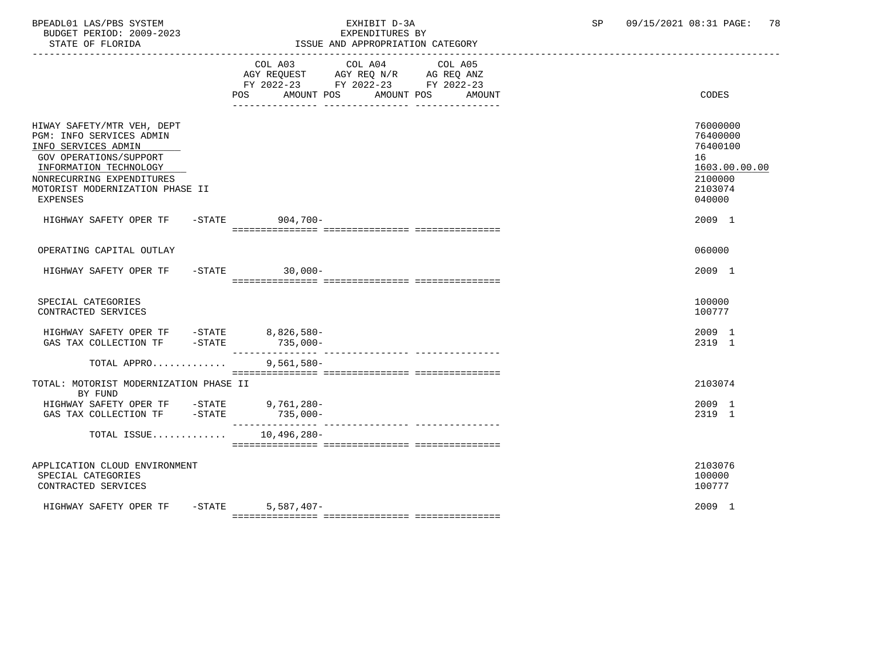| | COL A03 AGY REQUEST FY 2022-23 POS AMOUNT | COL A04 AGY REQ N/R FY 2022-23 POS AMOUNT | COL A05 AG REQ ANZ FY 2022-23 POS AMOUNT | CODES |
|---|---|---|---|---|
| HIWAY SAFETY/MTR VEH, DEPT | | | | 76000000 |
| PGM: INFO SERVICES ADMIN | | | | 76400000 |
| INFO SERVICES ADMIN | | | | 76400100 |
| GOV OPERATIONS/SUPPORT | | | | 16 |
| INFORMATION TECHNOLOGY | | | | 1603.00.00.00 |
| NONRECURRING EXPENDITURES | | | | 2100000 |
| MOTORIST MODERNIZATION PHASE II | | | | 2103074 |
| EXPENSES | | | | 040000 |
| HIGHWAY SAFETY OPER TF -STATE | 904,700- | | | 2009 1 |
| OPERATING CAPITAL OUTLAY | | | | 060000 |
| HIGHWAY SAFETY OPER TF -STATE | 30,000- | | | 2009 1 |
| SPECIAL CATEGORIES | | | | 100000 |
| CONTRACTED SERVICES | | | | 100777 |
| HIGHWAY SAFETY OPER TF -STATE | 8,826,580- | | | 2009 1 |
| GAS TAX COLLECTION TF -STATE | 735,000- | | | 2319 1 |
| TOTAL APPRO............ | 9,561,580- | | | |
| TOTAL: MOTORIST MODERNIZATION PHASE II | | | | 2103074 |
| BY FUND | | | | |
| HIGHWAY SAFETY OPER TF -STATE | 9,761,280- | | | 2009 1 |
| GAS TAX COLLECTION TF -STATE | 735,000- | | | 2319 1 |
| TOTAL ISSUE............ | 10,496,280- | | | |
| APPLICATION CLOUD ENVIRONMENT | | | | 2103076 |
| SPECIAL CATEGORIES | | | | 100000 |
| CONTRACTED SERVICES | | | | 100777 |
| HIGHWAY SAFETY OPER TF -STATE | 5,587,407- | | | 2009 1 |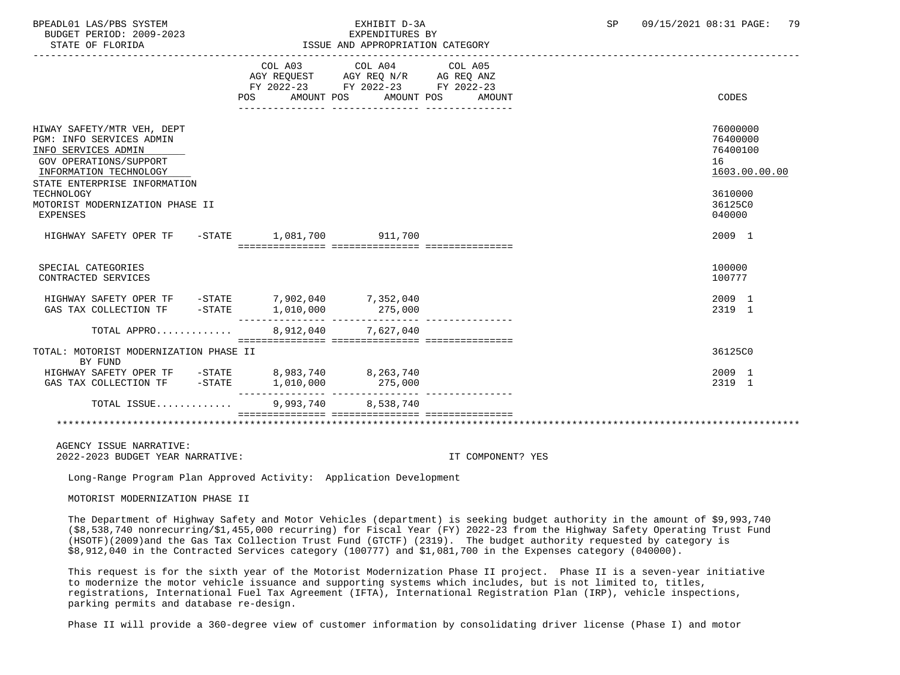EXHIBIT D-3A
EXPENDITURES BY
ISSUE AND APPROPRIATION CATEGORY

BUDGET PERIOD: 2009-2023
STATE OF FLORIDA

| | COL A03 AGY REQUEST FY 2022-23 POS AMOUNT | COL A04 AGY REQ N/R FY 2022-23 POS AMOUNT | COL A05 AG REQ ANZ FY 2022-23 POS AMOUNT | CODES |
|---|---|---|---|---|
| HIWAY SAFETY/MTR VEH, DEPT | | | | 76000000 |
| PGM: INFO SERVICES ADMIN | | | | 76400000 |
| INFO SERVICES ADMIN | | | | 76400100 |
| GOV OPERATIONS/SUPPORT | | | | 16 |
| INFORMATION TECHNOLOGY | | | | 1603.00.00.00 |
| STATE ENTERPRISE INFORMATION TECHNOLOGY | | | | 3610000 |
| MOTORIST MODERNIZATION PHASE II | | | | 36125C0 |
| EXPENSES | | | | 040000 |
| HIGHWAY SAFETY OPER TF -STATE | 1,081,700 | 911,700 | | 2009 1 |
| SPECIAL CATEGORIES | | | | 100000 |
| CONTRACTED SERVICES | | | | 100777 |
| HIGHWAY SAFETY OPER TF -STATE | 7,902,040 | 7,352,040 | | 2009 1 |
| GAS TAX COLLECTION TF -STATE | 1,010,000 | 275,000 | | 2319 1 |
| TOTAL APPRO............ | 8,912,040 | 7,627,040 | | |
| TOTAL: MOTORIST MODERNIZATION PHASE II BY FUND | | | | 36125C0 |
| HIGHWAY SAFETY OPER TF -STATE | 8,983,740 | 8,263,740 | | 2009 1 |
| GAS TAX COLLECTION TF -STATE | 1,010,000 | 275,000 | | 2319 1 |
| TOTAL ISSUE............ | 9,993,740 | 8,538,740 | | |

AGENCY ISSUE NARRATIVE:
2022-2023 BUDGET YEAR NARRATIVE: IT COMPONENT? YES

Long-Range Program Plan Approved Activity: Application Development

MOTORIST MODERNIZATION PHASE II

The Department of Highway Safety and Motor Vehicles (department) is seeking budget authority in the amount of $9,993,740 ($8,538,740 nonrecurring/$1,455,000 recurring) for Fiscal Year (FY) 2022-23 from the Highway Safety Operating Trust Fund (HSOTF)(2009)and the Gas Tax Collection Trust Fund (GTCTF) (2319). The budget authority requested by category is $8,912,040 in the Contracted Services category (100777) and $1,081,700 in the Expenses category (040000).

This request is for the sixth year of the Motorist Modernization Phase II project. Phase II is a seven-year initiative to modernize the motor vehicle issuance and supporting systems which includes, but is not limited to, titles, registrations, International Fuel Tax Agreement (IFTA), International Registration Plan (IRP), vehicle inspections, parking permits and database re-design.

Phase II will provide a 360-degree view of customer information by consolidating driver license (Phase I) and motor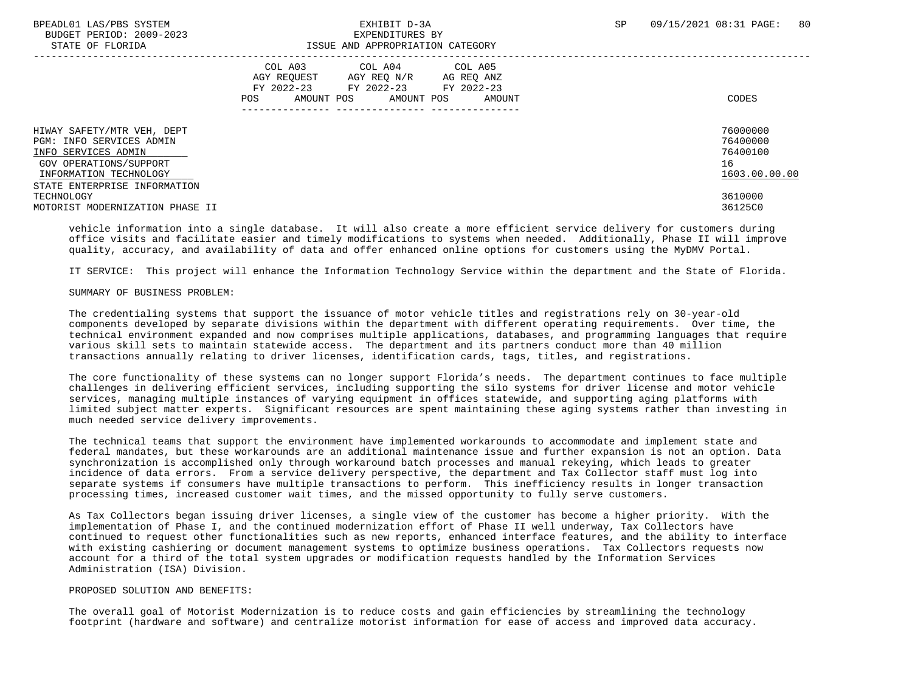| | COL A03 AGY REQUEST FY 2022-23 POS AMOUNT | COL A04 AGY REQ N/R FY 2022-23 POS AMOUNT | COL A05 AG REQ ANZ FY 2022-23 POS AMOUNT | CODES |
|---|---|---|---|---|
| HIWAY SAFETY/MTR VEH, DEPT | | | | 76000000 |
| PGM: INFO SERVICES ADMIN | | | | 76400000 |
| INFO SERVICES ADMIN | | | | 76400100 |
| GOV OPERATIONS/SUPPORT | | | | 16 |
| INFORMATION TECHNOLOGY | | | | 1603.00.00.00 |
| STATE ENTERPRISE INFORMATION TECHNOLOGY | | | | 3610000 |
| MOTORIST MODERNIZATION PHASE II | | | | 36125C0 |

vehicle information into a single database. It will also create a more efficient service delivery for customers during office visits and facilitate easier and timely modifications to systems when needed. Additionally, Phase II will improve quality, accuracy, and availability of data and offer enhanced online options for customers using the MyDMV Portal.

IT SERVICE: This project will enhance the Information Technology Service within the department and the State of Florida.

SUMMARY OF BUSINESS PROBLEM:

The credentialing systems that support the issuance of motor vehicle titles and registrations rely on 30-year-old components developed by separate divisions within the department with different operating requirements. Over time, the technical environment expanded and now comprises multiple applications, databases, and programming languages that require various skill sets to maintain statewide access. The department and its partners conduct more than 40 million transactions annually relating to driver licenses, identification cards, tags, titles, and registrations.

The core functionality of these systems can no longer support Florida's needs. The department continues to face multiple challenges in delivering efficient services, including supporting the silo systems for driver license and motor vehicle services, managing multiple instances of varying equipment in offices statewide, and supporting aging platforms with limited subject matter experts. Significant resources are spent maintaining these aging systems rather than investing in much needed service delivery improvements.

The technical teams that support the environment have implemented workarounds to accommodate and implement state and federal mandates, but these workarounds are an additional maintenance issue and further expansion is not an option. Data synchronization is accomplished only through workaround batch processes and manual rekeying, which leads to greater incidence of data errors. From a service delivery perspective, the department and Tax Collector staff must log into separate systems if consumers have multiple transactions to perform. This inefficiency results in longer transaction processing times, increased customer wait times, and the missed opportunity to fully serve customers.

As Tax Collectors began issuing driver licenses, a single view of the customer has become a higher priority. With the implementation of Phase I, and the continued modernization effort of Phase II well underway, Tax Collectors have continued to request other functionalities such as new reports, enhanced interface features, and the ability to interface with existing cashiering or document management systems to optimize business operations. Tax Collectors requests now account for a third of the total system upgrades or modification requests handled by the Information Services Administration (ISA) Division.

PROPOSED SOLUTION AND BENEFITS:

The overall goal of Motorist Modernization is to reduce costs and gain efficiencies by streamlining the technology footprint (hardware and software) and centralize motorist information for ease of access and improved data accuracy.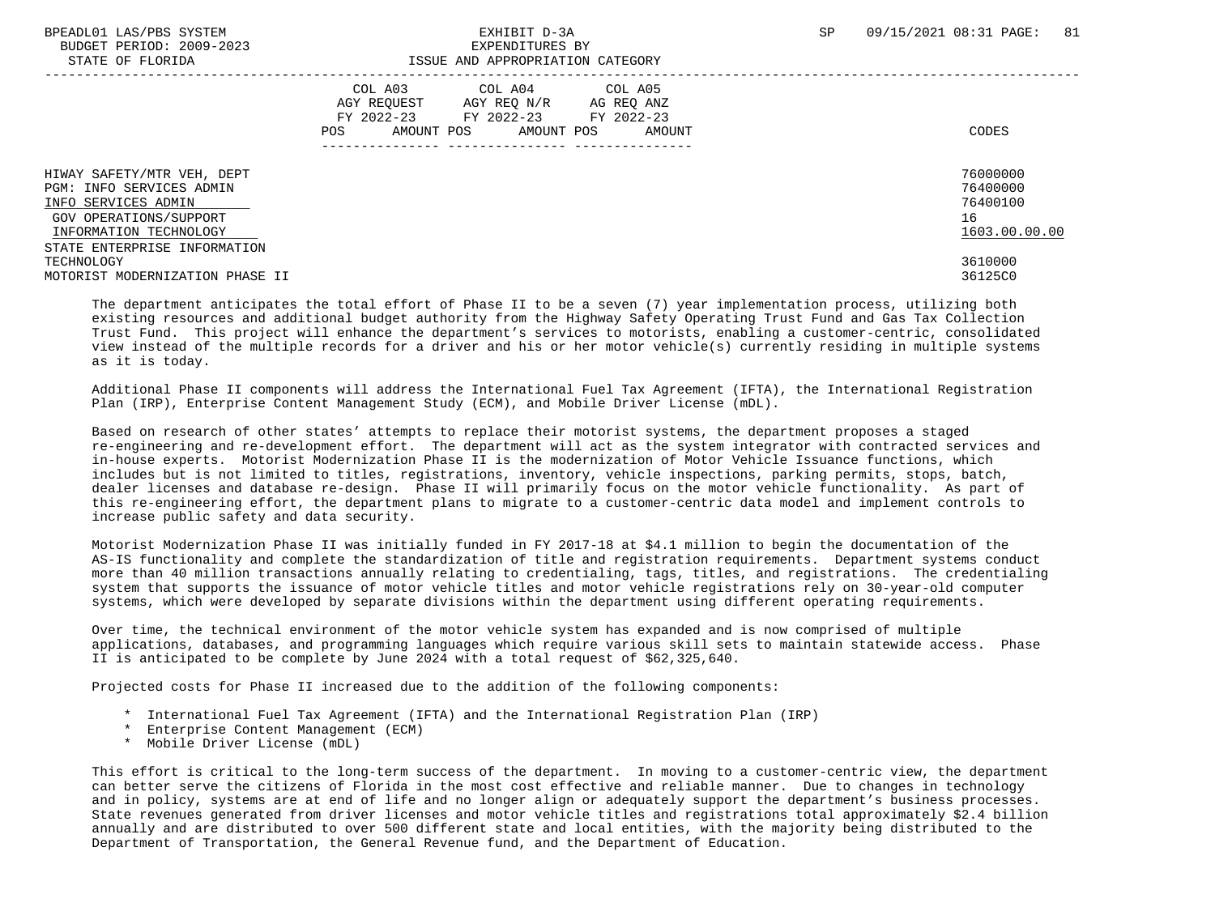| | COL A03 AGY REQUEST FY 2022-23 | | COL A04 AGY REQ N/R FY 2022-23 | | COL A05 AG REQ ANZ FY 2022-23 | | |
|---|---|---|---|---|---|---|---|
| | POS | AMOUNT | POS | AMOUNT | POS | AMOUNT | CODES |
| HIWAY SAFETY/MTR VEH, DEPT | | | | | | | 76000000 |
| PGM: INFO SERVICES ADMIN | | | | | | | 76400000 |
| INFO SERVICES ADMIN | | | | | | | 76400100 |
| GOV OPERATIONS/SUPPORT | | | | | | | 16 |
| INFORMATION TECHNOLOGY | | | | | | | 1603.00.00.00 |
| STATE ENTERPRISE INFORMATION TECHNOLOGY | | | | | | | 3610000 |
| MOTORIST MODERNIZATION PHASE II | | | | | | | 36125C0 |

The department anticipates the total effort of Phase II to be a seven (7) year implementation process, utilizing both existing resources and additional budget authority from the Highway Safety Operating Trust Fund and Gas Tax Collection Trust Fund. This project will enhance the department's services to motorists, enabling a customer-centric, consolidated view instead of the multiple records for a driver and his or her motor vehicle(s) currently residing in multiple systems as it is today.

Additional Phase II components will address the International Fuel Tax Agreement (IFTA), the International Registration Plan (IRP), Enterprise Content Management Study (ECM), and Mobile Driver License (mDL).

Based on research of other states' attempts to replace their motorist systems, the department proposes a staged re-engineering and re-development effort. The department will act as the system integrator with contracted services and in-house experts. Motorist Modernization Phase II is the modernization of Motor Vehicle Issuance functions, which includes but is not limited to titles, registrations, inventory, vehicle inspections, parking permits, stops, batch, dealer licenses and database re-design. Phase II will primarily focus on the motor vehicle functionality. As part of this re-engineering effort, the department plans to migrate to a customer-centric data model and implement controls to increase public safety and data security.

Motorist Modernization Phase II was initially funded in FY 2017-18 at $4.1 million to begin the documentation of the AS-IS functionality and complete the standardization of title and registration requirements. Department systems conduct more than 40 million transactions annually relating to credentialing, tags, titles, and registrations. The credentialing system that supports the issuance of motor vehicle titles and motor vehicle registrations rely on 30-year-old computer systems, which were developed by separate divisions within the department using different operating requirements.

Over time, the technical environment of the motor vehicle system has expanded and is now comprised of multiple applications, databases, and programming languages which require various skill sets to maintain statewide access. Phase II is anticipated to be complete by June 2024 with a total request of $62,325,640.

Projected costs for Phase II increased due to the addition of the following components:

* International Fuel Tax Agreement (IFTA) and the International Registration Plan (IRP)
* Enterprise Content Management (ECM)
* Mobile Driver License (mDL)

This effort is critical to the long-term success of the department. In moving to a customer-centric view, the department can better serve the citizens of Florida in the most cost effective and reliable manner. Due to changes in technology and in policy, systems are at end of life and no longer align or adequately support the department's business processes. State revenues generated from driver licenses and motor vehicle titles and registrations total approximately $2.4 billion annually and are distributed to over 500 different state and local entities, with the majority being distributed to the Department of Transportation, the General Revenue fund, and the Department of Education.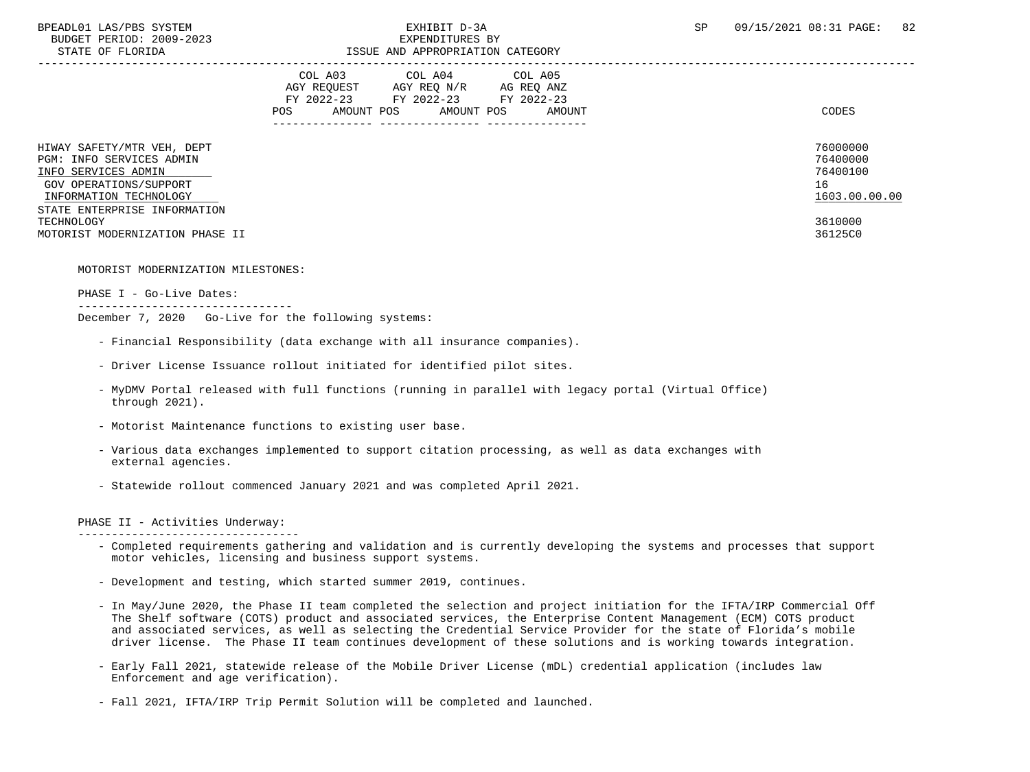| | COL A03 AGY REQUEST FY 2022-23 | | COL A04 AGY REQ N/R FY 2022-23 | | COL A05 AG REQ ANZ FY 2022-23 | | CODES |
|---|---|---|---|---|---|---|---|
| | POS | AMOUNT | POS | AMOUNT | POS | AMOUNT | |
| HIWAY SAFETY/MTR VEH, DEPT | | | | | | | 76000000 |
| PGM: INFO SERVICES ADMIN | | | | | | | 76400000 |
| INFO SERVICES ADMIN | | | | | | | 76400100 |
| GOV OPERATIONS/SUPPORT | | | | | | | 16 |
| INFORMATION TECHNOLOGY | | | | | | | 1603.00.00.00 |
| STATE ENTERPRISE INFORMATION TECHNOLOGY | | | | | | | 3610000 |
| MOTORIST MODERNIZATION PHASE II | | | | | | | 36125C0 |

MOTORIST MODERNIZATION MILESTONES:

PHASE I - Go-Live Dates:

December 7, 2020 Go-Live for the following systems:

- Financial Responsibility (data exchange with all insurance companies).
- Driver License Issuance rollout initiated for identified pilot sites.
- MyDMV Portal released with full functions (running in parallel with legacy portal (Virtual Office) through 2021).
- Motorist Maintenance functions to existing user base.
- Various data exchanges implemented to support citation processing, as well as data exchanges with external agencies.
- Statewide rollout commenced January 2021 and was completed April 2021.

PHASE II - Activities Underway:

- Completed requirements gathering and validation and is currently developing the systems and processes that support motor vehicles, licensing and business support systems.
- Development and testing, which started summer 2019, continues.
- In May/June 2020, the Phase II team completed the selection and project initiation for the IFTA/IRP Commercial Off The Shelf software (COTS) product and associated services, the Enterprise Content Management (ECM) COTS product and associated services, as well as selecting the Credential Service Provider for the state of Florida's mobile driver license. The Phase II team continues development of these solutions and is working towards integration.
- Early Fall 2021, statewide release of the Mobile Driver License (mDL) credential application (includes law Enforcement and age verification).
- Fall 2021, IFTA/IRP Trip Permit Solution will be completed and launched.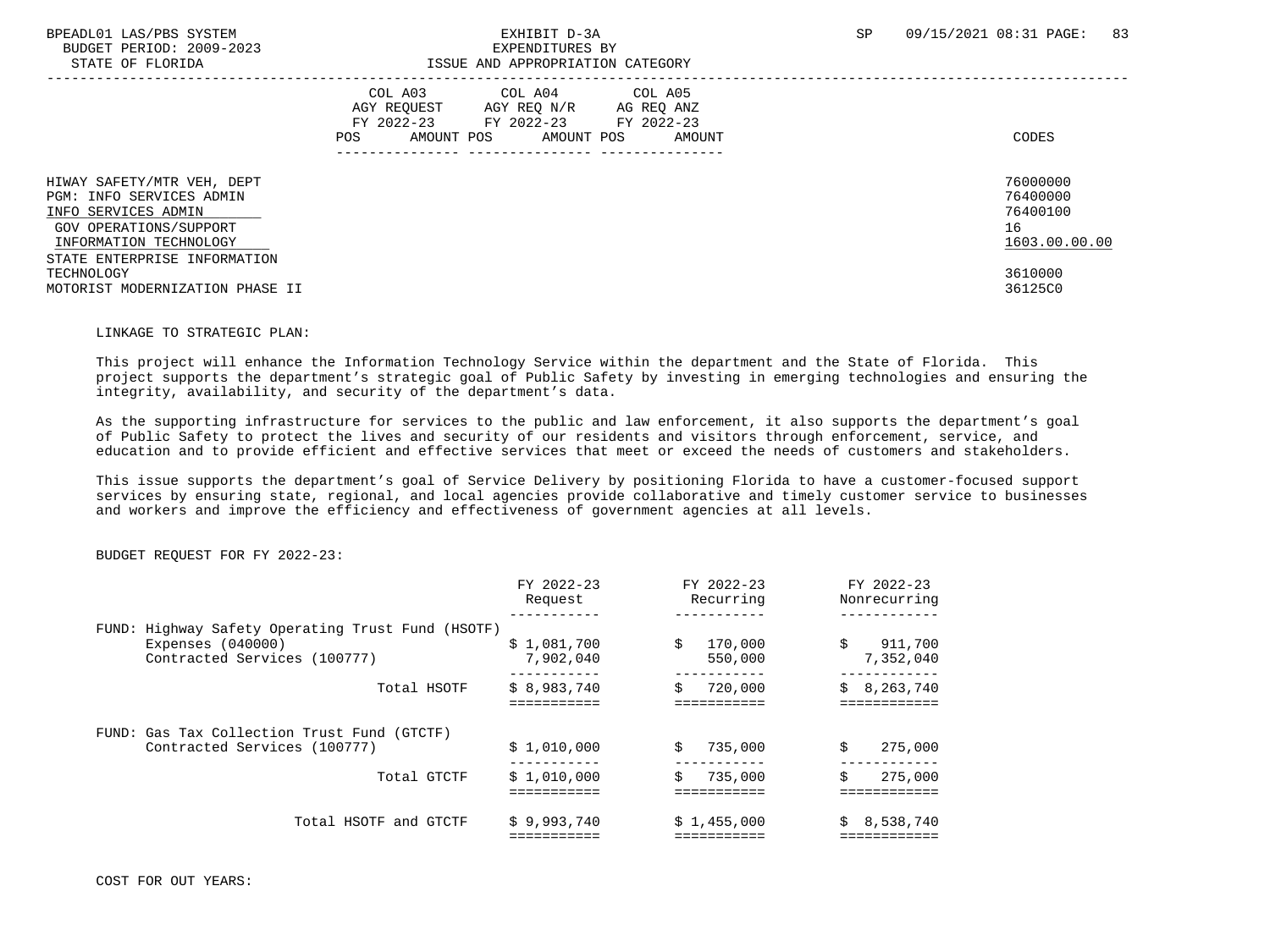| | COL A03 AGY REQUEST FY 2022-23 | | COL A04 AGY REQ N/R FY 2022-23 | | COL A05 AG REQ ANZ FY 2022-23 | | |
|---|---|---|---|---|---|---|---|
| | POS | AMOUNT | POS | AMOUNT | POS | AMOUNT | CODES |
| HIWAY SAFETY/MTR VEH, DEPT | | | | | | | 76000000 |
| PGM: INFO SERVICES ADMIN | | | | | | | 76400000 |
| INFO SERVICES ADMIN | | | | | | | 76400100 |
| GOV OPERATIONS/SUPPORT | | | | | | | 16 |
| INFORMATION TECHNOLOGY | | | | | | | 1603.00.00.00 |
| STATE ENTERPRISE INFORMATION TECHNOLOGY | | | | | | | 3610000 |
| MOTORIST MODERNIZATION PHASE II | | | | | | | 36125C0 |

LINKAGE TO STRATEGIC PLAN:

This project will enhance the Information Technology Service within the department and the State of Florida. This project supports the department's strategic goal of Public Safety by investing in emerging technologies and ensuring the integrity, availability, and security of the department's data.

As the supporting infrastructure for services to the public and law enforcement, it also supports the department's goal of Public Safety to protect the lives and security of our residents and visitors through enforcement, service, and education and to provide efficient and effective services that meet or exceed the needs of customers and stakeholders.

This issue supports the department's goal of Service Delivery by positioning Florida to have a customer-focused support services by ensuring state, regional, and local agencies provide collaborative and timely customer service to businesses and workers and improve the efficiency and effectiveness of government agencies at all levels.

BUDGET REQUEST FOR FY 2022-23:

| | FY 2022-23 Request | FY 2022-23 Recurring | FY 2022-23 Nonrecurring |
|---|---|---|---|
| FUND: Highway Safety Operating Trust Fund (HSOTF) | | | |
| Expenses (040000) | $ 1,081,700 | $ 170,000 | $ 911,700 |
| Contracted Services (100777) | 7,902,040 | 550,000 | 7,352,040 |
| Total HSOTF | $ 8,983,740 | $ 720,000 | $ 8,263,740 |
| FUND: Gas Tax Collection Trust Fund (GTCTF) | | | |
| Contracted Services (100777) | $ 1,010,000 | $ 735,000 | $ 275,000 |
| Total GTCTF | $ 1,010,000 | $ 735,000 | $ 275,000 |
| Total HSOTF and GTCTF | $ 9,993,740 | $ 1,455,000 | $ 8,538,740 |

COST FOR OUT YEARS: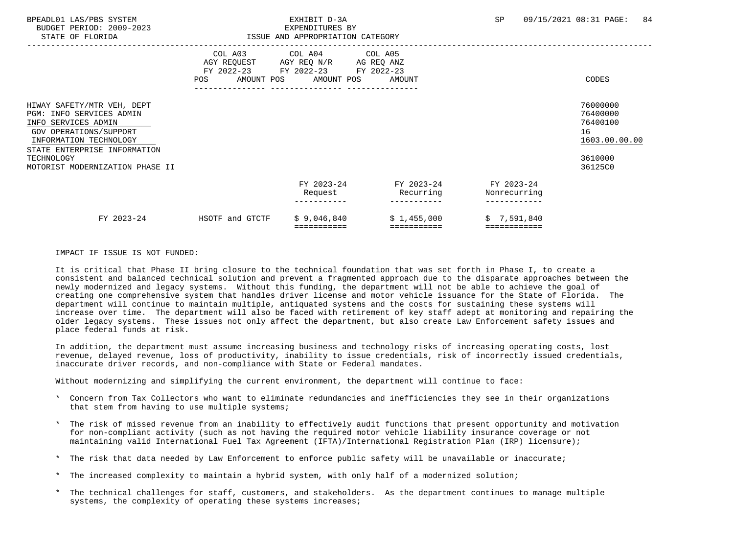| | COL A03 AGY REQUEST FY 2022-23 | | COL A04 AGY REQ N/R FY 2022-23 | | COL A05 AG REQ ANZ FY 2022-23 | |
|---|---|---|---|---|---|---|
| | POS | AMOUNT | POS | AMOUNT | POS | AMOUNT | CODES |

| | CODES |
|---|---|
| HIWAY SAFETY/MTR VEH, DEPT | 76000000 |
| PGM: INFO SERVICES ADMIN | 76400000 |
| INFO SERVICES ADMIN | 76400100 |
| GOV OPERATIONS/SUPPORT | 16 |
| INFORMATION TECHNOLOGY | 1603.00.00.00 |
| STATE ENTERPRISE INFORMATION TECHNOLOGY | 3610000 |
| MOTORIST MODERNIZATION PHASE II | 36125C0 |

| | | FY 2023-24 Request | FY 2023-24 Recurring | FY 2023-24 Nonrecurring |
|---|---|---|---|---|
| FY 2023-24 | HSOTF and GTCTF | $ 9,046,840 | $ 1,455,000 | $ 7,591,840 |

IMPACT IF ISSUE IS NOT FUNDED:

It is critical that Phase II bring closure to the technical foundation that was set forth in Phase I, to create a consistent and balanced technical solution and prevent a fragmented approach due to the disparate approaches between the newly modernized and legacy systems. Without this funding, the department will not be able to achieve the goal of creating one comprehensive system that handles driver license and motor vehicle issuance for the State of Florida. The department will continue to maintain multiple, antiquated systems and the costs for sustaining these systems will increase over time. The department will also be faced with retirement of key staff adept at monitoring and repairing the older legacy systems. These issues not only affect the department, but also create Law Enforcement safety issues and place federal funds at risk.

In addition, the department must assume increasing business and technology risks of increasing operating costs, lost revenue, delayed revenue, loss of productivity, inability to issue credentials, risk of incorrectly issued credentials, inaccurate driver records, and non-compliance with State or Federal mandates.

Without modernizing and simplifying the current environment, the department will continue to face:

* Concern from Tax Collectors who want to eliminate redundancies and inefficiencies they see in their organizations that stem from having to use multiple systems;

* The risk of missed revenue from an inability to effectively audit functions that present opportunity and motivation for non-compliant activity (such as not having the required motor vehicle liability insurance coverage or not maintaining valid International Fuel Tax Agreement (IFTA)/International Registration Plan (IRP) licensure);

* The risk that data needed by Law Enforcement to enforce public safety will be unavailable or inaccurate;

* The increased complexity to maintain a hybrid system, with only half of a modernized solution;

* The technical challenges for staff, customers, and stakeholders. As the department continues to manage multiple systems, the complexity of operating these systems increases;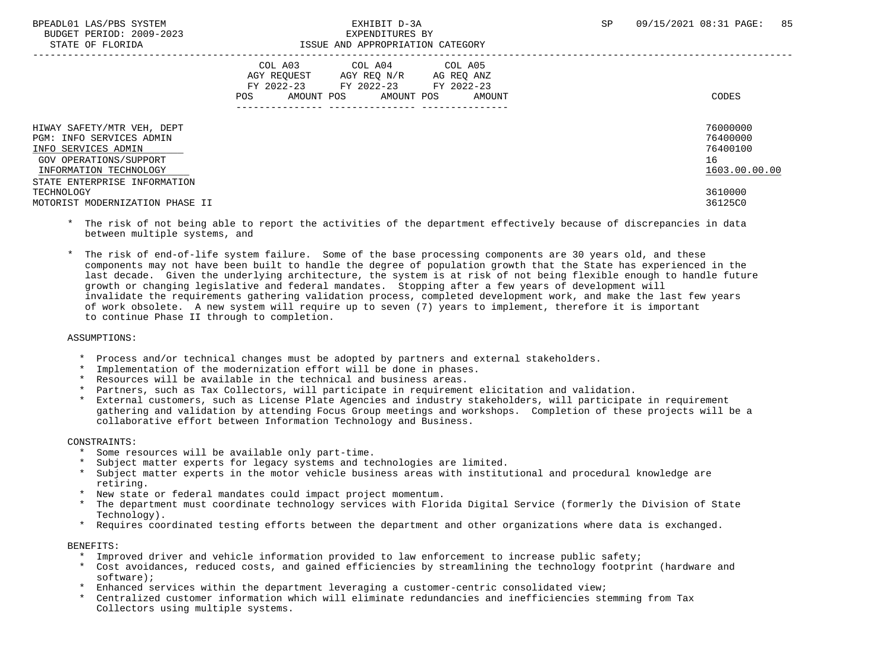| | COL A03 AGY REQUEST FY 2022-23 | | COL A04 AGY REQ N/R FY 2022-23 | | COL A05 AG REQ ANZ FY 2022-23 | | |
|---|---|---|---|---|---|---|---|
| | POS | AMOUNT | POS | AMOUNT | POS | AMOUNT | CODES |
| HIWAY SAFETY/MTR VEH, DEPT | | | | | | | 76000000 |
| PGM: INFO SERVICES ADMIN | | | | | | | 76400000 |
| INFO SERVICES ADMIN | | | | | | | 76400100 |
| GOV OPERATIONS/SUPPORT | | | | | | | 16 |
| INFORMATION TECHNOLOGY | | | | | | | 1603.00.00.00 |
| STATE ENTERPRISE INFORMATION TECHNOLOGY | | | | | | | 3610000 |
| MOTORIST MODERNIZATION PHASE II | | | | | | | 36125C0 |

* The risk of not being able to report the activities of the department effectively because of discrepancies in data between multiple systems, and

* The risk of end-of-life system failure. Some of the base processing components are 30 years old, and these components may not have been built to handle the degree of population growth that the State has experienced in the last decade. Given the underlying architecture, the system is at risk of not being flexible enough to handle future growth or changing legislative and federal mandates. Stopping after a few years of development will invalidate the requirements gathering validation process, completed development work, and make the last few years of work obsolete. A new system will require up to seven (7) years to implement, therefore it is important to continue Phase II through to completion.

ASSUMPTIONS:

* Process and/or technical changes must be adopted by partners and external stakeholders.
* Implementation of the modernization effort will be done in phases.
* Resources will be available in the technical and business areas.
* Partners, such as Tax Collectors, will participate in requirement elicitation and validation.
* External customers, such as License Plate Agencies and industry stakeholders, will participate in requirement gathering and validation by attending Focus Group meetings and workshops. Completion of these projects will be a collaborative effort between Information Technology and Business.

CONSTRAINTS:

* Some resources will be available only part-time.
* Subject matter experts for legacy systems and technologies are limited.
* Subject matter experts in the motor vehicle business areas with institutional and procedural knowledge are retiring.
* New state or federal mandates could impact project momentum.
* The department must coordinate technology services with Florida Digital Service (formerly the Division of State Technology).
* Requires coordinated testing efforts between the department and other organizations where data is exchanged.

BENEFITS:

* Improved driver and vehicle information provided to law enforcement to increase public safety;
* Cost avoidances, reduced costs, and gained efficiencies by streamlining the technology footprint (hardware and software);
* Enhanced services within the department leveraging a customer-centric consolidated view;
* Centralized customer information which will eliminate redundancies and inefficiencies stemming from Tax Collectors using multiple systems.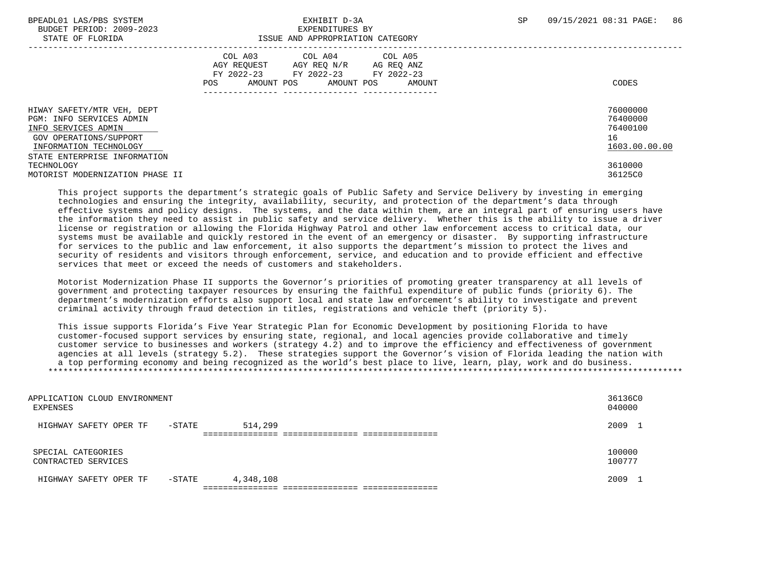| | COL A03 AGY REQUEST FY 2022-23 POS AMOUNT | COL A04 AGY REQ N/R FY 2022-23 POS AMOUNT | COL A05 AG REQ ANZ FY 2022-23 POS AMOUNT | CODES |
|---|---|---|---|---|
| HIWAY SAFETY/MTR VEH, DEPT | | | | 76000000 |
| PGM: INFO SERVICES ADMIN | | | | 76400000 |
| INFO SERVICES ADMIN | | | | 76400100 |
| GOV OPERATIONS/SUPPORT | | | | 16 |
| INFORMATION TECHNOLOGY | | | | 1603.00.00.00 |
| STATE ENTERPRISE INFORMATION TECHNOLOGY | | | | 3610000 |
| MOTORIST MODERNIZATION PHASE II | | | | 36125C0 |

This project supports the department's strategic goals of Public Safety and Service Delivery by investing in emerging technologies and ensuring the integrity, availability, security, and protection of the department's data through effective systems and policy designs. The systems, and the data within them, are an integral part of ensuring users have the information they need to assist in public safety and service delivery. Whether this is the ability to issue a driver license or registration or allowing the Florida Highway Patrol and other law enforcement access to critical data, our systems must be available and quickly restored in the event of an emergency or disaster. By supporting infrastructure for services to the public and law enforcement, it also supports the department's mission to protect the lives and security of residents and visitors through enforcement, service, and education and to provide efficient and effective services that meet or exceed the needs of customers and stakeholders.

Motorist Modernization Phase II supports the Governor's priorities of promoting greater transparency at all levels of government and protecting taxpayer resources by ensuring the faithful expenditure of public funds (priority 6). The department's modernization efforts also support local and state law enforcement's ability to investigate and prevent criminal activity through fraud detection in titles, registrations and vehicle theft (priority 5).

This issue supports Florida's Five Year Strategic Plan for Economic Development by positioning Florida to have customer-focused support services by ensuring state, regional, and local agencies provide collaborative and timely customer service to businesses and workers (strategy 4.2) and to improve the efficiency and effectiveness of government agencies at all levels (strategy 5.2). These strategies support the Governor's vision of Florida leading the nation with a top performing economy and being recognized as the world's best place to live, learn, play, work and do business.

| | COL A03 | COL A04 | COL A05 | CODES |
|---|---|---|---|---|
| APPLICATION CLOUD ENVIRONMENT | | | | 36136C0 |
| EXPENSES | | | | 040000 |
| HIGHWAY SAFETY OPER TF -STATE | 514,299 | | | 2009 1 |
| SPECIAL CATEGORIES | | | | 100000 |
| CONTRACTED SERVICES | | | | 100777 |
| HIGHWAY SAFETY OPER TF -STATE | 4,348,108 | | | 2009 1 |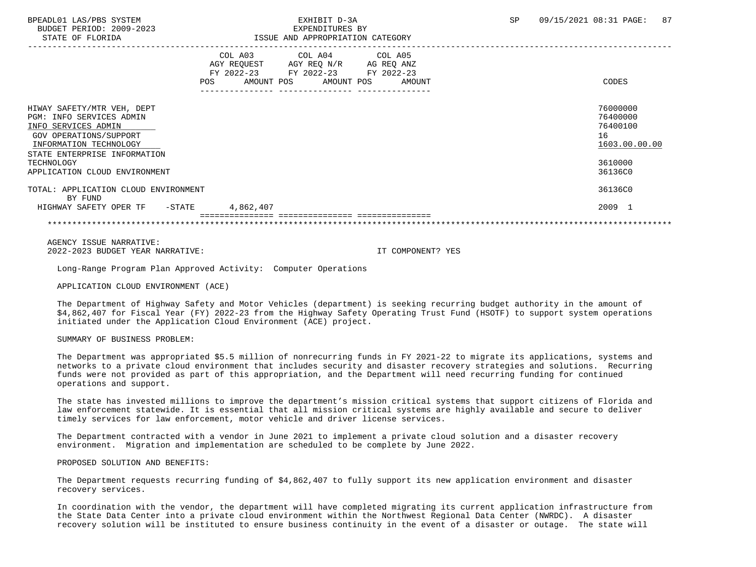EXHIBIT D-3A
EXPENDITURES BY
ISSUE AND APPROPRIATION CATEGORY

BUDGET PERIOD: 2009-2023
STATE OF FLORIDA

| | COL A03 AGY REQUEST FY 2022-23 POS AMOUNT | COL A04 AGY REQ N/R FY 2022-23 POS AMOUNT | COL A05 AG REQ ANZ FY 2022-23 POS AMOUNT | CODES |
|---|---|---|---|---|
| HIWAY SAFETY/MTR VEH, DEPT | | | | 76000000 |
| PGM: INFO SERVICES ADMIN | | | | 76400000 |
| INFO SERVICES ADMIN | | | | 76400100 |
| GOV OPERATIONS/SUPPORT | | | | 16 |
| INFORMATION TECHNOLOGY | | | | 1603.00.00.00 |
| STATE ENTERPRISE INFORMATION TECHNOLOGY | | | | 3610000 |
| APPLICATION CLOUD ENVIRONMENT | | | | 36136C0 |
| TOTAL: APPLICATION CLOUD ENVIRONMENT | | | | 36136C0 |
| BY FUND | | | | |
| HIGHWAY SAFETY OPER TF -STATE | 4,862,407 | | | 2009 1 |

AGENCY ISSUE NARRATIVE:
2022-2023 BUDGET YEAR NARRATIVE: IT COMPONENT? YES

Long-Range Program Plan Approved Activity: Computer Operations

APPLICATION CLOUD ENVIRONMENT (ACE)

The Department of Highway Safety and Motor Vehicles (department) is seeking recurring budget authority in the amount of $4,862,407 for Fiscal Year (FY) 2022-23 from the Highway Safety Operating Trust Fund (HSOTF) to support system operations initiated under the Application Cloud Environment (ACE) project.

SUMMARY OF BUSINESS PROBLEM:

The Department was appropriated $5.5 million of nonrecurring funds in FY 2021-22 to migrate its applications, systems and networks to a private cloud environment that includes security and disaster recovery strategies and solutions. Recurring funds were not provided as part of this appropriation, and the Department will need recurring funding for continued operations and support.

The state has invested millions to improve the department's mission critical systems that support citizens of Florida and law enforcement statewide. It is essential that all mission critical systems are highly available and secure to deliver timely services for law enforcement, motor vehicle and driver license services.

The Department contracted with a vendor in June 2021 to implement a private cloud solution and a disaster recovery environment. Migration and implementation are scheduled to be complete by June 2022.

PROPOSED SOLUTION AND BENEFITS:

The Department requests recurring funding of $4,862,407 to fully support its new application environment and disaster recovery services.

In coordination with the vendor, the department will have completed migrating its current application infrastructure from the State Data Center into a private cloud environment within the Northwest Regional Data Center (NWRDC). A disaster recovery solution will be instituted to ensure business continuity in the event of a disaster or outage. The state will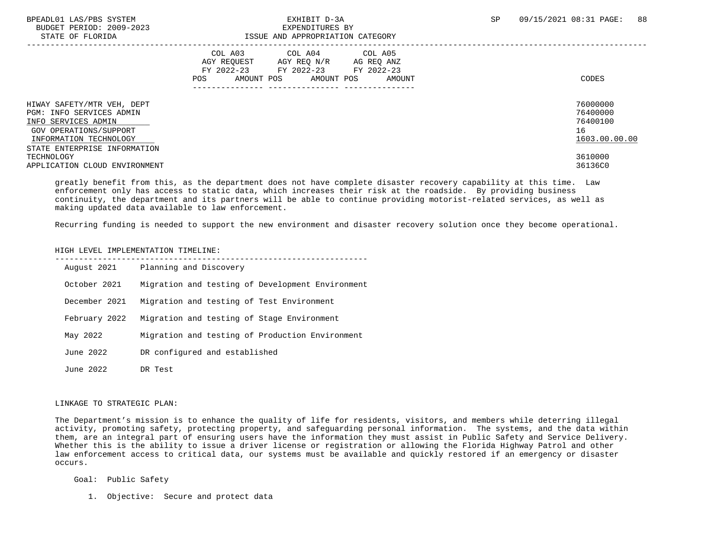| | COL A03 AGY REQUEST FY 2022-23 POS AMOUNT | COL A04 AGY REQ N/R FY 2022-23 POS AMOUNT | COL A05 AG REQ ANZ FY 2022-23 POS AMOUNT | CODES |
|---|---|---|---|---|
| HIWAY SAFETY/MTR VEH, DEPT | | | | 76000000 |
| PGM: INFO SERVICES ADMIN | | | | 76400000 |
| INFO SERVICES ADMIN | | | | 76400100 |
| GOV OPERATIONS/SUPPORT | | | | 16 |
| INFORMATION TECHNOLOGY | | | | 1603.00.00.00 |
| STATE ENTERPRISE INFORMATION TECHNOLOGY | | | | 3610000 |
| APPLICATION CLOUD ENVIRONMENT | | | | 36136C0 |

greatly benefit from this, as the department does not have complete disaster recovery capability at this time. Law enforcement only has access to static data, which increases their risk at the roadside. By providing business continuity, the department and its partners will be able to continue providing motorist-related services, as well as making updated data available to law enforcement.

Recurring funding is needed to support the new environment and disaster recovery solution once they become operational.

HIGH LEVEL IMPLEMENTATION TIMELINE:

| | |
|---|---|
| August 2021 | Planning and Discovery |
| October 2021 | Migration and testing of Development Environment |
| December 2021 | Migration and testing of Test Environment |
| February 2022 | Migration and testing of Stage Environment |
| May 2022 | Migration and testing of Production Environment |
| June 2022 | DR configured and established |
| June 2022 | DR Test |

LINKAGE TO STRATEGIC PLAN:

The Department's mission is to enhance the quality of life for residents, visitors, and members while deterring illegal activity, promoting safety, protecting property, and safeguarding personal information. The systems, and the data within them, are an integral part of ensuring users have the information they must assist in Public Safety and Service Delivery. Whether this is the ability to issue a driver license or registration or allowing the Florida Highway Patrol and other law enforcement access to critical data, our systems must be available and quickly restored if an emergency or disaster occurs.

Goal: Public Safety

1. Objective: Secure and protect data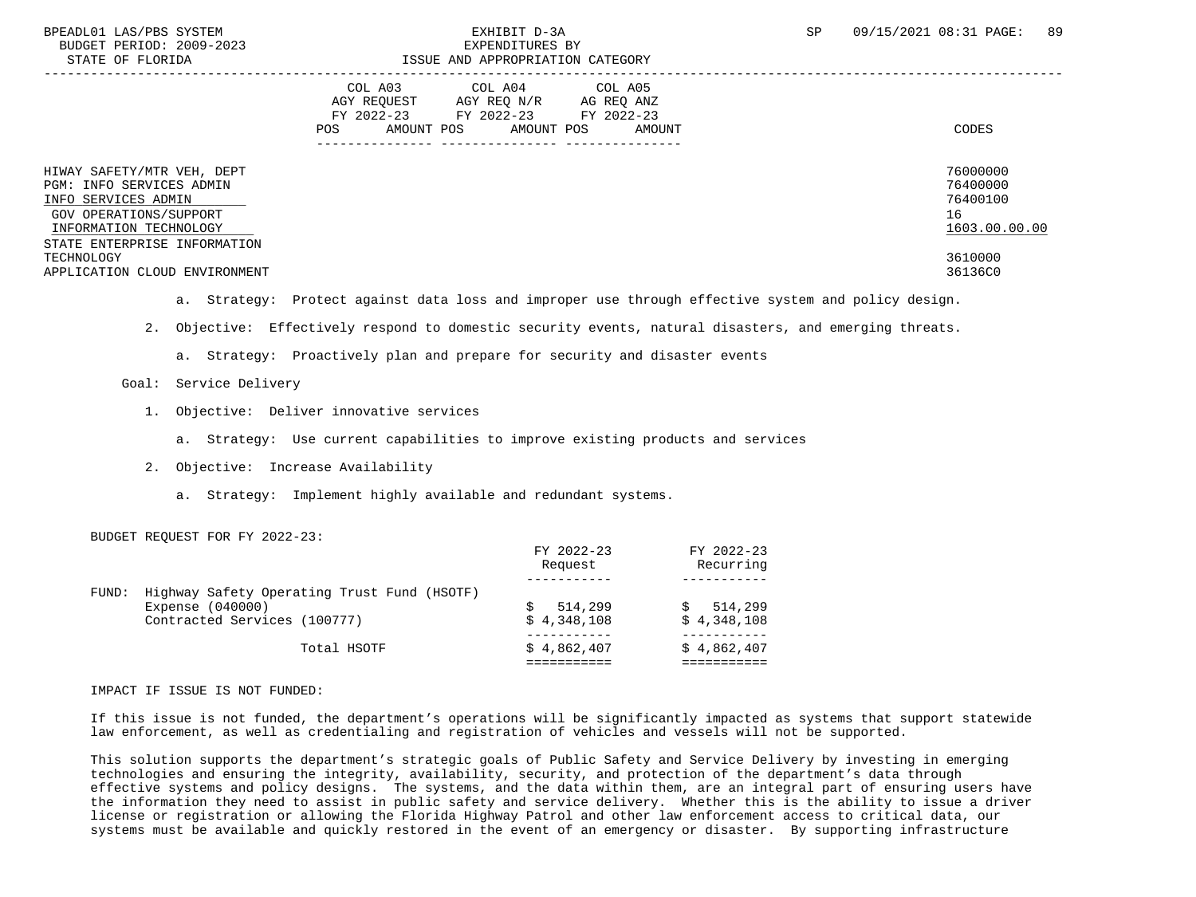| | COL A03 AGY REQUEST FY 2022-23 | | COL A04 AGY REQ N/R FY 2022-23 | | COL A05 AG REQ ANZ FY 2022-23 | | |
|---|---|---|---|---|---|---|---|
| | POS | AMOUNT | POS | AMOUNT | POS | AMOUNT | CODES |
| HIWAY SAFETY/MTR VEH, DEPT | | | | | | | 76000000 |
| PGM: INFO SERVICES ADMIN | | | | | | | 76400000 |
| INFO SERVICES ADMIN | | | | | | | 76400100 |
| GOV OPERATIONS/SUPPORT | | | | | | | 16 |
| INFORMATION TECHNOLOGY | | | | | | | 1603.00.00.00 |
| STATE ENTERPRISE INFORMATION TECHNOLOGY | | | | | | | 3610000 |
| APPLICATION CLOUD ENVIRONMENT | | | | | | | 36136C0 |

a. Strategy: Protect against data loss and improper use through effective system and policy design.

2. Objective: Effectively respond to domestic security events, natural disasters, and emerging threats.

a. Strategy: Proactively plan and prepare for security and disaster events

Goal: Service Delivery

1. Objective: Deliver innovative services

a. Strategy: Use current capabilities to improve existing products and services

2. Objective: Increase Availability

a. Strategy: Implement highly available and redundant systems.

BUDGET REQUEST FOR FY 2022-23:

| | FY 2022-23 Request | FY 2022-23 Recurring |
|---|---|---|
| FUND: Highway Safety Operating Trust Fund (HSOTF) | | |
| Expense (040000) | $ 514,299 | $ 514,299 |
| Contracted Services (100777) | $ 4,348,108 | $ 4,348,108 |
| Total HSOTF | $ 4,862,407 | $ 4,862,407 |

IMPACT IF ISSUE IS NOT FUNDED:

If this issue is not funded, the department's operations will be significantly impacted as systems that support statewide law enforcement, as well as credentialing and registration of vehicles and vessels will not be supported.

This solution supports the department's strategic goals of Public Safety and Service Delivery by investing in emerging technologies and ensuring the integrity, availability, security, and protection of the department's data through effective systems and policy designs. The systems, and the data within them, are an integral part of ensuring users have the information they need to assist in public safety and service delivery. Whether this is the ability to issue a driver license or registration or allowing the Florida Highway Patrol and other law enforcement access to critical data, our systems must be available and quickly restored in the event of an emergency or disaster. By supporting infrastructure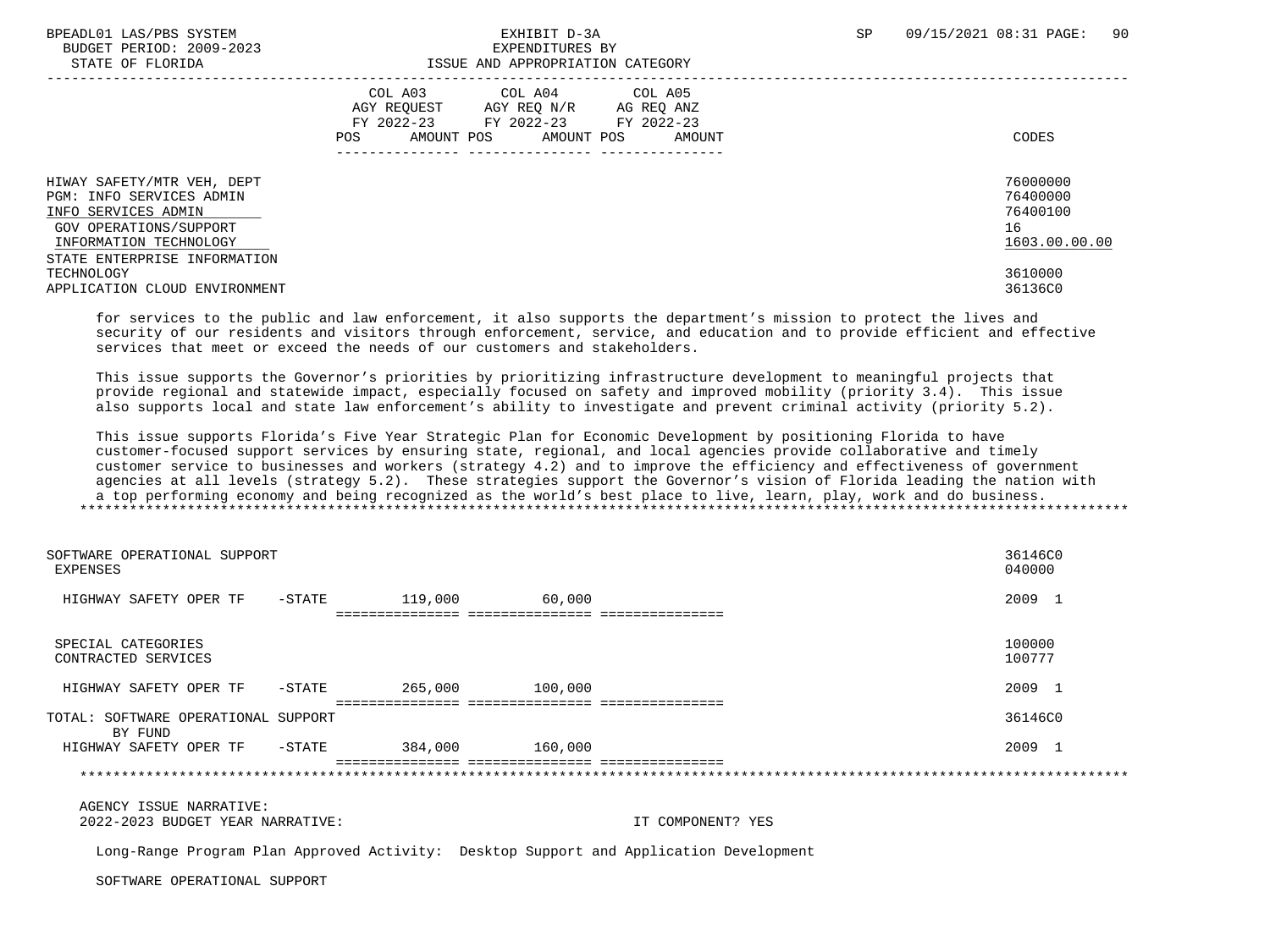| | COL A03 AGY REQUEST FY 2022-23 POS AMOUNT | COL A04 AGY REQ N/R FY 2022-23 POS AMOUNT | COL A05 AG REQ ANZ FY 2022-23 POS AMOUNT | CODES |
|---|---|---|---|---|
| HIWAY SAFETY/MTR VEH, DEPT | | | | 76000000 |
| PGM: INFO SERVICES ADMIN | | | | 76400000 |
| INFO SERVICES ADMIN | | | | 76400100 |
| GOV OPERATIONS/SUPPORT | | | | 16 |
| INFORMATION TECHNOLOGY | | | | 1603.00.00.00 |
| STATE ENTERPRISE INFORMATION TECHNOLOGY | | | | 3610000 |
| APPLICATION CLOUD ENVIRONMENT | | | | 36136C0 |

for services to the public and law enforcement, it also supports the department's mission to protect the lives and security of our residents and visitors through enforcement, service, and education and to provide efficient and effective services that meet or exceed the needs of our customers and stakeholders.

This issue supports the Governor's priorities by prioritizing infrastructure development to meaningful projects that provide regional and statewide impact, especially focused on safety and improved mobility (priority 3.4). This issue also supports local and state law enforcement's ability to investigate and prevent criminal activity (priority 5.2).

This issue supports Florida's Five Year Strategic Plan for Economic Development by positioning Florida to have customer-focused support services by ensuring state, regional, and local agencies provide collaborative and timely customer service to businesses and workers (strategy 4.2) and to improve the efficiency and effectiveness of government agencies at all levels (strategy 5.2). These strategies support the Governor's vision of Florida leading the nation with a top performing economy and being recognized as the world's best place to live, learn, play, work and do business.

*******************************************************************************************************************

| | COL A03 | COL A04 | COL A05 | CODES |
|---|---|---|---|---|
| SOFTWARE OPERATIONAL SUPPORT | | | | 36146C0 |
| EXPENSES | | | | 040000 |
| HIGHWAY SAFETY OPER TF -STATE | 119,000 | 60,000 | | 2009 1 |
| SPECIAL CATEGORIES | | | | 100000 |
| CONTRACTED SERVICES | | | | 100777 |
| HIGHWAY SAFETY OPER TF -STATE | 265,000 | 100,000 | | 2009 1 |
| TOTAL: SOFTWARE OPERATIONAL SUPPORT | | | | 36146C0 |
| BY FUND | | | | |
| HIGHWAY SAFETY OPER TF -STATE | 384,000 | 160,000 | | 2009 1 |

*******************************************************************************************************************

AGENCY ISSUE NARRATIVE:
2022-2023 BUDGET YEAR NARRATIVE: IT COMPONENT? YES

Long-Range Program Plan Approved Activity: Desktop Support and Application Development

SOFTWARE OPERATIONAL SUPPORT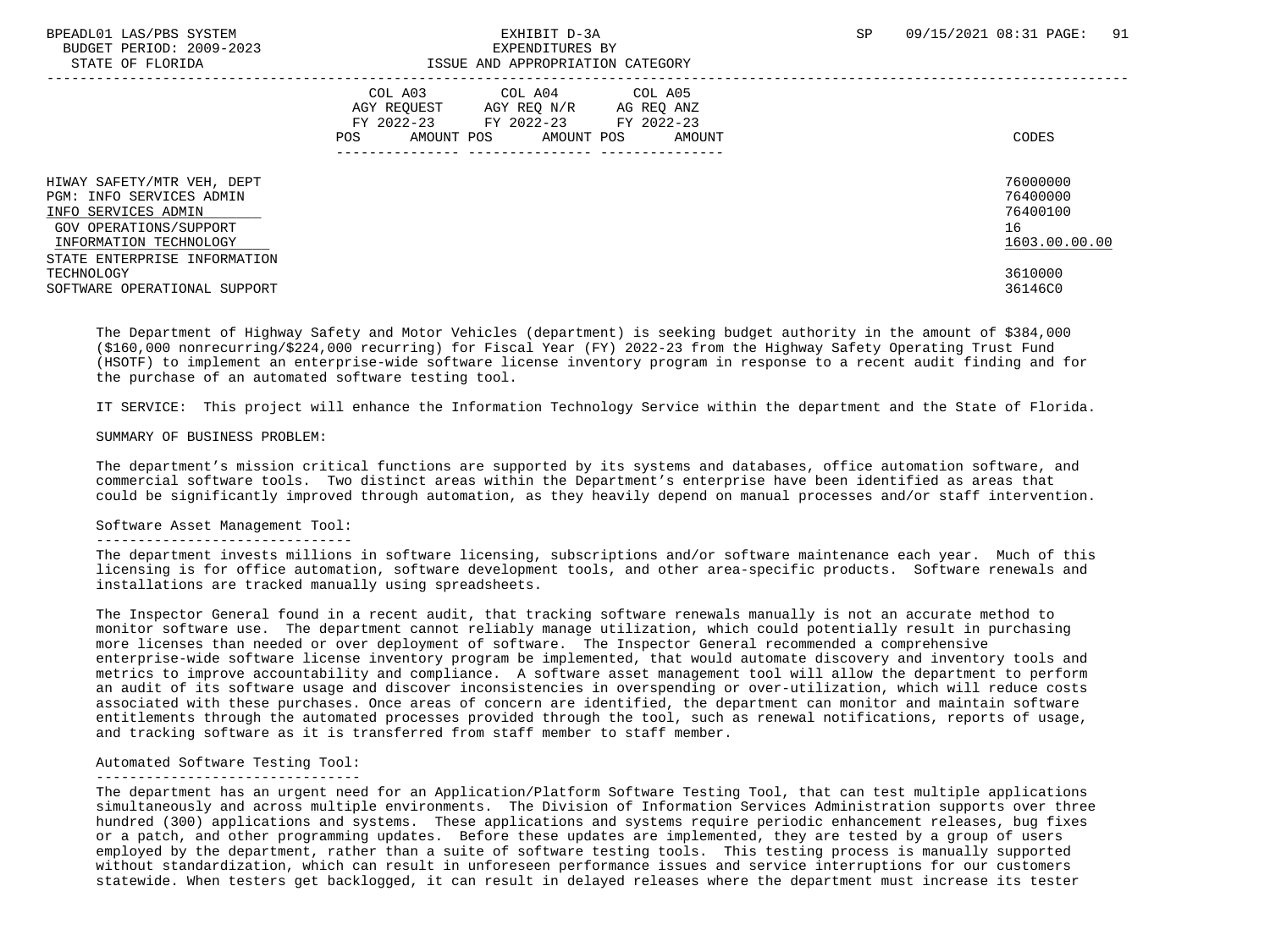|  | COL A03 AGY REQUEST FY 2022-23 | | COL A04 AGY REQ N/R FY 2022-23 | | COL A05 AG REQ ANZ FY 2022-23 | | CODES |
|---|---|---|---|---|---|---|---|
|  | POS | AMOUNT | POS | AMOUNT | POS | AMOUNT |  |
| HIWAY SAFETY/MTR VEH, DEPT |  |  |  |  |  |  | 76000000 |
| PGM: INFO SERVICES ADMIN |  |  |  |  |  |  | 76400000 |
| INFO SERVICES ADMIN |  |  |  |  |  |  | 76400100 |
| GOV OPERATIONS/SUPPORT |  |  |  |  |  |  | 16 |
| INFORMATION TECHNOLOGY |  |  |  |  |  |  | 1603.00.00.00 |
| STATE ENTERPRISE INFORMATION TECHNOLOGY |  |  |  |  |  |  | 3610000 |
| SOFTWARE OPERATIONAL SUPPORT |  |  |  |  |  |  | 36146C0 |

The Department of Highway Safety and Motor Vehicles (department) is seeking budget authority in the amount of $384,000 ($160,000 nonrecurring/$224,000 recurring) for Fiscal Year (FY) 2022-23 from the Highway Safety Operating Trust Fund (HSOTF) to implement an enterprise-wide software license inventory program in response to a recent audit finding and for the purchase of an automated software testing tool.

IT SERVICE: This project will enhance the Information Technology Service within the department and the State of Florida.

SUMMARY OF BUSINESS PROBLEM:

The department's mission critical functions are supported by its systems and databases, office automation software, and commercial software tools. Two distinct areas within the Department's enterprise have been identified as areas that could be significantly improved through automation, as they heavily depend on manual processes and/or staff intervention.

Software Asset Management Tool:

The department invests millions in software licensing, subscriptions and/or software maintenance each year. Much of this licensing is for office automation, software development tools, and other area-specific products. Software renewals and installations are tracked manually using spreadsheets.

The Inspector General found in a recent audit, that tracking software renewals manually is not an accurate method to monitor software use. The department cannot reliably manage utilization, which could potentially result in purchasing more licenses than needed or over deployment of software. The Inspector General recommended a comprehensive enterprise-wide software license inventory program be implemented, that would automate discovery and inventory tools and metrics to improve accountability and compliance. A software asset management tool will allow the department to perform an audit of its software usage and discover inconsistencies in overspending or over-utilization, which will reduce costs associated with these purchases. Once areas of concern are identified, the department can monitor and maintain software entitlements through the automated processes provided through the tool, such as renewal notifications, reports of usage, and tracking software as it is transferred from staff member to staff member.

Automated Software Testing Tool:

The department has an urgent need for an Application/Platform Software Testing Tool, that can test multiple applications simultaneously and across multiple environments. The Division of Information Services Administration supports over three hundred (300) applications and systems. These applications and systems require periodic enhancement releases, bug fixes or a patch, and other programming updates. Before these updates are implemented, they are tested by a group of users employed by the department, rather than a suite of software testing tools. This testing process is manually supported without standardization, which can result in unforeseen performance issues and service interruptions for our customers statewide. When testers get backlogged, it can result in delayed releases where the department must increase its tester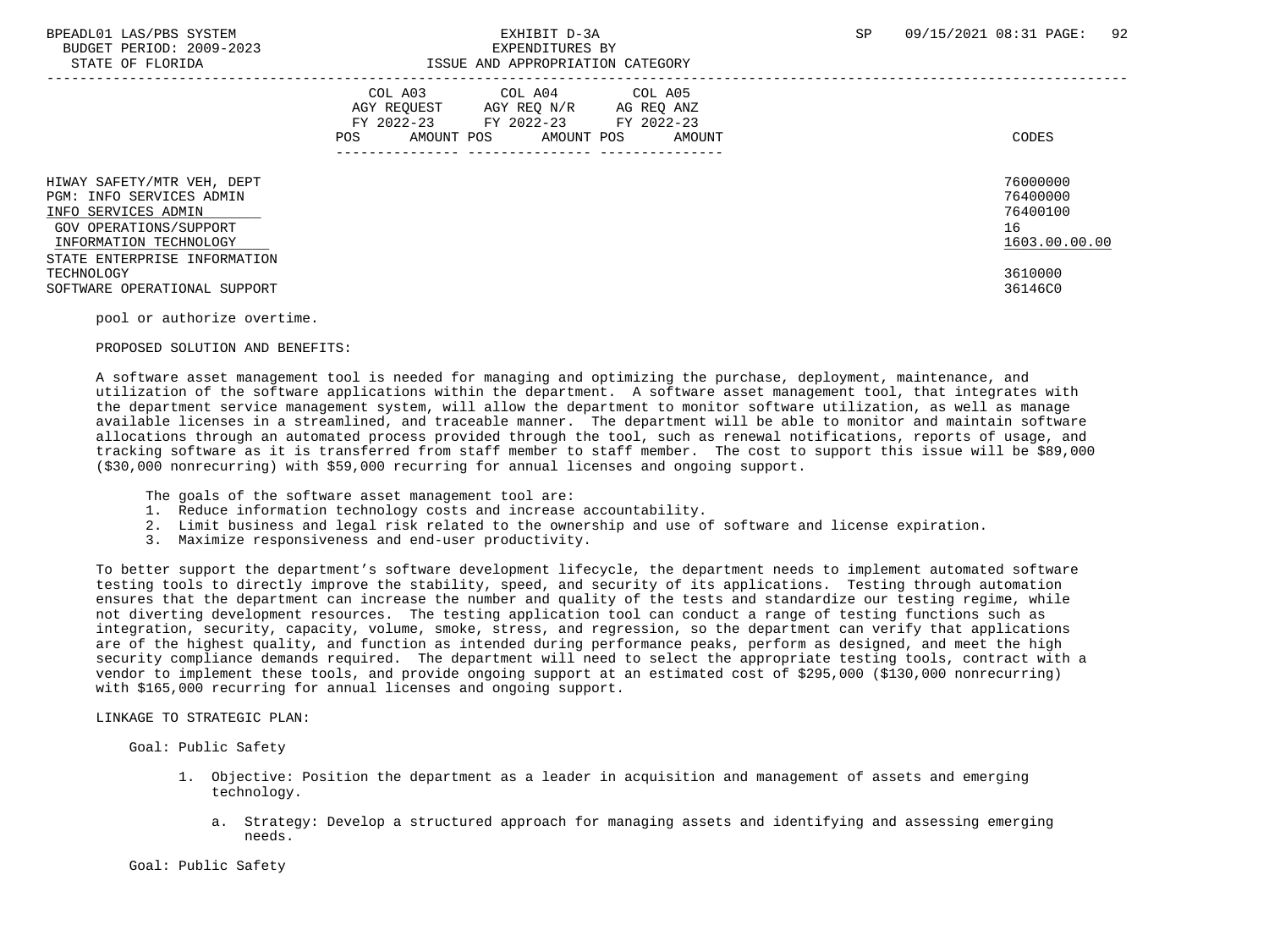| | COL A03 AGY REQUEST FY 2022-23 | | COL A04 AGY REQ N/R FY 2022-23 | | COL A05 AG REQ ANZ FY 2022-23 | | |
|---|---|---|---|---|---|---|---|
| | POS | AMOUNT | POS | AMOUNT | POS | AMOUNT | CODES |
| HIWAY SAFETY/MTR VEH, DEPT | | | | | | | 76000000 |
| PGM: INFO SERVICES ADMIN | | | | | | | 76400000 |
| INFO SERVICES ADMIN | | | | | | | 76400100 |
| GOV OPERATIONS/SUPPORT | | | | | | | 16 |
| INFORMATION TECHNOLOGY | | | | | | | 1603.00.00.00 |
| STATE ENTERPRISE INFORMATION TECHNOLOGY | | | | | | | 3610000 |
| SOFTWARE OPERATIONAL SUPPORT | | | | | | | 36146C0 |

pool or authorize overtime.

PROPOSED SOLUTION AND BENEFITS:

A software asset management tool is needed for managing and optimizing the purchase, deployment, maintenance, and utilization of the software applications within the department. A software asset management tool, that integrates with the department service management system, will allow the department to monitor software utilization, as well as manage available licenses in a streamlined, and traceable manner. The department will be able to monitor and maintain software allocations through an automated process provided through the tool, such as renewal notifications, reports of usage, and tracking software as it is transferred from staff member to staff member. The cost to support this issue will be $89,000 ($30,000 nonrecurring) with $59,000 recurring for annual licenses and ongoing support.

The goals of the software asset management tool are:

1. Reduce information technology costs and increase accountability.
2. Limit business and legal risk related to the ownership and use of software and license expiration.
3. Maximize responsiveness and end-user productivity.

To better support the department's software development lifecycle, the department needs to implement automated software testing tools to directly improve the stability, speed, and security of its applications. Testing through automation ensures that the department can increase the number and quality of the tests and standardize our testing regime, while not diverting development resources. The testing application tool can conduct a range of testing functions such as integration, security, capacity, volume, smoke, stress, and regression, so the department can verify that applications are of the highest quality, and function as intended during performance peaks, perform as designed, and meet the high security compliance demands required. The department will need to select the appropriate testing tools, contract with a vendor to implement these tools, and provide ongoing support at an estimated cost of $295,000 ($130,000 nonrecurring) with $165,000 recurring for annual licenses and ongoing support.

LINKAGE TO STRATEGIC PLAN:

Goal: Public Safety

1. Objective: Position the department as a leader in acquisition and management of assets and emerging technology.

   a. Strategy: Develop a structured approach for managing assets and identifying and assessing emerging needs.

Goal: Public Safety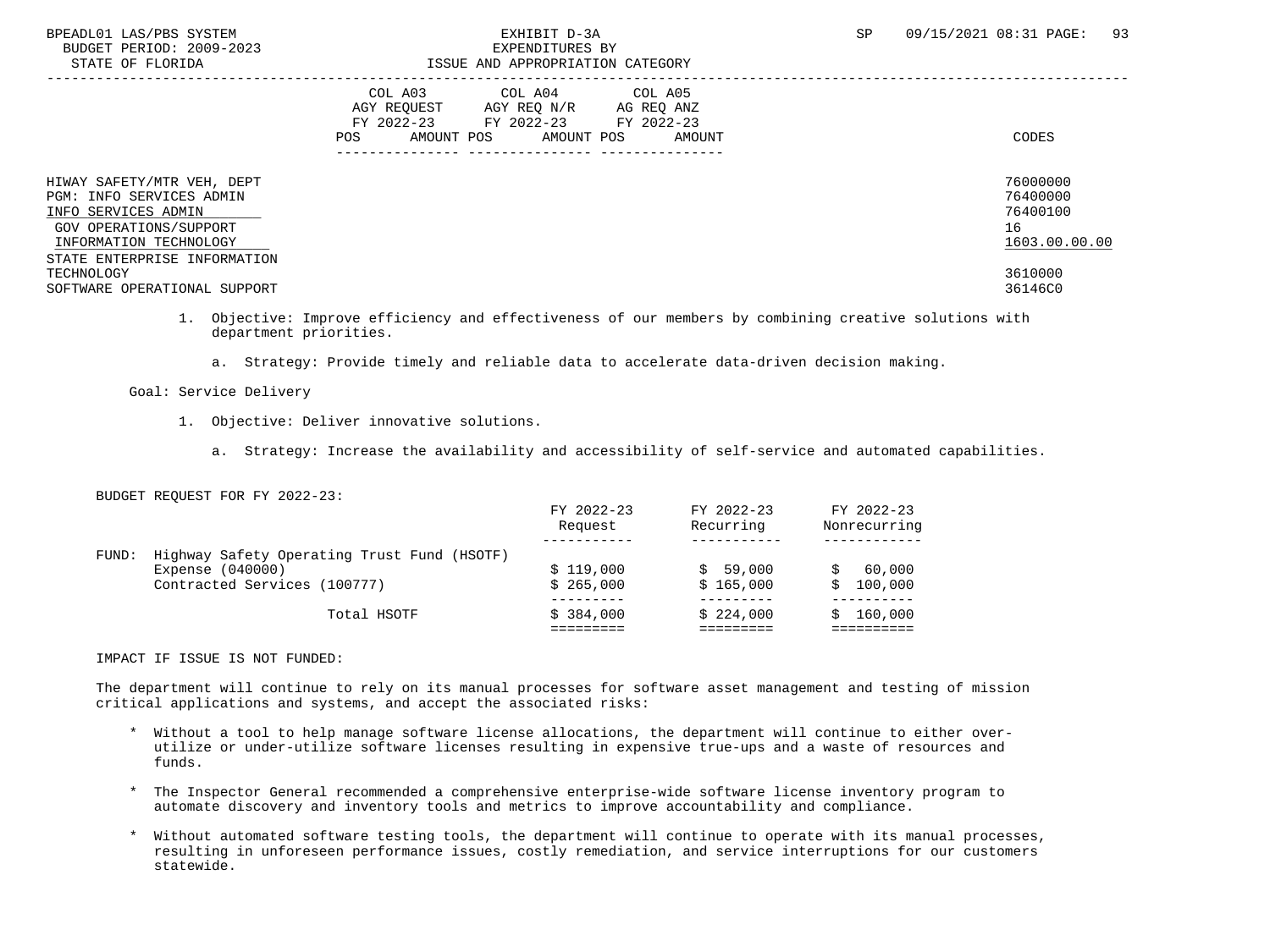| | COL A03 AGY REQUEST FY 2022-23 | | COL A04 AGY REQ N/R FY 2022-23 | | COL A05 AG REQ ANZ FY 2022-23 | | |
|---|---|---|---|---|---|---|---|
| | POS | AMOUNT | POS | AMOUNT | POS | AMOUNT | CODES |
| HIWAY SAFETY/MTR VEH, DEPT | | | | | | | 76000000 |
| PGM: INFO SERVICES ADMIN | | | | | | | 76400000 |
| INFO SERVICES ADMIN | | | | | | | 76400100 |
| GOV OPERATIONS/SUPPORT | | | | | | | 16 |
| INFORMATION TECHNOLOGY | | | | | | | 1603.00.00.00 |
| STATE ENTERPRISE INFORMATION TECHNOLOGY | | | | | | | 3610000 |
| SOFTWARE OPERATIONAL SUPPORT | | | | | | | 36146C0 |

1. Objective: Improve efficiency and effectiveness of our members by combining creative solutions with department priorities.

   a. Strategy: Provide timely and reliable data to accelerate data-driven decision making.

Goal: Service Delivery

1. Objective: Deliver innovative solutions.

   a. Strategy: Increase the availability and accessibility of self-service and automated capabilities.

BUDGET REQUEST FOR FY 2022-23:

| | FY 2022-23 Request | FY 2022-23 Recurring | FY 2022-23 Nonrecurring |
|---|---|---|---|
| FUND: Highway Safety Operating Trust Fund (HSOTF) | | | |
| Expense (040000) | $ 119,000 | $ 59,000 | $ 60,000 |
| Contracted Services (100777) | $ 265,000 | $ 165,000 | $ 100,000 |
| Total HSOTF | $ 384,000 | $ 224,000 | $ 160,000 |

IMPACT IF ISSUE IS NOT FUNDED:

The department will continue to rely on its manual processes for software asset management and testing of mission critical applications and systems, and accept the associated risks:

* Without a tool to help manage software license allocations, the department will continue to either over-utilize or under-utilize software licenses resulting in expensive true-ups and a waste of resources and funds.

* The Inspector General recommended a comprehensive enterprise-wide software license inventory program to automate discovery and inventory tools and metrics to improve accountability and compliance.

* Without automated software testing tools, the department will continue to operate with its manual processes, resulting in unforeseen performance issues, costly remediation, and service interruptions for our customers statewide.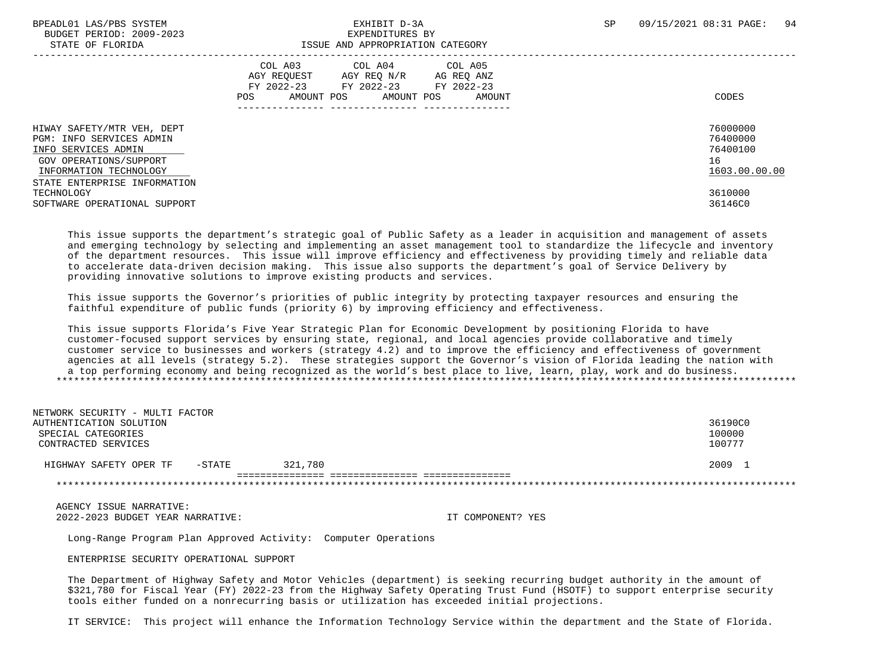| | COL A03 AGY REQUEST FY 2022-23 POS AMOUNT | COL A04 AGY REQ N/R FY 2022-23 POS AMOUNT | COL A05 AG REQ ANZ FY 2022-23 POS AMOUNT | CODES |
|---|---|---|---|---|
| HIWAY SAFETY/MTR VEH, DEPT | | | | 76000000 |
| PGM: INFO SERVICES ADMIN | | | | 76400000 |
| INFO SERVICES ADMIN | | | | 76400100 |
| GOV OPERATIONS/SUPPORT | | | | 16 |
| INFORMATION TECHNOLOGY | | | | 1603.00.00.00 |
| STATE ENTERPRISE INFORMATION TECHNOLOGY | | | | 3610000 |
| SOFTWARE OPERATIONAL SUPPORT | | | | 36146C0 |

This issue supports the department's strategic goal of Public Safety as a leader in acquisition and management of assets and emerging technology by selecting and implementing an asset management tool to standardize the lifecycle and inventory of the department resources. This issue will improve efficiency and effectiveness by providing timely and reliable data to accelerate data-driven decision making. This issue also supports the department's goal of Service Delivery by providing innovative solutions to improve existing products and services.

This issue supports the Governor's priorities of public integrity by protecting taxpayer resources and ensuring the faithful expenditure of public funds (priority 6) by improving efficiency and effectiveness.

This issue supports Florida's Five Year Strategic Plan for Economic Development by positioning Florida to have customer-focused support services by ensuring state, regional, and local agencies provide collaborative and timely customer service to businesses and workers (strategy 4.2) and to improve the efficiency and effectiveness of government agencies at all levels (strategy 5.2). These strategies support the Governor's vision of Florida leading the nation with a top performing economy and being recognized as the world's best place to live, learn, play, work and do business.

*******************************************************************************************************************************

| | COL A03 | COL A04 | COL A05 | CODES |
|---|---|---|---|---|
| NETWORK SECURITY - MULTI FACTOR AUTHENTICATION SOLUTION | | | | 36190C0 |
| SPECIAL CATEGORIES | | | | 100000 |
| CONTRACTED SERVICES | | | | 100777 |
| HIGHWAY SAFETY OPER TF -STATE | 321,780 | | | 2009 1 |

*******************************************************************************************************************************

AGENCY ISSUE NARRATIVE:
2022-2023 BUDGET YEAR NARRATIVE: IT COMPONENT? YES

Long-Range Program Plan Approved Activity: Computer Operations

ENTERPRISE SECURITY OPERATIONAL SUPPORT

The Department of Highway Safety and Motor Vehicles (department) is seeking recurring budget authority in the amount of $321,780 for Fiscal Year (FY) 2022-23 from the Highway Safety Operating Trust Fund (HSOTF) to support enterprise security tools either funded on a nonrecurring basis or utilization has exceeded initial projections.

IT SERVICE: This project will enhance the Information Technology Service within the department and the State of Florida.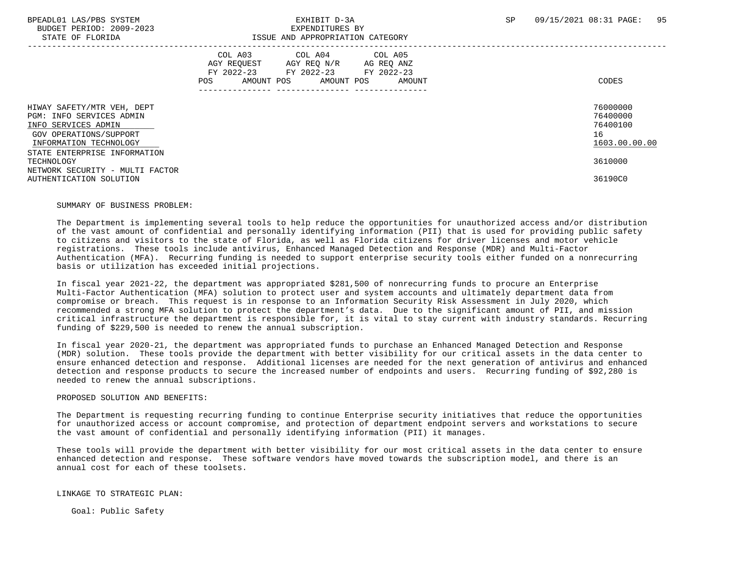BPEADL01 LAS/PBS SYSTEM
BUDGET PERIOD: 2009-2023
STATE OF FLORIDA

EXHIBIT D-3A
EXPENDITURES BY
ISSUE AND APPROPRIATION CATEGORY

| | COL A03 AGY REQUEST FY 2022-23 | | COL A04 AGY REQ N/R FY 2022-23 | | COL A05 AG REQ ANZ FY 2022-23 | | |
|---|---|---|---|---|---|---|---|
| | POS | AMOUNT | POS | AMOUNT | POS | AMOUNT | CODES |
| HIWAY SAFETY/MTR VEH, DEPT | | | | | | | 76000000 |
| PGM: INFO SERVICES ADMIN | | | | | | | 76400000 |
| INFO SERVICES ADMIN | | | | | | | 76400100 |
| GOV OPERATIONS/SUPPORT | | | | | | | 16 |
| INFORMATION TECHNOLOGY | | | | | | | 1603.00.00.00 |
| STATE ENTERPRISE INFORMATION TECHNOLOGY | | | | | | | 3610000 |
| NETWORK SECURITY - MULTI FACTOR AUTHENTICATION SOLUTION | | | | | | | 36190C0 |

SUMMARY OF BUSINESS PROBLEM:

The Department is implementing several tools to help reduce the opportunities for unauthorized access and/or distribution of the vast amount of confidential and personally identifying information (PII) that is used for providing public safety to citizens and visitors to the state of Florida, as well as Florida citizens for driver licenses and motor vehicle registrations. These tools include antivirus, Enhanced Managed Detection and Response (MDR) and Multi-Factor Authentication (MFA). Recurring funding is needed to support enterprise security tools either funded on a nonrecurring basis or utilization has exceeded initial projections.

In fiscal year 2021-22, the department was appropriated $281,500 of nonrecurring funds to procure an Enterprise Multi-Factor Authentication (MFA) solution to protect user and system accounts and ultimately department data from compromise or breach. This request is in response to an Information Security Risk Assessment in July 2020, which recommended a strong MFA solution to protect the department's data. Due to the significant amount of PII, and mission critical infrastructure the department is responsible for, it is vital to stay current with industry standards. Recurring funding of $229,500 is needed to renew the annual subscription.

In fiscal year 2020-21, the department was appropriated funds to purchase an Enhanced Managed Detection and Response (MDR) solution. These tools provide the department with better visibility for our critical assets in the data center to ensure enhanced detection and response. Additional licenses are needed for the next generation of antivirus and enhanced detection and response products to secure the increased number of endpoints and users. Recurring funding of $92,280 is needed to renew the annual subscriptions.

PROPOSED SOLUTION AND BENEFITS:

The Department is requesting recurring funding to continue Enterprise security initiatives that reduce the opportunities for unauthorized access or account compromise, and protection of department endpoint servers and workstations to secure the vast amount of confidential and personally identifying information (PII) it manages.

These tools will provide the department with better visibility for our most critical assets in the data center to ensure enhanced detection and response. These software vendors have moved towards the subscription model, and there is an annual cost for each of these toolsets.

LINKAGE TO STRATEGIC PLAN:

Goal: Public Safety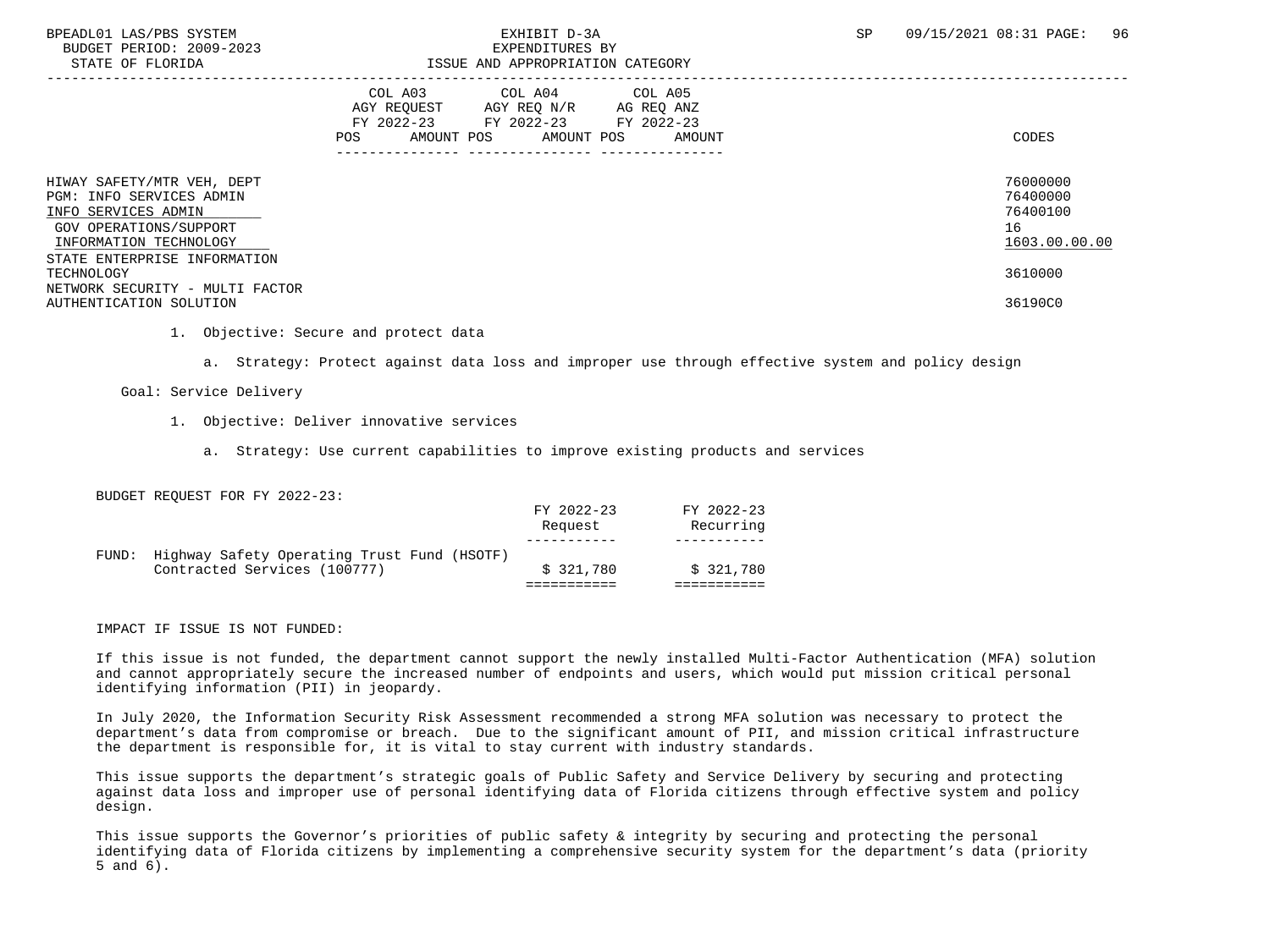| | COL A03 AGY REQUEST FY 2022-23 | | COL A04 AGY REQ N/R FY 2022-23 | | COL A05 AG REQ ANZ FY 2022-23 | | CODES |
|---|---|---|---|---|---|---|---|
| | POS | AMOUNT | POS | AMOUNT | POS | AMOUNT | |
| HIWAY SAFETY/MTR VEH, DEPT | | | | | | | 76000000 |
| PGM: INFO SERVICES ADMIN | | | | | | | 76400000 |
| INFO SERVICES ADMIN | | | | | | | 76400100 |
| GOV OPERATIONS/SUPPORT | | | | | | | 16 |
| INFORMATION TECHNOLOGY | | | | | | | 1603.00.00.00 |
| STATE ENTERPRISE INFORMATION TECHNOLOGY | | | | | | | 3610000 |
| NETWORK SECURITY - MULTI FACTOR AUTHENTICATION SOLUTION | | | | | | | 36190C0 |

1. Objective: Secure and protect data

   a. Strategy: Protect against data loss and improper use through effective system and policy design

Goal: Service Delivery

1. Objective: Deliver innovative services

   a. Strategy: Use current capabilities to improve existing products and services

BUDGET REQUEST FOR FY 2022-23:

| | FY 2022-23 Request | FY 2022-23 Recurring |
|---|---|---|
| FUND: Highway Safety Operating Trust Fund (HSOTF) | | |
| Contracted Services (100777) | $ 321,780 | $ 321,780 |

IMPACT IF ISSUE IS NOT FUNDED:

If this issue is not funded, the department cannot support the newly installed Multi-Factor Authentication (MFA) solution and cannot appropriately secure the increased number of endpoints and users, which would put mission critical personal identifying information (PII) in jeopardy.

In July 2020, the Information Security Risk Assessment recommended a strong MFA solution was necessary to protect the department's data from compromise or breach. Due to the significant amount of PII, and mission critical infrastructure the department is responsible for, it is vital to stay current with industry standards.

This issue supports the department's strategic goals of Public Safety and Service Delivery by securing and protecting against data loss and improper use of personal identifying data of Florida citizens through effective system and policy design.

This issue supports the Governor's priorities of public safety & integrity by securing and protecting the personal identifying data of Florida citizens by implementing a comprehensive security system for the department's data (priority 5 and 6).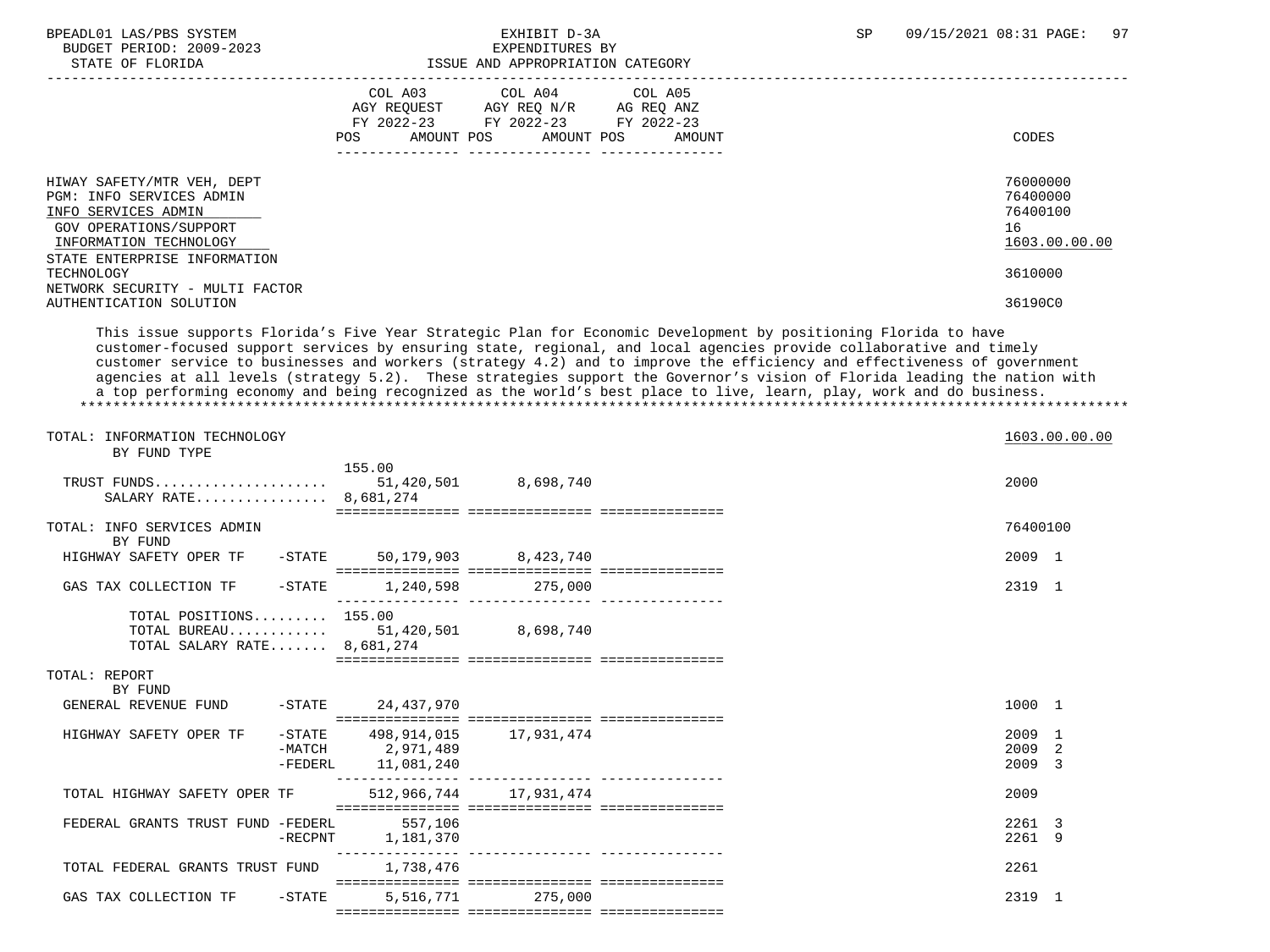BPEADL01 LAS/PBS SYSTEM — EXHIBIT D-3A — SP 09/15/2021 08:31 PAGE: 97
BUDGET PERIOD: 2009-2023 — EXPENDITURES BY
STATE OF FLORIDA — ISSUE AND APPROPRIATION CATEGORY

| | COL A03 AGY REQUEST FY 2022-23 POS AMOUNT | COL A04 AGY REQ N/R FY 2022-23 POS AMOUNT | COL A05 AG REQ ANZ FY 2022-23 POS AMOUNT | CODES |
|---|---|---|---|---|
| HIWAY SAFETY/MTR VEH, DEPT | | | | 76000000 |
| PGM: INFO SERVICES ADMIN | | | | 76400000 |
| INFO SERVICES ADMIN | | | | 76400100 |
| GOV OPERATIONS/SUPPORT | | | | 16 |
| INFORMATION TECHNOLOGY | | | | 1603.00.00.00 |
| STATE ENTERPRISE INFORMATION TECHNOLOGY | | | | 3610000 |
| NETWORK SECURITY - MULTI FACTOR AUTHENTICATION SOLUTION | | | | 36190C0 |

This issue supports Florida's Five Year Strategic Plan for Economic Development by positioning Florida to have customer-focused support services by ensuring state, regional, and local agencies provide collaborative and timely customer service to businesses and workers (strategy 4.2) and to improve the efficiency and effectiveness of government agencies at all levels (strategy 5.2). These strategies support the Governor's vision of Florida leading the nation with a top performing economy and being recognized as the world's best place to live, learn, play, work and do business.
*******************************************************************************************************************

| | COL A03 | COL A04 | COL A05 | CODES |
|---|---|---|---|---|
| TOTAL: INFORMATION TECHNOLOGY | | | | 1603.00.00.00 |
| BY FUND TYPE | | | | |
| TRUST FUNDS | 155.00 51,420,501 | 8,698,740 | | 2000 |
| SALARY RATE | 8,681,274 | | | |
| TOTAL: INFO SERVICES ADMIN | | | | 76400100 |
| BY FUND | | | | |
| HIGHWAY SAFETY OPER TF -STATE | 50,179,903 | 8,423,740 | | 2009 1 |
| GAS TAX COLLECTION TF -STATE | 1,240,598 | 275,000 | | 2319 1 |
| TOTAL POSITIONS | 155.00 | | | |
| TOTAL BUREAU | 51,420,501 | 8,698,740 | | |
| TOTAL SALARY RATE | 8,681,274 | | | |
| TOTAL: REPORT | | | | |
| BY FUND | | | | |
| GENERAL REVENUE FUND -STATE | 24,437,970 | | | 1000 1 |
| HIGHWAY SAFETY OPER TF -STATE | 498,914,015 | 17,931,474 | | 2009 1 |
| -MATCH | 2,971,489 | | | 2009 2 |
| -FEDERL | 11,081,240 | | | 2009 3 |
| TOTAL HIGHWAY SAFETY OPER TF | 512,966,744 | 17,931,474 | | 2009 |
| FEDERAL GRANTS TRUST FUND -FEDERL | 557,106 | | | 2261 3 |
| -RECPNT | 1,181,370 | | | 2261 9 |
| TOTAL FEDERAL GRANTS TRUST FUND | 1,738,476 | | | 2261 |
| GAS TAX COLLECTION TF -STATE | 5,516,771 | 275,000 | | 2319 1 |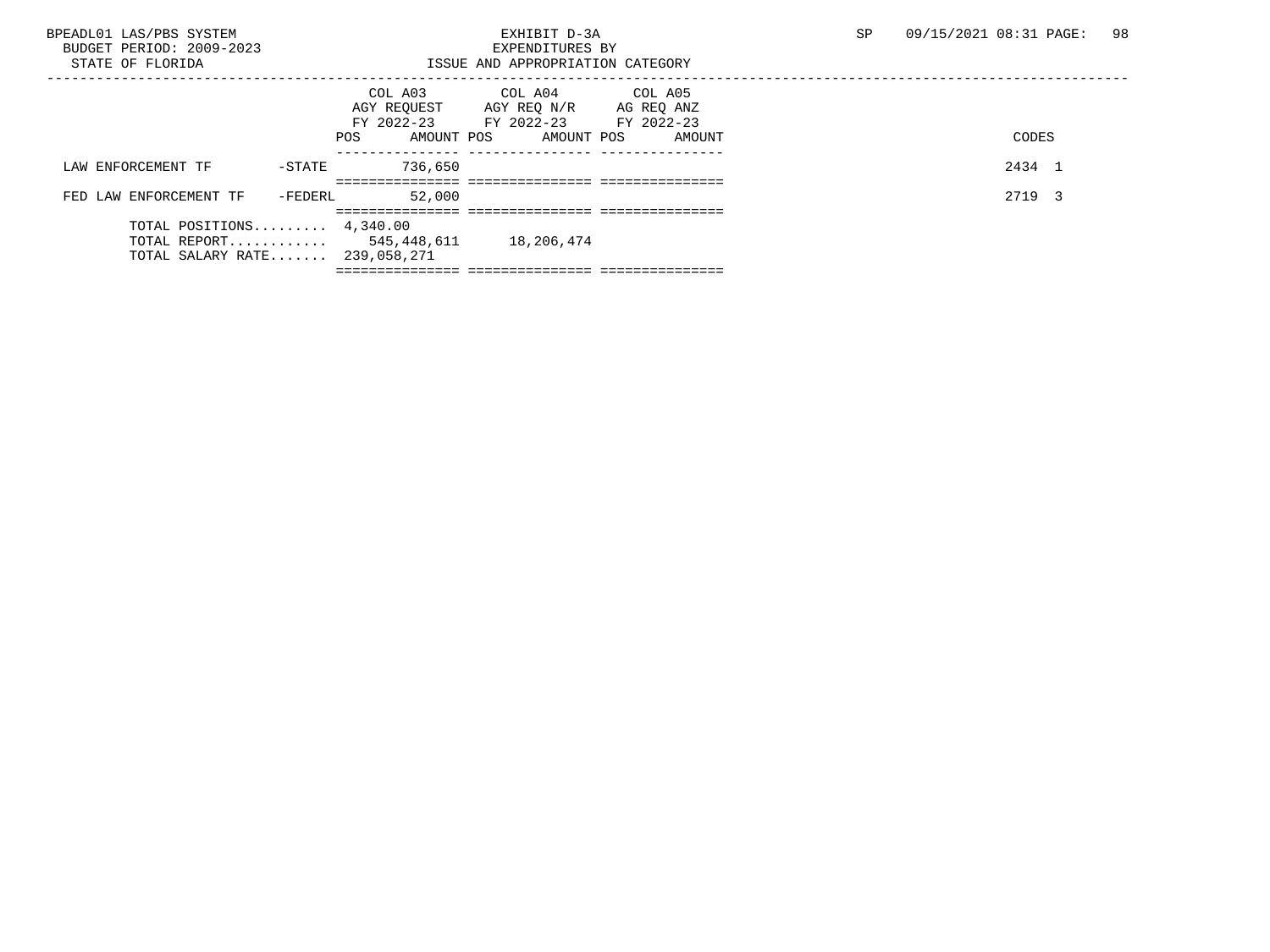BPEADL01 LAS/PBS SYSTEM
BUDGET PERIOD: 2009-2023
STATE OF FLORIDA

EXHIBIT D-3A
EXPENDITURES BY
ISSUE AND APPROPRIATION CATEGORY

SP 09/15/2021 08:31 PAGE: 98

| | | COL A03 AGY REQUEST FY 2022-23 | | COL A04 AGY REQ N/R FY 2022-23 | | COL A05 AG REQ ANZ FY 2022-23 | | |
|---|---|---|---|---|---|---|---|---|
| | | POS | AMOUNT | POS | AMOUNT | POS | AMOUNT | CODES |
| LAW ENFORCEMENT TF | -STATE | | 736,650 | | | | | 2434 1 |
| FED LAW ENFORCEMENT TF | -FEDERL | | 52,000 | | | | | 2719 3 |
| TOTAL POSITIONS......... | | 4,340.00 | | | | | | |
| TOTAL REPORT............ | | | 545,448,611 | | 18,206,474 | | | |
| TOTAL SALARY RATE....... | | | 239,058,271 | | | | | |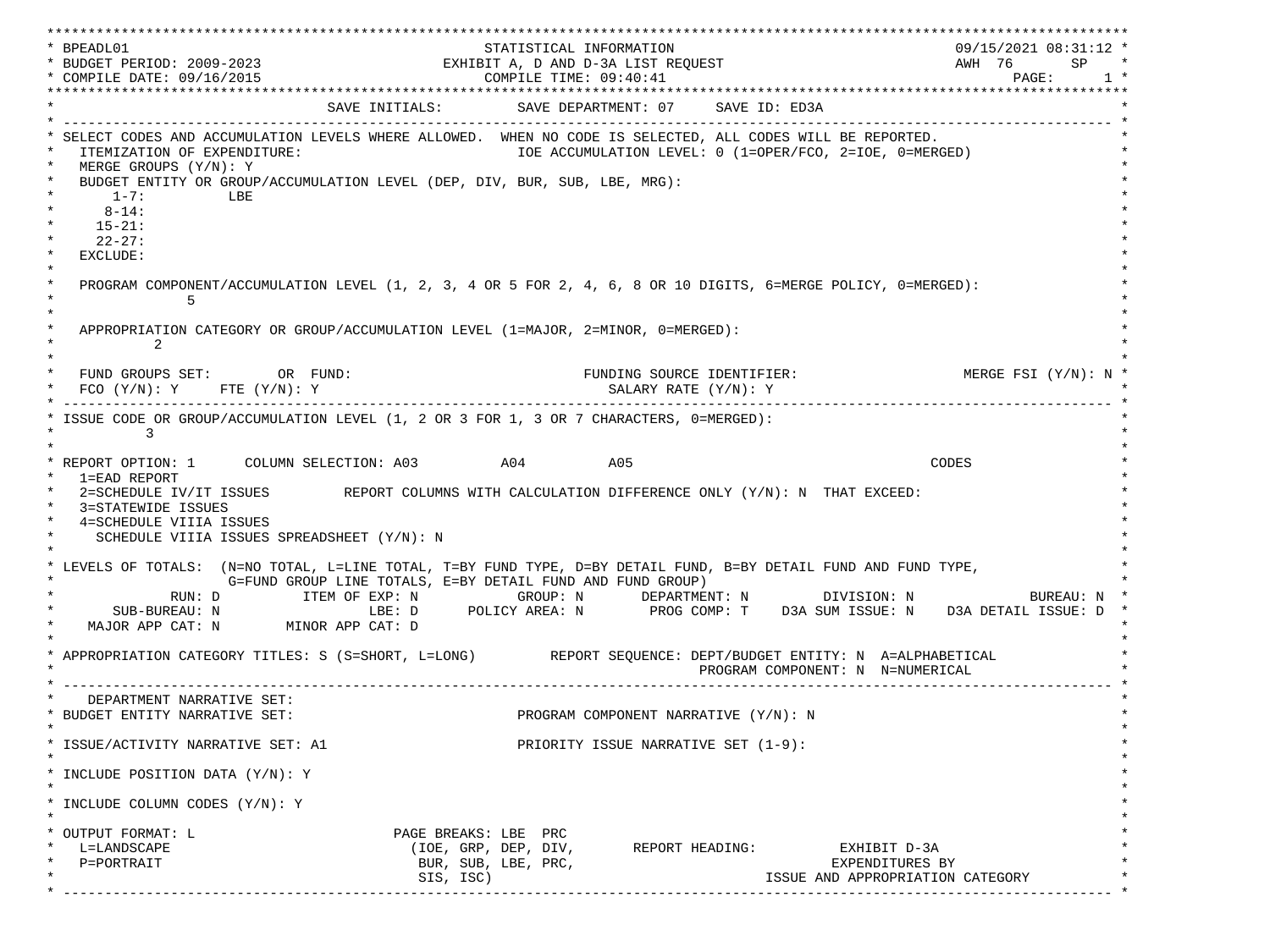```
*******************************************************************************************************************************
* BPEADL01                                      STATISTICAL INFORMATION                                  09/15/2021 08:31:12 *
* BUDGET PERIOD: 2009-2023                   EXHIBIT A, D AND D-3A LIST REQUEST                           AWH  76      SP    *
* COMPILE DATE: 09/16/2015                         COMPILE TIME: 09:40:41                                          PAGE:      1 *
*******************************************************************************************************************************
*                                SAVE INITIALS:         SAVE DEPARTMENT: 07     SAVE ID: ED3A                                 *
* --------------------------------------------------------------------------------------------------------------------------- *
* SELECT CODES AND ACCUMULATION LEVELS WHERE ALLOWED.  WHEN NO CODE IS SELECTED, ALL CODES WILL BE REPORTED.                  *
*   ITEMIZATION OF EXPENDITURE:                          IOE ACCUMULATION LEVEL: 0 (1=OPER/FCO, 2=IOE, 0=MERGED)              *
*   MERGE GROUPS (Y/N): Y                                                                                                     *
*   BUDGET ENTITY OR GROUP/ACCUMULATION LEVEL (DEP, DIV, BUR, SUB, LBE, MRG):                                                 *
*       1-7:          LBE                                                                                                     *
*      8-14:                                                                                                                  *
*     15-21:                                                                                                                  *
*     22-27:                                                                                                                  *
*   EXCLUDE:                                                                                                                  *
*                                                                                                                             *
*   PROGRAM COMPONENT/ACCUMULATION LEVEL (1, 2, 3, 4 OR 5 FOR 2, 4, 6, 8 OR 10 DIGITS, 6=MERGE POLICY, 0=MERGED):             *
*              5                                                                                                              *
*                                                                                                                             *
*   APPROPRIATION CATEGORY OR GROUP/ACCUMULATION LEVEL (1=MAJOR, 2=MINOR, 0=MERGED):                                          *
*           2                                                                                                                 *
*                                                                                                                             *
*   FUND GROUPS SET:        OR  FUND:                             FUNDING SOURCE IDENTIFIER:                 MERGE FSI (Y/N): N *
*   FCO (Y/N): Y     FTE (Y/N): Y                                   SALARY RATE (Y/N): Y                                      *
* --------------------------------------------------------------------------------------------------------------------------- *
* ISSUE CODE OR GROUP/ACCUMULATION LEVEL (1, 2 OR 3 FOR 1, 3 OR 7 CHARACTERS, 0=MERGED):                                      *
*         3                                                                                                                   *
*                                                                                                                             *
* REPORT OPTION: 1      COLUMN SELECTION: A03          A04          A05                                  CODES                *
*   1=EAD REPORT                                                                                                              *
*   2=SCHEDULE IV/IT ISSUES         REPORT COLUMNS WITH CALCULATION DIFFERENCE ONLY (Y/N): N  THAT EXCEED:                    *
*   3=STATEWIDE ISSUES                                                                                                        *
*   4=SCHEDULE VIIIA ISSUES                                                                                                   *
*     SCHEDULE VIIIA ISSUES SPREADSHEET (Y/N): N                                                                              *
*                                                                                                                             *
* LEVELS OF TOTALS:  (N=NO TOTAL, L=LINE TOTAL, T=BY FUND TYPE, D=BY DETAIL FUND, B=BY DETAIL FUND AND FUND TYPE,             *
*                   G=FUND GROUP LINE TOTALS, E=BY DETAIL FUND AND FUND GROUP)                                                *
*              RUN: D         ITEM OF EXP: N           GROUP: N       DEPARTMENT: N         DIVISION: N             BUREAU: N *
*       SUB-BUREAU: N                 LBE: D      POLICY AREA: N       PROG COMP: T    D3A SUM ISSUE: N    D3A DETAIL ISSUE: D *
*    MAJOR APP CAT: N       MINOR APP CAT: D                                                                                  *
*                                                                                                                             *
* APPROPRIATION CATEGORY TITLES: S (S=SHORT, L=LONG)         REPORT SEQUENCE: DEPT/BUDGET ENTITY: N  A=ALPHABETICAL           *
*                                                                                   PROGRAM COMPONENT: N  N=NUMERICAL         *
* --------------------------------------------------------------------------------------------------------------------------- *
*    DEPARTMENT NARRATIVE SET:                                                                                                *
* BUDGET ENTITY NARRATIVE SET:                           PROGRAM COMPONENT NARRATIVE (Y/N): N                                 *
*                                                                                                                             *
* ISSUE/ACTIVITY NARRATIVE SET: A1                       PRIORITY ISSUE NARRATIVE SET (1-9):                                  *
*                                                                                                                             *
* INCLUDE POSITION DATA (Y/N): Y                                                                                              *
*                                                                                                                             *
* INCLUDE COLUMN CODES (Y/N): Y                                                                                               *
*                                                                                                                             *
* OUTPUT FORMAT: L                       PAGE BREAKS: LBE  PRC                                                                *
*   L=LANDSCAPE                          (IOE, GRP, DEP, DIV,       REPORT HEADING:          EXHIBIT D-3A                     *
*   P=PORTRAIT                            BUR, SUB, LBE, PRC,                              EXPENDITURES BY                    *
*                                         SIS, ISC)                               ISSUE AND APPROPRIATION CATEGORY            *
* --------------------------------------------------------------------------------------------------------------------------- *
```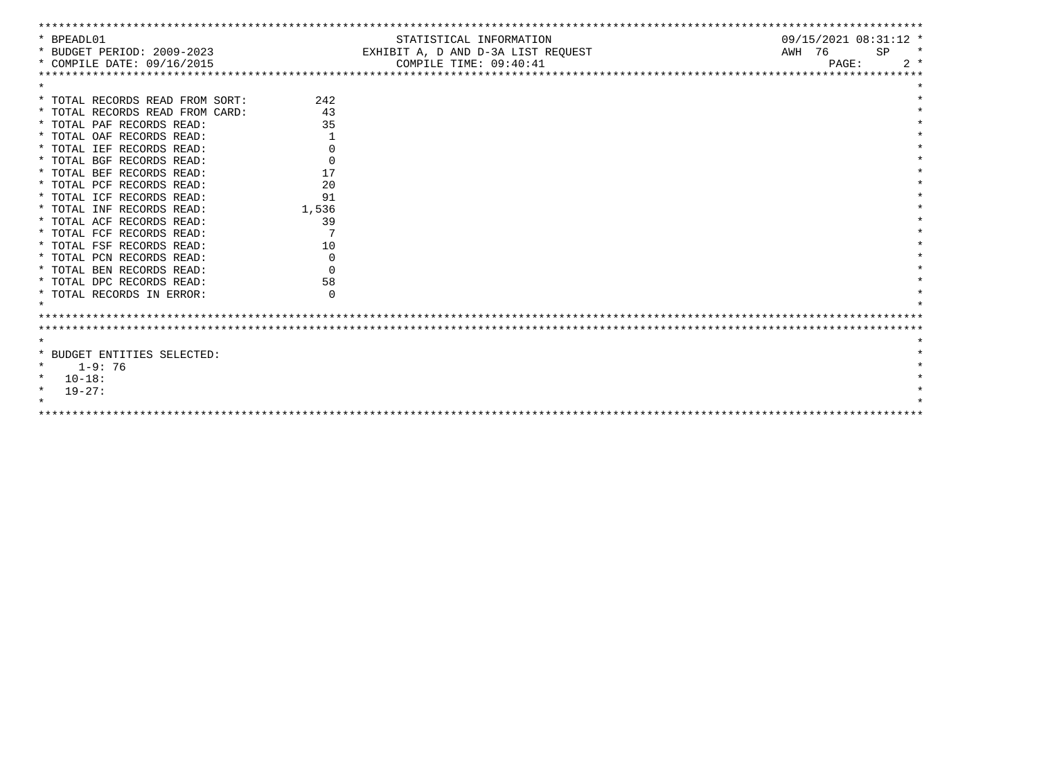```
****************************************************************************************************************************
* BPEADL01                                        STATISTICAL INFORMATION                          09/15/2021 08:31:12 *
* BUDGET PERIOD: 2009-2023                   EXHIBIT A, D AND D-3A LIST REQUEST                    AWH 76        SP       *
* COMPILE DATE: 09/16/2015                         COMPILE TIME: 09:40:41                                      PAGE:     2 *
****************************************************************************************************************************
*                                                                                                                          *
* TOTAL RECORDS READ FROM SORT:          242                                                                               *
* TOTAL RECORDS READ FROM CARD:            43                                                                               *
* TOTAL PAF RECORDS READ:                 35                                                                               *
* TOTAL OAF RECORDS READ:                  1                                                                               *
* TOTAL IEF RECORDS READ:                  0                                                                               *
* TOTAL BGF RECORDS READ:                  0                                                                               *
* TOTAL BEF RECORDS READ:                 17                                                                               *
* TOTAL PCF RECORDS READ:                 20                                                                               *
* TOTAL ICF RECORDS READ:                 91                                                                               *
* TOTAL INF RECORDS READ:              1,536                                                                               *
* TOTAL ACF RECORDS READ:                 39                                                                               *
* TOTAL FCF RECORDS READ:                  7                                                                               *
* TOTAL FSF RECORDS READ:                 10                                                                               *
* TOTAL PCN RECORDS READ:                  0                                                                               *
* TOTAL BEN RECORDS READ:                  0                                                                               *
* TOTAL DPC RECORDS READ:                 58                                                                               *
* TOTAL RECORDS IN ERROR:                  0                                                                               *
*                                                                                                                          *
****************************************************************************************************************************
****************************************************************************************************************************
*                                                                                                                          *
* BUDGET ENTITIES SELECTED:                                                                                                *
*     1-9: 76                                                                                                              *
*   10-18:                                                                                                                 *
*   19-27:                                                                                                                 *
*                                                                                                                          *
****************************************************************************************************************************
```